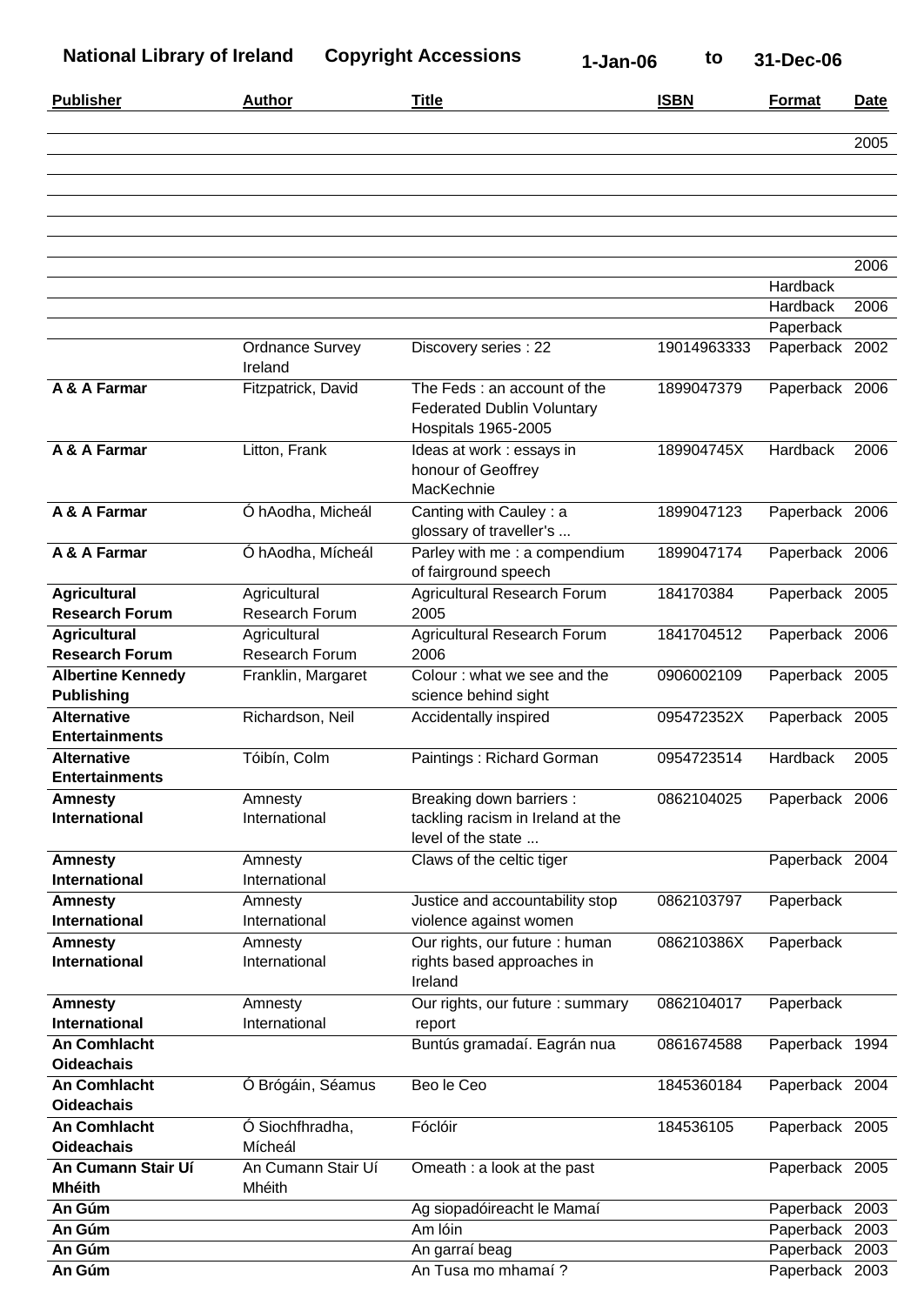**National Library of Ireland** **Copyright Accessions** **1-Jan-06** **to** **31-Dec-06**

| Publisher | Author | Title | ISBN | Format | Date |
|---|---|---|---|---|---|
| | | | | | |
| | | | | | 2005 |
| | | | | | |
| | | | | | |
| | | | | | |
| | | | | | |
| | | | | | |
| | | | | | 2006 |
| | | | | Hardback | |
| | | | | Hardback | 2006 |
| | | | | Paperback | |
| | Ordnance Survey Ireland | Discovery series : 22 | 19014963333 | Paperback | 2002 |
| **A & A Farmar** | Fitzpatrick, David | The Feds : an account of the Federated Dublin Voluntary Hospitals 1965-2005 | 1899047379 | Paperback | 2006 |
| **A & A Farmar** | Litton, Frank | Ideas at work : essays in honour of Geoffrey MacKechnie | 189904745X | Hardback | 2006 |
| **A & A Farmar** | Ó hAodha, Micheál | Canting with Cauley : a glossary of traveller's ... | 1899047123 | Paperback | 2006 |
| **A & A Farmar** | Ó hAodha, Mícheál | Parley with me : a compendium of fairground speech | 1899047174 | Paperback | 2006 |
| **Agricultural Research Forum** | Agricultural Research Forum | Agricultural Research Forum 2005 | 184170384 | Paperback | 2005 |
| **Agricultural Research Forum** | Agricultural Research Forum | Agricultural Research Forum 2006 | 1841704512 | Paperback | 2006 |
| **Albertine Kennedy Publishing** | Franklin, Margaret | Colour : what we see and the science behind sight | 0906002109 | Paperback | 2005 |
| **Alternative Entertainments** | Richardson, Neil | Accidentally inspired | 095472352X | Paperback | 2005 |
| **Alternative Entertainments** | Tóibín, Colm | Paintings : Richard Gorman | 0954723514 | Hardback | 2005 |
| **Amnesty International** | Amnesty International | Breaking down barriers : tackling racism in Ireland at the level of the state ... | 0862104025 | Paperback | 2006 |
| **Amnesty International** | Amnesty International | Claws of the celtic tiger | | Paperback | 2004 |
| **Amnesty International** | Amnesty International | Justice and accountability stop violence against women | 0862103797 | Paperback | |
| **Amnesty International** | Amnesty International | Our rights, our future : human rights based approaches in Ireland | 086210386X | Paperback | |
| **Amnesty International** | Amnesty International | Our rights, our future : summary report | 0862104017 | Paperback | |
| **An Comhlacht Oideachais** | | Buntús gramadaí. Eagrán nua | 0861674588 | Paperback | 1994 |
| **An Comhlacht Oideachais** | Ó Brógáin, Séamus | Beo le Ceo | 1845360184 | Paperback | 2004 |
| **An Comhlacht Oideachais** | Ó Siochfhradha, Mícheál | Fóclóir | 184536105 | Paperback | 2005 |
| **An Cumann Stair Uí Mhéith** | An Cumann Stair Uí Mhéith | Omeath : a look at the past | | Paperback | 2005 |
| **An Gúm** | | Ag siopadóireacht le Mamaí | | Paperback | 2003 |
| **An Gúm** | | Am lóin | | Paperback | 2003 |
| **An Gúm** | | An garraí beag | | Paperback | 2003 |
| **An Gúm** | | An Tusa mo mhamaí ? | | Paperback | 2003 |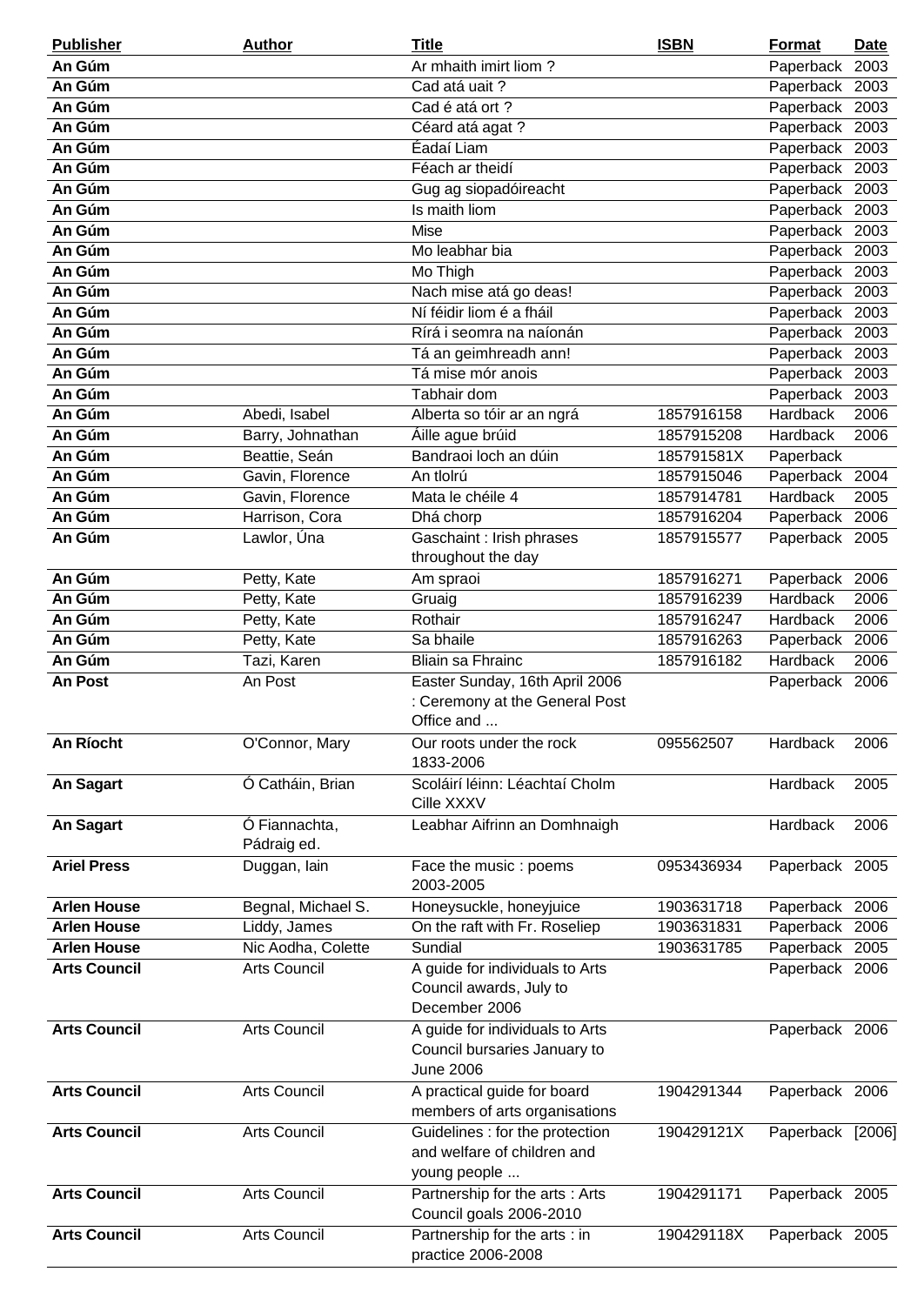| Publisher | Author | Title | ISBN | Format | Date |
| --- | --- | --- | --- | --- | --- |
| **An Gúm** | | Ar mhaith imirt liom ? | | Paperback | 2003 |
| **An Gúm** | | Cad atá uait ? | | Paperback | 2003 |
| **An Gúm** | | Cad é atá ort ? | | Paperback | 2003 |
| **An Gúm** | | Céard atá agat ? | | Paperback | 2003 |
| **An Gúm** | | Éadaí Liam | | Paperback | 2003 |
| **An Gúm** | | Féach ar theidí | | Paperback | 2003 |
| **An Gúm** | | Gug ag siopadóireacht | | Paperback | 2003 |
| **An Gúm** | | Is maith liom | | Paperback | 2003 |
| **An Gúm** | | Mise | | Paperback | 2003 |
| **An Gúm** | | Mo leabhar bia | | Paperback | 2003 |
| **An Gúm** | | Mo Thigh | | Paperback | 2003 |
| **An Gúm** | | Nach mise atá go deas! | | Paperback | 2003 |
| **An Gúm** | | Ní féidir liom é a fháil | | Paperback | 2003 |
| **An Gúm** | | Rírá i seomra na naíonán | | Paperback | 2003 |
| **An Gúm** | | Tá an geimhreadh ann! | | Paperback | 2003 |
| **An Gúm** | | Tá mise mór anois | | Paperback | 2003 |
| **An Gúm** | | Tabhair dom | | Paperback | 2003 |
| **An Gúm** | Abedi, Isabel | Alberta so tóir ar an ngrá | 1857916158 | Hardback | 2006 |
| **An Gúm** | Barry, Johnathan | Áille ague brúid | 1857915208 | Hardback | 2006 |
| **An Gúm** | Beattie, Seán | Bandraoi loch an dúin | 185791581X | Paperback | |
| **An Gúm** | Gavin, Florence | An tlolrú | 1857915046 | Paperback | 2004 |
| **An Gúm** | Gavin, Florence | Mata le chéile 4 | 1857914781 | Hardback | 2005 |
| **An Gúm** | Harrison, Cora | Dhá chorp | 1857916204 | Paperback | 2006 |
| **An Gúm** | Lawlor, Úna | Gaschaint : Irish phrases throughout the day | 1857915577 | Paperback | 2005 |
| **An Gúm** | Petty, Kate | Am spraoi | 1857916271 | Paperback | 2006 |
| **An Gúm** | Petty, Kate | Gruaig | 1857916239 | Hardback | 2006 |
| **An Gúm** | Petty, Kate | Rothair | 1857916247 | Hardback | 2006 |
| **An Gúm** | Petty, Kate | Sa bhaile | 1857916263 | Paperback | 2006 |
| **An Gúm** | Tazi, Karen | Bliain sa Fhrainc | 1857916182 | Hardback | 2006 |
| **An Post** | An Post | Easter Sunday, 16th April 2006 : Ceremony at the General Post Office and ... | | Paperback | 2006 |
| **An Ríocht** | O'Connor, Mary | Our roots under the rock 1833-2006 | 095562507 | Hardback | 2006 |
| **An Sagart** | Ó Catháin, Brian | Scoláirí léinn: Léachtaí Cholm Cille XXXV | | Hardback | 2005 |
| **An Sagart** | Ó Fiannachta, Pádraig ed. | Leabhar Aifrinn an Domhnaigh | | Hardback | 2006 |
| **Ariel Press** | Duggan, Iain | Face the music : poems 2003-2005 | 0953436934 | Paperback | 2005 |
| **Arlen House** | Begnal, Michael S. | Honeysuckle, honeyjuice | 1903631718 | Paperback | 2006 |
| **Arlen House** | Liddy, James | On the raft with Fr. Roseliep | 1903631831 | Paperback | 2006 |
| **Arlen House** | Nic Aodha, Colette | Sundial | 1903631785 | Paperback | 2005 |
| **Arts Council** | Arts Council | A guide for individuals to Arts Council awards, July to December 2006 | | Paperback | 2006 |
| **Arts Council** | Arts Council | A guide for individuals to Arts Council bursaries January to June 2006 | | Paperback | 2006 |
| **Arts Council** | Arts Council | A practical guide for board members of arts organisations | 1904291344 | Paperback | 2006 |
| **Arts Council** | Arts Council | Guidelines : for the protection and welfare of children and young people ... | 190429121X | Paperback | [2006] |
| **Arts Council** | Arts Council | Partnership for the arts : Arts Council goals 2006-2010 | 1904291171 | Paperback | 2005 |
| **Arts Council** | Arts Council | Partnership for the arts : in practice 2006-2008 | 190429118X | Paperback | 2005 |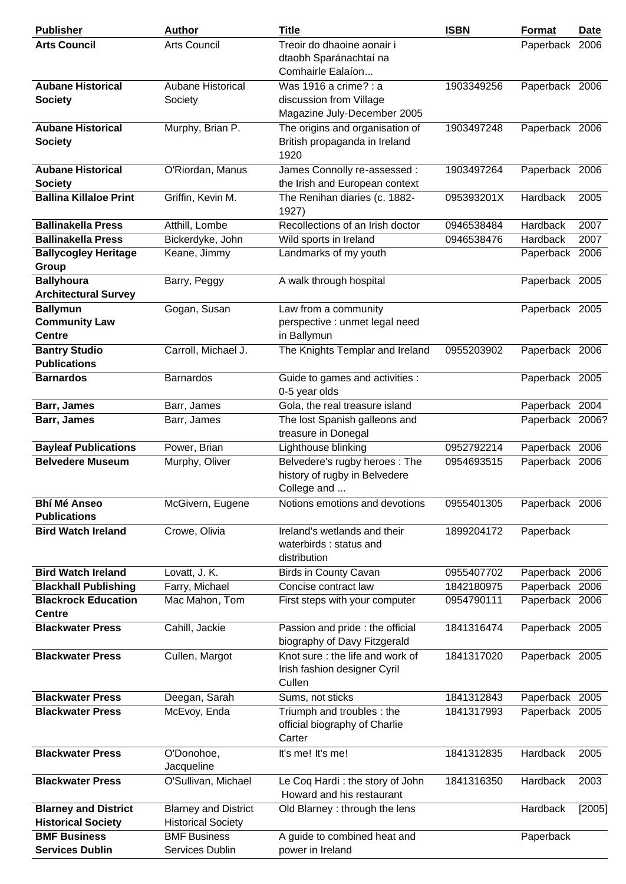| Publisher | Author | Title | ISBN | Format | Date |
|---|---|---|---|---|---|
| **Arts Council** | Arts Council | Treoir do dhaoine aonair i dtaobh Sparánachtaí na Comhairle Ealaíon... | | Paperback | 2006 |
| **Aubane Historical Society** | Aubane Historical Society | Was 1916 a crime? : a discussion from Village Magazine July-December 2005 | 1903349256 | Paperback | 2006 |
| **Aubane Historical Society** | Murphy, Brian P. | The origins and organisation of British propaganda in Ireland 1920 | 1903497248 | Paperback | 2006 |
| **Aubane Historical Society** | O'Riordan, Manus | James Connolly re-assessed : the Irish and European context | 1903497264 | Paperback | 2006 |
| **Ballina Killaloe Print** | Griffin, Kevin M. | The Renihan diaries (c. 1882-1927) | 095393201X | Hardback | 2005 |
| **Ballinakella Press** | Atthill, Lombe | Recollections of an Irish doctor | 0946538484 | Hardback | 2007 |
| **Ballinakella Press** | Bickerdyke, John | Wild sports in Ireland | 0946538476 | Hardback | 2007 |
| **Ballycogley Heritage Group** | Keane, Jimmy | Landmarks of my youth | | Paperback | 2006 |
| **Ballyhoura Architectural Survey** | Barry, Peggy | A walk through hospital | | Paperback | 2005 |
| **Ballymun Community Law Centre** | Gogan, Susan | Law from a community perspective : unmet legal need in Ballymun | | Paperback | 2005 |
| **Bantry Studio Publications** | Carroll, Michael J. | The Knights Templar and Ireland | 0955203902 | Paperback | 2006 |
| **Barnardos** | Barnardos | Guide to games and activities : 0-5 year olds | | Paperback | 2005 |
| **Barr, James** | Barr, James | Gola, the real treasure island | | Paperback | 2004 |
| **Barr, James** | Barr, James | The lost Spanish galleons and treasure in Donegal | | Paperback | 2006? |
| **Bayleaf Publications** | Power, Brian | Lighthouse blinking | 0952792214 | Paperback | 2006 |
| **Belvedere Museum** | Murphy, Oliver | Belvedere's rugby heroes : The history of rugby in Belvedere College and ... | 0954693515 | Paperback | 2006 |
| **Bhí Mé Anseo Publications** | McGivern, Eugene | Notions emotions and devotions | 0955401305 | Paperback | 2006 |
| **Bird Watch Ireland** | Crowe, Olivia | Ireland's wetlands and their waterbirds : status and distribution | 1899204172 | Paperback | |
| **Bird Watch Ireland** | Lovatt, J. K. | Birds in County Cavan | 0955407702 | Paperback | 2006 |
| **Blackhall Publishing** | Farry, Michael | Concise contract law | 1842180975 | Paperback | 2006 |
| **Blackrock Education Centre** | Mac Mahon, Tom | First steps with your computer | 0954790111 | Paperback | 2006 |
| **Blackwater Press** | Cahill, Jackie | Passion and pride : the official biography of Davy Fitzgerald | 1841316474 | Paperback | 2005 |
| **Blackwater Press** | Cullen, Margot | Knot sure : the life and work of Irish fashion designer Cyril Cullen | 1841317020 | Paperback | 2005 |
| **Blackwater Press** | Deegan, Sarah | Sums, not sticks | 1841312843 | Paperback | 2005 |
| **Blackwater Press** | McEvoy, Enda | Triumph and troubles : the official biography of Charlie Carter | 1841317993 | Paperback | 2005 |
| **Blackwater Press** | O'Donohoe, Jacqueline | It's me! It's me! | 1841312835 | Hardback | 2005 |
| **Blackwater Press** | O'Sullivan, Michael | Le Coq Hardi : the story of John Howard and his restaurant | 1841316350 | Hardback | 2003 |
| **Blarney and District Historical Society** | Blarney and District Historical Society | Old Blarney : through the lens | | Hardback | [2005] |
| **BMF Business Services Dublin** | BMF Business Services Dublin | A guide to combined heat and power in Ireland | | Paperback | |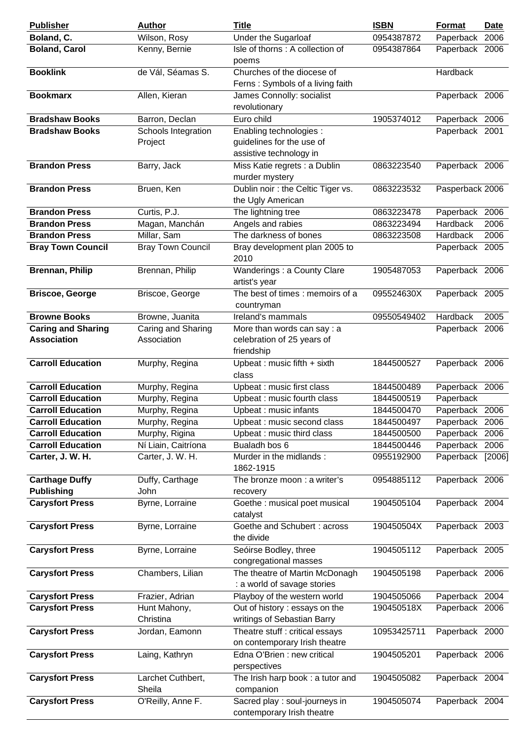| Publisher | Author | Title | ISBN | Format | Date |
|---|---|---|---|---|---|
| Boland, C. | Wilson, Rosy | Under the Sugarloaf | 0954387872 | Paperback | 2006 |
| Boland, Carol | Kenny, Bernie | Isle of thorns : A collection of poems | 0954387864 | Paperback | 2006 |
| Booklink | de Vál, Séamas S. | Churches of the diocese of Ferns : Symbols of a living faith | | Hardback | |
| Bookmarx | Allen, Kieran | James Connolly: socialist revolutionary | | Paperback | 2006 |
| Bradshaw Books | Barron, Declan | Euro child | 1905374012 | Paperback | 2006 |
| Bradshaw Books | Schools Integration Project | Enabling technologies : guidelines for the use of assistive technology in | | Paperback | 2001 |
| Brandon Press | Barry, Jack | Miss Katie regrets : a Dublin murder mystery | 0863223540 | Paperback | 2006 |
| Brandon Press | Bruen, Ken | Dublin noir : the Celtic Tiger vs. the Ugly American | 0863223532 | Pasperback | 2006 |
| Brandon Press | Curtis, P.J. | The lightning tree | 0863223478 | Paperback | 2006 |
| Brandon Press | Magan, Manchán | Angels and rabies | 0863223494 | Hardback | 2006 |
| Brandon Press | Millar, Sam | The darkness of bones | 0863223508 | Hardback | 2006 |
| Bray Town Council | Bray Town Council | Bray development plan 2005 to 2010 | | Paperback | 2005 |
| Brennan, Philip | Brennan, Philip | Wanderings : a County Clare artist's year | 1905487053 | Paperback | 2006 |
| Briscoe, George | Briscoe, George | The best of times : memoirs of a countryman | 095524630X | Paperback | 2005 |
| Browne Books | Browne, Juanita | Ireland's mammals | 09550549402 | Hardback | 2005 |
| Caring and Sharing Association | Caring and Sharing Association | More than words can say : a celebration of 25 years of friendship | | Paperback | 2006 |
| Carroll Education | Murphy, Regina | Upbeat : music fifth + sixth class | 1844500527 | Paperback | 2006 |
| Carroll Education | Murphy, Regina | Upbeat : music first class | 1844500489 | Paperback | 2006 |
| Carroll Education | Murphy, Regina | Upbeat : music fourth class | 1844500519 | Paperback | |
| Carroll Education | Murphy, Regina | Upbeat : music infants | 1844500470 | Paperback | 2006 |
| Carroll Education | Murphy, Regina | Upbeat : music second class | 1844500497 | Paperback | 2006 |
| Carroll Education | Murphy, Rigina | Upbeat : music third class | 1844500500 | Paperback | 2006 |
| Carroll Education | Ní Liain, Caitríona | Bualadh bos 6 | 1844500446 | Paperback | 2006 |
| Carter, J. W. H. | Carter, J. W. H. | Murder in the midlands : 1862-1915 | 0955192900 | Paperback | [2006] |
| Carthage Duffy Publishing | Duffy, Carthage John | The bronze moon : a writer's recovery | 0954885112 | Paperback | 2006 |
| Carysfort Press | Byrne, Lorraine | Goethe : musical poet musical catalyst | 1904505104 | Paperback | 2004 |
| Carysfort Press | Byrne, Lorraine | Goethe and Schubert : across the divide | 190450504X | Paperback | 2003 |
| Carysfort Press | Byrne, Lorraine | Seóirse Bodley, three congregational masses | 1904505112 | Paperback | 2005 |
| Carysfort Press | Chambers, Lilian | The theatre of Martin McDonagh : a world of savage stories | 1904505198 | Paperback | 2006 |
| Carysfort Press | Frazier, Adrian | Playboy of the western world | 1904505066 | Paperback | 2004 |
| Carysfort Press | Hunt Mahony, Christina | Out of history : essays on the writings of Sebastian Barry | 190450518X | Paperback | 2006 |
| Carysfort Press | Jordan, Eamonn | Theatre stuff : critical essays on contemporary Irish theatre | 10953425711 | Paperback | 2000 |
| Carysfort Press | Laing, Kathryn | Edna O'Brien : new critical perspectives | 1904505201 | Paperback | 2006 |
| Carysfort Press | Larchet Cuthbert, Sheila | The Irish harp book : a tutor and companion | 1904505082 | Paperback | 2004 |
| Carysfort Press | O'Reilly, Anne F. | Sacred play : soul-journeys in contemporary Irish theatre | 1904505074 | Paperback | 2004 |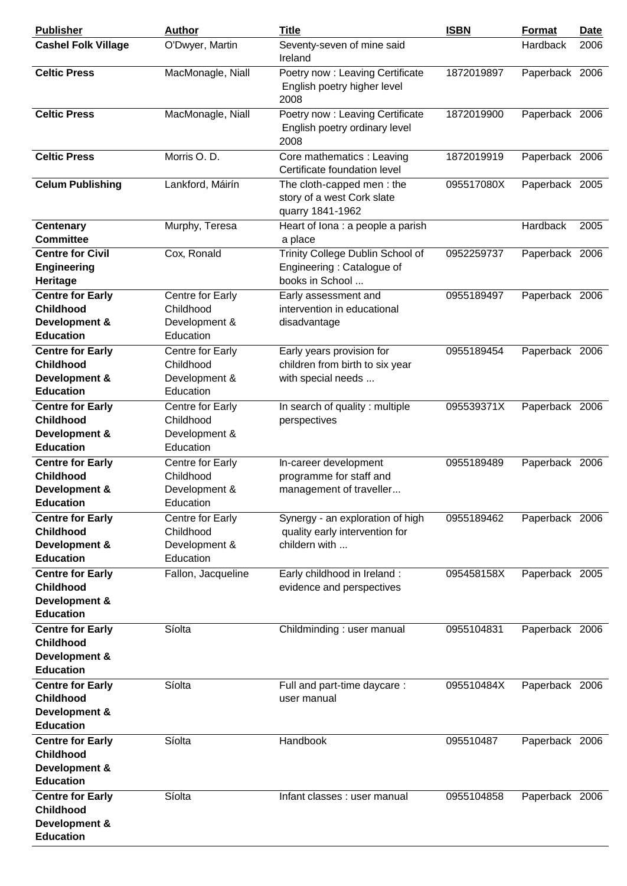| Publisher | Author | Title | ISBN | Format | Date |
|---|---|---|---|---|---|
| **Cashel Folk Village** | O'Dwyer, Martin | Seventy-seven of mine said Ireland | | Hardback | 2006 |
| **Celtic Press** | MacMonagle, Niall | Poetry now : Leaving Certificate English poetry higher level 2008 | 1872019897 | Paperback | 2006 |
| **Celtic Press** | MacMonagle, Niall | Poetry now : Leaving Certificate English poetry ordinary level 2008 | 1872019900 | Paperback | 2006 |
| **Celtic Press** | Morris O. D. | Core mathematics : Leaving Certificate foundation level | 1872019919 | Paperback | 2006 |
| **Celum Publishing** | Lankford, Máirín | The cloth-capped men : the story of a west Cork slate quarry 1841-1962 | 095517080X | Paperback | 2005 |
| **Centenary Committee** | Murphy, Teresa | Heart of Iona : a people a parish a place | | Hardback | 2005 |
| **Centre for Civil Engineering Heritage** | Cox, Ronald | Trinity College Dublin School of Engineering : Catalogue of books in School ... | 0952259737 | Paperback | 2006 |
| **Centre for Early Childhood Development & Education** | Centre for Early Childhood Development & Education | Early assessment and intervention in educational disadvantage | 0955189497 | Paperback | 2006 |
| **Centre for Early Childhood Development & Education** | Centre for Early Childhood Development & Education | Early years provision for children from birth to six year with special needs ... | 0955189454 | Paperback | 2006 |
| **Centre for Early Childhood Development & Education** | Centre for Early Childhood Development & Education | In search of quality : multiple perspectives | 095539371X | Paperback | 2006 |
| **Centre for Early Childhood Development & Education** | Centre for Early Childhood Development & Education | In-career development programme for staff and management of traveller... | 0955189489 | Paperback | 2006 |
| **Centre for Early Childhood Development & Education** | Centre for Early Childhood Development & Education | Synergy - an exploration of high quality early intervention for childern with ... | 0955189462 | Paperback | 2006 |
| **Centre for Early Childhood Development & Education** | Fallon, Jacqueline | Early childhood in Ireland : evidence and perspectives | 095458158X | Paperback | 2005 |
| **Centre for Early Childhood Development & Education** | Síolta | Childminding : user manual | 0955104831 | Paperback | 2006 |
| **Centre for Early Childhood Development & Education** | Síolta | Full and part-time daycare : user manual | 095510484X | Paperback | 2006 |
| **Centre for Early Childhood Development & Education** | Síolta | Handbook | 095510487 | Paperback | 2006 |
| **Centre for Early Childhood Development & Education** | Síolta | Infant classes : user manual | 0955104858 | Paperback | 2006 |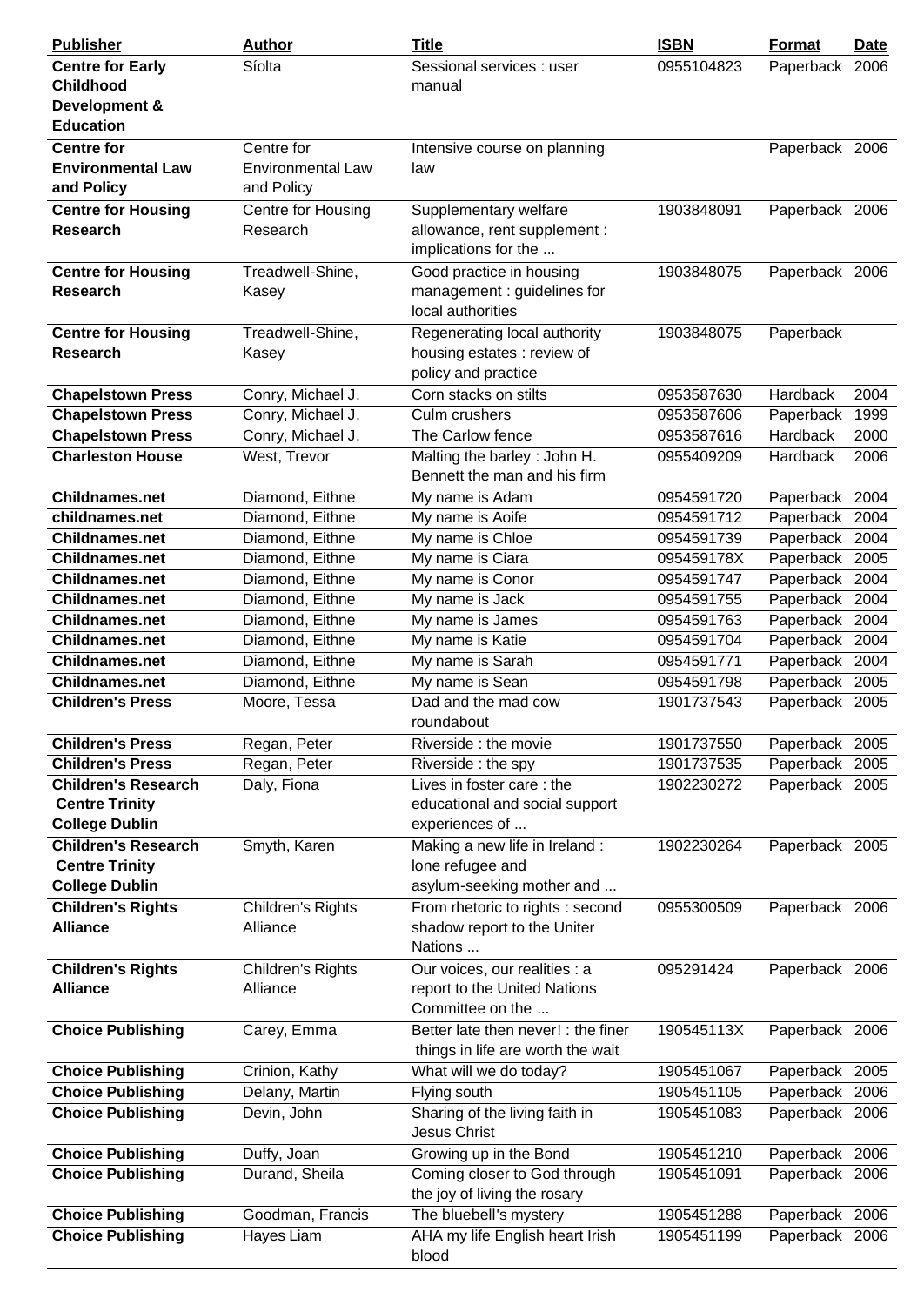| Publisher | Author | Title | ISBN | Format | Date |
|---|---|---|---|---|---|
| **Centre for Early Childhood Development & Education** | Síolta | Sessional services : user manual | 0955104823 | Paperback | 2006 |
| **Centre for Environmental Law and Policy** | Centre for Environmental Law and Policy | Intensive course on planning law | | Paperback | 2006 |
| **Centre for Housing Research** | Centre for Housing Research | Supplementary welfare allowance, rent supplement : implications for the ... | 1903848091 | Paperback | 2006 |
| **Centre for Housing Research** | Treadwell-Shine, Kasey | Good practice in housing management : guidelines for local authorities | 1903848075 | Paperback | 2006 |
| **Centre for Housing Research** | Treadwell-Shine, Kasey | Regenerating local authority housing estates : review of policy and practice | 1903848075 | Paperback | |
| **Chapelstown Press** | Conry, Michael J. | Corn stacks on stilts | 0953587630 | Hardback | 2004 |
| **Chapelstown Press** | Conry, Michael J. | Culm crushers | 0953587606 | Paperback | 1999 |
| **Chapelstown Press** | Conry, Michael J. | The Carlow fence | 0953587616 | Hardback | 2000 |
| **Charleston House** | West, Trevor | Malting the barley : John H. Bennett the man and his firm | 0955409209 | Hardback | 2006 |
| **Childnames.net** | Diamond, Eithne | My name is Adam | 0954591720 | Paperback | 2004 |
| **childnames.net** | Diamond, Eithne | My name is Aoife | 0954591712 | Paperback | 2004 |
| **Childnames.net** | Diamond, Eithne | My name is Chloe | 0954591739 | Paperback | 2004 |
| **Childnames.net** | Diamond, Eithne | My name is Ciara | 095459178X | Paperback | 2005 |
| **Childnames.net** | Diamond, Eithne | My name is Conor | 0954591747 | Paperback | 2004 |
| **Childnames.net** | Diamond, Eithne | My name is Jack | 0954591755 | Paperback | 2004 |
| **Childnames.net** | Diamond, Eithne | My name is James | 0954591763 | Paperback | 2004 |
| **Childnames.net** | Diamond, Eithne | My name is Katie | 0954591704 | Paperback | 2004 |
| **Childnames.net** | Diamond, Eithne | My name is Sarah | 0954591771 | Paperback | 2004 |
| **Childnames.net** | Diamond, Eithne | My name is Sean | 0954591798 | Paperback | 2005 |
| **Children's Press** | Moore, Tessa | Dad and the mad cow roundabout | 1901737543 | Paperback | 2005 |
| **Children's Press** | Regan, Peter | Riverside : the movie | 1901737550 | Paperback | 2005 |
| **Children's Press** | Regan, Peter | Riverside : the spy | 1901737535 | Paperback | 2005 |
| **Children's Research Centre Trinity College Dublin** | Daly, Fiona | Lives in foster care : the educational and social support experiences of ... | 1902230272 | Paperback | 2005 |
| **Children's Research Centre Trinity College Dublin** | Smyth, Karen | Making a new life in Ireland : lone refugee and asylum-seeking mother and ... | 1902230264 | Paperback | 2005 |
| **Children's Rights Alliance** | Children's Rights Alliance | From rhetoric to rights : second shadow report to the Uniter Nations ... | 0955300509 | Paperback | 2006 |
| **Children's Rights Alliance** | Children's Rights Alliance | Our voices, our realities : a report to the United Nations Committee on the ... | 095291424 | Paperback | 2006 |
| **Choice Publishing** | Carey, Emma | Better late then never! : the finer things in life are worth the wait | 190545113X | Paperback | 2006 |
| **Choice Publishing** | Crinion, Kathy | What will we do today? | 1905451067 | Paperback | 2005 |
| **Choice Publishing** | Delany, Martin | Flying south | 1905451105 | Paperback | 2006 |
| **Choice Publishing** | Devin, John | Sharing of the living faith in Jesus Christ | 1905451083 | Paperback | 2006 |
| **Choice Publishing** | Duffy, Joan | Growing up in the Bond | 1905451210 | Paperback | 2006 |
| **Choice Publishing** | Durand, Sheila | Coming closer to God through the joy of living the rosary | 1905451091 | Paperback | 2006 |
| **Choice Publishing** | Goodman, Francis | The bluebell's mystery | 1905451288 | Paperback | 2006 |
| **Choice Publishing** | Hayes Liam | AHA my life English heart Irish blood | 1905451199 | Paperback | 2006 |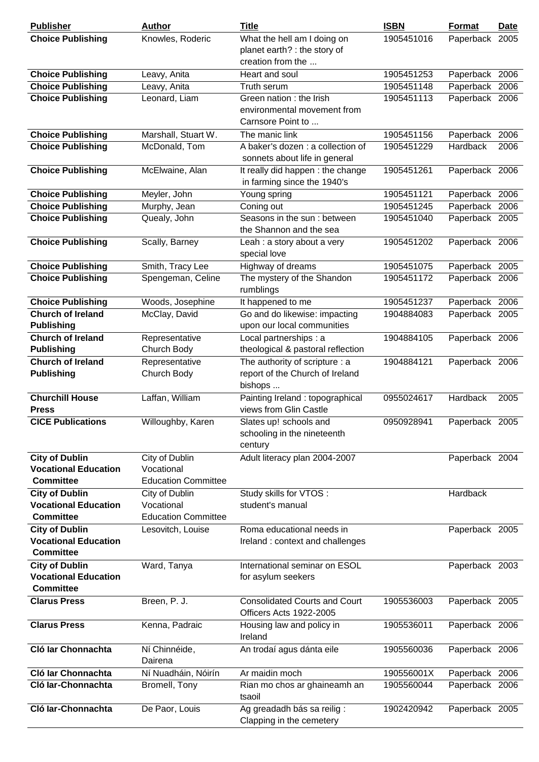| Publisher | Author | Title | ISBN | Format | Date |
|---|---|---|---|---|---|
| **Choice Publishing** | Knowles, Roderic | What the hell am I doing on planet earth? : the story of creation from the ... | 1905451016 | Paperback | 2005 |
| **Choice Publishing** | Leavy, Anita | Heart and soul | 1905451253 | Paperback | 2006 |
| **Choice Publishing** | Leavy, Anita | Truth serum | 1905451148 | Paperback | 2006 |
| **Choice Publishing** | Leonard, Liam | Green nation : the Irish environmental movement from Carnsore Point to ... | 1905451113 | Paperback | 2006 |
| **Choice Publishing** | Marshall, Stuart W. | The manic link | 1905451156 | Paperback | 2006 |
| **Choice Publishing** | McDonald, Tom | A baker's dozen : a collection of sonnets about life in general | 1905451229 | Hardback | 2006 |
| **Choice Publishing** | McElwaine, Alan | It really did happen : the change in farming since the 1940's | 1905451261 | Paperback | 2006 |
| **Choice Publishing** | Meyler, John | Young spring | 1905451121 | Paperback | 2006 |
| **Choice Publishing** | Murphy, Jean | Coning out | 1905451245 | Paperback | 2006 |
| **Choice Publishing** | Quealy, John | Seasons in the sun : between the Shannon and the sea | 1905451040 | Paperback | 2005 |
| **Choice Publishing** | Scally, Barney | Leah : a story about a very special love | 1905451202 | Paperback | 2006 |
| **Choice Publishing** | Smith, Tracy Lee | Highway of dreams | 1905451075 | Paperback | 2005 |
| **Choice Publishing** | Spengeman, Celine | The mystery of the Shandon rumblings | 1905451172 | Paperback | 2006 |
| **Choice Publishing** | Woods, Josephine | It happened to me | 1905451237 | Paperback | 2006 |
| **Church of Ireland Publishing** | McClay, David | Go and do likewise: impacting upon our local communities | 1904884083 | Paperback | 2005 |
| **Church of Ireland Publishing** | Representative Church Body | Local partnerships : a theological & pastoral reflection | 1904884105 | Paperback | 2006 |
| **Church of Ireland Publishing** | Representative Church Body | The authority of scripture : a report of the Church of Ireland bishops ... | 1904884121 | Paperback | 2006 |
| **Churchill House Press** | Laffan, William | Painting Ireland : topographical views from Glin Castle | 0955024617 | Hardback | 2005 |
| **CICE Publications** | Willoughby, Karen | Slates up! schools and schooling in the nineteenth century | 0950928941 | Paperback | 2005 |
| **City of Dublin Vocational Education Committee** | City of Dublin Vocational Education Committee | Adult literacy plan 2004-2007 | | Paperback | 2004 |
| **City of Dublin Vocational Education Committee** | City of Dublin Vocational Education Committee | Study skills for VTOS : student's manual | | Hardback | |
| **City of Dublin Vocational Education Committee** | Lesovitch, Louise | Roma educational needs in Ireland : context and challenges | | Paperback | 2005 |
| **City of Dublin Vocational Education Committee** | Ward, Tanya | International seminar on ESOL for asylum seekers | | Paperback | 2003 |
| **Clarus Press** | Breen, P. J. | Consolidated Courts and Court Officers Acts 1922-2005 | 1905536003 | Paperback | 2005 |
| **Clarus Press** | Kenna, Padraic | Housing law and policy in Ireland | 1905536011 | Paperback | 2006 |
| **Cló Iar Chonnachta** | Ní Chinnéide, Dairena | An trodaí agus dánta eile | 1905560036 | Paperback | 2006 |
| **Cló Iar Chonnachta** | Ní Nuadháin, Nóirín | Ar maidin moch | 190556001X | Paperback | 2006 |
| **Cló Iar-Chonnachta** | Bromell, Tony | Rian mo chos ar ghaineamh an tsaoil | 1905560044 | Paperback | 2006 |
| **Cló Iar-Chonnachta** | De Paor, Louis | Ag greadadh bás sa reilig : Clapping in the cemetery | 1902420942 | Paperback | 2005 |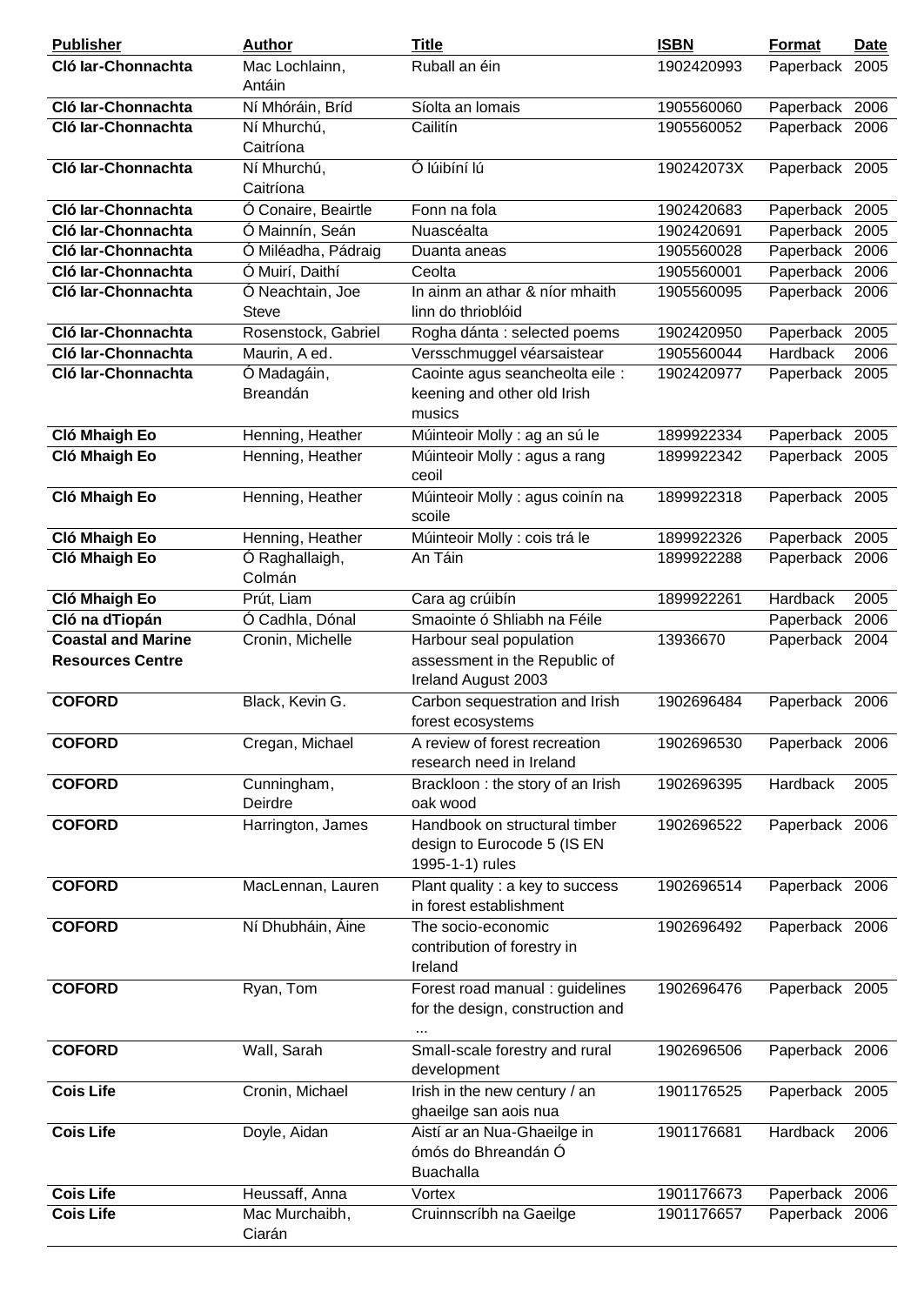| Publisher | Author | Title | ISBN | Format | Date |
| --- | --- | --- | --- | --- | --- |
| **Cló Iar-Chonnachta** | Mac Lochlainn, Antáin | Ruball an éin | 1902420993 | Paperback | 2005 |
| **Cló Iar-Chonnachta** | Ní Mhóráin, Bríd | Síolta an lomais | 1905560060 | Paperback | 2006 |
| **Cló Iar-Chonnachta** | Ní Mhurchú, Caitríona | Cailitín | 1905560052 | Paperback | 2006 |
| **Cló Iar-Chonnachta** | Ní Mhurchú, Caitríona | Ó lúibíní lú | 190242073X | Paperback | 2005 |
| **Cló Iar-Chonnachta** | Ó Conaire, Beairtle | Fonn na fola | 1902420683 | Paperback | 2005 |
| **Cló Iar-Chonnachta** | Ó Mainnín, Seán | Nuascéalta | 1902420691 | Paperback | 2005 |
| **Cló Iar-Chonnachta** | Ó Miléadha, Pádraig | Duanta aneas | 1905560028 | Paperback | 2006 |
| **Cló Iar-Chonnachta** | Ó Muirí, Daithí | Ceolta | 1905560001 | Paperback | 2006 |
| **Cló Iar-Chonnachta** | Ó Neachtain, Joe Steve | In ainm an athar & níor mhaith linn do thrioblóid | 1905560095 | Paperback | 2006 |
| **Cló Iar-Chonnachta** | Rosenstock, Gabriel | Rogha dánta : selected poems | 1902420950 | Paperback | 2005 |
| **Cló Iar-Chonnachta** | Maurin, A ed. | Versschmuggel véarsaistear | 1905560044 | Hardback | 2006 |
| **Cló Iar-Chonnachta** | Ó Madagáin, Breandán | Caointe agus seancheolta eile : keening and other old Irish musics | 1902420977 | Paperback | 2005 |
| **Cló Mhaigh Eo** | Henning, Heather | Múinteoir Molly : ag an sú le | 1899922334 | Paperback | 2005 |
| **Cló Mhaigh Eo** | Henning, Heather | Múinteoir Molly : agus a rang ceoil | 1899922342 | Paperback | 2005 |
| **Cló Mhaigh Eo** | Henning, Heather | Múinteoir Molly : agus coinín na scoile | 1899922318 | Paperback | 2005 |
| **Cló Mhaigh Eo** | Henning, Heather | Múinteoir Molly : cois trá le | 1899922326 | Paperback | 2005 |
| **Cló Mhaigh Eo** | Ó Raghallaigh, Colmán | An Táin | 1899922288 | Paperback | 2006 |
| **Cló Mhaigh Eo** | Prút, Liam | Cara ag crúibín | 1899922261 | Hardback | 2005 |
| **Cló na dTiopán** | Ó Cadhla, Dónal | Smaointe ó Shliabh na Féile | | Paperback | 2006 |
| **Coastal and Marine Resources Centre** | Cronin, Michelle | Harbour seal population assessment in the Republic of Ireland August 2003 | 13936670 | Paperback | 2004 |
| **COFORD** | Black, Kevin G. | Carbon sequestration and Irish forest ecosystems | 1902696484 | Paperback | 2006 |
| **COFORD** | Cregan, Michael | A review of forest recreation research need in Ireland | 1902696530 | Paperback | 2006 |
| **COFORD** | Cunningham, Deirdre | Brackloon : the story of an Irish oak wood | 1902696395 | Hardback | 2005 |
| **COFORD** | Harrington, James | Handbook on structural timber design to Eurocode 5 (IS EN 1995-1-1) rules | 1902696522 | Paperback | 2006 |
| **COFORD** | MacLennan, Lauren | Plant quality : a key to success in forest establishment | 1902696514 | Paperback | 2006 |
| **COFORD** | Ní Dhubháin, Áine | The socio-economic contribution of forestry in Ireland | 1902696492 | Paperback | 2006 |
| **COFORD** | Ryan, Tom | Forest road manual : guidelines for the design, construction and ... | 1902696476 | Paperback | 2005 |
| **COFORD** | Wall, Sarah | Small-scale forestry and rural development | 1902696506 | Paperback | 2006 |
| **Cois Life** | Cronin, Michael | Irish in the new century / an ghaeilge san aois nua | 1901176525 | Paperback | 2005 |
| **Cois Life** | Doyle, Aidan | Aistí ar an Nua-Ghaeilge in ómós do Bhreandán Ó Buachalla | 1901176681 | Hardback | 2006 |
| **Cois Life** | Heussaff, Anna | Vortex | 1901176673 | Paperback | 2006 |
| **Cois Life** | Mac Murchaibh, Ciarán | Cruinnscríbh na Gaeilge | 1901176657 | Paperback | 2006 |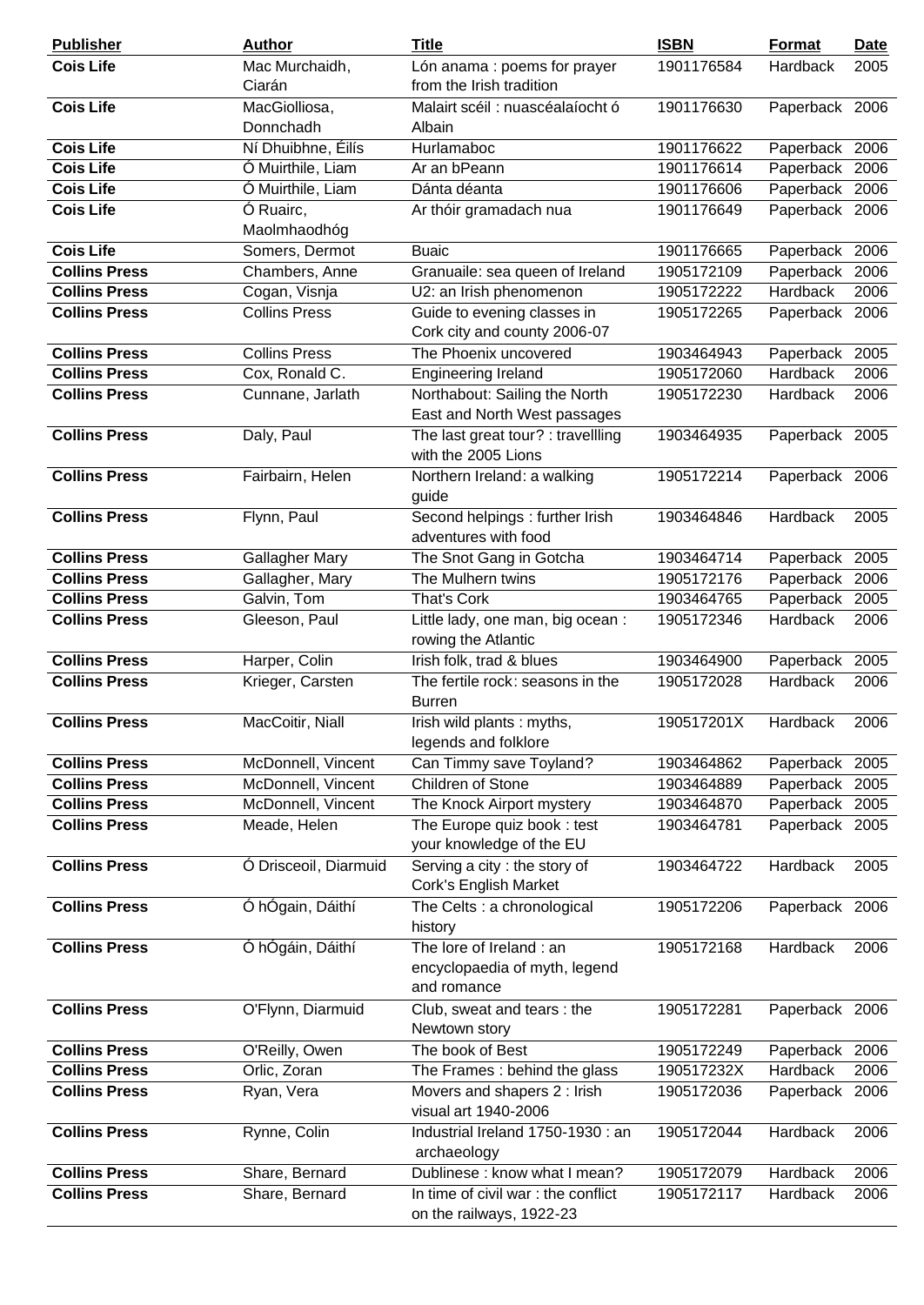| Publisher | Author | Title | ISBN | Format | Date |
|---|---|---|---|---|---|
| **Cois Life** | Mac Murchaidh, Ciarán | Lón anama : poems for prayer from the Irish tradition | 1901176584 | Hardback | 2005 |
| **Cois Life** | MacGiolliosa, Donnchadh | Malairt scéil : nuascéalaíocht ó Albain | 1901176630 | Paperback | 2006 |
| **Cois Life** | Ní Dhuibhne, Éilís | Hurlamaboc | 1901176622 | Paperback | 2006 |
| **Cois Life** | Ó Muirthile, Liam | Ar an bPeann | 1901176614 | Paperback | 2006 |
| **Cois Life** | Ó Muirthile, Liam | Dánta déanta | 1901176606 | Paperback | 2006 |
| **Cois Life** | Ó Ruairc, Maolmhaodhóg | Ar thóir gramadach nua | 1901176649 | Paperback | 2006 |
| **Cois Life** | Somers, Dermot | Buaic | 1901176665 | Paperback | 2006 |
| **Collins Press** | Chambers, Anne | Granuaile: sea queen of Ireland | 1905172109 | Paperback | 2006 |
| **Collins Press** | Cogan, Visnja | U2: an Irish phenomenon | 1905172222 | Hardback | 2006 |
| **Collins Press** | Collins Press | Guide to evening classes in Cork city and county 2006-07 | 1905172265 | Paperback | 2006 |
| **Collins Press** | Collins Press | The Phoenix uncovered | 1903464943 | Paperback | 2005 |
| **Collins Press** | Cox, Ronald C. | Engineering Ireland | 1905172060 | Hardback | 2006 |
| **Collins Press** | Cunnane, Jarlath | Northabout: Sailing the North East and North West passages | 1905172230 | Hardback | 2006 |
| **Collins Press** | Daly, Paul | The last great tour? : travellling with the 2005 Lions | 1903464935 | Paperback | 2005 |
| **Collins Press** | Fairbairn, Helen | Northern Ireland: a walking guide | 1905172214 | Paperback | 2006 |
| **Collins Press** | Flynn, Paul | Second helpings : further Irish adventures with food | 1903464846 | Hardback | 2005 |
| **Collins Press** | Gallagher Mary | The Snot Gang in Gotcha | 1903464714 | Paperback | 2005 |
| **Collins Press** | Gallagher, Mary | The Mulhern twins | 1905172176 | Paperback | 2006 |
| **Collins Press** | Galvin, Tom | That's Cork | 1903464765 | Paperback | 2005 |
| **Collins Press** | Gleeson, Paul | Little lady, one man, big ocean : rowing the Atlantic | 1905172346 | Hardback | 2006 |
| **Collins Press** | Harper, Colin | Irish folk, trad & blues | 1903464900 | Paperback | 2005 |
| **Collins Press** | Krieger, Carsten | The fertile rock: seasons in the Burren | 1905172028 | Hardback | 2006 |
| **Collins Press** | MacCoitir, Niall | Irish wild plants : myths, legends and folklore | 190517201X | Hardback | 2006 |
| **Collins Press** | McDonnell, Vincent | Can Timmy save Toyland? | 1903464862 | Paperback | 2005 |
| **Collins Press** | McDonnell, Vincent | Children of Stone | 1903464889 | Paperback | 2005 |
| **Collins Press** | McDonnell, Vincent | The Knock Airport mystery | 1903464870 | Paperback | 2005 |
| **Collins Press** | Meade, Helen | The Europe quiz book : test your knowledge of the EU | 1903464781 | Paperback | 2005 |
| **Collins Press** | Ó Drisceoil, Diarmuid | Serving a city : the story of Cork's English Market | 1903464722 | Hardback | 2005 |
| **Collins Press** | Ó hÓgain, Dáithí | The Celts : a chronological history | 1905172206 | Paperback | 2006 |
| **Collins Press** | Ó hÓgáin, Dáithí | The lore of Ireland : an encyclopaedia of myth, legend and romance | 1905172168 | Hardback | 2006 |
| **Collins Press** | O'Flynn, Diarmuid | Club, sweat and tears : the Newtown story | 1905172281 | Paperback | 2006 |
| **Collins Press** | O'Reilly, Owen | The book of Best | 1905172249 | Paperback | 2006 |
| **Collins Press** | Orlic, Zoran | The Frames : behind the glass | 190517232X | Hardback | 2006 |
| **Collins Press** | Ryan, Vera | Movers and shapers 2 : Irish visual art 1940-2006 | 1905172036 | Paperback | 2006 |
| **Collins Press** | Rynne, Colin | Industrial Ireland 1750-1930 : an archaeology | 1905172044 | Hardback | 2006 |
| **Collins Press** | Share, Bernard | Dublinese : know what I mean? | 1905172079 | Hardback | 2006 |
| **Collins Press** | Share, Bernard | In time of civil war : the conflict on the railways, 1922-23 | 1905172117 | Hardback | 2006 |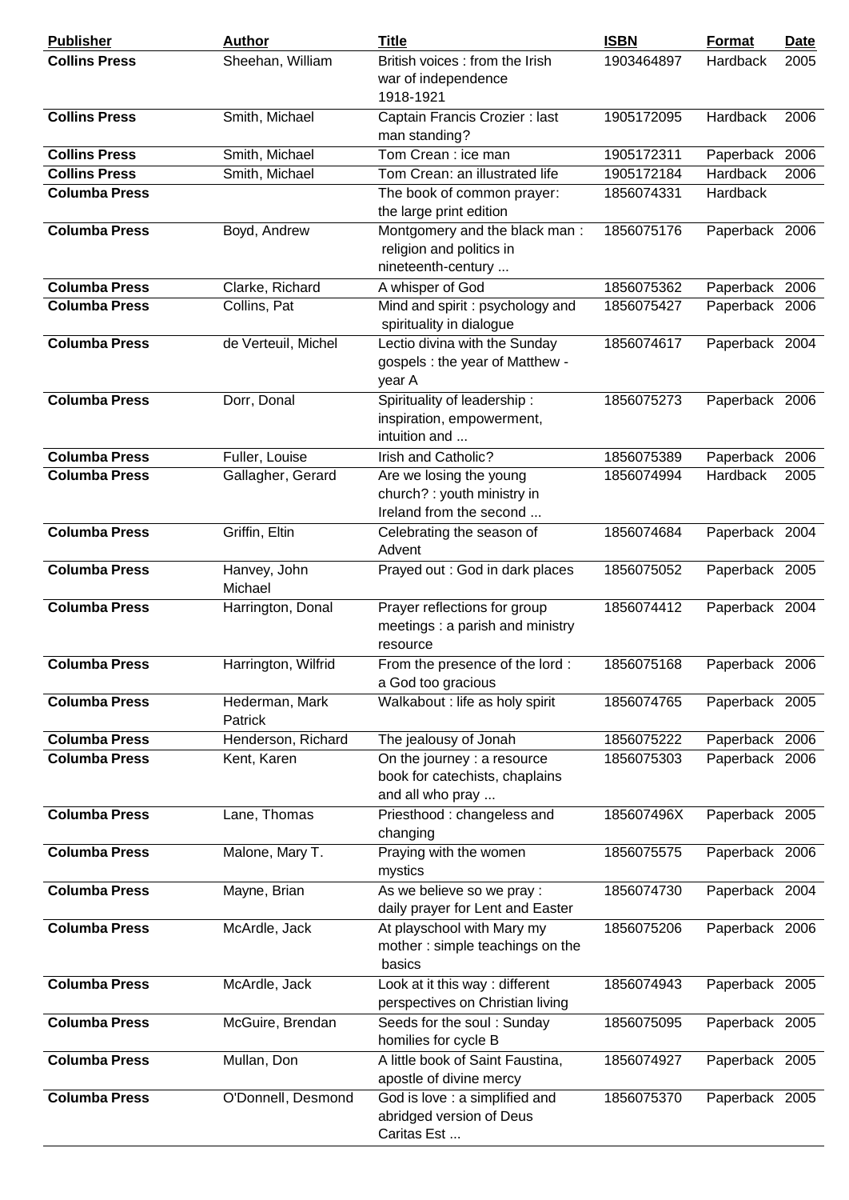| Publisher | Author | Title | ISBN | Format | Date |
|---|---|---|---|---|---|
| **Collins Press** | Sheehan, William | British voices : from the Irish war of independence 1918-1921 | 1903464897 | Hardback | 2005 |
| **Collins Press** | Smith, Michael | Captain Francis Crozier : last man standing? | 1905172095 | Hardback | 2006 |
| **Collins Press** | Smith, Michael | Tom Crean : ice man | 1905172311 | Paperback | 2006 |
| **Collins Press** | Smith, Michael | Tom Crean: an illustrated life | 1905172184 | Hardback | 2006 |
| **Columba Press** | | The book of common prayer: the large print edition | 1856074331 | Hardback | |
| **Columba Press** | Boyd, Andrew | Montgomery and the black man : religion and politics in nineteenth-century ... | 1856075176 | Paperback | 2006 |
| **Columba Press** | Clarke, Richard | A whisper of God | 1856075362 | Paperback | 2006 |
| **Columba Press** | Collins, Pat | Mind and spirit : psychology and spirituality in dialogue | 1856075427 | Paperback | 2006 |
| **Columba Press** | de Verteuil, Michel | Lectio divina with the Sunday gospels : the year of Matthew - year A | 1856074617 | Paperback | 2004 |
| **Columba Press** | Dorr, Donal | Spirituality of leadership : inspiration, empowerment, intuition and ... | 1856075273 | Paperback | 2006 |
| **Columba Press** | Fuller, Louise | Irish and Catholic? | 1856075389 | Paperback | 2006 |
| **Columba Press** | Gallagher, Gerard | Are we losing the young church? : youth ministry in Ireland from the second ... | 1856074994 | Hardback | 2005 |
| **Columba Press** | Griffin, Eltin | Celebrating the season of Advent | 1856074684 | Paperback | 2004 |
| **Columba Press** | Hanvey, John Michael | Prayed out : God in dark places | 1856075052 | Paperback | 2005 |
| **Columba Press** | Harrington, Donal | Prayer reflections for group meetings : a parish and ministry resource | 1856074412 | Paperback | 2004 |
| **Columba Press** | Harrington, Wilfrid | From the presence of the lord : a God too gracious | 1856075168 | Paperback | 2006 |
| **Columba Press** | Hederman, Mark Patrick | Walkabout : life as holy spirit | 1856074765 | Paperback | 2005 |
| **Columba Press** | Henderson, Richard | The jealousy of Jonah | 1856075222 | Paperback | 2006 |
| **Columba Press** | Kent, Karen | On the journey : a resource book for catechists, chaplains and all who pray ... | 1856075303 | Paperback | 2006 |
| **Columba Press** | Lane, Thomas | Priesthood : changeless and changing | 185607496X | Paperback | 2005 |
| **Columba Press** | Malone, Mary T. | Praying with the women mystics | 1856075575 | Paperback | 2006 |
| **Columba Press** | Mayne, Brian | As we believe so we pray : daily prayer for Lent and Easter | 1856074730 | Paperback | 2004 |
| **Columba Press** | McArdle, Jack | At playschool with Mary my mother : simple teachings on the basics | 1856075206 | Paperback | 2006 |
| **Columba Press** | McArdle, Jack | Look at it this way : different perspectives on Christian living | 1856074943 | Paperback | 2005 |
| **Columba Press** | McGuire, Brendan | Seeds for the soul : Sunday homilies for cycle B | 1856075095 | Paperback | 2005 |
| **Columba Press** | Mullan, Don | A little book of Saint Faustina, apostle of divine mercy | 1856074927 | Paperback | 2005 |
| **Columba Press** | O'Donnell, Desmond | God is love : a simplified and abridged version of Deus Caritas Est ... | 1856075370 | Paperback | 2005 |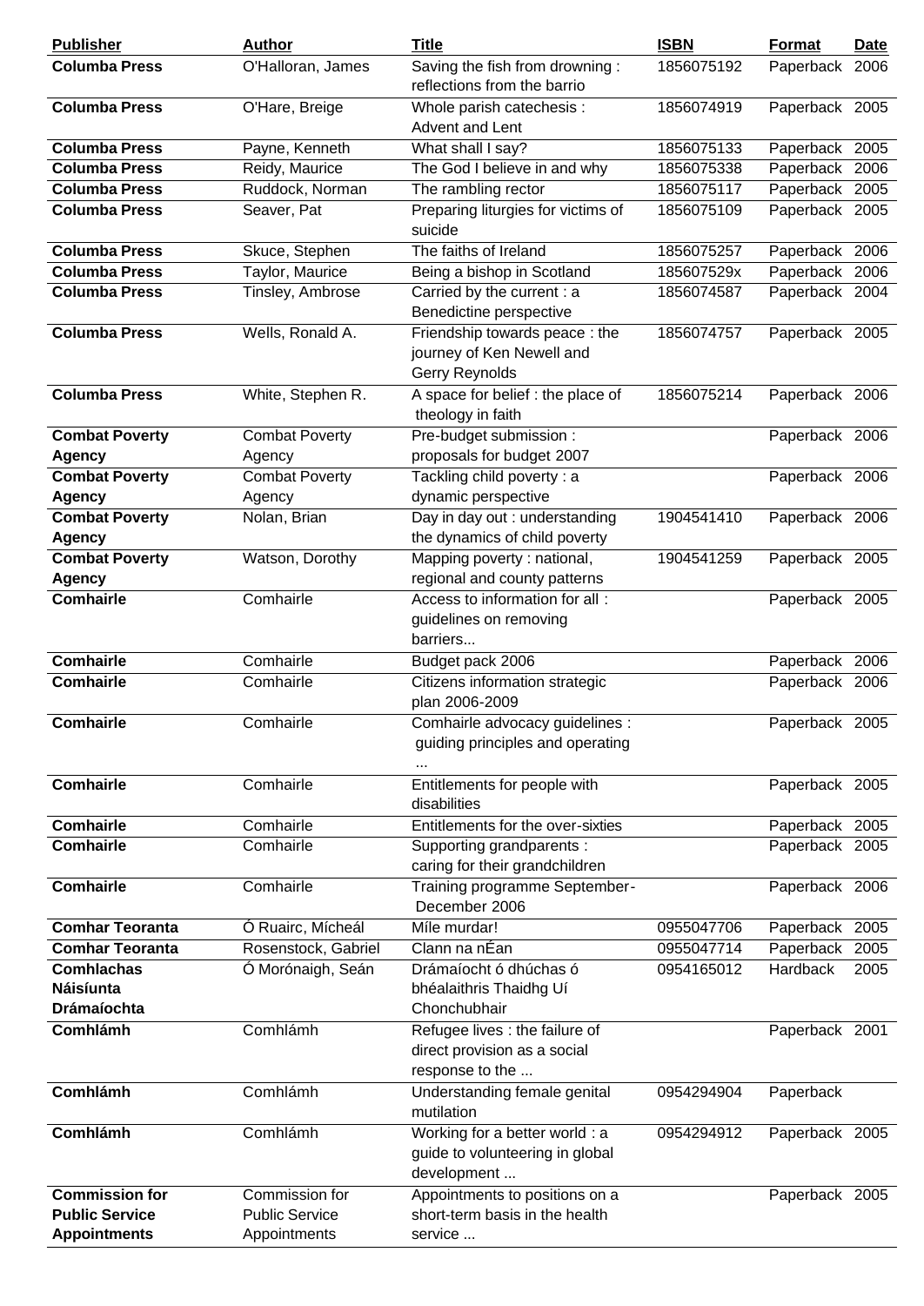| Publisher | Author | Title | ISBN | Format | Date |
| --- | --- | --- | --- | --- | --- |
| **Columba Press** | O'Halloran, James | Saving the fish from drowning : reflections from the barrio | 1856075192 | Paperback | 2006 |
| **Columba Press** | O'Hare, Breige | Whole parish catechesis : Advent and Lent | 1856074919 | Paperback | 2005 |
| **Columba Press** | Payne, Kenneth | What shall I say? | 1856075133 | Paperback | 2005 |
| **Columba Press** | Reidy, Maurice | The God I believe in and why | 1856075338 | Paperback | 2006 |
| **Columba Press** | Ruddock, Norman | The rambling rector | 1856075117 | Paperback | 2005 |
| **Columba Press** | Seaver, Pat | Preparing liturgies for victims of suicide | 1856075109 | Paperback | 2005 |
| **Columba Press** | Skuce, Stephen | The faiths of Ireland | 1856075257 | Paperback | 2006 |
| **Columba Press** | Taylor, Maurice | Being a bishop in Scotland | 185607529x | Paperback | 2006 |
| **Columba Press** | Tinsley, Ambrose | Carried by the current : a Benedictine perspective | 1856074587 | Paperback | 2004 |
| **Columba Press** | Wells, Ronald A. | Friendship towards peace : the journey of Ken Newell and Gerry Reynolds | 1856074757 | Paperback | 2005 |
| **Columba Press** | White, Stephen R. | A space for belief : the place of theology in faith | 1856075214 | Paperback | 2006 |
| **Combat Poverty Agency** | Combat Poverty Agency | Pre-budget submission : proposals for budget 2007 | | Paperback | 2006 |
| **Combat Poverty Agency** | Combat Poverty Agency | Tackling child poverty : a dynamic perspective | | Paperback | 2006 |
| **Combat Poverty Agency** | Nolan, Brian | Day in day out : understanding the dynamics of child poverty | 1904541410 | Paperback | 2006 |
| **Combat Poverty Agency** | Watson, Dorothy | Mapping poverty : national, regional and county patterns | 1904541259 | Paperback | 2005 |
| **Comhairle** | Comhairle | Access to information for all : guidelines on removing barriers... | | Paperback | 2005 |
| **Comhairle** | Comhairle | Budget pack 2006 | | Paperback | 2006 |
| **Comhairle** | Comhairle | Citizens information strategic plan 2006-2009 | | Paperback | 2006 |
| **Comhairle** | Comhairle | Comhairle advocacy guidelines : guiding principles and operating ... | | Paperback | 2005 |
| **Comhairle** | Comhairle | Entitlements for people with disabilities | | Paperback | 2005 |
| **Comhairle** | Comhairle | Entitlements for the over-sixties | | Paperback | 2005 |
| **Comhairle** | Comhairle | Supporting grandparents : caring for their grandchildren | | Paperback | 2005 |
| **Comhairle** | Comhairle | Training programme September-December 2006 | | Paperback | 2006 |
| **Comhar Teoranta** | Ó Ruairc, Mícheál | Míle murdar! | 0955047706 | Paperback | 2005 |
| **Comhar Teoranta** | Rosenstock, Gabriel | Clann na nÉan | 0955047714 | Paperback | 2005 |
| **Comhlachas Náisíunta Drámaíochta** | Ó Morónaigh, Seán | Drámaíocht ó dhúchas ó bhéalaithris Thaidhg Uí Chonchubhair | 0954165012 | Hardback | 2005 |
| **Comhlámh** | Comhlámh | Refugee lives : the failure of direct provision as a social response to the ... | | Paperback | 2001 |
| **Comhlámh** | Comhlámh | Understanding female genital mutilation | 0954294904 | Paperback | |
| **Comhlámh** | Comhlámh | Working for a better world : a guide to volunteering in global development ... | 0954294912 | Paperback | 2005 |
| **Commission for Public Service Appointments** | Commission for Public Service Appointments | Appointments to positions on a short-term basis in the health service ... | | Paperback | 2005 |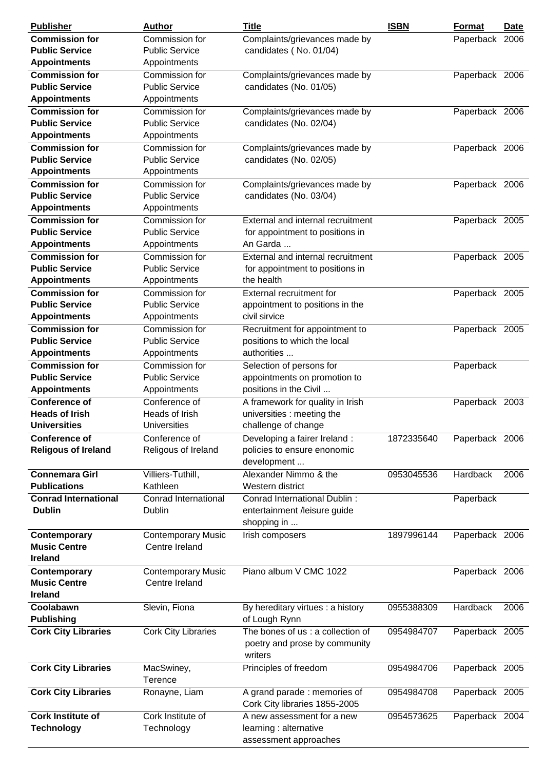| Publisher | Author | Title | ISBN | Format | Date |
|---|---|---|---|---|---|
| **Commission for Public Service Appointments** | Commission for Public Service Appointments | Complaints/grievances made by candidates ( No. 01/04) | | Paperback | 2006 |
| **Commission for Public Service Appointments** | Commission for Public Service Appointments | Complaints/grievances made by candidates (No. 01/05) | | Paperback | 2006 |
| **Commission for Public Service Appointments** | Commission for Public Service Appointments | Complaints/grievances made by candidates (No. 02/04) | | Paperback | 2006 |
| **Commission for Public Service Appointments** | Commission for Public Service Appointments | Complaints/grievances made by candidates (No. 02/05) | | Paperback | 2006 |
| **Commission for Public Service Appointments** | Commission for Public Service Appointments | Complaints/grievances made by candidates (No. 03/04) | | Paperback | 2006 |
| **Commission for Public Service Appointments** | Commission for Public Service Appointments | External and internal recruitment for appointment to positions in An Garda ... | | Paperback | 2005 |
| **Commission for Public Service Appointments** | Commission for Public Service Appointments | External and internal recruitment for appointment to positions in the health | | Paperback | 2005 |
| **Commission for Public Service Appointments** | Commission for Public Service Appointments | External recruitment for appointment to positions in the civil sirvice | | Paperback | 2005 |
| **Commission for Public Service Appointments** | Commission for Public Service Appointments | Recruitment for appointment to positions to which the local authorities ... | | Paperback | 2005 |
| **Commission for Public Service Appointments** | Commission for Public Service Appointments | Selection of persons for appointments on promotion to positions in the Civil ... | | Paperback | |
| **Conference of Heads of Irish Universities** | Conference of Heads of Irish Universities | A framework for quality in Irish universities : meeting the challenge of change | | Paperback | 2003 |
| **Conference of Religous of Ireland** | Conference of Religous of Ireland | Developing a fairer Ireland : policies to ensure enonomic development ... | 1872335640 | Paperback | 2006 |
| **Connemara Girl Publications** | Villiers-Tuthill, Kathleen | Alexander Nimmo & the Western district | 0953045536 | Hardback | 2006 |
| **Conrad International Dublin** | Conrad International Dublin | Conrad International Dublin : entertainment /leisure guide shopping in ... | | Paperback | |
| **Contemporary Music Centre Ireland** | Contemporary Music Centre Ireland | Irish composers | 1897996144 | Paperback | 2006 |
| **Contemporary Music Centre Ireland** | Contemporary Music Centre Ireland | Piano album V CMC 1022 | | Paperback | 2006 |
| **Coolabawn Publishing** | Slevin, Fiona | By hereditary virtues : a history of Lough Rynn | 0955388309 | Hardback | 2006 |
| **Cork City Libraries** | Cork City Libraries | The bones of us : a collection of poetry and prose by community writers | 0954984707 | Paperback | 2005 |
| **Cork City Libraries** | MacSwiney, Terence | Principles of freedom | 0954984706 | Paperback | 2005 |
| **Cork City Libraries** | Ronayne, Liam | A grand parade : memories of Cork City libraries 1855-2005 | 0954984708 | Paperback | 2005 |
| **Cork Institute of Technology** | Cork Institute of Technology | A new assessment for a new learning : alternative assessment approaches | 0954573625 | Paperback | 2004 |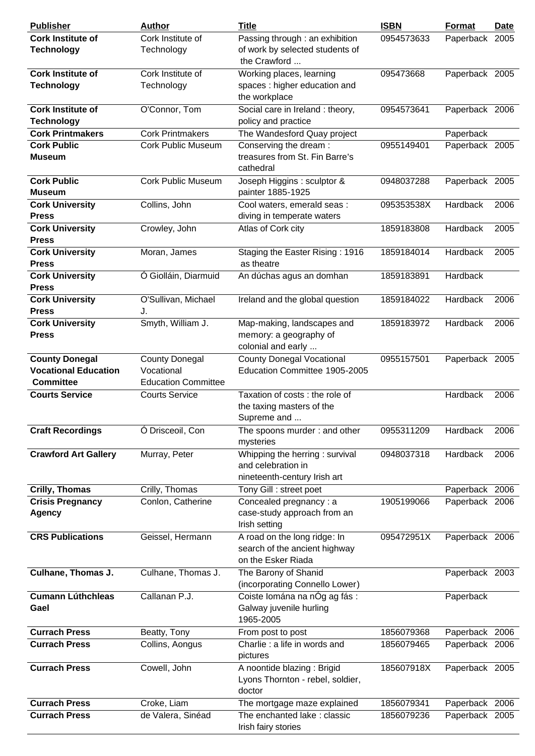| Publisher | Author | Title | ISBN | Format | Date |
|---|---|---|---|---|---|
| **Cork Institute of Technology** | Cork Institute of Technology | Passing through : an exhibition of work by selected students of the Crawford ... | 0954573633 | Paperback | 2005 |
| **Cork Institute of Technology** | Cork Institute of Technology | Working places, learning spaces : higher education and the workplace | 095473668 | Paperback | 2005 |
| **Cork Institute of Technology** | O'Connor, Tom | Social care in Ireland : theory, policy and practice | 0954573641 | Paperback | 2006 |
| **Cork Printmakers** | Cork Printmakers | The Wandesford Quay project | | Paperback | |
| **Cork Public Museum** | Cork Public Museum | Conserving the dream : treasures from St. Fin Barre's cathedral | 0955149401 | Paperback | 2005 |
| **Cork Public Museum** | Cork Public Museum | Joseph Higgins : sculptor & painter 1885-1925 | 0948037288 | Paperback | 2005 |
| **Cork University Press** | Collins, John | Cool waters, emerald seas : diving in temperate waters | 095353538X | Hardback | 2006 |
| **Cork University Press** | Crowley, John | Atlas of Cork city | 1859183808 | Hardback | 2005 |
| **Cork University Press** | Moran, James | Staging the Easter Rising : 1916 as theatre | 1859184014 | Hardback | 2005 |
| **Cork University Press** | Ó Giolláin, Diarmuid | An dúchas agus an domhan | 1859183891 | Hardback | |
| **Cork University Press** | O'Sullivan, Michael J. | Ireland and the global question | 1859184022 | Hardback | 2006 |
| **Cork University Press** | Smyth, William J. | Map-making, landscapes and memory: a geography of colonial and early ... | 1859183972 | Hardback | 2006 |
| **County Donegal Vocational Education Committee** | County Donegal Vocational Education Committee | County Donegal Vocational Education Committee 1905-2005 | 0955157501 | Paperback | 2005 |
| **Courts Service** | Courts Service | Taxation of costs : the role of the taxing masters of the Supreme and ... | | Hardback | 2006 |
| **Craft Recordings** | Ó Drisceoil, Con | The spoons murder : and other mysteries | 0955311209 | Hardback | 2006 |
| **Crawford Art Gallery** | Murray, Peter | Whipping the herring : survival and celebration in nineteenth-century Irish art | 0948037318 | Hardback | 2006 |
| **Crilly, Thomas** | Crilly, Thomas | Tony Gill : street poet | | Paperback | 2006 |
| **Crisis Pregnancy Agency** | Conlon, Catherine | Concealed pregnancy : a case-study approach from an Irish setting | 1905199066 | Paperback | 2006 |
| **CRS Publications** | Geissel, Hermann | A road on the long ridge: In search of the ancient highway on the Esker Riada | 095472951X | Paperback | 2006 |
| **Culhane, Thomas J.** | Culhane, Thomas J. | The Barony of Shanid (incorporating Connello Lower) | | Paperback | 2003 |
| **Cumann Lúthchleas Gael** | Callanan P.J. | Coiste Iomána na nÓg ag fás : Galway juvenile hurling 1965-2005 | | Paperback | |
| **Currach Press** | Beatty, Tony | From post to post | 1856079368 | Paperback | 2006 |
| **Currach Press** | Collins, Aongus | Charlie : a life in words and pictures | 1856079465 | Paperback | 2006 |
| **Currach Press** | Cowell, John | A noontide blazing : Brigid Lyons Thornton - rebel, soldier, doctor | 185607918X | Paperback | 2005 |
| **Currach Press** | Croke, Liam | The mortgage maze explained | 1856079341 | Paperback | 2006 |
| **Currach Press** | de Valera, Sinéad | The enchanted lake : classic Irish fairy stories | 1856079236 | Paperback | 2005 |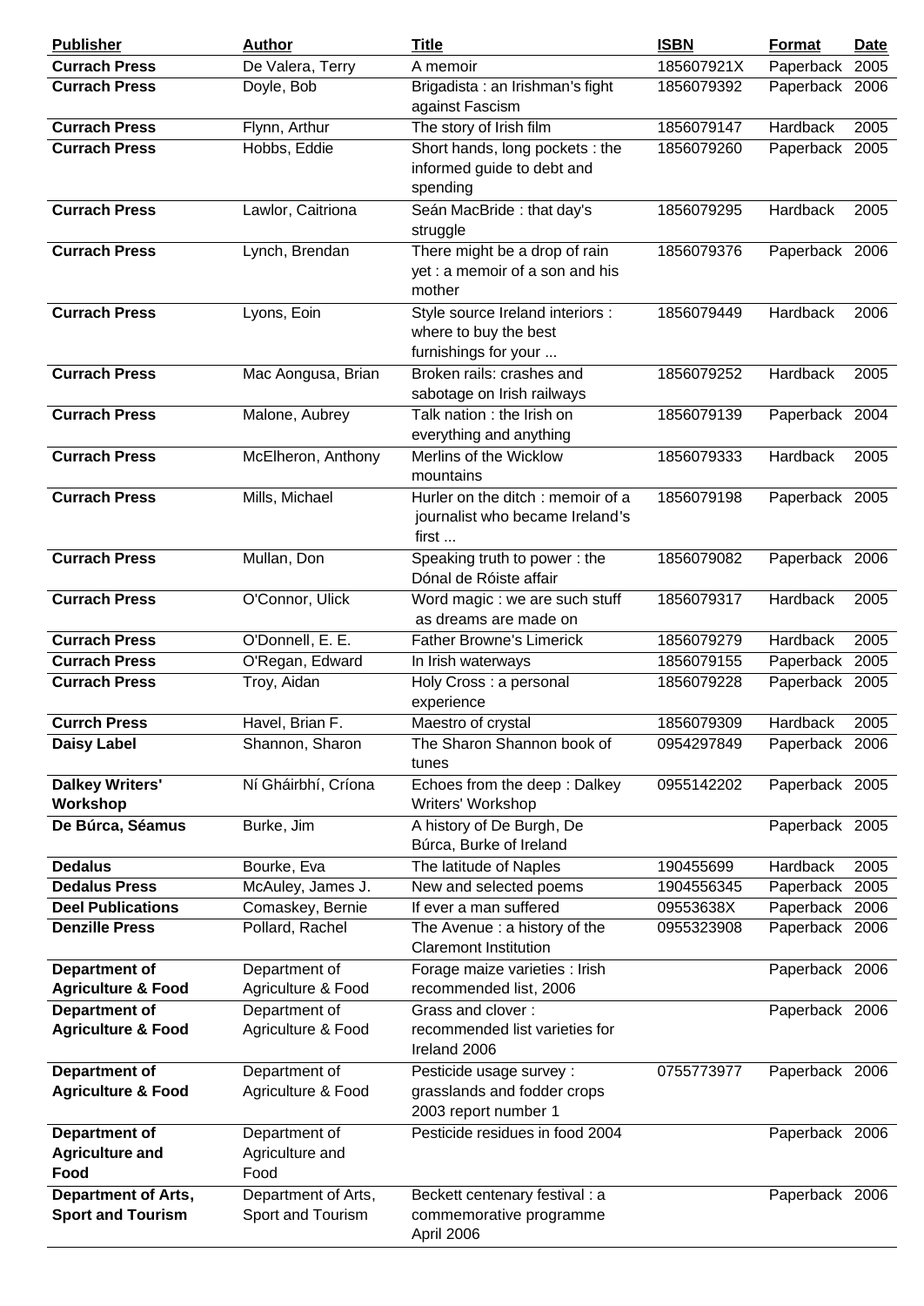| Publisher | Author | Title | ISBN | Format | Date |
|---|---|---|---|---|---|
| **Currach Press** | De Valera, Terry | A memoir | 185607921X | Paperback | 2005 |
| **Currach Press** | Doyle, Bob | Brigadista : an Irishman's fight against Fascism | 1856079392 | Paperback | 2006 |
| **Currach Press** | Flynn, Arthur | The story of Irish film | 1856079147 | Hardback | 2005 |
| **Currach Press** | Hobbs, Eddie | Short hands, long pockets : the informed guide to debt and spending | 1856079260 | Paperback | 2005 |
| **Currach Press** | Lawlor, Caitriona | Seán MacBride : that day's struggle | 1856079295 | Hardback | 2005 |
| **Currach Press** | Lynch, Brendan | There might be a drop of rain yet : a memoir of a son and his mother | 1856079376 | Paperback | 2006 |
| **Currach Press** | Lyons, Eoin | Style source Ireland interiors : where to buy the best furnishings for your ... | 1856079449 | Hardback | 2006 |
| **Currach Press** | Mac Aongusa, Brian | Broken rails: crashes and sabotage on Irish railways | 1856079252 | Hardback | 2005 |
| **Currach Press** | Malone, Aubrey | Talk nation : the Irish on everything and anything | 1856079139 | Paperback | 2004 |
| **Currach Press** | McElheron, Anthony | Merlins of the Wicklow mountains | 1856079333 | Hardback | 2005 |
| **Currach Press** | Mills, Michael | Hurler on the ditch : memoir of a journalist who became Ireland's first ... | 1856079198 | Paperback | 2005 |
| **Currach Press** | Mullan, Don | Speaking truth to power : the Dónal de Róiste affair | 1856079082 | Paperback | 2006 |
| **Currach Press** | O'Connor, Ulick | Word magic : we are such stuff as dreams are made on | 1856079317 | Hardback | 2005 |
| **Currach Press** | O'Donnell, E. E. | Father Browne's Limerick | 1856079279 | Hardback | 2005 |
| **Currach Press** | O'Regan, Edward | In Irish waterways | 1856079155 | Paperback | 2005 |
| **Currach Press** | Troy, Aidan | Holy Cross : a personal experience | 1856079228 | Paperback | 2005 |
| **Currch Press** | Havel, Brian F. | Maestro of crystal | 1856079309 | Hardback | 2005 |
| **Daisy Label** | Shannon, Sharon | The Sharon Shannon book of tunes | 0954297849 | Paperback | 2006 |
| **Dalkey Writers' Workshop** | Ní Gháirbhí, Críona | Echoes from the deep : Dalkey Writers' Workshop | 0955142202 | Paperback | 2005 |
| **De Búrca, Séamus** | Burke, Jim | A history of De Burgh, De Búrca, Burke of Ireland | | Paperback | 2005 |
| **Dedalus** | Bourke, Eva | The latitude of Naples | 190455699 | Hardback | 2005 |
| **Dedalus Press** | McAuley, James J. | New and selected poems | 1904556345 | Paperback | 2005 |
| **Deel Publications** | Comaskey, Bernie | If ever a man suffered | 09553638X | Paperback | 2006 |
| **Denzille Press** | Pollard, Rachel | The Avenue : a history of the Claremont Institution | 0955323908 | Paperback | 2006 |
| **Department of Agriculture & Food** | Department of Agriculture & Food | Forage maize varieties : Irish recommended list, 2006 | | Paperback | 2006 |
| **Department of Agriculture & Food** | Department of Agriculture & Food | Grass and clover : recommended list varieties for Ireland 2006 | | Paperback | 2006 |
| **Department of Agriculture & Food** | Department of Agriculture & Food | Pesticide usage survey : grasslands and fodder crops 2003 report number 1 | 0755773977 | Paperback | 2006 |
| **Department of Agriculture and Food** | Department of Agriculture and Food | Pesticide residues in food 2004 | | Paperback | 2006 |
| **Department of Arts, Sport and Tourism** | Department of Arts, Sport and Tourism | Beckett centenary festival : a commemorative programme April 2006 | | Paperback | 2006 |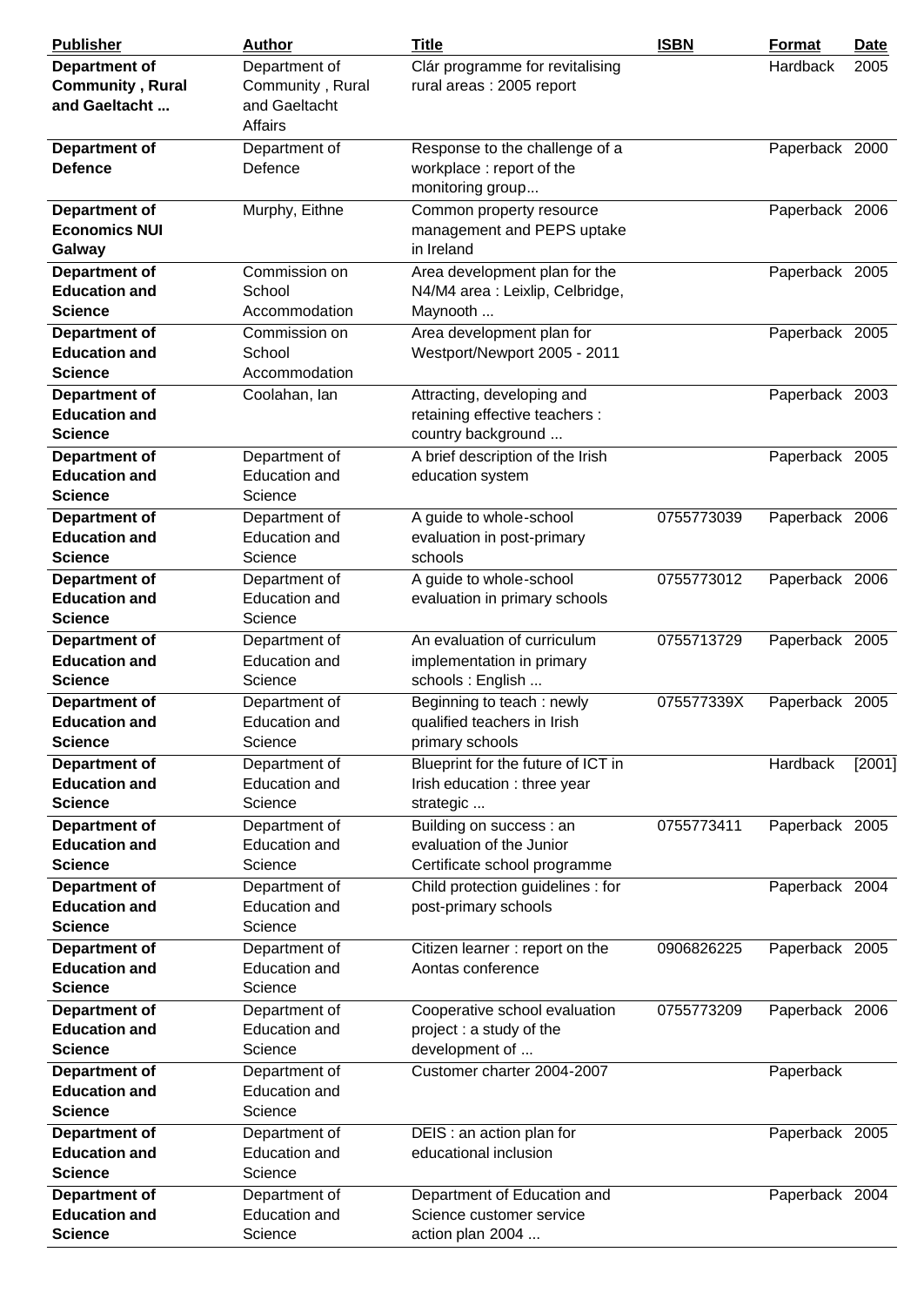| Publisher | Author | Title | ISBN | Format | Date |
|---|---|---|---|---|---|
| **Department of Community , Rural and Gaeltacht ...** | Department of Community , Rural and Gaeltacht Affairs | Clár programme for revitalising rural areas : 2005 report | | Hardback | 2005 |
| **Department of Defence** | Department of Defence | Response to the challenge of a workplace : report of the monitoring group... | | Paperback | 2000 |
| **Department of Economics NUI Galway** | Murphy, Eithne | Common property resource management and PEPS uptake in Ireland | | Paperback | 2006 |
| **Department of Education and Science** | Commission on School Accommodation | Area development plan for the N4/M4 area : Leixlip, Celbridge, Maynooth ... | | Paperback | 2005 |
| **Department of Education and Science** | Commission on School Accommodation | Area development plan for Westport/Newport 2005 - 2011 | | Paperback | 2005 |
| **Department of Education and Science** | Coolahan, Ian | Attracting, developing and retaining effective teachers : country background ... | | Paperback | 2003 |
| **Department of Education and Science** | Department of Education and Science | A brief description of the Irish education system | | Paperback | 2005 |
| **Department of Education and Science** | Department of Education and Science | A guide to whole-school evaluation in post-primary schools | 0755773039 | Paperback | 2006 |
| **Department of Education and Science** | Department of Education and Science | A guide to whole-school evaluation in primary schools | 0755773012 | Paperback | 2006 |
| **Department of Education and Science** | Department of Education and Science | An evaluation of curriculum implementation in primary schools : English ... | 0755713729 | Paperback | 2005 |
| **Department of Education and Science** | Department of Education and Science | Beginning to teach : newly qualified teachers in Irish primary schools | 075577339X | Paperback | 2005 |
| **Department of Education and Science** | Department of Education and Science | Blueprint for the future of ICT in Irish education : three year strategic ... | | Hardback | [2001] |
| **Department of Education and Science** | Department of Education and Science | Building on success : an evaluation of the Junior Certificate school programme | 0755773411 | Paperback | 2005 |
| **Department of Education and Science** | Department of Education and Science | Child protection guidelines : for post-primary schools | | Paperback | 2004 |
| **Department of Education and Science** | Department of Education and Science | Citizen learner : report on the Aontas conference | 0906826225 | Paperback | 2005 |
| **Department of Education and Science** | Department of Education and Science | Cooperative school evaluation project : a study of the development of ... | 0755773209 | Paperback | 2006 |
| **Department of Education and Science** | Department of Education and Science | Customer charter 2004-2007 | | Paperback | |
| **Department of Education and Science** | Department of Education and Science | DEIS : an action plan for educational inclusion | | Paperback | 2005 |
| **Department of Education and Science** | Department of Education and Science | Department of Education and Science customer service action plan 2004 ... | | Paperback | 2004 |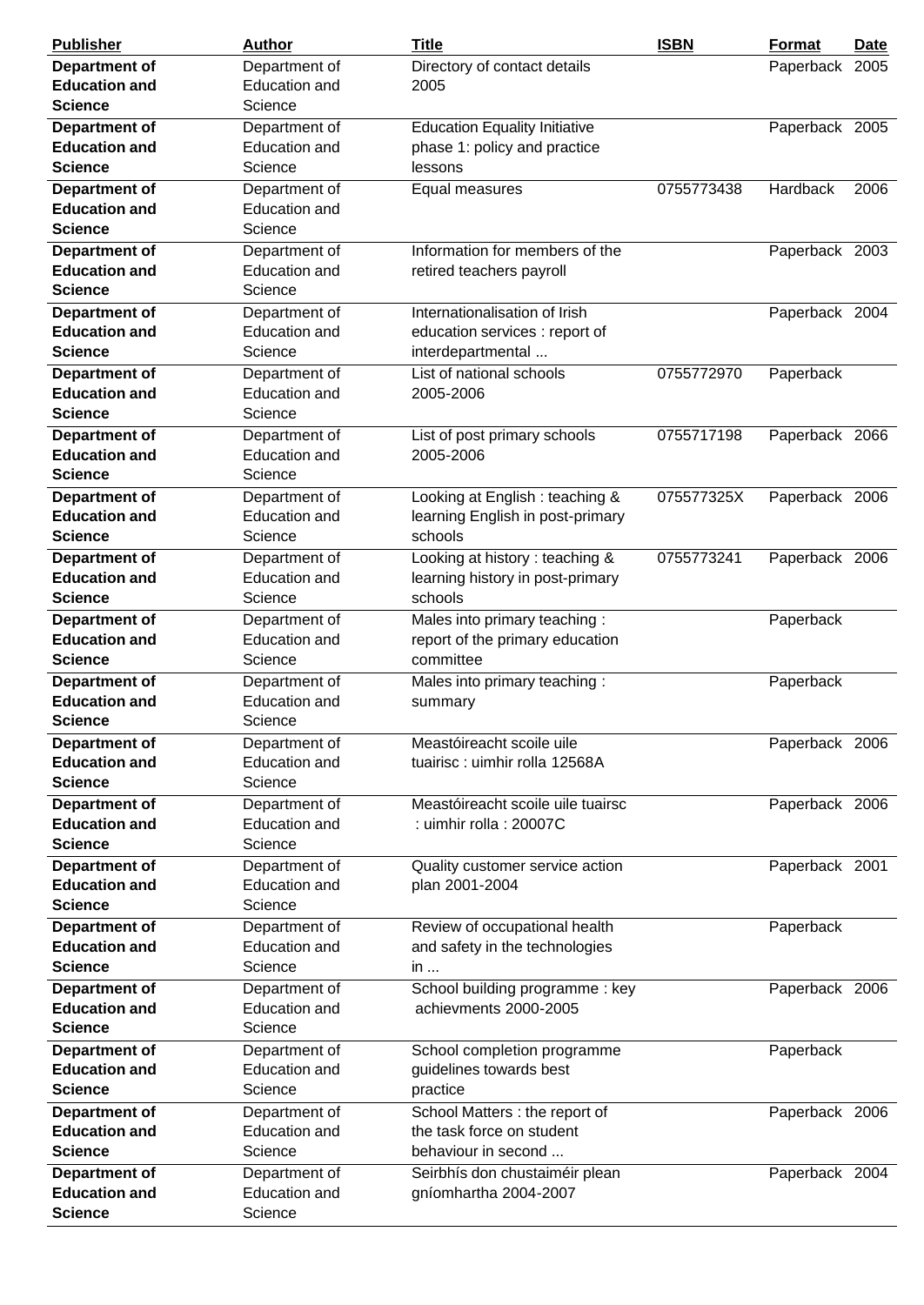| Publisher | Author | Title | ISBN | Format | Date |
| --- | --- | --- | --- | --- | --- |
| **Department of Education and Science** | Department of Education and Science | Directory of contact details 2005 | | Paperback | 2005 |
| **Department of Education and Science** | Department of Education and Science | Education Equality Initiative phase 1: policy and practice lessons | | Paperback | 2005 |
| **Department of Education and Science** | Department of Education and Science | Equal measures | 0755773438 | Hardback | 2006 |
| **Department of Education and Science** | Department of Education and Science | Information for members of the retired teachers payroll | | Paperback | 2003 |
| **Department of Education and Science** | Department of Education and Science | Internationalisation of Irish education services : report of interdepartmental ... | | Paperback | 2004 |
| **Department of Education and Science** | Department of Education and Science | List of national schools 2005-2006 | 0755772970 | Paperback | |
| **Department of Education and Science** | Department of Education and Science | List of post primary schools 2005-2006 | 0755717198 | Paperback | 2066 |
| **Department of Education and Science** | Department of Education and Science | Looking at English : teaching & learning English in post-primary schools | 075577325X | Paperback | 2006 |
| **Department of Education and Science** | Department of Education and Science | Looking at history : teaching & learning history in post-primary schools | 0755773241 | Paperback | 2006 |
| **Department of Education and Science** | Department of Education and Science | Males into primary teaching : report of the primary education committee | | Paperback | |
| **Department of Education and Science** | Department of Education and Science | Males into primary teaching : summary | | Paperback | |
| **Department of Education and Science** | Department of Education and Science | Meastóireacht scoile uile tuairisc : uimhir rolla 12568A | | Paperback | 2006 |
| **Department of Education and Science** | Department of Education and Science | Meastóireacht scoile uile tuairsc : uimhir rolla : 20007C | | Paperback | 2006 |
| **Department of Education and Science** | Department of Education and Science | Quality customer service action plan 2001-2004 | | Paperback | 2001 |
| **Department of Education and Science** | Department of Education and Science | Review of occupational health and safety in the technologies in ... | | Paperback | |
| **Department of Education and Science** | Department of Education and Science | School building programme : key achievments 2000-2005 | | Paperback | 2006 |
| **Department of Education and Science** | Department of Education and Science | School completion programme guidelines towards best practice | | Paperback | |
| **Department of Education and Science** | Department of Education and Science | School Matters : the report of the task force on student behaviour in second ... | | Paperback | 2006 |
| **Department of Education and Science** | Department of Education and Science | Seirbhís don chustaiméir plean gníomhartha 2004-2007 | | Paperback | 2004 |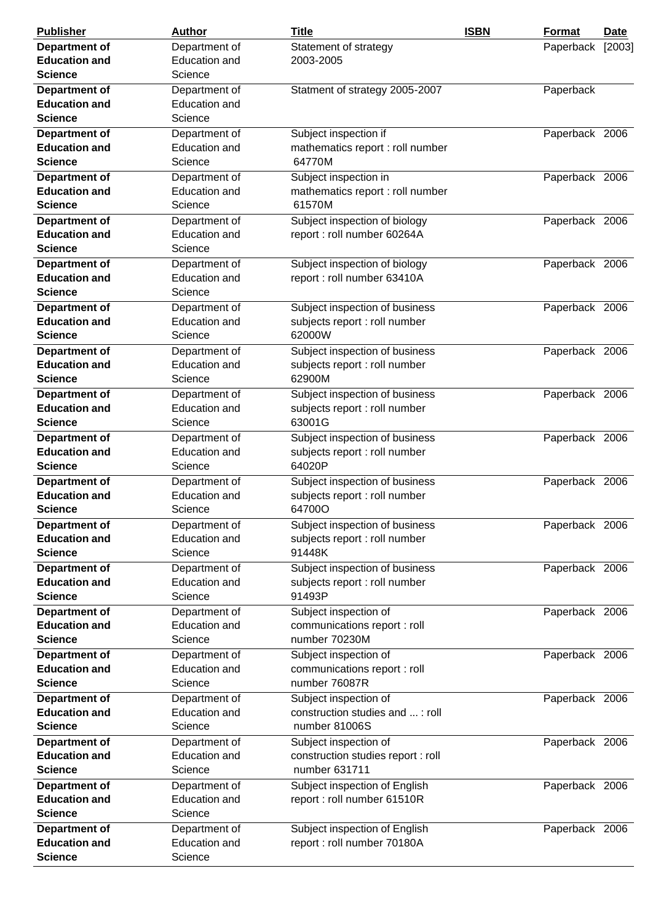| Publisher | Author | Title | ISBN | Format | Date |
|---|---|---|---|---|---|
| **Department of Education and Science** | Department of Education and Science | Statement of strategy 2003-2005 | | Paperback | [2003] |
| **Department of Education and Science** | Department of Education and Science | Statment of strategy 2005-2007 | | Paperback | |
| **Department of Education and Science** | Department of Education and Science | Subject inspection if mathematics report : roll number 64770M | | Paperback | 2006 |
| **Department of Education and Science** | Department of Education and Science | Subject inspection in mathematics report : roll number 61570M | | Paperback | 2006 |
| **Department of Education and Science** | Department of Education and Science | Subject inspection of biology report : roll number 60264A | | Paperback | 2006 |
| **Department of Education and Science** | Department of Education and Science | Subject inspection of biology report : roll number 63410A | | Paperback | 2006 |
| **Department of Education and Science** | Department of Education and Science | Subject inspection of business subjects report : roll number 62000W | | Paperback | 2006 |
| **Department of Education and Science** | Department of Education and Science | Subject inspection of business subjects report : roll number 62900M | | Paperback | 2006 |
| **Department of Education and Science** | Department of Education and Science | Subject inspection of business subjects report : roll number 63001G | | Paperback | 2006 |
| **Department of Education and Science** | Department of Education and Science | Subject inspection of business subjects report : roll number 64020P | | Paperback | 2006 |
| **Department of Education and Science** | Department of Education and Science | Subject inspection of business subjects report : roll number 64700O | | Paperback | 2006 |
| **Department of Education and Science** | Department of Education and Science | Subject inspection of business subjects report : roll number 91448K | | Paperback | 2006 |
| **Department of Education and Science** | Department of Education and Science | Subject inspection of business subjects report : roll number 91493P | | Paperback | 2006 |
| **Department of Education and Science** | Department of Education and Science | Subject inspection of communications report : roll number 70230M | | Paperback | 2006 |
| **Department of Education and Science** | Department of Education and Science | Subject inspection of communications report : roll number 76087R | | Paperback | 2006 |
| **Department of Education and Science** | Department of Education and Science | Subject inspection of construction studies and ... : roll number 81006S | | Paperback | 2006 |
| **Department of Education and Science** | Department of Education and Science | Subject inspection of construction studies report : roll number 631711 | | Paperback | 2006 |
| **Department of Education and Science** | Department of Education and Science | Subject inspection of English report : roll number 61510R | | Paperback | 2006 |
| **Department of Education and Science** | Department of Education and Science | Subject inspection of English report : roll number 70180A | | Paperback | 2006 |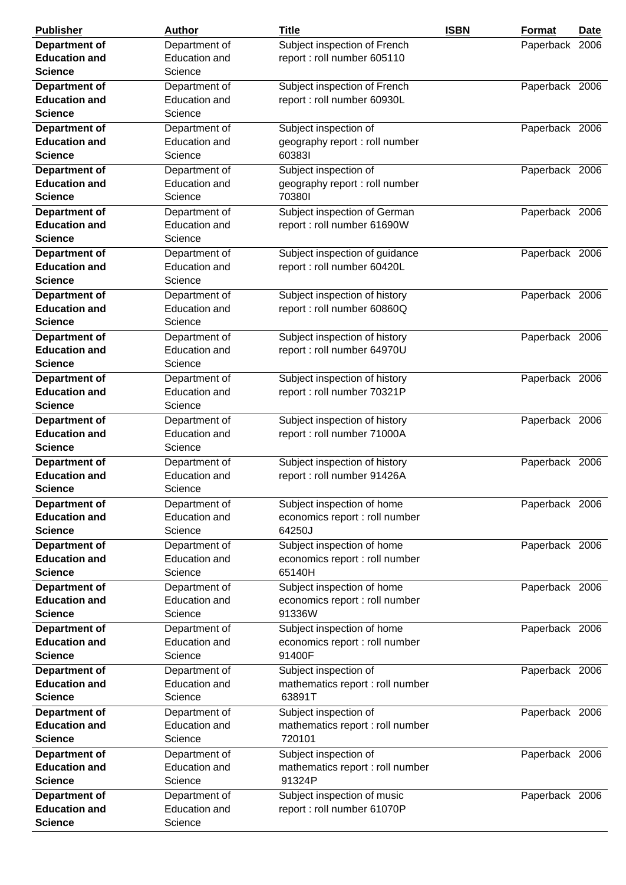| Publisher | Author | Title | ISBN | Format | Date |
| --- | --- | --- | --- | --- | --- |
| **Department of Education and Science** | Department of Education and Science | Subject inspection of French report : roll number 605110 | | Paperback | 2006 |
| **Department of Education and Science** | Department of Education and Science | Subject inspection of French report : roll number 60930L | | Paperback | 2006 |
| **Department of Education and Science** | Department of Education and Science | Subject inspection of geography report : roll number 60383I | | Paperback | 2006 |
| **Department of Education and Science** | Department of Education and Science | Subject inspection of geography report : roll number 70380I | | Paperback | 2006 |
| **Department of Education and Science** | Department of Education and Science | Subject inspection of German report : roll number 61690W | | Paperback | 2006 |
| **Department of Education and Science** | Department of Education and Science | Subject inspection of guidance report : roll number 60420L | | Paperback | 2006 |
| **Department of Education and Science** | Department of Education and Science | Subject inspection of history report : roll number 60860Q | | Paperback | 2006 |
| **Department of Education and Science** | Department of Education and Science | Subject inspection of history report : roll number 64970U | | Paperback | 2006 |
| **Department of Education and Science** | Department of Education and Science | Subject inspection of history report : roll number 70321P | | Paperback | 2006 |
| **Department of Education and Science** | Department of Education and Science | Subject inspection of history report : roll number 71000A | | Paperback | 2006 |
| **Department of Education and Science** | Department of Education and Science | Subject inspection of history report : roll number 91426A | | Paperback | 2006 |
| **Department of Education and Science** | Department of Education and Science | Subject inspection of home economics report : roll number 64250J | | Paperback | 2006 |
| **Department of Education and Science** | Department of Education and Science | Subject inspection of home economics report : roll number 65140H | | Paperback | 2006 |
| **Department of Education and Science** | Department of Education and Science | Subject inspection of home economics report : roll number 91336W | | Paperback | 2006 |
| **Department of Education and Science** | Department of Education and Science | Subject inspection of home economics report : roll number 91400F | | Paperback | 2006 |
| **Department of Education and Science** | Department of Education and Science | Subject inspection of mathematics report : roll number 63891T | | Paperback | 2006 |
| **Department of Education and Science** | Department of Education and Science | Subject inspection of mathematics report : roll number 720101 | | Paperback | 2006 |
| **Department of Education and Science** | Department of Education and Science | Subject inspection of mathematics report : roll number 91324P | | Paperback | 2006 |
| **Department of Education and Science** | Department of Education and Science | Subject inspection of music report : roll number 61070P | | Paperback | 2006 |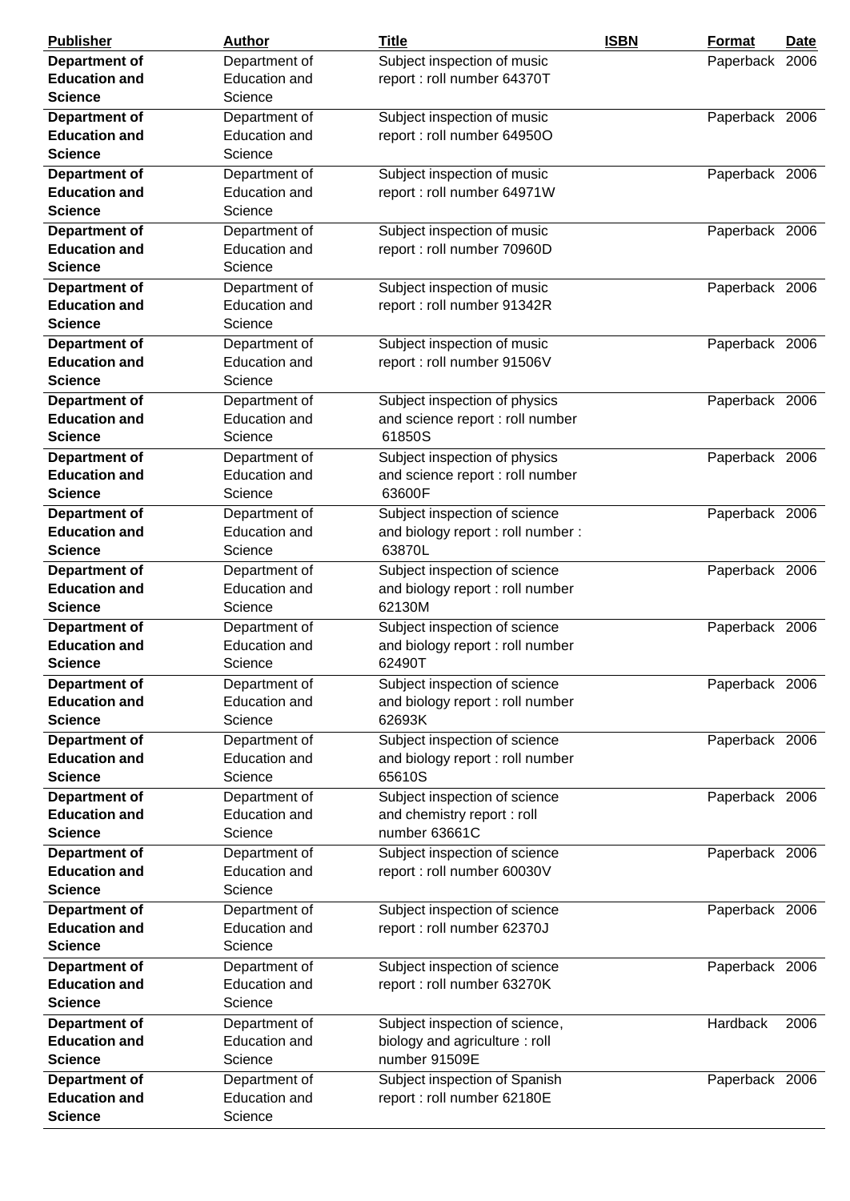| Publisher | Author | Title | ISBN | Format | Date |
|---|---|---|---|---|---|
| **Department of Education and Science** | Department of Education and Science | Subject inspection of music report : roll number 64370T | | Paperback | 2006 |
| **Department of Education and Science** | Department of Education and Science | Subject inspection of music report : roll number 64950O | | Paperback | 2006 |
| **Department of Education and Science** | Department of Education and Science | Subject inspection of music report : roll number 64971W | | Paperback | 2006 |
| **Department of Education and Science** | Department of Education and Science | Subject inspection of music report : roll number 70960D | | Paperback | 2006 |
| **Department of Education and Science** | Department of Education and Science | Subject inspection of music report : roll number 91342R | | Paperback | 2006 |
| **Department of Education and Science** | Department of Education and Science | Subject inspection of music report : roll number 91506V | | Paperback | 2006 |
| **Department of Education and Science** | Department of Education and Science | Subject inspection of physics and science report : roll number 61850S | | Paperback | 2006 |
| **Department of Education and Science** | Department of Education and Science | Subject inspection of physics and science report : roll number 63600F | | Paperback | 2006 |
| **Department of Education and Science** | Department of Education and Science | Subject inspection of science and biology report : roll number : 63870L | | Paperback | 2006 |
| **Department of Education and Science** | Department of Education and Science | Subject inspection of science and biology report : roll number 62130M | | Paperback | 2006 |
| **Department of Education and Science** | Department of Education and Science | Subject inspection of science and biology report : roll number 62490T | | Paperback | 2006 |
| **Department of Education and Science** | Department of Education and Science | Subject inspection of science and biology report : roll number 62693K | | Paperback | 2006 |
| **Department of Education and Science** | Department of Education and Science | Subject inspection of science and biology report : roll number 65610S | | Paperback | 2006 |
| **Department of Education and Science** | Department of Education and Science | Subject inspection of science and chemistry report : roll number 63661C | | Paperback | 2006 |
| **Department of Education and Science** | Department of Education and Science | Subject inspection of science report : roll number 60030V | | Paperback | 2006 |
| **Department of Education and Science** | Department of Education and Science | Subject inspection of science report : roll number 62370J | | Paperback | 2006 |
| **Department of Education and Science** | Department of Education and Science | Subject inspection of science report : roll number 63270K | | Paperback | 2006 |
| **Department of Education and Science** | Department of Education and Science | Subject inspection of science, biology and agriculture : roll number 91509E | | Hardback | 2006 |
| **Department of Education and Science** | Department of Education and Science | Subject inspection of Spanish report : roll number 62180E | | Paperback | 2006 |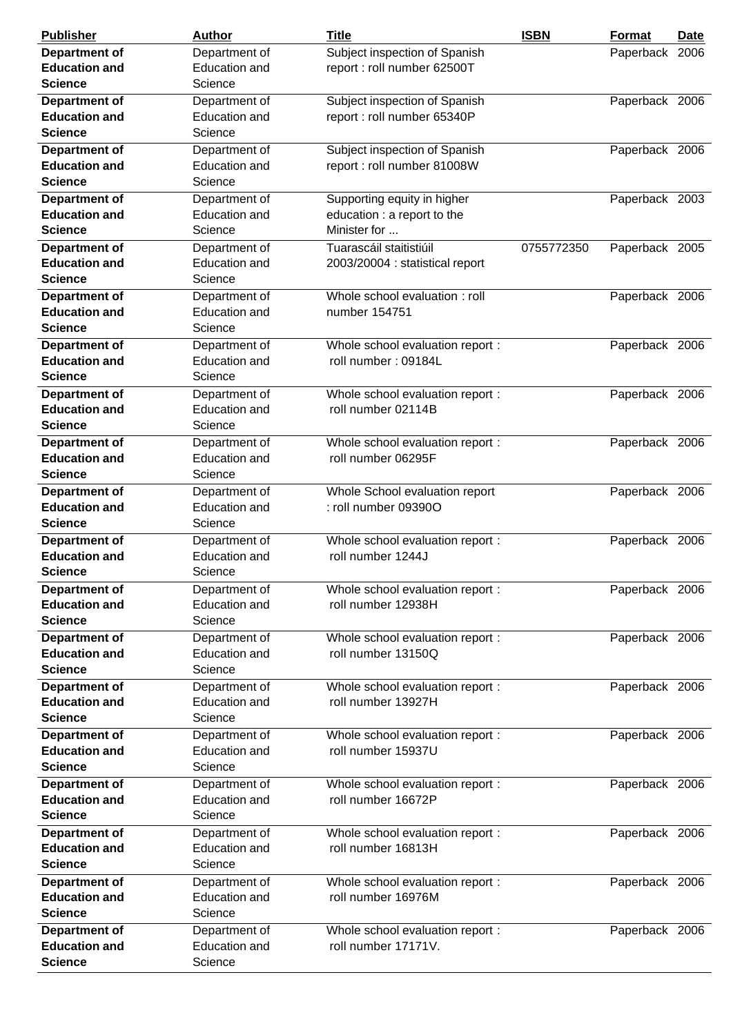| Publisher | Author | Title | ISBN | Format | Date |
|---|---|---|---|---|---|
| **Department of Education and Science** | Department of Education and Science | Subject inspection of Spanish report : roll number 62500T | | Paperback | 2006 |
| **Department of Education and Science** | Department of Education and Science | Subject inspection of Spanish report : roll number 65340P | | Paperback | 2006 |
| **Department of Education and Science** | Department of Education and Science | Subject inspection of Spanish report : roll number 81008W | | Paperback | 2006 |
| **Department of Education and Science** | Department of Education and Science | Supporting equity in higher education : a report to the Minister for ... | | Paperback | 2003 |
| **Department of Education and Science** | Department of Education and Science | Tuarascáil staitistiúil 2003/20004 : statistical report | 0755772350 | Paperback | 2005 |
| **Department of Education and Science** | Department of Education and Science | Whole school evaluation : roll number 154751 | | Paperback | 2006 |
| **Department of Education and Science** | Department of Education and Science | Whole school evaluation report : roll number : 09184L | | Paperback | 2006 |
| **Department of Education and Science** | Department of Education and Science | Whole school evaluation report : roll number 02114B | | Paperback | 2006 |
| **Department of Education and Science** | Department of Education and Science | Whole school evaluation report : roll number 06295F | | Paperback | 2006 |
| **Department of Education and Science** | Department of Education and Science | Whole School evaluation report : roll number 09390O | | Paperback | 2006 |
| **Department of Education and Science** | Department of Education and Science | Whole school evaluation report : roll number 1244J | | Paperback | 2006 |
| **Department of Education and Science** | Department of Education and Science | Whole school evaluation report : roll number 12938H | | Paperback | 2006 |
| **Department of Education and Science** | Department of Education and Science | Whole school evaluation report : roll number 13150Q | | Paperback | 2006 |
| **Department of Education and Science** | Department of Education and Science | Whole school evaluation report : roll number 13927H | | Paperback | 2006 |
| **Department of Education and Science** | Department of Education and Science | Whole school evaluation report : roll number 15937U | | Paperback | 2006 |
| **Department of Education and Science** | Department of Education and Science | Whole school evaluation report : roll number 16672P | | Paperback | 2006 |
| **Department of Education and Science** | Department of Education and Science | Whole school evaluation report : roll number 16813H | | Paperback | 2006 |
| **Department of Education and Science** | Department of Education and Science | Whole school evaluation report : roll number 16976M | | Paperback | 2006 |
| **Department of Education and Science** | Department of Education and Science | Whole school evaluation report : roll number 17171V. | | Paperback | 2006 |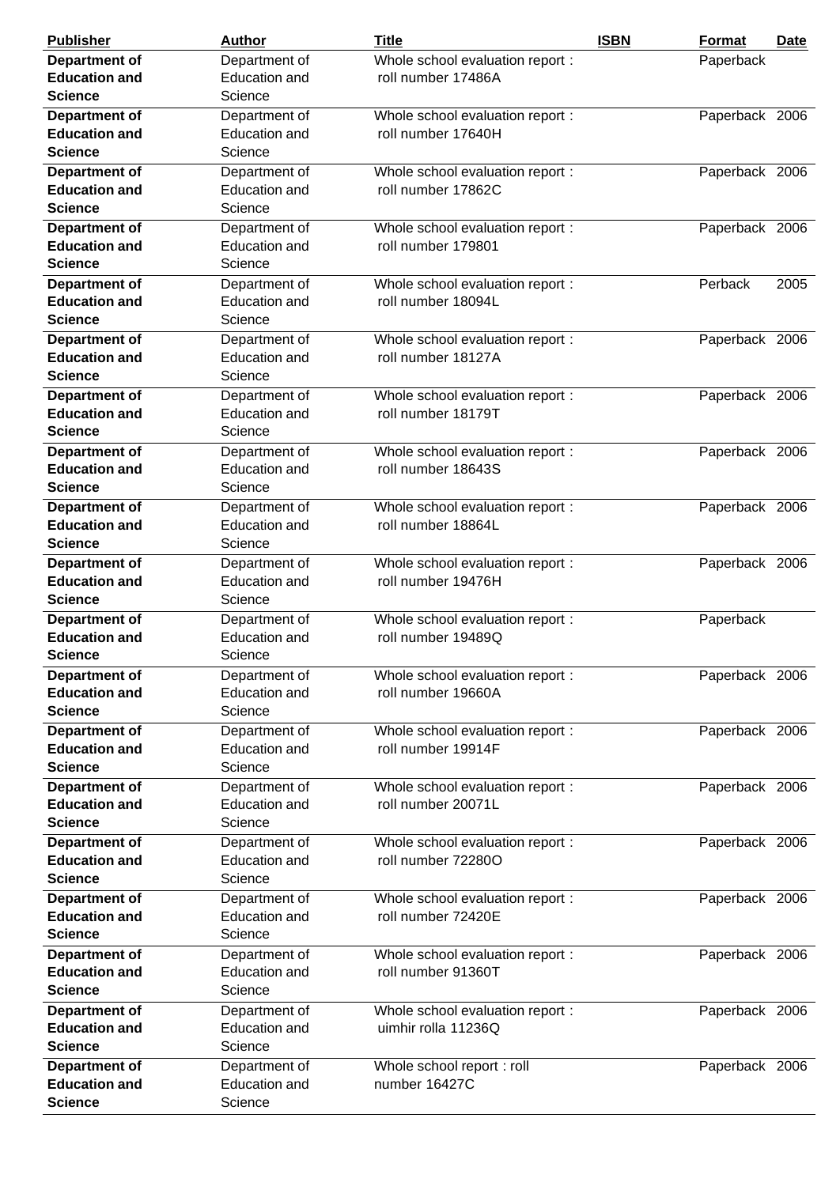| Publisher | Author | Title | ISBN | Format | Date |
|---|---|---|---|---|---|
| **Department of Education and Science** | Department of Education and Science | Whole school evaluation report : roll number 17486A | | Paperback | |
| **Department of Education and Science** | Department of Education and Science | Whole school evaluation report : roll number 17640H | | Paperback | 2006 |
| **Department of Education and Science** | Department of Education and Science | Whole school evaluation report : roll number 17862C | | Paperback | 2006 |
| **Department of Education and Science** | Department of Education and Science | Whole school evaluation report : roll number 179801 | | Paperback | 2006 |
| **Department of Education and Science** | Department of Education and Science | Whole school evaluation report : roll number 18094L | | Perback | 2005 |
| **Department of Education and Science** | Department of Education and Science | Whole school evaluation report : roll number 18127A | | Paperback | 2006 |
| **Department of Education and Science** | Department of Education and Science | Whole school evaluation report : roll number 18179T | | Paperback | 2006 |
| **Department of Education and Science** | Department of Education and Science | Whole school evaluation report : roll number 18643S | | Paperback | 2006 |
| **Department of Education and Science** | Department of Education and Science | Whole school evaluation report : roll number 18864L | | Paperback | 2006 |
| **Department of Education and Science** | Department of Education and Science | Whole school evaluation report : roll number 19476H | | Paperback | 2006 |
| **Department of Education and Science** | Department of Education and Science | Whole school evaluation report : roll number 19489Q | | Paperback | |
| **Department of Education and Science** | Department of Education and Science | Whole school evaluation report : roll number 19660A | | Paperback | 2006 |
| **Department of Education and Science** | Department of Education and Science | Whole school evaluation report : roll number 19914F | | Paperback | 2006 |
| **Department of Education and Science** | Department of Education and Science | Whole school evaluation report : roll number 20071L | | Paperback | 2006 |
| **Department of Education and Science** | Department of Education and Science | Whole school evaluation report : roll number 72280O | | Paperback | 2006 |
| **Department of Education and Science** | Department of Education and Science | Whole school evaluation report : roll number 72420E | | Paperback | 2006 |
| **Department of Education and Science** | Department of Education and Science | Whole school evaluation report : roll number 91360T | | Paperback | 2006 |
| **Department of Education and Science** | Department of Education and Science | Whole school evaluation report : uimhir rolla 11236Q | | Paperback | 2006 |
| **Department of Education and Science** | Department of Education and Science | Whole school report : roll number 16427C | | Paperback | 2006 |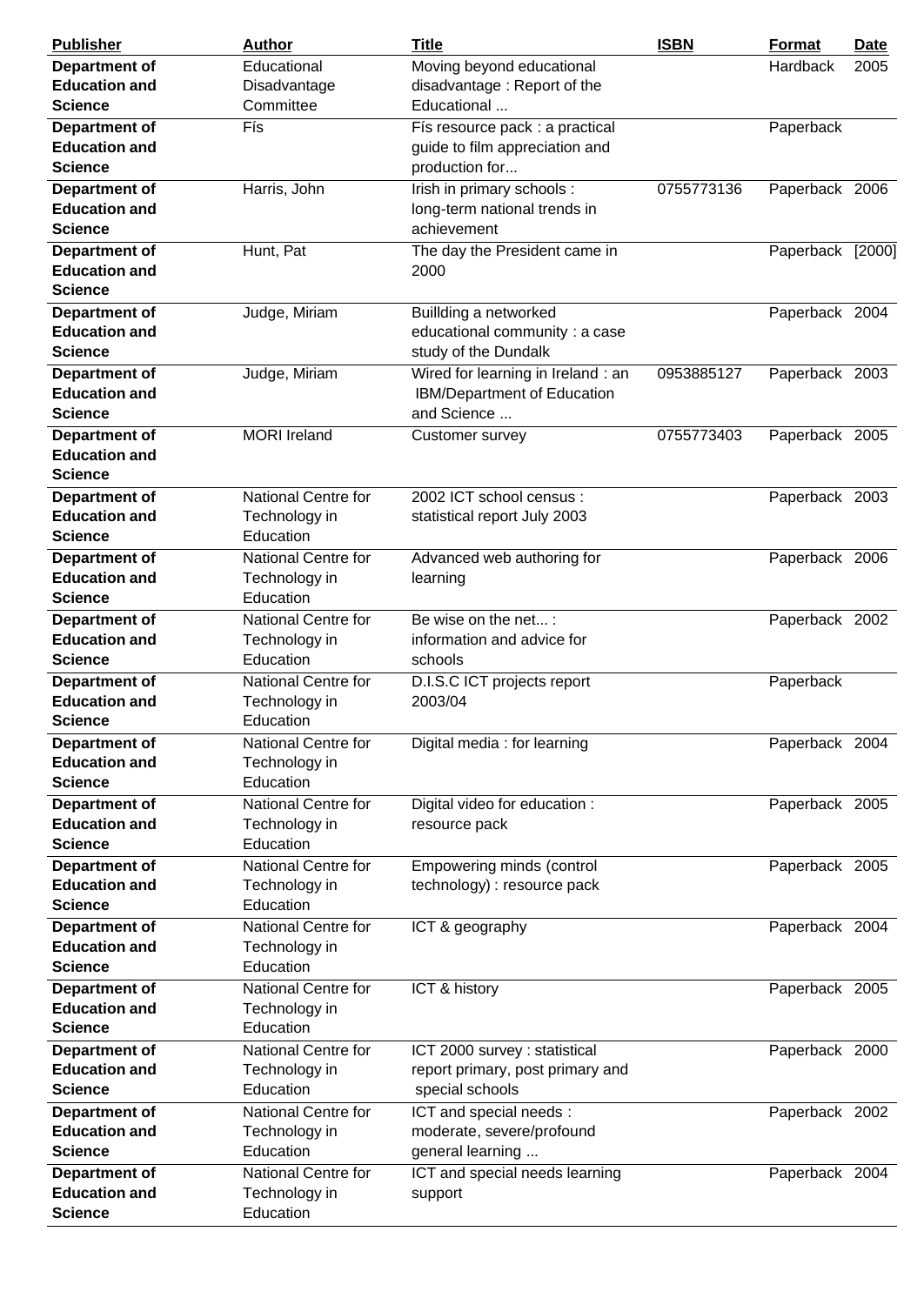| Publisher | Author | Title | ISBN | Format | Date |
|---|---|---|---|---|---|
| **Department of Education and Science** | Educational Disadvantage Committee | Moving beyond educational disadvantage : Report of the Educational ... | | Hardback | 2005 |
| **Department of Education and Science** | Fís | Fís resource pack : a practical guide to film appreciation and production for... | | Paperback | |
| **Department of Education and Science** | Harris, John | Irish in primary schools : long-term national trends in achievement | 0755773136 | Paperback | 2006 |
| **Department of Education and Science** | Hunt, Pat | The day the President came in 2000 | | Paperback | [2000] |
| **Department of Education and Science** | Judge, Miriam | Buillding a networked educational community : a case study of the Dundalk | | Paperback | 2004 |
| **Department of Education and Science** | Judge, Miriam | Wired for learning in Ireland : an IBM/Department of Education and Science ... | 0953885127 | Paperback | 2003 |
| **Department of Education and Science** | MORI Ireland | Customer survey | 0755773403 | Paperback | 2005 |
| **Department of Education and Science** | National Centre for Technology in Education | 2002 ICT school census : statistical report July 2003 | | Paperback | 2003 |
| **Department of Education and Science** | National Centre for Technology in Education | Advanced web authoring for learning | | Paperback | 2006 |
| **Department of Education and Science** | National Centre for Technology in Education | Be wise on the net... : information and advice for schools | | Paperback | 2002 |
| **Department of Education and Science** | National Centre for Technology in Education | D.I.S.C ICT projects report 2003/04 | | Paperback | |
| **Department of Education and Science** | National Centre for Technology in Education | Digital media : for learning | | Paperback | 2004 |
| **Department of Education and Science** | National Centre for Technology in Education | Digital video for education : resource pack | | Paperback | 2005 |
| **Department of Education and Science** | National Centre for Technology in Education | Empowering minds (control technology) : resource pack | | Paperback | 2005 |
| **Department of Education and Science** | National Centre for Technology in Education | ICT & geography | | Paperback | 2004 |
| **Department of Education and Science** | National Centre for Technology in Education | ICT & history | | Paperback | 2005 |
| **Department of Education and Science** | National Centre for Technology in Education | ICT 2000 survey : statistical report primary, post primary and special schools | | Paperback | 2000 |
| **Department of Education and Science** | National Centre for Technology in Education | ICT and special needs : moderate, severe/profound general learning ... | | Paperback | 2002 |
| **Department of Education and Science** | National Centre for Technology in Education | ICT and special needs learning support | | Paperback | 2004 |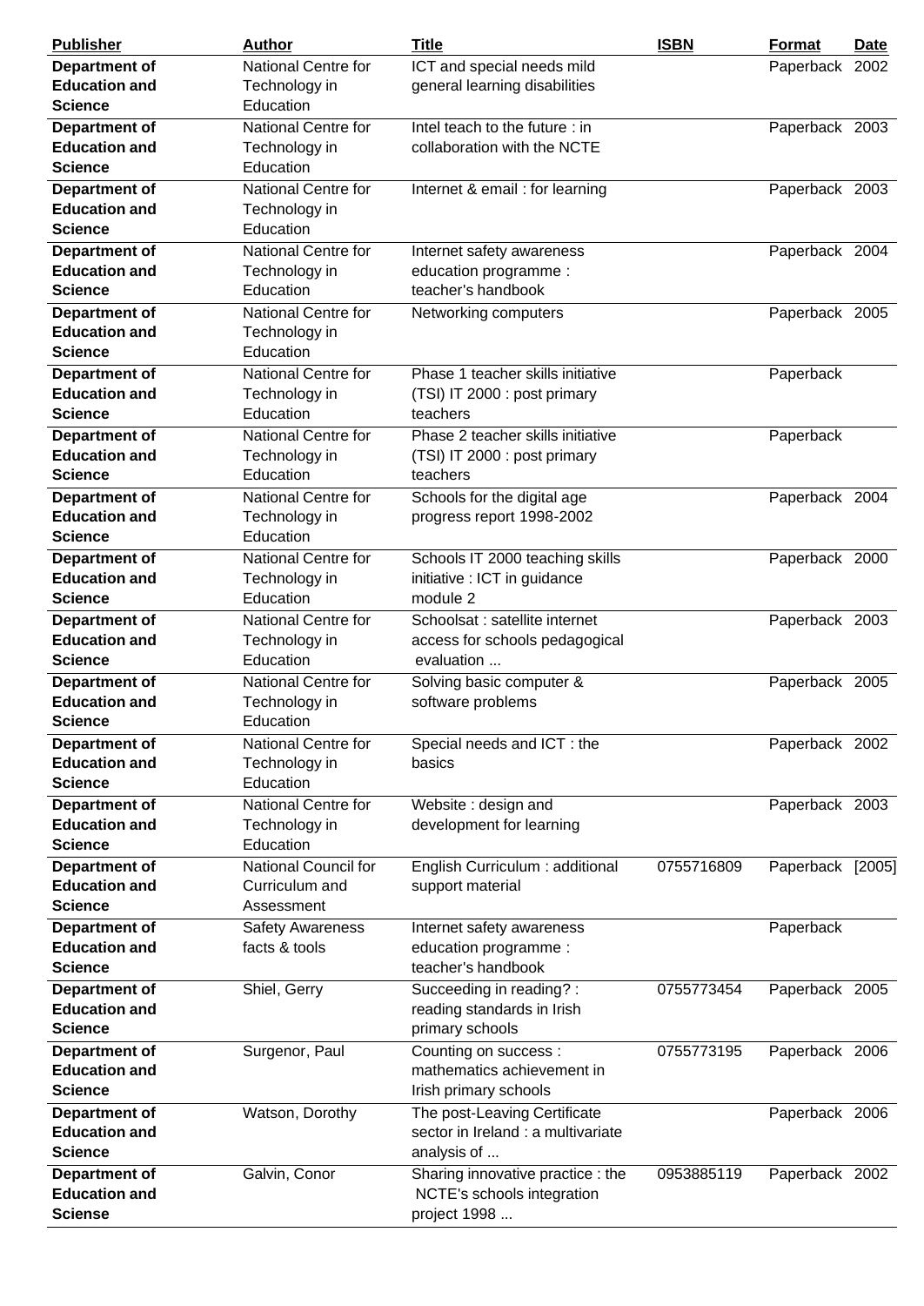| Publisher | Author | Title | ISBN | Format | Date |
|---|---|---|---|---|---|
| **Department of Education and Science** | National Centre for Technology in Education | ICT and special needs mild general learning disabilities | | Paperback | 2002 |
| **Department of Education and Science** | National Centre for Technology in Education | Intel teach to the future : in collaboration with the NCTE | | Paperback | 2003 |
| **Department of Education and Science** | National Centre for Technology in Education | Internet & email : for learning | | Paperback | 2003 |
| **Department of Education and Science** | National Centre for Technology in Education | Internet safety awareness education programme : teacher's handbook | | Paperback | 2004 |
| **Department of Education and Science** | National Centre for Technology in Education | Networking computers | | Paperback | 2005 |
| **Department of Education and Science** | National Centre for Technology in Education | Phase 1 teacher skills initiative (TSI) IT 2000 : post primary teachers | | Paperback | |
| **Department of Education and Science** | National Centre for Technology in Education | Phase 2 teacher skills initiative (TSI) IT 2000 : post primary teachers | | Paperback | |
| **Department of Education and Science** | National Centre for Technology in Education | Schools for the digital age progress report 1998-2002 | | Paperback | 2004 |
| **Department of Education and Science** | National Centre for Technology in Education | Schools IT 2000 teaching skills initiative : ICT in guidance module 2 | | Paperback | 2000 |
| **Department of Education and Science** | National Centre for Technology in Education | Schoolsat : satellite internet access for schools pedagogical evaluation ... | | Paperback | 2003 |
| **Department of Education and Science** | National Centre for Technology in Education | Solving basic computer & software problems | | Paperback | 2005 |
| **Department of Education and Science** | National Centre for Technology in Education | Special needs and ICT : the basics | | Paperback | 2002 |
| **Department of Education and Science** | National Centre for Technology in Education | Website : design and development for learning | | Paperback | 2003 |
| **Department of Education and Science** | National Council for Curriculum and Assessment | English Curriculum : additional support material | 0755716809 | Paperback | [2005] |
| **Department of Education and Science** | Safety Awareness facts & tools | Internet safety awareness education programme : teacher's handbook | | Paperback | |
| **Department of Education and Science** | Shiel, Gerry | Succeeding in reading? : reading standards in Irish primary schools | 0755773454 | Paperback | 2005 |
| **Department of Education and Science** | Surgenor, Paul | Counting on success : mathematics achievement in Irish primary schools | 0755773195 | Paperback | 2006 |
| **Department of Education and Science** | Watson, Dorothy | The post-Leaving Certificate sector in Ireland : a multivariate analysis of ... | | Paperback | 2006 |
| **Department of Education and Sciense** | Galvin, Conor | Sharing innovative practice : the NCTE's schools integration project 1998 ... | 0953885119 | Paperback | 2002 |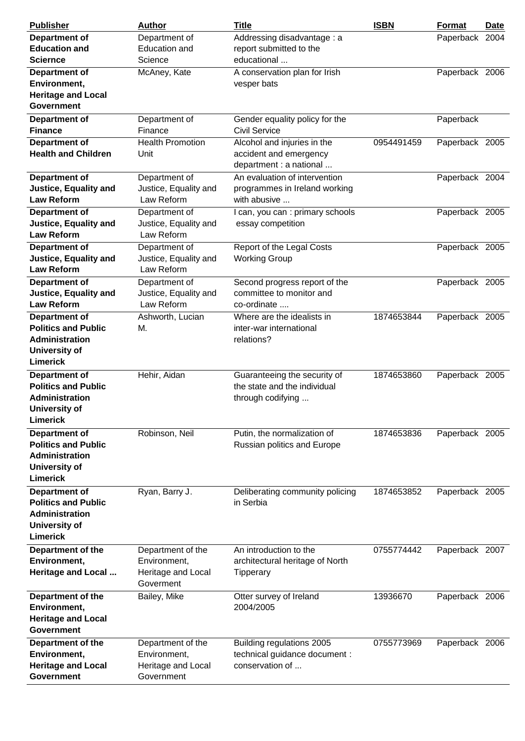| Publisher | Author | Title | ISBN | Format | Date |
|---|---|---|---|---|---|
| **Department of Education and Sciernce** | Department of Education and Science | Addressing disadvantage : a report submitted to the educational ... | | Paperback | 2004 |
| **Department of Environment, Heritage and Local Government** | McAney, Kate | A conservation plan for Irish vesper bats | | Paperback | 2006 |
| **Department of Finance** | Department of Finance | Gender equality policy for the Civil Service | | Paperback | |
| **Department of Health and Children** | Health Promotion Unit | Alcohol and injuries in the accident and emergency department : a national ... | 0954491459 | Paperback | 2005 |
| **Department of Justice, Equality and Law Reform** | Department of Justice, Equality and Law Reform | An evaluation of intervention programmes in Ireland working with abusive ... | | Paperback | 2004 |
| **Department of Justice, Equality and Law Reform** | Department of Justice, Equality and Law Reform | I can, you can : primary schools essay competition | | Paperback | 2005 |
| **Department of Justice, Equality and Law Reform** | Department of Justice, Equality and Law Reform | Report of the Legal Costs Working Group | | Paperback | 2005 |
| **Department of Justice, Equality and Law Reform** | Department of Justice, Equality and Law Reform | Second progress report of the committee to monitor and co-ordinate .... | | Paperback | 2005 |
| **Department of Politics and Public Administration University of Limerick** | Ashworth, Lucian M. | Where are the idealists in inter-war international relations? | 1874653844 | Paperback | 2005 |
| **Department of Politics and Public Administration University of Limerick** | Hehir, Aidan | Guaranteeing the security of the state and the individual through codifying ... | 1874653860 | Paperback | 2005 |
| **Department of Politics and Public Administration University of Limerick** | Robinson, Neil | Putin, the normalization of Russian politics and Europe | 1874653836 | Paperback | 2005 |
| **Department of Politics and Public Administration University of Limerick** | Ryan, Barry J. | Deliberating community policing in Serbia | 1874653852 | Paperback | 2005 |
| **Department of the Environment, Heritage and Local ...** | Department of the Environment, Heritage and Local Goverment | An introduction to the architectural heritage of North Tipperary | 0755774442 | Paperback | 2007 |
| **Department of the Environment, Heritage and Local Government** | Bailey, Mike | Otter survey of Ireland 2004/2005 | 13936670 | Paperback | 2006 |
| **Department of the Environment, Heritage and Local Government** | Department of the Environment, Heritage and Local Government | Building regulations 2005 technical guidance document : conservation of ... | 0755773969 | Paperback | 2006 |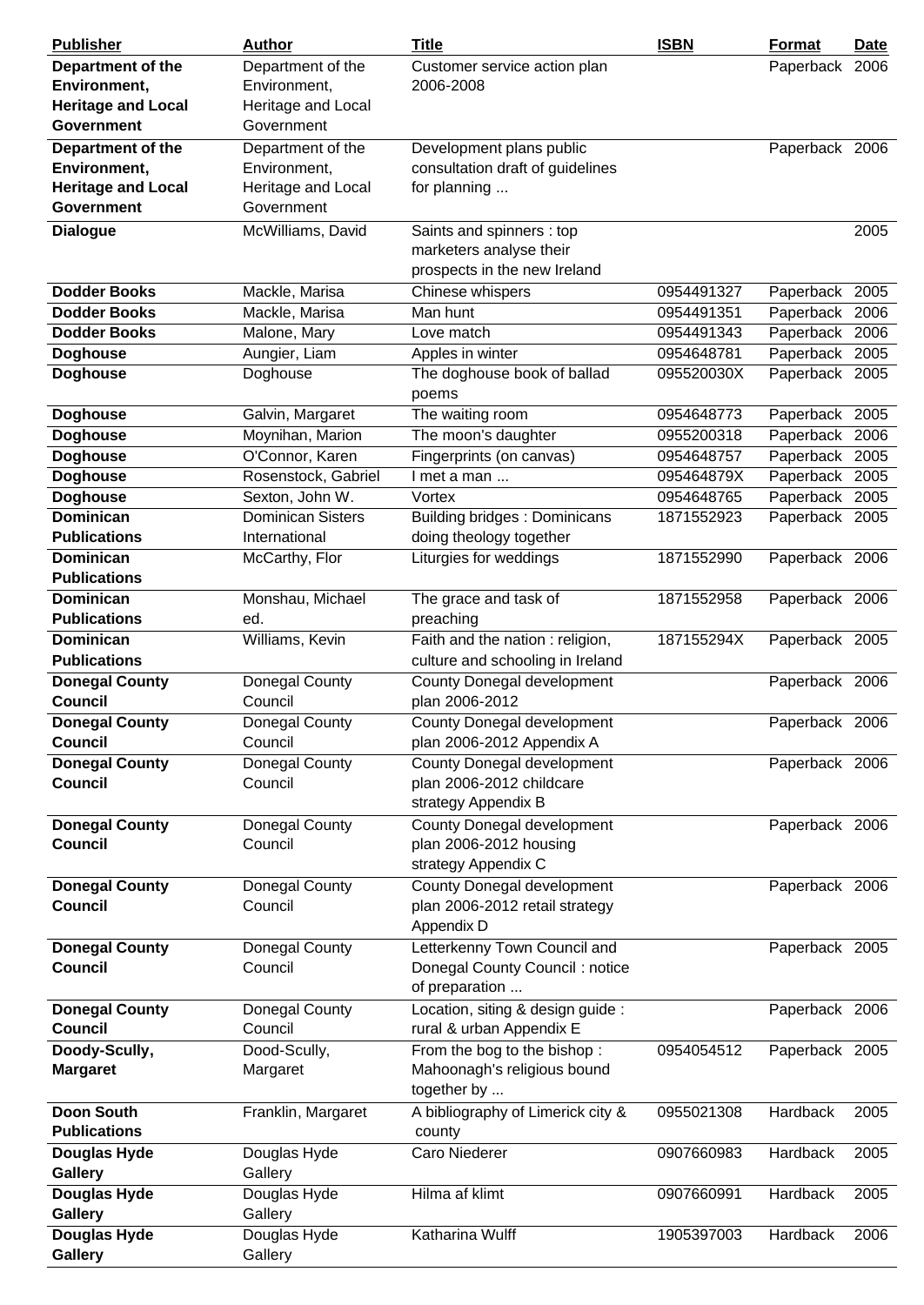| Publisher | Author | Title | ISBN | Format | Date |
|---|---|---|---|---|---|
| **Department of the Environment, Heritage and Local Government** | Department of the Environment, Heritage and Local Government | Customer service action plan 2006-2008 | | Paperback | 2006 |
| **Department of the Environment, Heritage and Local Government** | Department of the Environment, Heritage and Local Government | Development plans public consultation draft of guidelines for planning ... | | Paperback | 2006 |
| **Dialogue** | McWilliams, David | Saints and spinners : top marketers analyse their prospects in the new Ireland | | | 2005 |
| **Dodder Books** | Mackle, Marisa | Chinese whispers | 0954491327 | Paperback | 2005 |
| **Dodder Books** | Mackle, Marisa | Man hunt | 0954491351 | Paperback | 2006 |
| **Dodder Books** | Malone, Mary | Love match | 0954491343 | Paperback | 2006 |
| **Doghouse** | Aungier, Liam | Apples in winter | 0954648781 | Paperback | 2005 |
| **Doghouse** | Doghouse | The doghouse book of ballad poems | 095520030X | Paperback | 2005 |
| **Doghouse** | Galvin, Margaret | The waiting room | 0954648773 | Paperback | 2005 |
| **Doghouse** | Moynihan, Marion | The moon's daughter | 0955200318 | Paperback | 2006 |
| **Doghouse** | O'Connor, Karen | Fingerprints (on canvas) | 0954648757 | Paperback | 2005 |
| **Doghouse** | Rosenstock, Gabriel | I met a man ... | 095464879X | Paperback | 2005 |
| **Doghouse** | Sexton, John W. | Vortex | 0954648765 | Paperback | 2005 |
| **Dominican Publications** | Dominican Sisters International | Building bridges : Dominicans doing theology together | 1871552923 | Paperback | 2005 |
| **Dominican Publications** | McCarthy, Flor | Liturgies for weddings | 1871552990 | Paperback | 2006 |
| **Dominican Publications** | Monshau, Michael ed. | The grace and task of preaching | 1871552958 | Paperback | 2006 |
| **Dominican Publications** | Williams, Kevin | Faith and the nation : religion, culture and schooling in Ireland | 187155294X | Paperback | 2005 |
| **Donegal County Council** | Donegal County Council | County Donegal development plan 2006-2012 | | Paperback | 2006 |
| **Donegal County Council** | Donegal County Council | County Donegal development plan 2006-2012 Appendix A | | Paperback | 2006 |
| **Donegal County Council** | Donegal County Council | County Donegal development plan 2006-2012 childcare strategy Appendix B | | Paperback | 2006 |
| **Donegal County Council** | Donegal County Council | County Donegal development plan 2006-2012 housing strategy Appendix C | | Paperback | 2006 |
| **Donegal County Council** | Donegal County Council | County Donegal development plan 2006-2012 retail strategy Appendix D | | Paperback | 2006 |
| **Donegal County Council** | Donegal County Council | Letterkenny Town Council and Donegal County Council : notice of preparation ... | | Paperback | 2005 |
| **Donegal County Council** | Donegal County Council | Location, siting & design guide : rural & urban Appendix E | | Paperback | 2006 |
| **Doody-Scully, Margaret** | Dood-Scully, Margaret | From the bog to the bishop : Mahoonagh's religious bound together by ... | 0954054512 | Paperback | 2005 |
| **Doon South Publications** | Franklin, Margaret | A bibliography of Limerick city & county | 0955021308 | Hardback | 2005 |
| **Douglas Hyde Gallery** | Douglas Hyde Gallery | Caro Niederer | 0907660983 | Hardback | 2005 |
| **Douglas Hyde Gallery** | Douglas Hyde Gallery | Hilma af klimt | 0907660991 | Hardback | 2005 |
| **Douglas Hyde Gallery** | Douglas Hyde Gallery | Katharina Wulff | 1905397003 | Hardback | 2006 |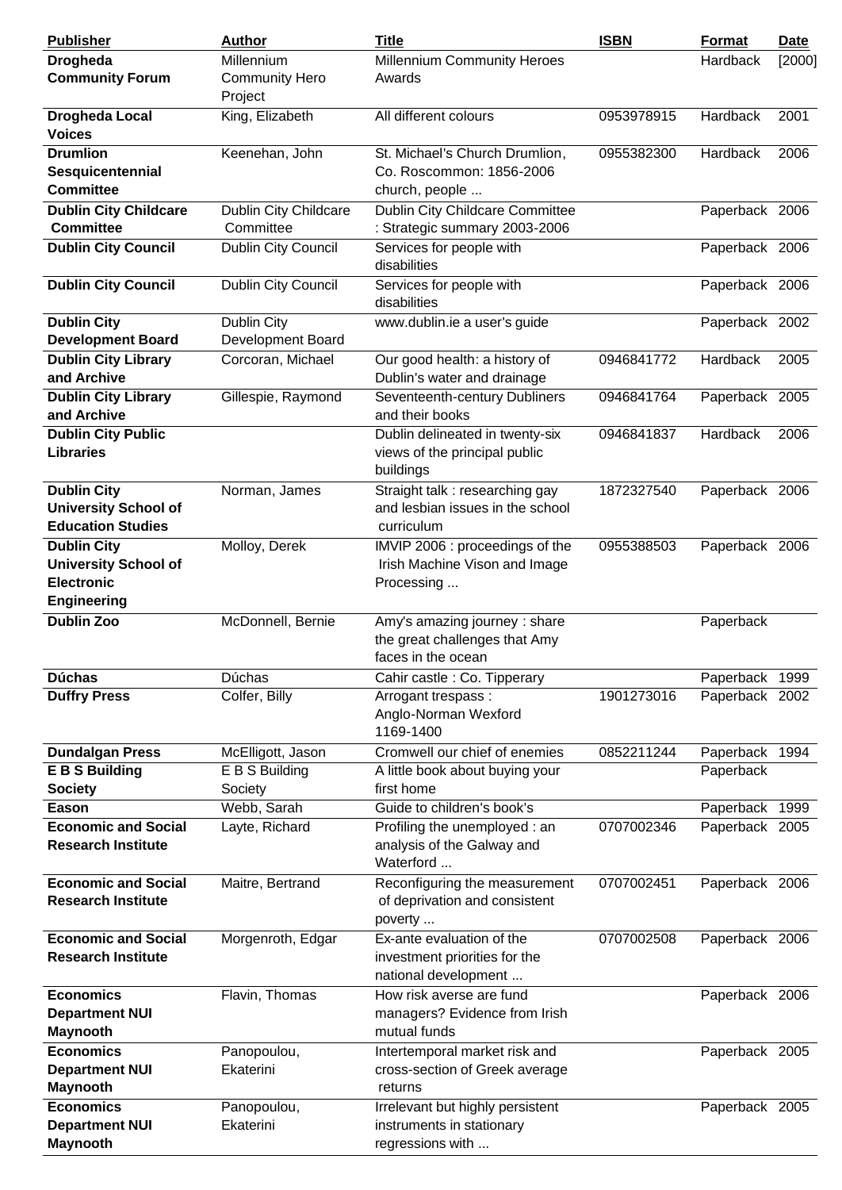| Publisher | Author | Title | ISBN | Format | Date |
|---|---|---|---|---|---|
| **Drogheda Community Forum** | Millennium Community Hero Project | Millennium Community Heroes Awards | | Hardback | [2000] |
| **Drogheda Local Voices** | King, Elizabeth | All different colours | 0953978915 | Hardback | 2001 |
| **Drumlion Sesquicentennial Committee** | Keenehan, John | St. Michael's Church Drumlion, Co. Roscommon: 1856-2006 church, people ... | 0955382300 | Hardback | 2006 |
| **Dublin City Childcare Committee** | Dublin City Childcare Committee | Dublin City Childcare Committee : Strategic summary 2003-2006 | | Paperback | 2006 |
| **Dublin City Council** | Dublin City Council | Services for people with disabilities | | Paperback | 2006 |
| **Dublin City Council** | Dublin City Council | Services for people with disabilities | | Paperback | 2006 |
| **Dublin City Development Board** | Dublin City Development Board | www.dublin.ie a user's guide | | Paperback | 2002 |
| **Dublin City Library and Archive** | Corcoran, Michael | Our good health: a history of Dublin's water and drainage | 0946841772 | Hardback | 2005 |
| **Dublin City Library and Archive** | Gillespie, Raymond | Seventeenth-century Dubliners and their books | 0946841764 | Paperback | 2005 |
| **Dublin City Public Libraries** | | Dublin delineated in twenty-six views of the principal public buildings | 0946841837 | Hardback | 2006 |
| **Dublin City University School of Education Studies** | Norman, James | Straight talk : researching gay and lesbian issues in the school curriculum | 1872327540 | Paperback | 2006 |
| **Dublin City University School of Electronic Engineering** | Molloy, Derek | IMVIP 2006 : proceedings of the Irish Machine Vison and Image Processing ... | 0955388503 | Paperback | 2006 |
| **Dublin Zoo** | McDonnell, Bernie | Amy's amazing journey : share the great challenges that Amy faces in the ocean | | Paperback | |
| **Dúchas** | Dúchas | Cahir castle : Co. Tipperary | | Paperback | 1999 |
| **Duffry Press** | Colfer, Billy | Arrogant trespass : Anglo-Norman Wexford 1169-1400 | 1901273016 | Paperback | 2002 |
| **Dundalgan Press** | McElligott, Jason | Cromwell our chief of enemies | 0852211244 | Paperback | 1994 |
| **E B S Building Society** | E B S Building Society | A little book about buying your first home | | Paperback | |
| **Eason** | Webb, Sarah | Guide to children's book's | | Paperback | 1999 |
| **Economic and Social Research Institute** | Layte, Richard | Profiling the unemployed : an analysis of the Galway and Waterford ... | 0707002346 | Paperback | 2005 |
| **Economic and Social Research Institute** | Maitre, Bertrand | Reconfiguring the measurement of deprivation and consistent poverty ... | 0707002451 | Paperback | 2006 |
| **Economic and Social Research Institute** | Morgenroth, Edgar | Ex-ante evaluation of the investment priorities for the national development ... | 0707002508 | Paperback | 2006 |
| **Economics Department NUI Maynooth** | Flavin, Thomas | How risk averse are fund managers? Evidence from Irish mutual funds | | Paperback | 2006 |
| **Economics Department NUI Maynooth** | Panopoulou, Ekaterini | Intertemporal market risk and cross-section of Greek average returns | | Paperback | 2005 |
| **Economics Department NUI Maynooth** | Panopoulou, Ekaterini | Irrelevant but highly persistent instruments in stationary regressions with ... | | Paperback | 2005 |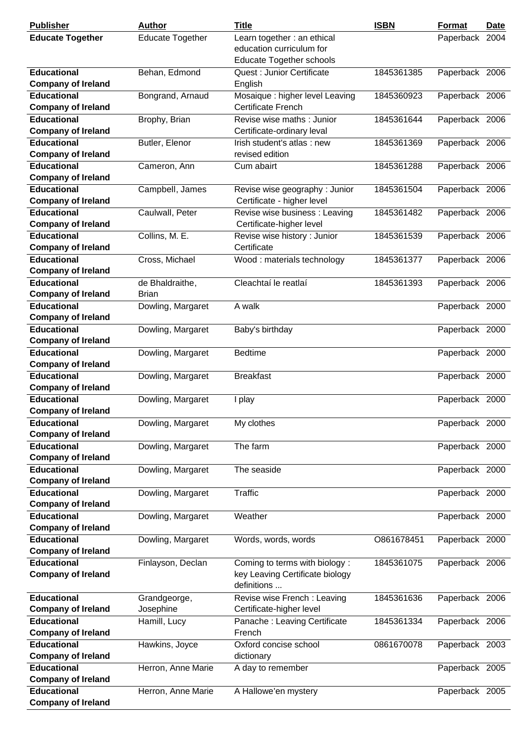| Publisher | Author | Title | ISBN | Format | Date |
|---|---|---|---|---|---|
| **Educate Together** | Educate Together | Learn together : an ethical education curriculum for Educate Together schools | | Paperback | 2004 |
| **Educational Company of Ireland** | Behan, Edmond | Quest : Junior Certificate English | 1845361385 | Paperback | 2006 |
| **Educational Company of Ireland** | Bongrand, Arnaud | Mosaique : higher level Leaving Certificate French | 1845360923 | Paperback | 2006 |
| **Educational Company of Ireland** | Brophy, Brian | Revise wise maths : Junior Certificate-ordinary leval | 1845361644 | Paperback | 2006 |
| **Educational Company of Ireland** | Butler, Elenor | Irish student's atlas : new revised edition | 1845361369 | Paperback | 2006 |
| **Educational Company of Ireland** | Cameron, Ann | Cum abairt | 1845361288 | Paperback | 2006 |
| **Educational Company of Ireland** | Campbell, James | Revise wise geography : Junior Certificate - higher level | 1845361504 | Paperback | 2006 |
| **Educational Company of Ireland** | Caulwall, Peter | Revise wise business : Leaving Certificate-higher level | 1845361482 | Paperback | 2006 |
| **Educational Company of Ireland** | Collins, M. E. | Revise wise history : Junior Certificate | 1845361539 | Paperback | 2006 |
| **Educational Company of Ireland** | Cross, Michael | Wood : materials technology | 1845361377 | Paperback | 2006 |
| **Educational Company of Ireland** | de Bhaldraithe, Brian | Cleachtaí le reatlaí | 1845361393 | Paperback | 2006 |
| **Educational Company of Ireland** | Dowling, Margaret | A walk | | Paperback | 2000 |
| **Educational Company of Ireland** | Dowling, Margaret | Baby's birthday | | Paperback | 2000 |
| **Educational Company of Ireland** | Dowling, Margaret | Bedtime | | Paperback | 2000 |
| **Educational Company of Ireland** | Dowling, Margaret | Breakfast | | Paperback | 2000 |
| **Educational Company of Ireland** | Dowling, Margaret | I play | | Paperback | 2000 |
| **Educational Company of Ireland** | Dowling, Margaret | My clothes | | Paperback | 2000 |
| **Educational Company of Ireland** | Dowling, Margaret | The farm | | Paperback | 2000 |
| **Educational Company of Ireland** | Dowling, Margaret | The seaside | | Paperback | 2000 |
| **Educational Company of Ireland** | Dowling, Margaret | Traffic | | Paperback | 2000 |
| **Educational Company of Ireland** | Dowling, Margaret | Weather | | Paperback | 2000 |
| **Educational Company of Ireland** | Dowling, Margaret | Words, words, words | O861678451 | Paperback | 2000 |
| **Educational Company of Ireland** | Finlayson, Declan | Coming to terms with biology : key Leaving Certificate biology definitions ... | 1845361075 | Paperback | 2006 |
| **Educational Company of Ireland** | Grandgeorge, Josephine | Revise wise French : Leaving Certificate-higher level | 1845361636 | Paperback | 2006 |
| **Educational Company of Ireland** | Hamill, Lucy | Panache : Leaving Certificate French | 1845361334 | Paperback | 2006 |
| **Educational Company of Ireland** | Hawkins, Joyce | Oxford concise school dictionary | 0861670078 | Paperback | 2003 |
| **Educational Company of Ireland** | Herron, Anne Marie | A day to remember | | Paperback | 2005 |
| **Educational Company of Ireland** | Herron, Anne Marie | A Hallowe'en mystery | | Paperback | 2005 |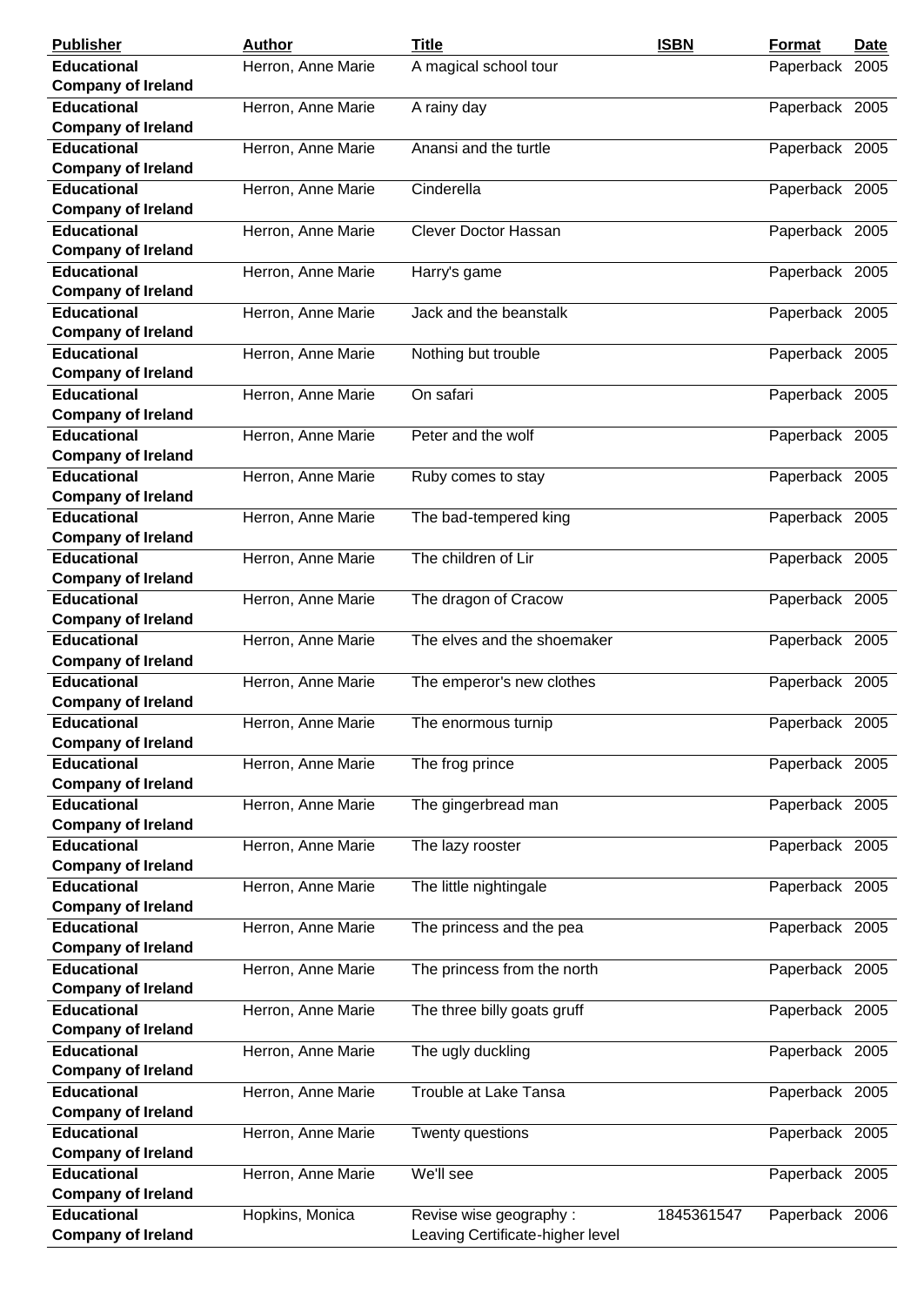| Publisher | Author | Title | ISBN | Format | Date |
|---|---|---|---|---|---|
| **Educational Company of Ireland** | Herron, Anne Marie | A magical school tour | | Paperback | 2005 |
| **Educational Company of Ireland** | Herron, Anne Marie | A rainy day | | Paperback | 2005 |
| **Educational Company of Ireland** | Herron, Anne Marie | Anansi and the turtle | | Paperback | 2005 |
| **Educational Company of Ireland** | Herron, Anne Marie | Cinderella | | Paperback | 2005 |
| **Educational Company of Ireland** | Herron, Anne Marie | Clever Doctor Hassan | | Paperback | 2005 |
| **Educational Company of Ireland** | Herron, Anne Marie | Harry's game | | Paperback | 2005 |
| **Educational Company of Ireland** | Herron, Anne Marie | Jack and the beanstalk | | Paperback | 2005 |
| **Educational Company of Ireland** | Herron, Anne Marie | Nothing but trouble | | Paperback | 2005 |
| **Educational Company of Ireland** | Herron, Anne Marie | On safari | | Paperback | 2005 |
| **Educational Company of Ireland** | Herron, Anne Marie | Peter and the wolf | | Paperback | 2005 |
| **Educational Company of Ireland** | Herron, Anne Marie | Ruby comes to stay | | Paperback | 2005 |
| **Educational Company of Ireland** | Herron, Anne Marie | The bad-tempered king | | Paperback | 2005 |
| **Educational Company of Ireland** | Herron, Anne Marie | The children of Lir | | Paperback | 2005 |
| **Educational Company of Ireland** | Herron, Anne Marie | The dragon of Cracow | | Paperback | 2005 |
| **Educational Company of Ireland** | Herron, Anne Marie | The elves and the shoemaker | | Paperback | 2005 |
| **Educational Company of Ireland** | Herron, Anne Marie | The emperor's new clothes | | Paperback | 2005 |
| **Educational Company of Ireland** | Herron, Anne Marie | The enormous turnip | | Paperback | 2005 |
| **Educational Company of Ireland** | Herron, Anne Marie | The frog prince | | Paperback | 2005 |
| **Educational Company of Ireland** | Herron, Anne Marie | The gingerbread man | | Paperback | 2005 |
| **Educational Company of Ireland** | Herron, Anne Marie | The lazy rooster | | Paperback | 2005 |
| **Educational Company of Ireland** | Herron, Anne Marie | The little nightingale | | Paperback | 2005 |
| **Educational Company of Ireland** | Herron, Anne Marie | The princess and the pea | | Paperback | 2005 |
| **Educational Company of Ireland** | Herron, Anne Marie | The princess from the north | | Paperback | 2005 |
| **Educational Company of Ireland** | Herron, Anne Marie | The three billy goats gruff | | Paperback | 2005 |
| **Educational Company of Ireland** | Herron, Anne Marie | The ugly duckling | | Paperback | 2005 |
| **Educational Company of Ireland** | Herron, Anne Marie | Trouble at Lake Tansa | | Paperback | 2005 |
| **Educational Company of Ireland** | Herron, Anne Marie | Twenty questions | | Paperback | 2005 |
| **Educational Company of Ireland** | Herron, Anne Marie | We'll see | | Paperback | 2005 |
| **Educational Company of Ireland** | Hopkins, Monica | Revise wise geography : Leaving Certificate-higher level | 1845361547 | Paperback | 2006 |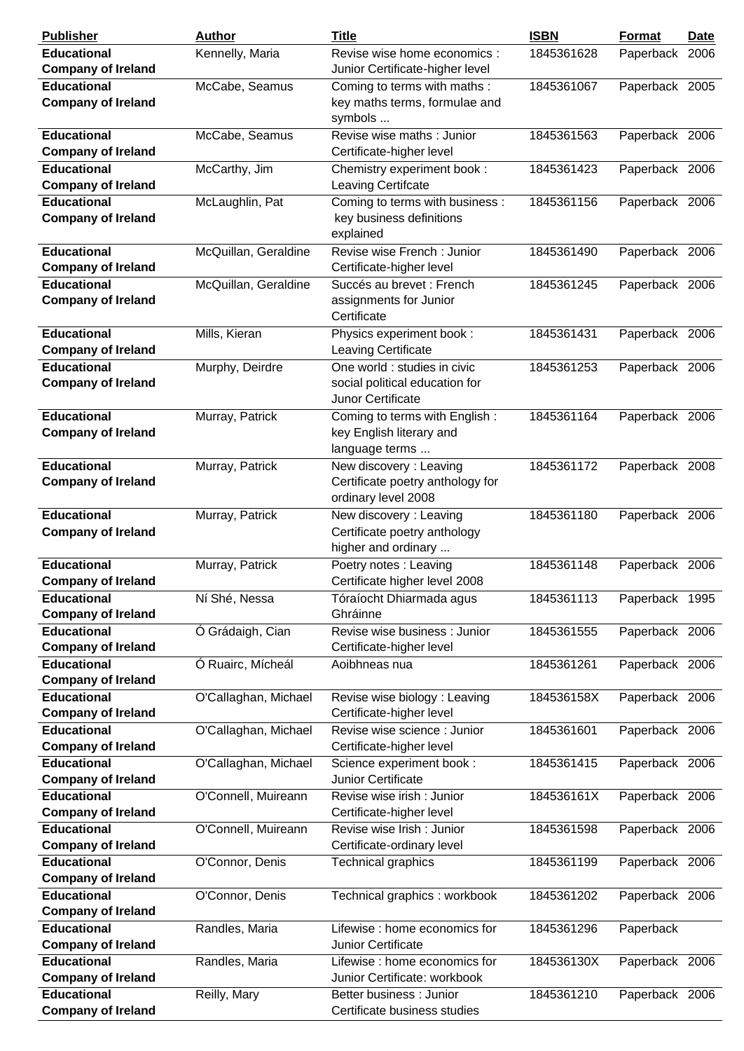| Publisher | Author | Title | ISBN | Format | Date |
|---|---|---|---|---|---|
| Educational Company of Ireland | Kennelly, Maria | Revise wise home economics : Junior Certificate-higher level | 1845361628 | Paperback | 2006 |
| Educational Company of Ireland | McCabe, Seamus | Coming to terms with maths : key maths terms, formulae and symbols ... | 1845361067 | Paperback | 2005 |
| Educational Company of Ireland | McCabe, Seamus | Revise wise maths : Junior Certificate-higher level | 1845361563 | Paperback | 2006 |
| Educational Company of Ireland | McCarthy, Jim | Chemistry experiment book : Leaving Certifcate | 1845361423 | Paperback | 2006 |
| Educational Company of Ireland | McLaughlin, Pat | Coming to terms with business : key business definitions explained | 1845361156 | Paperback | 2006 |
| Educational Company of Ireland | McQuillan, Geraldine | Revise wise French : Junior Certificate-higher level | 1845361490 | Paperback | 2006 |
| Educational Company of Ireland | McQuillan, Geraldine | Succés au brevet : French assignments for Junior Certificate | 1845361245 | Paperback | 2006 |
| Educational Company of Ireland | Mills, Kieran | Physics experiment book : Leaving Certificate | 1845361431 | Paperback | 2006 |
| Educational Company of Ireland | Murphy, Deirdre | One world : studies in civic social political education for Junior Certificate | 1845361253 | Paperback | 2006 |
| Educational Company of Ireland | Murray, Patrick | Coming to terms with English : key English literary and language terms ... | 1845361164 | Paperback | 2006 |
| Educational Company of Ireland | Murray, Patrick | New discovery : Leaving Certificate poetry anthology for ordinary level 2008 | 1845361172 | Paperback | 2008 |
| Educational Company of Ireland | Murray, Patrick | New discovery : Leaving Certificate poetry anthology higher and ordinary ... | 1845361180 | Paperback | 2006 |
| Educational Company of Ireland | Murray, Patrick | Poetry notes : Leaving Certificate higher level 2008 | 1845361148 | Paperback | 2006 |
| Educational Company of Ireland | Ní Shé, Nessa | Tóraíocht Dhiarmada agus Ghráinne | 1845361113 | Paperback | 1995 |
| Educational Company of Ireland | Ó Grádaigh, Cian | Revise wise business : Junior Certificate-higher level | 1845361555 | Paperback | 2006 |
| Educational Company of Ireland | Ó Ruairc, Mícheál | Aoibhneas nua | 1845361261 | Paperback | 2006 |
| Educational Company of Ireland | O'Callaghan, Michael | Revise wise biology : Leaving Certificate-higher level | 184536158X | Paperback | 2006 |
| Educational Company of Ireland | O'Callaghan, Michael | Revise wise science : Junior Certificate-higher level | 1845361601 | Paperback | 2006 |
| Educational Company of Ireland | O'Callaghan, Michael | Science experiment book : Junior Certificate | 1845361415 | Paperback | 2006 |
| Educational Company of Ireland | O'Connell, Muireann | Revise wise irish : Junior Certificate-higher level | 184536161X | Paperback | 2006 |
| Educational Company of Ireland | O'Connell, Muireann | Revise wise Irish : Junior Certificate-ordinary level | 1845361598 | Paperback | 2006 |
| Educational Company of Ireland | O'Connor, Denis | Technical graphics | 1845361199 | Paperback | 2006 |
| Educational Company of Ireland | O'Connor, Denis | Technical graphics : workbook | 1845361202 | Paperback | 2006 |
| Educational Company of Ireland | Randles, Maria | Lifewise : home economics for Junior Certificate | 1845361296 | Paperback | |
| Educational Company of Ireland | Randles, Maria | Lifewise : home economics for Junior Certificate: workbook | 184536130X | Paperback | 2006 |
| Educational Company of Ireland | Reilly, Mary | Better business : Junior Certificate business studies | 1845361210 | Paperback | 2006 |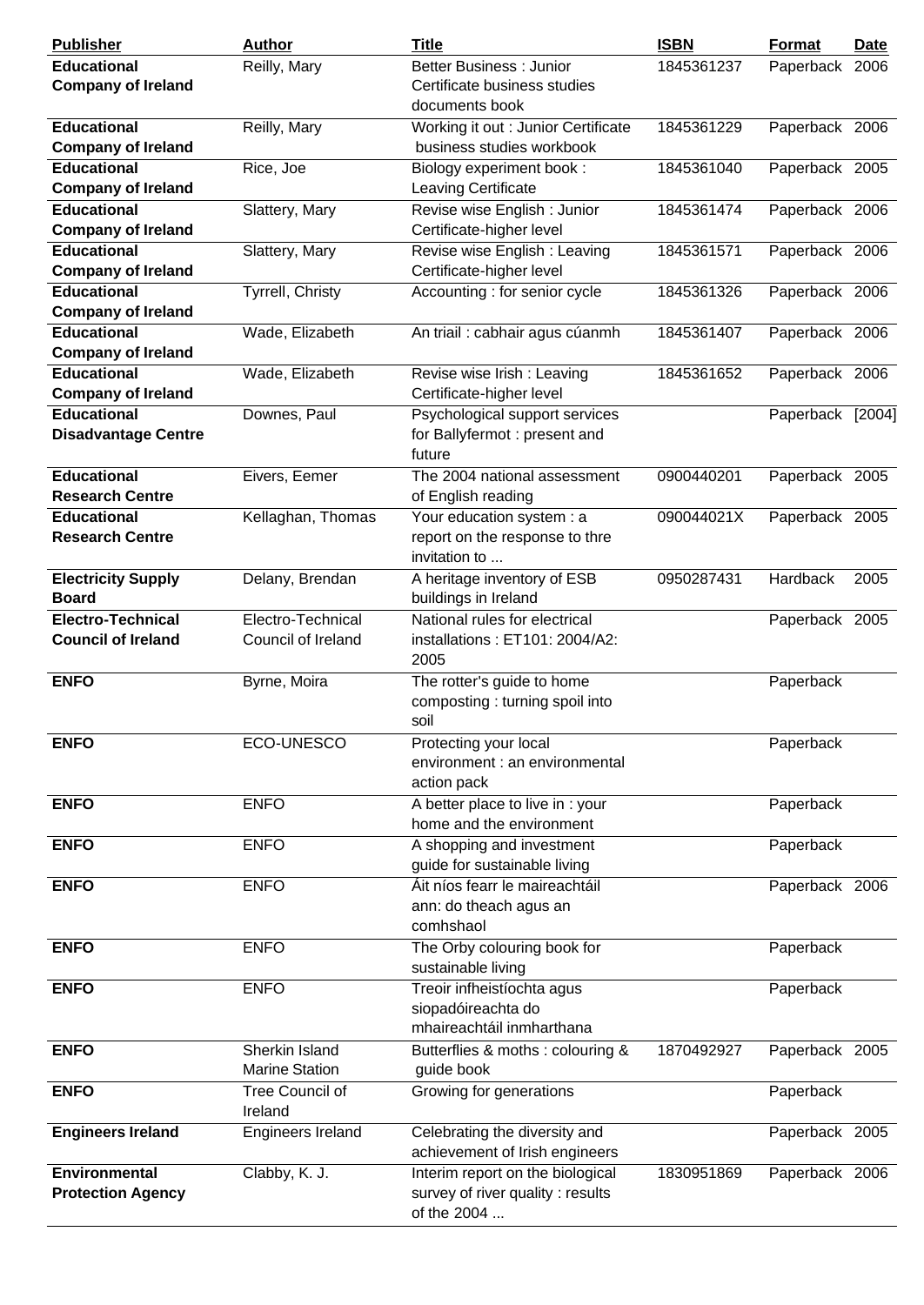| **Publisher** | **Author** | **Title** | **ISBN** | **Format** | **Date** |
|---|---|---|---|---|---|
| **Educational Company of Ireland** | Reilly, Mary | Better Business : Junior Certificate business studies documents book | 1845361237 | Paperback | 2006 |
| **Educational Company of Ireland** | Reilly, Mary | Working it out : Junior Certificate business studies workbook | 1845361229 | Paperback | 2006 |
| **Educational Company of Ireland** | Rice, Joe | Biology experiment book : Leaving Certificate | 1845361040 | Paperback | 2005 |
| **Educational Company of Ireland** | Slattery, Mary | Revise wise English : Junior Certificate-higher level | 1845361474 | Paperback | 2006 |
| **Educational Company of Ireland** | Slattery, Mary | Revise wise English : Leaving Certificate-higher level | 1845361571 | Paperback | 2006 |
| **Educational Company of Ireland** | Tyrrell, Christy | Accounting : for senior cycle | 1845361326 | Paperback | 2006 |
| **Educational Company of Ireland** | Wade, Elizabeth | An triail : cabhair agus cúanmh | 1845361407 | Paperback | 2006 |
| **Educational Company of Ireland** | Wade, Elizabeth | Revise wise Irish : Leaving Certificate-higher level | 1845361652 | Paperback | 2006 |
| **Educational Disadvantage Centre** | Downes, Paul | Psychological support services for Ballyfermot : present and future | | Paperback | [2004] |
| **Educational Research Centre** | Eivers, Eemer | The 2004 national assessment of English reading | 0900440201 | Paperback | 2005 |
| **Educational Research Centre** | Kellaghan, Thomas | Your education system : a report on the response to thre invitation to ... | 090044021X | Paperback | 2005 |
| **Electricity Supply Board** | Delany, Brendan | A heritage inventory of ESB buildings in Ireland | 0950287431 | Hardback | 2005 |
| **Electro-Technical Council of Ireland** | Electro-Technical Council of Ireland | National rules for electrical installations : ET101: 2004/A2: 2005 | | Paperback | 2005 |
| **ENFO** | Byrne, Moira | The rotter's guide to home composting : turning spoil into soil | | Paperback | |
| **ENFO** | ECO-UNESCO | Protecting your local environment : an environmental action pack | | Paperback | |
| **ENFO** | ENFO | A better place to live in : your home and the environment | | Paperback | |
| **ENFO** | ENFO | A shopping and investment guide for sustainable living | | Paperback | |
| **ENFO** | ENFO | Áit níos fearr le maireachtáil ann: do theach agus an comhshaol | | Paperback | 2006 |
| **ENFO** | ENFO | The Orby colouring book for sustainable living | | Paperback | |
| **ENFO** | ENFO | Treoir infheistíochta agus siopadóireachta do mhaireachtáil inmharthana | | Paperback | |
| **ENFO** | Sherkin Island Marine Station | Butterflies & moths : colouring & guide book | 1870492927 | Paperback | 2005 |
| **ENFO** | Tree Council of Ireland | Growing for generations | | Paperback | |
| **Engineers Ireland** | Engineers Ireland | Celebrating the diversity and achievement of Irish engineers | | Paperback | 2005 |
| **Environmental Protection Agency** | Clabby, K. J. | Interim report on the biological survey of river quality : results of the 2004 ... | 1830951869 | Paperback | 2006 |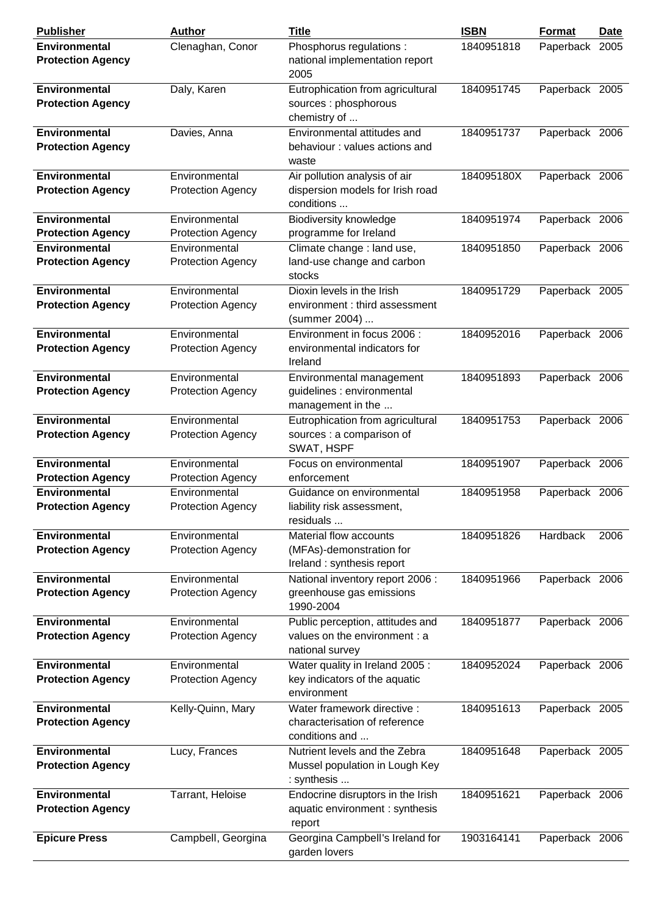| Publisher | Author | Title | ISBN | Format | Date |
|---|---|---|---|---|---|
| **Environmental Protection Agency** | Clenaghan, Conor | Phosphorus regulations : national implementation report 2005 | 1840951818 | Paperback | 2005 |
| **Environmental Protection Agency** | Daly, Karen | Eutrophication from agricultural sources : phosphorous chemistry of ... | 1840951745 | Paperback | 2005 |
| **Environmental Protection Agency** | Davies, Anna | Environmental attitudes and behaviour : values actions and waste | 1840951737 | Paperback | 2006 |
| **Environmental Protection Agency** | Environmental Protection Agency | Air pollution analysis of air dispersion models for Irish road conditions ... | 184095180X | Paperback | 2006 |
| **Environmental Protection Agency** | Environmental Protection Agency | Biodiversity knowledge programme for Ireland | 1840951974 | Paperback | 2006 |
| **Environmental Protection Agency** | Environmental Protection Agency | Climate change : land use, land-use change and carbon stocks | 1840951850 | Paperback | 2006 |
| **Environmental Protection Agency** | Environmental Protection Agency | Dioxin levels in the Irish environment : third assessment (summer 2004) ... | 1840951729 | Paperback | 2005 |
| **Environmental Protection Agency** | Environmental Protection Agency | Environment in focus 2006 : environmental indicators for Ireland | 1840952016 | Paperback | 2006 |
| **Environmental Protection Agency** | Environmental Protection Agency | Environmental management guidelines : environmental management in the ... | 1840951893 | Paperback | 2006 |
| **Environmental Protection Agency** | Environmental Protection Agency | Eutrophication from agricultural sources : a comparison of SWAT, HSPF | 1840951753 | Paperback | 2006 |
| **Environmental Protection Agency** | Environmental Protection Agency | Focus on environmental enforcement | 1840951907 | Paperback | 2006 |
| **Environmental Protection Agency** | Environmental Protection Agency | Guidance on environmental liability risk assessment, residuals ... | 1840951958 | Paperback | 2006 |
| **Environmental Protection Agency** | Environmental Protection Agency | Material flow accounts (MFAs)-demonstration for Ireland : synthesis report | 1840951826 | Hardback | 2006 |
| **Environmental Protection Agency** | Environmental Protection Agency | National inventory report 2006 : greenhouse gas emissions 1990-2004 | 1840951966 | Paperback | 2006 |
| **Environmental Protection Agency** | Environmental Protection Agency | Public perception, attitudes and values on the environment : a national survey | 1840951877 | Paperback | 2006 |
| **Environmental Protection Agency** | Environmental Protection Agency | Water quality in Ireland 2005 : key indicators of the aquatic environment | 1840952024 | Paperback | 2006 |
| **Environmental Protection Agency** | Kelly-Quinn, Mary | Water framework directive : characterisation of reference conditions and ... | 1840951613 | Paperback | 2005 |
| **Environmental Protection Agency** | Lucy, Frances | Nutrient levels and the Zebra Mussel population in Lough Key : synthesis ... | 1840951648 | Paperback | 2005 |
| **Environmental Protection Agency** | Tarrant, Heloise | Endocrine disruptors in the Irish aquatic environment : synthesis report | 1840951621 | Paperback | 2006 |
| **Epicure Press** | Campbell, Georgina | Georgina Campbell's Ireland for garden lovers | 1903164141 | Paperback | 2006 |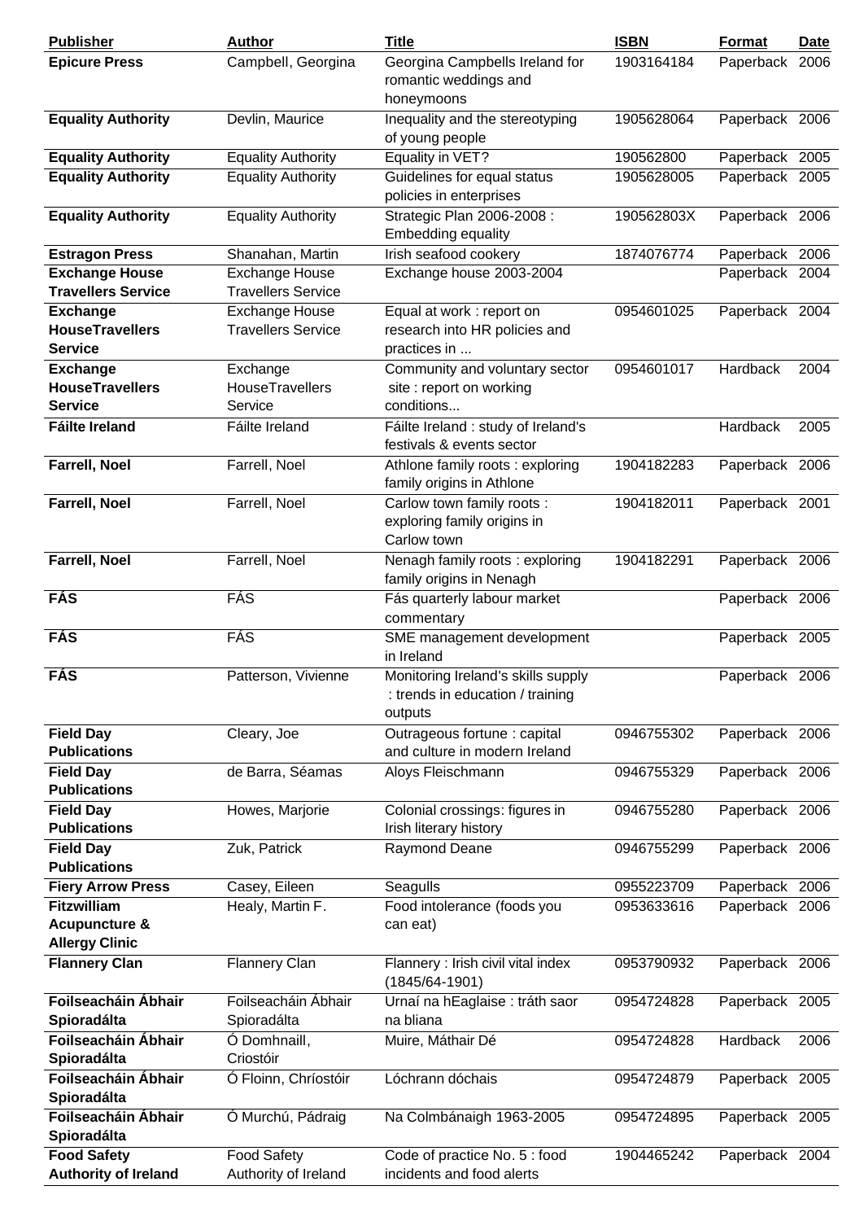| Publisher | Author | Title | ISBN | Format | Date |
|---|---|---|---|---|---|
| **Epicure Press** | Campbell, Georgina | Georgina Campbells Ireland for romantic weddings and honeymoons | 1903164184 | Paperback | 2006 |
| **Equality Authority** | Devlin, Maurice | Inequality and the stereotyping of young people | 1905628064 | Paperback | 2006 |
| **Equality Authority** | Equality Authority | Equality in VET? | 190562800 | Paperback | 2005 |
| **Equality Authority** | Equality Authority | Guidelines for equal status policies in enterprises | 1905628005 | Paperback | 2005 |
| **Equality Authority** | Equality Authority | Strategic Plan 2006-2008 : Embedding equality | 190562803X | Paperback | 2006 |
| **Estragon Press** | Shanahan, Martin | Irish seafood cookery | 1874076774 | Paperback | 2006 |
| **Exchange House Travellers Service** | Exchange House Travellers Service | Exchange house 2003-2004 | | Paperback | 2004 |
| **Exchange HouseTravellers Service** | Exchange House Travellers Service | Equal at work : report on research into HR policies and practices in ... | 0954601025 | Paperback | 2004 |
| **Exchange HouseTravellers Service** | Exchange HouseTravellers Service | Community and voluntary sector site : report on working conditions... | 0954601017 | Hardback | 2004 |
| **Fáilte Ireland** | Fáilte Ireland | Fáilte Ireland : study of Ireland's festivals & events sector | | Hardback | 2005 |
| **Farrell, Noel** | Farrell, Noel | Athlone family roots : exploring family origins in Athlone | 1904182283 | Paperback | 2006 |
| **Farrell, Noel** | Farrell, Noel | Carlow town family roots : exploring family origins in Carlow town | 1904182011 | Paperback | 2001 |
| **Farrell, Noel** | Farrell, Noel | Nenagh family roots : exploring family origins in Nenagh | 1904182291 | Paperback | 2006 |
| **FÁS** | FÁS | Fás quarterly labour market commentary | | Paperback | 2006 |
| **FÁS** | FÁS | SME management development in Ireland | | Paperback | 2005 |
| **FÁS** | Patterson, Vivienne | Monitoring Ireland's skills supply : trends in education / training outputs | | Paperback | 2006 |
| **Field Day Publications** | Cleary, Joe | Outrageous fortune : capital and culture in modern Ireland | 0946755302 | Paperback | 2006 |
| **Field Day Publications** | de Barra, Séamas | Aloys Fleischmann | 0946755329 | Paperback | 2006 |
| **Field Day Publications** | Howes, Marjorie | Colonial crossings: figures in Irish literary history | 0946755280 | Paperback | 2006 |
| **Field Day Publications** | Zuk, Patrick | Raymond Deane | 0946755299 | Paperback | 2006 |
| **Fiery Arrow Press** | Casey, Eileen | Seagulls | 0955223709 | Paperback | 2006 |
| **Fitzwilliam Acupuncture & Allergy Clinic** | Healy, Martin F. | Food intolerance (foods you can eat) | 0953633616 | Paperback | 2006 |
| **Flannery Clan** | Flannery Clan | Flannery : Irish civil vital index (1845/64-1901) | 0953790932 | Paperback | 2006 |
| **Foilseacháin Ábhair Spioradálta** | Foilseacháin Ábhair Spioradálta | Urnaí na hEaglaise : tráth saor na bliana | 0954724828 | Paperback | 2005 |
| **Foilseacháin Ábhair Spioradálta** | Ó Domhnaill, Criostóir | Muire, Máthair Dé | 0954724828 | Hardback | 2006 |
| **Foilseacháin Ábhair Spioradálta** | Ó Floinn, Chríostóir | Lóchrann dóchais | 0954724879 | Paperback | 2005 |
| **Foilseacháin Ábhair Spioradálta** | Ó Murchú, Pádraig | Na Colmbánaigh 1963-2005 | 0954724895 | Paperback | 2005 |
| **Food Safety Authority of Ireland** | Food Safety Authority of Ireland | Code of practice No. 5 : food incidents and food alerts | 1904465242 | Paperback | 2004 |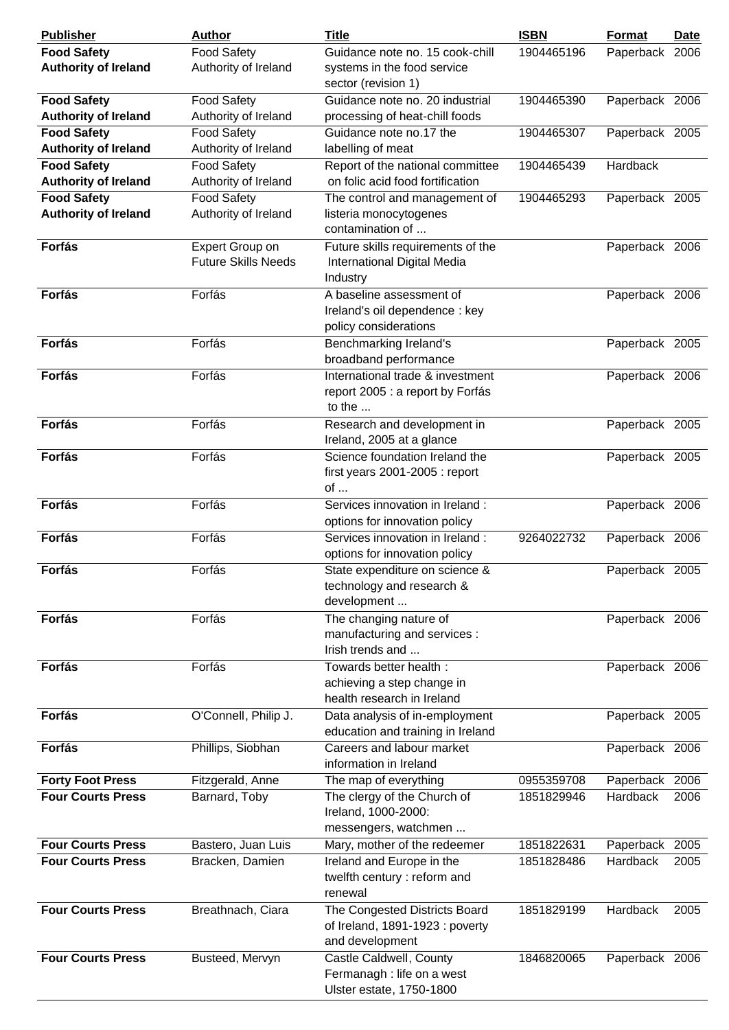| Publisher | Author | Title | ISBN | Format | Date |
|---|---|---|---|---|---|
| **Food Safety Authority of Ireland** | Food Safety Authority of Ireland | Guidance note no. 15 cook-chill systems in the food service sector (revision 1) | 1904465196 | Paperback | 2006 |
| **Food Safety Authority of Ireland** | Food Safety Authority of Ireland | Guidance note no. 20 industrial processing of heat-chill foods | 1904465390 | Paperback | 2006 |
| **Food Safety Authority of Ireland** | Food Safety Authority of Ireland | Guidance note no.17 the labelling of meat | 1904465307 | Paperback | 2005 |
| **Food Safety Authority of Ireland** | Food Safety Authority of Ireland | Report of the national committee on folic acid food fortification | 1904465439 | Hardback | |
| **Food Safety Authority of Ireland** | Food Safety Authority of Ireland | The control and management of listeria monocytogenes contamination of ... | 1904465293 | Paperback | 2005 |
| **Forfás** | Expert Group on Future Skills Needs | Future skills requirements of the International Digital Media Industry | | Paperback | 2006 |
| **Forfás** | Forfás | A baseline assessment of Ireland's oil dependence : key policy considerations | | Paperback | 2006 |
| **Forfás** | Forfás | Benchmarking Ireland's broadband performance | | Paperback | 2005 |
| **Forfás** | Forfás | International trade & investment report 2005 : a report by Forfás to the ... | | Paperback | 2006 |
| **Forfás** | Forfás | Research and development in Ireland, 2005 at a glance | | Paperback | 2005 |
| **Forfás** | Forfás | Science foundation Ireland the first years 2001-2005 : report of ... | | Paperback | 2005 |
| **Forfás** | Forfás | Services innovation in Ireland : options for innovation policy | | Paperback | 2006 |
| **Forfás** | Forfás | Services innovation in Ireland : options for innovation policy | 9264022732 | Paperback | 2006 |
| **Forfás** | Forfás | State expenditure on science & technology and research & development ... | | Paperback | 2005 |
| **Forfás** | Forfás | The changing nature of manufacturing and services : Irish trends and ... | | Paperback | 2006 |
| **Forfás** | Forfás | Towards better health : achieving a step change in health research in Ireland | | Paperback | 2006 |
| **Forfás** | O'Connell, Philip J. | Data analysis of in-employment education and training in Ireland | | Paperback | 2005 |
| **Forfás** | Phillips, Siobhan | Careers and labour market information in Ireland | | Paperback | 2006 |
| **Forty Foot Press** | Fitzgerald, Anne | The map of everything | 0955359708 | Paperback | 2006 |
| **Four Courts Press** | Barnard, Toby | The clergy of the Church of Ireland, 1000-2000: messengers, watchmen ... | 1851829946 | Hardback | 2006 |
| **Four Courts Press** | Bastero, Juan Luis | Mary, mother of the redeemer | 1851822631 | Paperback | 2005 |
| **Four Courts Press** | Bracken, Damien | Ireland and Europe in the twelfth century : reform and renewal | 1851828486 | Hardback | 2005 |
| **Four Courts Press** | Breathnach, Ciara | The Congested Districts Board of Ireland, 1891-1923 : poverty and development | 1851829199 | Hardback | 2005 |
| **Four Courts Press** | Busteed, Mervyn | Castle Caldwell, County Fermanagh : life on a west Ulster estate, 1750-1800 | 1846820065 | Paperback | 2006 |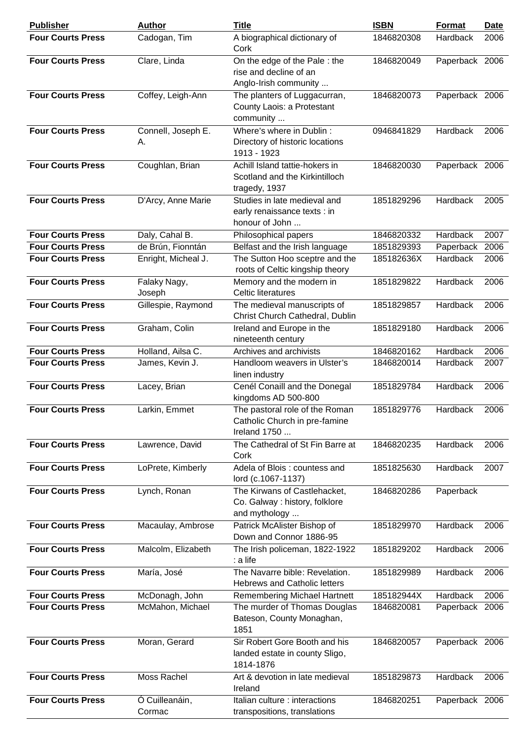| Publisher | Author | Title | ISBN | Format | Date |
|---|---|---|---|---|---|
| **Four Courts Press** | Cadogan, Tim | A biographical dictionary of Cork | 1846820308 | Hardback | 2006 |
| **Four Courts Press** | Clare, Linda | On the edge of the Pale : the rise and decline of an Anglo-Irish community ... | 1846820049 | Paperback | 2006 |
| **Four Courts Press** | Coffey, Leigh-Ann | The planters of Luggacurran, County Laois: a Protestant community ... | 1846820073 | Paperback | 2006 |
| **Four Courts Press** | Connell, Joseph E. A. | Where's where in Dublin : Directory of historic locations 1913 - 1923 | 0946841829 | Hardback | 2006 |
| **Four Courts Press** | Coughlan, Brian | Achill Island tattie-hokers in Scotland and the Kirkintilloch tragedy, 1937 | 1846820030 | Paperback | 2006 |
| **Four Courts Press** | D'Arcy, Anne Marie | Studies in late medieval and early renaissance texts : in honour of John ... | 1851829296 | Hardback | 2005 |
| **Four Courts Press** | Daly, Cahal B. | Philosophical papers | 1846820332 | Hardback | 2007 |
| **Four Courts Press** | de Brún, Fionntán | Belfast and the Irish language | 1851829393 | Paperback | 2006 |
| **Four Courts Press** | Enright, Micheal J. | The Sutton Hoo sceptre and the roots of Celtic kingship theory | 185182636X | Hardback | 2006 |
| **Four Courts Press** | Falaky Nagy, Joseph | Memory and the modern in Celtic literatures | 1851829822 | Hardback | 2006 |
| **Four Courts Press** | Gillespie, Raymond | The medieval manuscripts of Christ Church Cathedral, Dublin | 1851829857 | Hardback | 2006 |
| **Four Courts Press** | Graham, Colin | Ireland and Europe in the nineteenth century | 1851829180 | Hardback | 2006 |
| **Four Courts Press** | Holland, Ailsa C. | Archives and archivists | 1846820162 | Hardback | 2006 |
| **Four Courts Press** | James, Kevin J. | Handloom weavers in Ulster's linen industry | 1846820014 | Hardback | 2007 |
| **Four Courts Press** | Lacey, Brian | Cenél Conaill and the Donegal kingdoms AD 500-800 | 1851829784 | Hardback | 2006 |
| **Four Courts Press** | Larkin, Emmet | The pastoral role of the Roman Catholic Church in pre-famine Ireland 1750 ... | 1851829776 | Hardback | 2006 |
| **Four Courts Press** | Lawrence, David | The Cathedral of St Fin Barre at Cork | 1846820235 | Hardback | 2006 |
| **Four Courts Press** | LoPrete, Kimberly | Adela of Blois : countess and lord (c.1067-1137) | 1851825630 | Hardback | 2007 |
| **Four Courts Press** | Lynch, Ronan | The Kirwans of Castlehacket, Co. Galway : history, folklore and mythology ... | 1846820286 | Paperback | |
| **Four Courts Press** | Macaulay, Ambrose | Patrick McAlister Bishop of Down and Connor 1886-95 | 1851829970 | Hardback | 2006 |
| **Four Courts Press** | Malcolm, Elizabeth | The Irish policeman, 1822-1922 : a life | 1851829202 | Hardback | 2006 |
| **Four Courts Press** | María, José | The Navarre bible: Revelation. Hebrews and Catholic letters | 1851829989 | Hardback | 2006 |
| **Four Courts Press** | McDonagh, John | Remembering Michael Hartnett | 185182944X | Hardback | 2006 |
| **Four Courts Press** | McMahon, Michael | The murder of Thomas Douglas Bateson, County Monaghan, 1851 | 1846820081 | Paperback | 2006 |
| **Four Courts Press** | Moran, Gerard | Sir Robert Gore Booth and his landed estate in county Sligo, 1814-1876 | 1846820057 | Paperback | 2006 |
| **Four Courts Press** | Moss Rachel | Art & devotion in late medieval Ireland | 1851829873 | Hardback | 2006 |
| **Four Courts Press** | Ó Cuilleanáin, Cormac | Italian culture : interactions transpositions, translations | 1846820251 | Paperback | 2006 |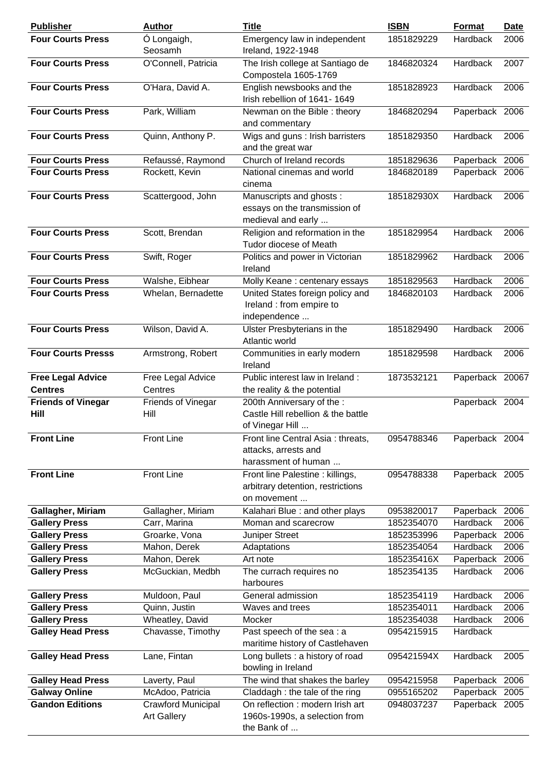| Publisher | Author | Title | ISBN | Format | Date |
|---|---|---|---|---|---|
| **Four Courts Press** | Ó Longaigh, Seosamh | Emergency law in independent Ireland, 1922-1948 | 1851829229 | Hardback | 2006 |
| **Four Courts Press** | O'Connell, Patricia | The Irish college at Santiago de Compostela 1605-1769 | 1846820324 | Hardback | 2007 |
| **Four Courts Press** | O'Hara, David A. | English newsbooks and the Irish rebellion of 1641- 1649 | 1851828923 | Hardback | 2006 |
| **Four Courts Press** | Park, William | Newman on the Bible : theory and commentary | 1846820294 | Paperback | 2006 |
| **Four Courts Press** | Quinn, Anthony P. | Wigs and guns : Irish barristers and the great war | 1851829350 | Hardback | 2006 |
| **Four Courts Press** | Refaussé, Raymond | Church of Ireland records | 1851829636 | Paperback | 2006 |
| **Four Courts Press** | Rockett, Kevin | National cinemas and world cinema | 1846820189 | Paperback | 2006 |
| **Four Courts Press** | Scattergood, John | Manuscripts and ghosts : essays on the transmission of medieval and early ... | 185182930X | Hardback | 2006 |
| **Four Courts Press** | Scott, Brendan | Religion and reformation in the Tudor diocese of Meath | 1851829954 | Hardback | 2006 |
| **Four Courts Press** | Swift, Roger | Politics and power in Victorian Ireland | 1851829962 | Hardback | 2006 |
| **Four Courts Press** | Walshe, Eibhear | Molly Keane : centenary essays | 1851829563 | Hardback | 2006 |
| **Four Courts Press** | Whelan, Bernadette | United States foreign policy and Ireland : from empire to independence ... | 1846820103 | Hardback | 2006 |
| **Four Courts Press** | Wilson, David A. | Ulster Presbyterians in the Atlantic world | 1851829490 | Hardback | 2006 |
| **Four Courts Presss** | Armstrong, Robert | Communities in early modern Ireland | 1851829598 | Hardback | 2006 |
| **Free Legal Advice Centres** | Free Legal Advice Centres | Public interest law in Ireland : the reality & the potential | 1873532121 | Paperback | 20067 |
| **Friends of Vinegar Hill** | Friends of Vinegar Hill | 200th Anniversary of the : Castle Hill rebellion & the battle of Vinegar Hill ... | | Paperback | 2004 |
| **Front Line** | Front Line | Front line Central Asia : threats, attacks, arrests and harassment of human ... | 0954788346 | Paperback | 2004 |
| **Front Line** | Front Line | Front line Palestine : killings, arbitrary detention, restrictions on movement ... | 0954788338 | Paperback | 2005 |
| **Gallagher, Miriam** | Gallagher, Miriam | Kalahari Blue : and other plays | 0953820017 | Paperback | 2006 |
| **Gallery Press** | Carr, Marina | Moman and scarecrow | 1852354070 | Hardback | 2006 |
| **Gallery Press** | Groarke, Vona | Juniper Street | 1852353996 | Paperback | 2006 |
| **Gallery Press** | Mahon, Derek | Adaptations | 1852354054 | Hardback | 2006 |
| **Gallery Press** | Mahon, Derek | Art note | 185235416X | Paperback | 2006 |
| **Gallery Press** | McGuckian, Medbh | The currach requires no harboures | 1852354135 | Hardback | 2006 |
| **Gallery Press** | Muldoon, Paul | General admission | 1852354119 | Hardback | 2006 |
| **Gallery Press** | Quinn, Justin | Waves and trees | 1852354011 | Hardback | 2006 |
| **Gallery Press** | Wheatley, David | Mocker | 1852354038 | Hardback | 2006 |
| **Galley Head Press** | Chavasse, Timothy | Past speech of the sea : a maritime history of Castlehaven | 0954215915 | Hardback | |
| **Galley Head Press** | Lane, Fintan | Long bullets : a history of road bowling in Ireland | 095421594X | Hardback | 2005 |
| **Galley Head Press** | Laverty, Paul | The wind that shakes the barley | 0954215958 | Paperback | 2006 |
| **Galway Online** | McAdoo, Patricia | Claddagh : the tale of the ring | 0955165202 | Paperback | 2005 |
| **Gandon Editions** | Crawford Municipal Art Gallery | On reflection : modern Irish art 1960s-1990s, a selection from the Bank of ... | 0948037237 | Paperback | 2005 |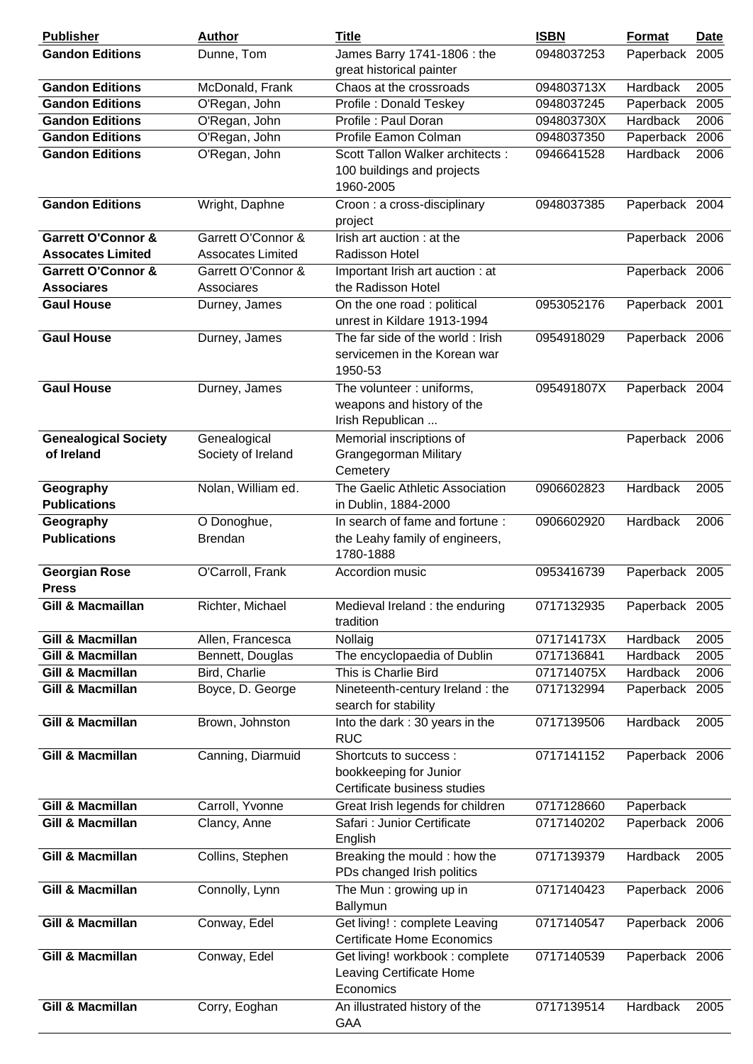| Publisher | Author | Title | ISBN | Format | Date |
|---|---|---|---|---|---|
| **Gandon Editions** | Dunne, Tom | James Barry 1741-1806 : the great historical painter | 0948037253 | Paperback | 2005 |
| **Gandon Editions** | McDonald, Frank | Chaos at the crossroads | 094803713X | Hardback | 2005 |
| **Gandon Editions** | O'Regan, John | Profile : Donald Teskey | 0948037245 | Paperback | 2005 |
| **Gandon Editions** | O'Regan, John | Profile : Paul Doran | 094803730X | Hardback | 2006 |
| **Gandon Editions** | O'Regan, John | Profile Eamon Colman | 0948037350 | Paperback | 2006 |
| **Gandon Editions** | O'Regan, John | Scott Tallon Walker architects : 100 buildings and projects 1960-2005 | 0946641528 | Hardback | 2006 |
| **Gandon Editions** | Wright, Daphne | Croon : a cross-disciplinary project | 0948037385 | Paperback | 2004 |
| **Garrett O'Connor & Assocates Limited** | Garrett O'Connor & Assocates Limited | Irish art auction : at the Radisson Hotel | | Paperback | 2006 |
| **Garrett O'Connor & Associares** | Garrett O'Connor & Associares | Important Irish art auction : at the Radisson Hotel | | Paperback | 2006 |
| **Gaul House** | Durney, James | On the one road : political unrest in Kildare 1913-1994 | 0953052176 | Paperback | 2001 |
| **Gaul House** | Durney, James | The far side of the world : Irish servicemen in the Korean war 1950-53 | 0954918029 | Paperback | 2006 |
| **Gaul House** | Durney, James | The volunteer : uniforms, weapons and history of the Irish Republican ... | 095491807X | Paperback | 2004 |
| **Genealogical Society of Ireland** | Genealogical Society of Ireland | Memorial inscriptions of Grangegorman Military Cemetery | | Paperback | 2006 |
| **Geography Publications** | Nolan, William ed. | The Gaelic Athletic Association in Dublin, 1884-2000 | 0906602823 | Hardback | 2005 |
| **Geography Publications** | O Donoghue, Brendan | In search of fame and fortune : the Leahy family of engineers, 1780-1888 | 0906602920 | Hardback | 2006 |
| **Georgian Rose Press** | O'Carroll, Frank | Accordion music | 0953416739 | Paperback | 2005 |
| **Gill & Macmaillan** | Richter, Michael | Medieval Ireland : the enduring tradition | 0717132935 | Paperback | 2005 |
| **Gill & Macmillan** | Allen, Francesca | Nollaig | 071714173X | Hardback | 2005 |
| **Gill & Macmillan** | Bennett, Douglas | The encyclopaedia of Dublin | 0717136841 | Hardback | 2005 |
| **Gill & Macmillan** | Bird, Charlie | This is Charlie Bird | 071714075X | Hardback | 2006 |
| **Gill & Macmillan** | Boyce, D. George | Nineteenth-century Ireland : the search for stability | 0717132994 | Paperback | 2005 |
| **Gill & Macmillan** | Brown, Johnston | Into the dark : 30 years in the RUC | 0717139506 | Hardback | 2005 |
| **Gill & Macmillan** | Canning, Diarmuid | Shortcuts to success : bookkeeping for Junior Certificate business studies | 0717141152 | Paperback | 2006 |
| **Gill & Macmillan** | Carroll, Yvonne | Great Irish legends for children | 0717128660 | Paperback | |
| **Gill & Macmillan** | Clancy, Anne | Safari : Junior Certificate English | 0717140202 | Paperback | 2006 |
| **Gill & Macmillan** | Collins, Stephen | Breaking the mould : how the PDs changed Irish politics | 0717139379 | Hardback | 2005 |
| **Gill & Macmillan** | Connolly, Lynn | The Mun : growing up in Ballymun | 0717140423 | Paperback | 2006 |
| **Gill & Macmillan** | Conway, Edel | Get living! : complete Leaving Certificate Home Economics | 0717140547 | Paperback | 2006 |
| **Gill & Macmillan** | Conway, Edel | Get living! workbook : complete Leaving Certificate Home Economics | 0717140539 | Paperback | 2006 |
| **Gill & Macmillan** | Corry, Eoghan | An illustrated history of the GAA | 0717139514 | Hardback | 2005 |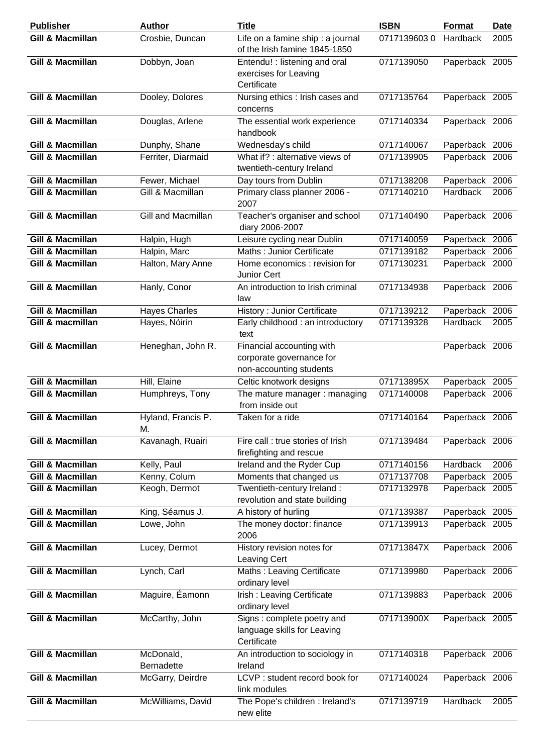| Publisher | Author | Title | ISBN | Format | Date |
|---|---|---|---|---|---|
| **Gill & Macmillan** | Crosbie, Duncan | Life on a famine ship : a journal of the Irish famine 1845-1850 | 0717139603 0 | Hardback | 2005 |
| **Gill & Macmillan** | Dobbyn, Joan | Entendu! : listening and oral exercises for Leaving Certificate | 0717139050 | Paperback | 2005 |
| **Gill & Macmillan** | Dooley, Dolores | Nursing ethics : Irish cases and concerns | 0717135764 | Paperback | 2005 |
| **Gill & Macmillan** | Douglas, Arlene | The essential work experience handbook | 0717140334 | Paperback | 2006 |
| **Gill & Macmillan** | Dunphy, Shane | Wednesday's child | 0717140067 | Paperback | 2006 |
| **Gill & Macmillan** | Ferriter, Diarmaid | What if? : alternative views of twentieth-century Ireland | 0717139905 | Paperback | 2006 |
| **Gill & Macmillan** | Fewer, Michael | Day tours from Dublin | 0717138208 | Paperback | 2006 |
| **Gill & Macmillan** | Gill & Macmillan | Primary class planner 2006 - 2007 | 0717140210 | Hardback | 2006 |
| **Gill & Macmillan** | Gill and Macmillan | Teacher's organiser and school diary 2006-2007 | 0717140490 | Paperback | 2006 |
| **Gill & Macmillan** | Halpin, Hugh | Leisure cycling near Dublin | 0717140059 | Paperback | 2006 |
| **Gill & Macmillan** | Halpin, Marc | Maths : Junior Certificate | 0717139182 | Paperback | 2006 |
| **Gill & Macmillan** | Halton, Mary Anne | Home economics : revision for Junior Cert | 0717130231 | Paperback | 2000 |
| **Gill & Macmillan** | Hanly, Conor | An introduction to Irish criminal law | 0717134938 | Paperback | 2006 |
| **Gill & Macmillan** | Hayes Charles | History : Junior Certificate | 0717139212 | Paperback | 2006 |
| **Gill & macmillan** | Hayes, Nóirín | Early childhood : an introductory text | 0717139328 | Hardback | 2005 |
| **Gill & Macmillan** | Heneghan, John R. | Financial accounting with corporate governance for non-accounting students | | Paperback | 2006 |
| **Gill & Macmillan** | Hill, Elaine | Celtic knotwork designs | 071713895X | Paperback | 2005 |
| **Gill & Macmillan** | Humphreys, Tony | The mature manager : managing from inside out | 0717140008 | Paperback | 2006 |
| **Gill & Macmillan** | Hyland, Francis P. M. | Taken for a ride | 0717140164 | Paperback | 2006 |
| **Gill & Macmillan** | Kavanagh, Ruairi | Fire call : true stories of Irish firefighting and rescue | 0717139484 | Paperback | 2006 |
| **Gill & Macmillan** | Kelly, Paul | Ireland and the Ryder Cup | 0717140156 | Hardback | 2006 |
| **Gill & Macmillan** | Kenny, Colum | Moments that changed us | 0717137708 | Paperback | 2005 |
| **Gill & Macmillan** | Keogh, Dermot | Twentieth-century Ireland : revolution and state building | 0717132978 | Paperback | 2005 |
| **Gill & Macmillan** | King, Séamus J. | A history of hurling | 0717139387 | Paperback | 2005 |
| **Gill & Macmillan** | Lowe, John | The money doctor: finance 2006 | 0717139913 | Paperback | 2005 |
| **Gill & Macmillan** | Lucey, Dermot | History revision notes for Leaving Cert | 071713847X | Paperback | 2006 |
| **Gill & Macmillan** | Lynch, Carl | Maths : Leaving Certificate ordinary level | 0717139980 | Paperback | 2006 |
| **Gill & Macmillan** | Maguire, Éamonn | Irish : Leaving Certificate ordinary level | 0717139883 | Paperback | 2006 |
| **Gill & Macmillan** | McCarthy, John | Signs : complete poetry and language skills for Leaving Certificate | 071713900X | Paperback | 2005 |
| **Gill & Macmillan** | McDonald, Bernadette | An introduction to sociology in Ireland | 0717140318 | Paperback | 2006 |
| **Gill & Macmillan** | McGarry, Deirdre | LCVP : student record book for link modules | 0717140024 | Paperback | 2006 |
| **Gill & Macmillan** | McWilliams, David | The Pope's children : Ireland's new elite | 0717139719 | Hardback | 2005 |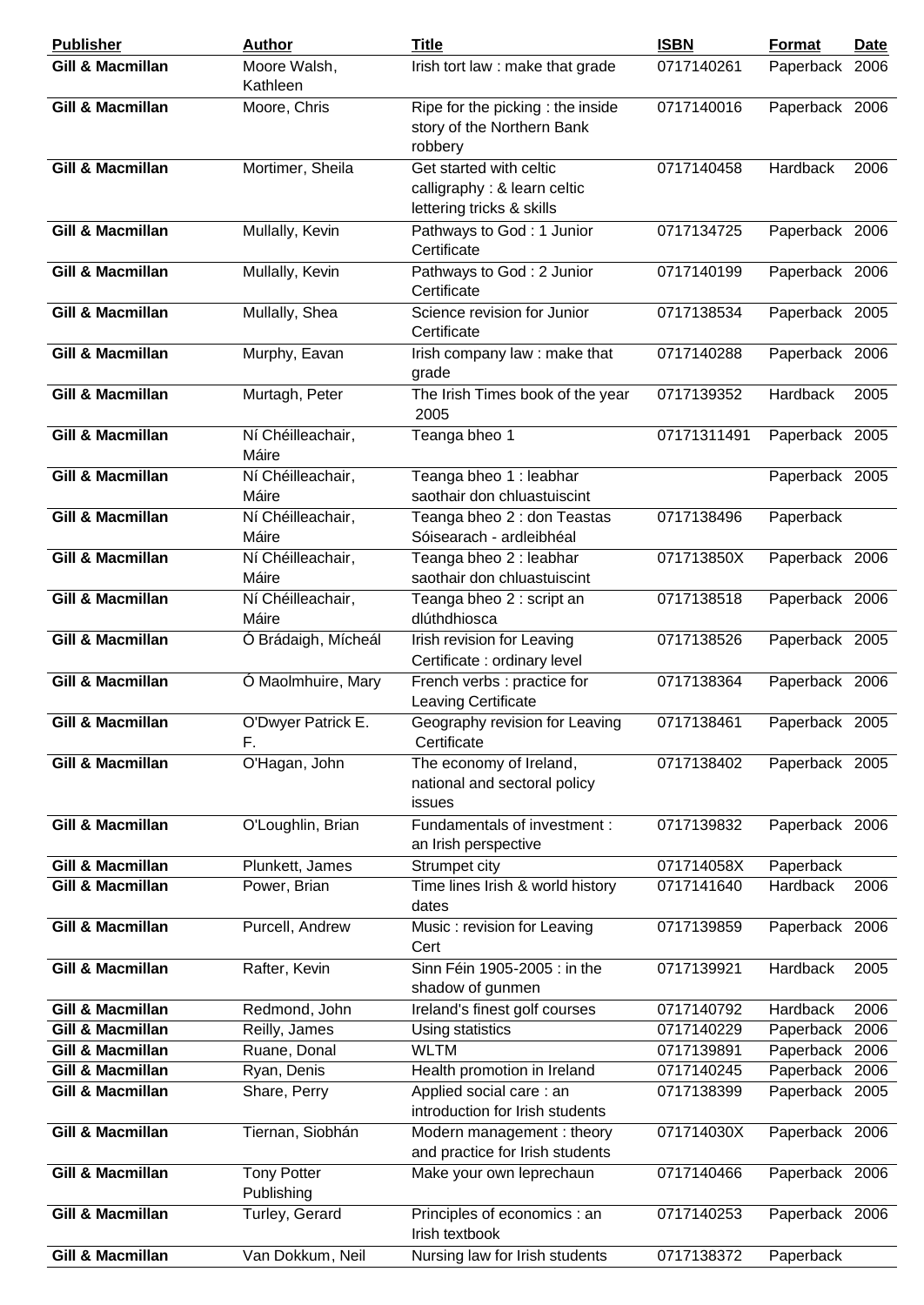| Publisher | Author | Title | ISBN | Format | Date |
|---|---|---|---|---|---|
| **Gill & Macmillan** | Moore Walsh, Kathleen | Irish tort law : make that grade | 0717140261 | Paperback | 2006 |
| **Gill & Macmillan** | Moore, Chris | Ripe for the picking : the inside story of the Northern Bank robbery | 0717140016 | Paperback | 2006 |
| **Gill & Macmillan** | Mortimer, Sheila | Get started with celtic calligraphy : & learn celtic lettering tricks & skills | 0717140458 | Hardback | 2006 |
| **Gill & Macmillan** | Mullally, Kevin | Pathways to God : 1 Junior Certificate | 0717134725 | Paperback | 2006 |
| **Gill & Macmillan** | Mullally, Kevin | Pathways to God : 2 Junior Certificate | 0717140199 | Paperback | 2006 |
| **Gill & Macmillan** | Mullally, Shea | Science revision for Junior Certificate | 0717138534 | Paperback | 2005 |
| **Gill & Macmillan** | Murphy, Eavan | Irish company law : make that grade | 0717140288 | Paperback | 2006 |
| **Gill & Macmillan** | Murtagh, Peter | The Irish Times book of the year 2005 | 0717139352 | Hardback | 2005 |
| **Gill & Macmillan** | Ní Chéilleachair, Máire | Teanga bheo 1 | 07171311491 | Paperback | 2005 |
| **Gill & Macmillan** | Ní Chéilleachair, Máire | Teanga bheo 1 : leabhar saothair don chluastuiscint | | Paperback | 2005 |
| **Gill & Macmillan** | Ní Chéilleachair, Máire | Teanga bheo 2 : don Teastas Sóisearach - ardleibhéal | 0717138496 | Paperback | |
| **Gill & Macmillan** | Ní Chéilleachair, Máire | Teanga bheo 2 : leabhar saothair don chluastuiscint | 071713850X | Paperback | 2006 |
| **Gill & Macmillan** | Ní Chéilleachair, Máire | Teanga bheo 2 : script an dlúthdhiosca | 0717138518 | Paperback | 2006 |
| **Gill & Macmillan** | Ó Brádaigh, Mícheál | Irish revision for Leaving Certificate : ordinary level | 0717138526 | Paperback | 2005 |
| **Gill & Macmillan** | Ó Maolmhuire, Mary | French verbs : practice for Leaving Certificate | 0717138364 | Paperback | 2006 |
| **Gill & Macmillan** | O'Dwyer Patrick E. F. | Geography revision for Leaving Certificate | 0717138461 | Paperback | 2005 |
| **Gill & Macmillan** | O'Hagan, John | The economy of Ireland, national and sectoral policy issues | 0717138402 | Paperback | 2005 |
| **Gill & Macmillan** | O'Loughlin, Brian | Fundamentals of investment : an Irish perspective | 0717139832 | Paperback | 2006 |
| **Gill & Macmillan** | Plunkett, James | Strumpet city | 071714058X | Paperback | |
| **Gill & Macmillan** | Power, Brian | Time lines Irish & world history dates | 0717141640 | Hardback | 2006 |
| **Gill & Macmillan** | Purcell, Andrew | Music : revision for Leaving Cert | 0717139859 | Paperback | 2006 |
| **Gill & Macmillan** | Rafter, Kevin | Sinn Féin 1905-2005 : in the shadow of gunmen | 0717139921 | Hardback | 2005 |
| **Gill & Macmillan** | Redmond, John | Ireland's finest golf courses | 0717140792 | Hardback | 2006 |
| **Gill & Macmillan** | Reilly, James | Using statistics | 0717140229 | Paperback | 2006 |
| **Gill & Macmillan** | Ruane, Donal | WLTM | 0717139891 | Paperback | 2006 |
| **Gill & Macmillan** | Ryan, Denis | Health promotion in Ireland | 0717140245 | Paperback | 2006 |
| **Gill & Macmillan** | Share, Perry | Applied social care : an introduction for Irish students | 0717138399 | Paperback | 2005 |
| **Gill & Macmillan** | Tiernan, Siobhán | Modern management : theory and practice for Irish students | 071714030X | Paperback | 2006 |
| **Gill & Macmillan** | Tony Potter Publishing | Make your own leprechaun | 0717140466 | Paperback | 2006 |
| **Gill & Macmillan** | Turley, Gerard | Principles of economics : an Irish textbook | 0717140253 | Paperback | 2006 |
| **Gill & Macmillan** | Van Dokkum, Neil | Nursing law for Irish students | 0717138372 | Paperback | |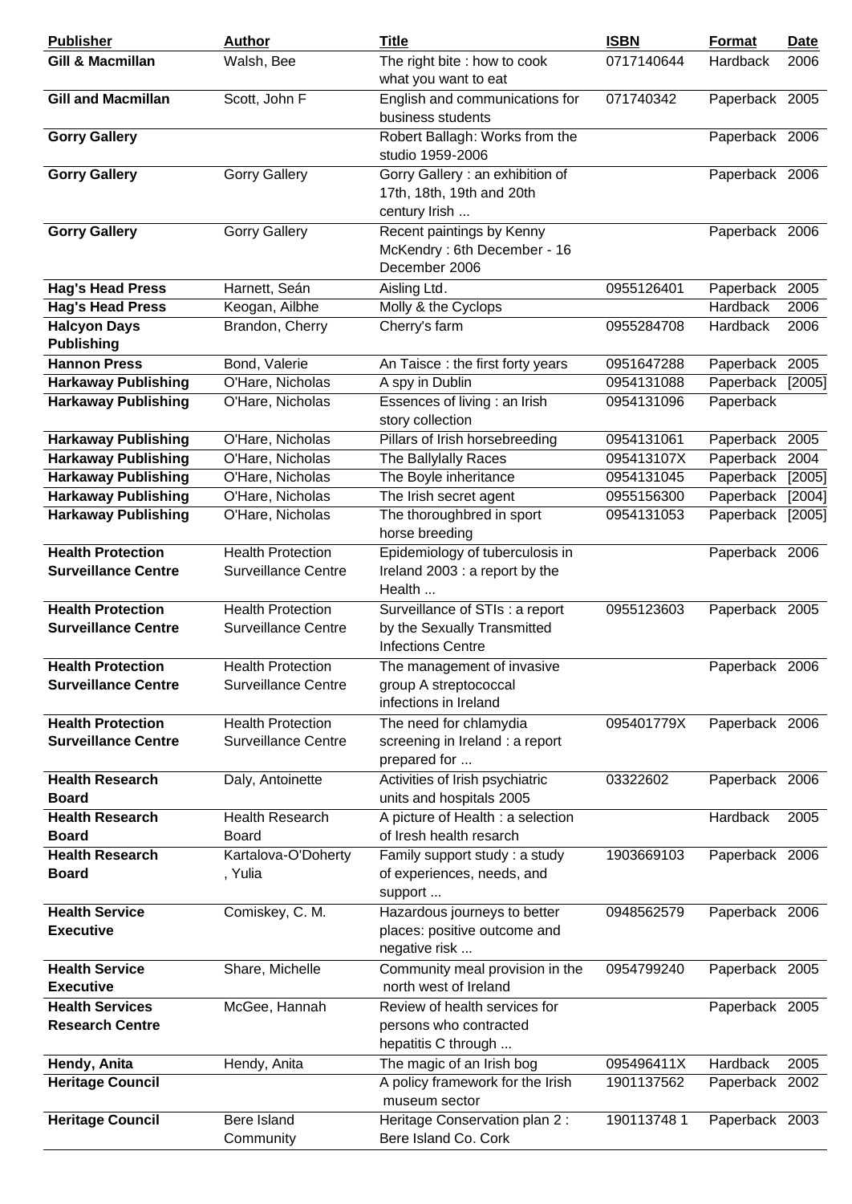| Publisher | Author | Title | ISBN | Format | Date |
| --- | --- | --- | --- | --- | --- |
| **Gill & Macmillan** | Walsh, Bee | The right bite : how to cook what you want to eat | 0717140644 | Hardback | 2006 |
| **Gill and Macmillan** | Scott, John F | English and communications for business students | 071740342 | Paperback | 2005 |
| **Gorry Gallery** | | Robert Ballagh: Works from the studio 1959-2006 | | Paperback | 2006 |
| **Gorry Gallery** | Gorry Gallery | Gorry Gallery : an exhibition of 17th, 18th, 19th and 20th century Irish ... | | Paperback | 2006 |
| **Gorry Gallery** | Gorry Gallery | Recent paintings by Kenny McKendry : 6th December - 16 December 2006 | | Paperback | 2006 |
| **Hag's Head Press** | Harnett, Seán | Aisling Ltd. | 0955126401 | Paperback | 2005 |
| **Hag's Head Press** | Keogan, Ailbhe | Molly & the Cyclops | | Hardback | 2006 |
| **Halcyon Days Publishing** | Brandon, Cherry | Cherry's farm | 0955284708 | Hardback | 2006 |
| **Hannon Press** | Bond, Valerie | An Taisce : the first forty years | 0951647288 | Paperback | 2005 |
| **Harkaway Publishing** | O'Hare, Nicholas | A spy in Dublin | 0954131088 | Paperback | [2005] |
| **Harkaway Publishing** | O'Hare, Nicholas | Essences of living : an Irish story collection | 0954131096 | Paperback | |
| **Harkaway Publishing** | O'Hare, Nicholas | Pillars of Irish horsebreeding | 0954131061 | Paperback | 2005 |
| **Harkaway Publishing** | O'Hare, Nicholas | The Ballylally Races | 095413107X | Paperback | 2004 |
| **Harkaway Publishing** | O'Hare, Nicholas | The Boyle inheritance | 0954131045 | Paperback | [2005] |
| **Harkaway Publishing** | O'Hare, Nicholas | The Irish secret agent | 0955156300 | Paperback | [2004] |
| **Harkaway Publishing** | O'Hare, Nicholas | The thoroughbred in sport horse breeding | 0954131053 | Paperback | [2005] |
| **Health Protection Surveillance Centre** | Health Protection Surveillance Centre | Epidemiology of tuberculosis in Ireland 2003 : a report by the Health ... | | Paperback | 2006 |
| **Health Protection Surveillance Centre** | Health Protection Surveillance Centre | Surveillance of STIs : a report by the Sexually Transmitted Infections Centre | 0955123603 | Paperback | 2005 |
| **Health Protection Surveillance Centre** | Health Protection Surveillance Centre | The management of invasive group A streptococcal infections in Ireland | | Paperback | 2006 |
| **Health Protection Surveillance Centre** | Health Protection Surveillance Centre | The need for chlamydia screening in Ireland : a report prepared for ... | 095401779X | Paperback | 2006 |
| **Health Research Board** | Daly, Antoinette | Activities of Irish psychiatric units and hospitals 2005 | 03322602 | Paperback | 2006 |
| **Health Research Board** | Health Research Board | A picture of Health : a selection of Iresh health resarch | | Hardback | 2005 |
| **Health Research Board** | Kartalova-O'Doherty, Yulia | Family support study : a study of experiences, needs, and support ... | 1903669103 | Paperback | 2006 |
| **Health Service Executive** | Comiskey, C. M. | Hazardous journeys to better places: positive outcome and negative risk ... | 0948562579 | Paperback | 2006 |
| **Health Service Executive** | Share, Michelle | Community meal provision in the north west of Ireland | 0954799240 | Paperback | 2005 |
| **Health Services Research Centre** | McGee, Hannah | Review of health services for persons who contracted hepatitis C through ... | | Paperback | 2005 |
| **Hendy, Anita** | Hendy, Anita | The magic of an Irish bog | 095496411X | Hardback | 2005 |
| **Heritage Council** | | A policy framework for the Irish museum sector | 1901137562 | Paperback | 2002 |
| **Heritage Council** | Bere Island Community | Heritage Conservation plan 2 : Bere Island Co. Cork | 190113748 1 | Paperback | 2003 |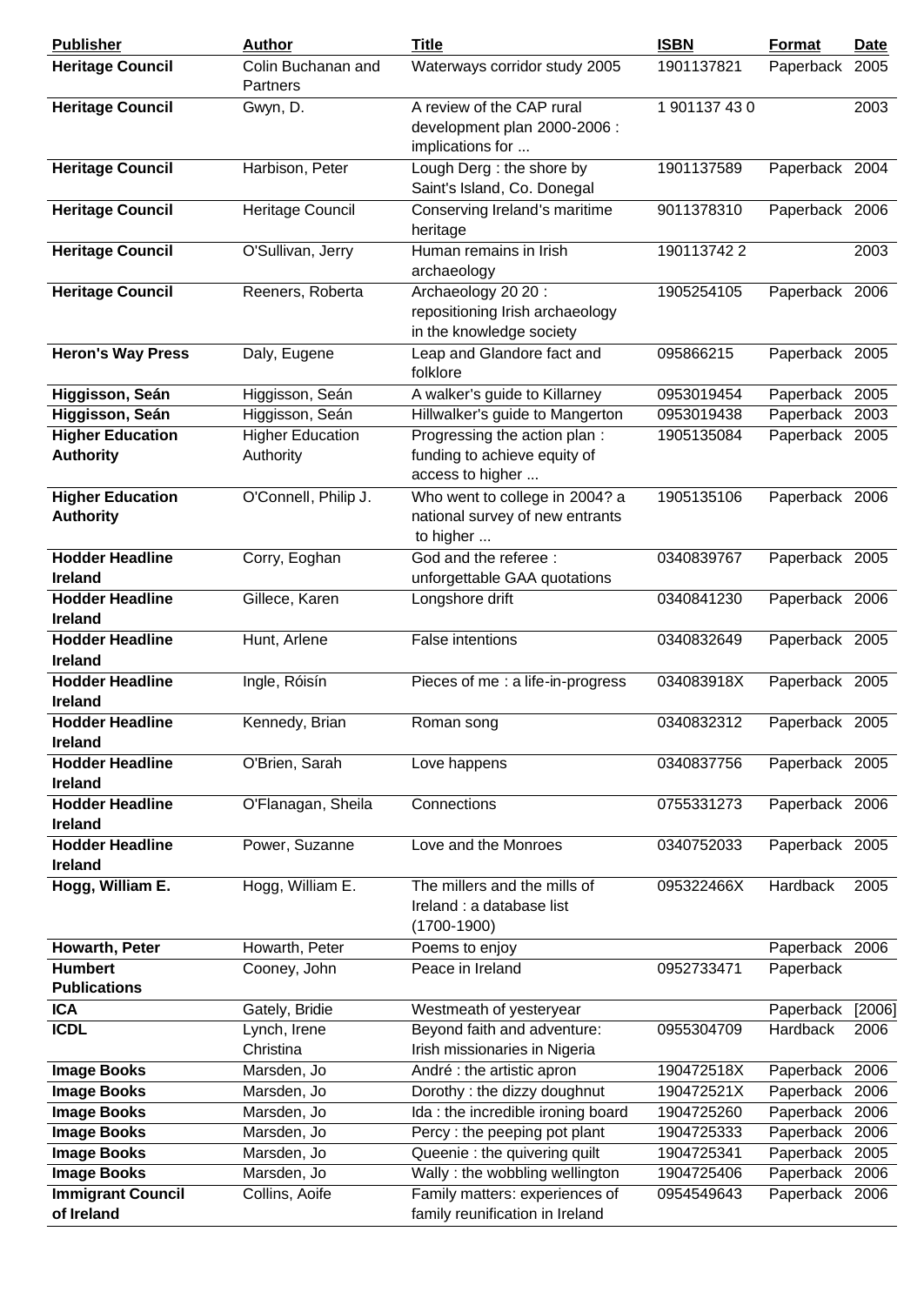| Publisher | Author | Title | ISBN | Format | Date |
| --- | --- | --- | --- | --- | --- |
| **Heritage Council** | Colin Buchanan and Partners | Waterways corridor study 2005 | 1901137821 | Paperback | 2005 |
| **Heritage Council** | Gwyn, D. | A review of the CAP rural development plan 2000-2006 : implications for ... | 1 901137 43 0 | | 2003 |
| **Heritage Council** | Harbison, Peter | Lough Derg : the shore by Saint's Island, Co. Donegal | 1901137589 | Paperback | 2004 |
| **Heritage Council** | Heritage Council | Conserving Ireland's maritime heritage | 9011378310 | Paperback | 2006 |
| **Heritage Council** | O'Sullivan, Jerry | Human remains in Irish archaeology | 190113742 2 | | 2003 |
| **Heritage Council** | Reeners, Roberta | Archaeology 20 20 : repositioning Irish archaeology in the knowledge society | 1905254105 | Paperback | 2006 |
| **Heron's Way Press** | Daly, Eugene | Leap and Glandore fact and folklore | 095866215 | Paperback | 2005 |
| **Higgisson, Seán** | Higgisson, Seán | A walker's guide to Killarney | 0953019454 | Paperback | 2005 |
| **Higgisson, Seán** | Higgisson, Seán | Hillwalker's guide to Mangerton | 0953019438 | Paperback | 2003 |
| **Higher Education Authority** | Higher Education Authority | Progressing the action plan : funding to achieve equity of access to higher ... | 1905135084 | Paperback | 2005 |
| **Higher Education Authority** | O'Connell, Philip J. | Who went to college in 2004? a national survey of new entrants to higher ... | 1905135106 | Paperback | 2006 |
| **Hodder Headline Ireland** | Corry, Eoghan | God and the referee : unforgettable GAA quotations | 0340839767 | Paperback | 2005 |
| **Hodder Headline Ireland** | Gillece, Karen | Longshore drift | 0340841230 | Paperback | 2006 |
| **Hodder Headline Ireland** | Hunt, Arlene | False intentions | 0340832649 | Paperback | 2005 |
| **Hodder Headline Ireland** | Ingle, Róisín | Pieces of me : a life-in-progress | 034083918X | Paperback | 2005 |
| **Hodder Headline Ireland** | Kennedy, Brian | Roman song | 0340832312 | Paperback | 2005 |
| **Hodder Headline Ireland** | O'Brien, Sarah | Love happens | 0340837756 | Paperback | 2005 |
| **Hodder Headline Ireland** | O'Flanagan, Sheila | Connections | 0755331273 | Paperback | 2006 |
| **Hodder Headline Ireland** | Power, Suzanne | Love and the Monroes | 0340752033 | Paperback | 2005 |
| **Hogg, William E.** | Hogg, William E. | The millers and the mills of Ireland : a database list (1700-1900) | 095322466X | Hardback | 2005 |
| **Howarth, Peter** | Howarth, Peter | Poems to enjoy | | Paperback | 2006 |
| **Humbert Publications** | Cooney, John | Peace in Ireland | 0952733471 | Paperback | |
| **ICA** | Gately, Bridie | Westmeath of yesteryear | | Paperback | [2006] |
| **ICDL** | Lynch, Irene Christina | Beyond faith and adventure: Irish missionaries in Nigeria | 0955304709 | Hardback | 2006 |
| **Image Books** | Marsden, Jo | André : the artistic apron | 190472518X | Paperback | 2006 |
| **Image Books** | Marsden, Jo | Dorothy : the dizzy doughnut | 190472521X | Paperback | 2006 |
| **Image Books** | Marsden, Jo | Ida : the incredible ironing board | 1904725260 | Paperback | 2006 |
| **Image Books** | Marsden, Jo | Percy : the peeping pot plant | 1904725333 | Paperback | 2006 |
| **Image Books** | Marsden, Jo | Queenie : the quivering quilt | 1904725341 | Paperback | 2005 |
| **Image Books** | Marsden, Jo | Wally : the wobbling wellington | 1904725406 | Paperback | 2006 |
| **Immigrant Council of Ireland** | Collins, Aoife | Family matters: experiences of family reunification in Ireland | 0954549643 | Paperback | 2006 |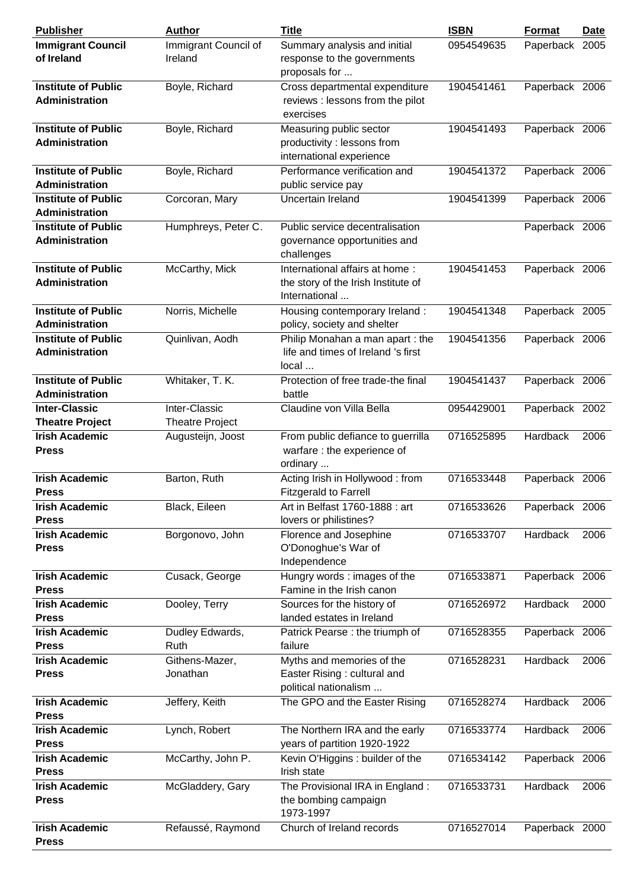| Publisher | Author | Title | ISBN | Format | Date |
|---|---|---|---|---|---|
| **Immigrant Council of Ireland** | Immigrant Council of Ireland | Summary analysis and initial response to the governments proposals for ... | 0954549635 | Paperback | 2005 |
| **Institute of Public Administration** | Boyle, Richard | Cross departmental expenditure reviews : lessons from the pilot exercises | 1904541461 | Paperback | 2006 |
| **Institute of Public Administration** | Boyle, Richard | Measuring public sector productivity : lessons from international experience | 1904541493 | Paperback | 2006 |
| **Institute of Public Administration** | Boyle, Richard | Performance verification and public service pay | 1904541372 | Paperback | 2006 |
| **Institute of Public Administration** | Corcoran, Mary | Uncertain Ireland | 1904541399 | Paperback | 2006 |
| **Institute of Public Administration** | Humphreys, Peter C. | Public service decentralisation governance opportunities and challenges | | Paperback | 2006 |
| **Institute of Public Administration** | McCarthy, Mick | International affairs at home : the story of the Irish Institute of International ... | 1904541453 | Paperback | 2006 |
| **Institute of Public Administration** | Norris, Michelle | Housing contemporary Ireland : policy, society and shelter | 1904541348 | Paperback | 2005 |
| **Institute of Public Administration** | Quinlivan, Aodh | Philip Monahan a man apart : the life and times of Ireland 's first local ... | 1904541356 | Paperback | 2006 |
| **Institute of Public Administration** | Whitaker, T. K. | Protection of free trade-the final battle | 1904541437 | Paperback | 2006 |
| **Inter-Classic Theatre Project** | Inter-Classic Theatre Project | Claudine von Villa Bella | 0954429001 | Paperback | 2002 |
| **Irish Academic Press** | Augusteijn, Joost | From public defiance to guerrilla warfare : the experience of ordinary ... | 0716525895 | Hardback | 2006 |
| **Irish Academic Press** | Barton, Ruth | Acting Irish in Hollywood : from Fitzgerald to Farrell | 0716533448 | Paperback | 2006 |
| **Irish Academic Press** | Black, Eileen | Art in Belfast 1760-1888 : art lovers or philistines? | 0716533626 | Paperback | 2006 |
| **Irish Academic Press** | Borgonovo, John | Florence and Josephine O'Donoghue's War of Independence | 0716533707 | Hardback | 2006 |
| **Irish Academic Press** | Cusack, George | Hungry words : images of the Famine in the Irish canon | 0716533871 | Paperback | 2006 |
| **Irish Academic Press** | Dooley, Terry | Sources for the history of landed estates in Ireland | 0716526972 | Hardback | 2000 |
| **Irish Academic Press** | Dudley Edwards, Ruth | Patrick Pearse : the triumph of failure | 0716528355 | Paperback | 2006 |
| **Irish Academic Press** | Githens-Mazer, Jonathan | Myths and memories of the Easter Rising : cultural and political nationalism ... | 0716528231 | Hardback | 2006 |
| **Irish Academic Press** | Jeffery, Keith | The GPO and the Easter Rising | 0716528274 | Hardback | 2006 |
| **Irish Academic Press** | Lynch, Robert | The Northern IRA and the early years of partition 1920-1922 | 0716533774 | Hardback | 2006 |
| **Irish Academic Press** | McCarthy, John P. | Kevin O'Higgins : builder of the Irish state | 0716534142 | Paperback | 2006 |
| **Irish Academic Press** | McGladdery, Gary | The Provisional IRA in England : the bombing campaign 1973-1997 | 0716533731 | Hardback | 2006 |
| **Irish Academic Press** | Refaussé, Raymond | Church of Ireland records | 0716527014 | Paperback | 2000 |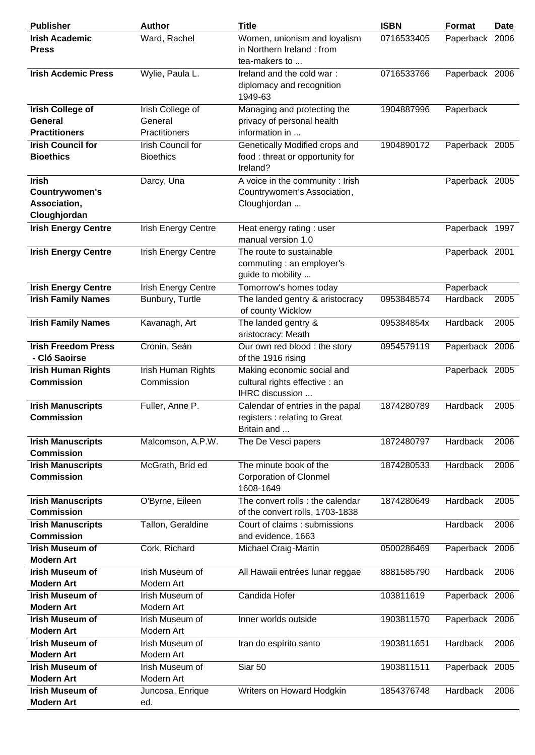| Publisher | Author | Title | ISBN | Format | Date |
| --- | --- | --- | --- | --- | --- |
| **Irish Academic Press** | Ward, Rachel | Women, unionism and loyalism in Northern Ireland : from tea-makers to ... | 0716533405 | Paperback | 2006 |
| **Irish Acdemic Press** | Wylie, Paula L. | Ireland and the cold war : diplomacy and recognition 1949-63 | 0716533766 | Paperback | 2006 |
| **Irish College of General Practitioners** | Irish College of General Practitioners | Managing and protecting the privacy of personal health information in ... | 1904887996 | Paperback | |
| **Irish Council for Bioethics** | Irish Council for Bioethics | Genetically Modified crops and food : threat or opportunity for Ireland? | 1904890172 | Paperback | 2005 |
| **Irish Countrywomen's Association, Cloughjordan** | Darcy, Una | A voice in the community : Irish Countrywomen's Association, Cloughjordan ... | | Paperback | 2005 |
| **Irish Energy Centre** | Irish Energy Centre | Heat energy rating : user manual version 1.0 | | Paperback | 1997 |
| **Irish Energy Centre** | Irish Energy Centre | The route to sustainable commuting : an employer's guide to mobility ... | | Paperback | 2001 |
| **Irish Energy Centre** | Irish Energy Centre | Tomorrow's homes today | | Paperback | |
| **Irish Family Names** | Bunbury, Turtle | The landed gentry & aristocracy of county Wicklow | 0953848574 | Hardback | 2005 |
| **Irish Family Names** | Kavanagh, Art | The landed gentry & aristocracy: Meath | 095384854x | Hardback | 2005 |
| **Irish Freedom Press - Cló Saoirse** | Cronin, Seán | Our own red blood : the story of the 1916 rising | 0954579119 | Paperback | 2006 |
| **Irish Human Rights Commission** | Irish Human Rights Commission | Making economic social and cultural rights effective : an IHRC discussion ... | | Paperback | 2005 |
| **Irish Manuscripts Commission** | Fuller, Anne P. | Calendar of entries in the papal registers : relating to Great Britain and ... | 1874280789 | Hardback | 2005 |
| **Irish Manuscripts Commission** | Malcomson, A.P.W. | The De Vesci papers | 1872480797 | Hardback | 2006 |
| **Irish Manuscripts Commission** | McGrath, Bríd ed | The minute book of the Corporation of Clonmel 1608-1649 | 1874280533 | Hardback | 2006 |
| **Irish Manuscripts Commission** | O'Byrne, Eileen | The convert rolls : the calendar of the convert rolls, 1703-1838 | 1874280649 | Hardback | 2005 |
| **Irish Manuscripts Commission** | Tallon, Geraldine | Court of claims : submissions and evidence, 1663 | | Hardback | 2006 |
| **Irish Museum of Modern Art** | Cork, Richard | Michael Craig-Martin | 0500286469 | Paperback | 2006 |
| **Irish Museum of Modern Art** | Irish Museum of Modern Art | All Hawaii entrées lunar reggae | 8881585790 | Hardback | 2006 |
| **Irish Museum of Modern Art** | Irish Museum of Modern Art | Candida Hofer | 103811619 | Paperback | 2006 |
| **Irish Museum of Modern Art** | Irish Museum of Modern Art | Inner worlds outside | 1903811570 | Paperback | 2006 |
| **Irish Museum of Modern Art** | Irish Museum of Modern Art | Iran do espírito santo | 1903811651 | Hardback | 2006 |
| **Irish Museum of Modern Art** | Irish Museum of Modern Art | Siar 50 | 1903811511 | Paperback | 2005 |
| **Irish Museum of Modern Art** | Juncosa, Enrique ed. | Writers on Howard Hodgkin | 1854376748 | Hardback | 2006 |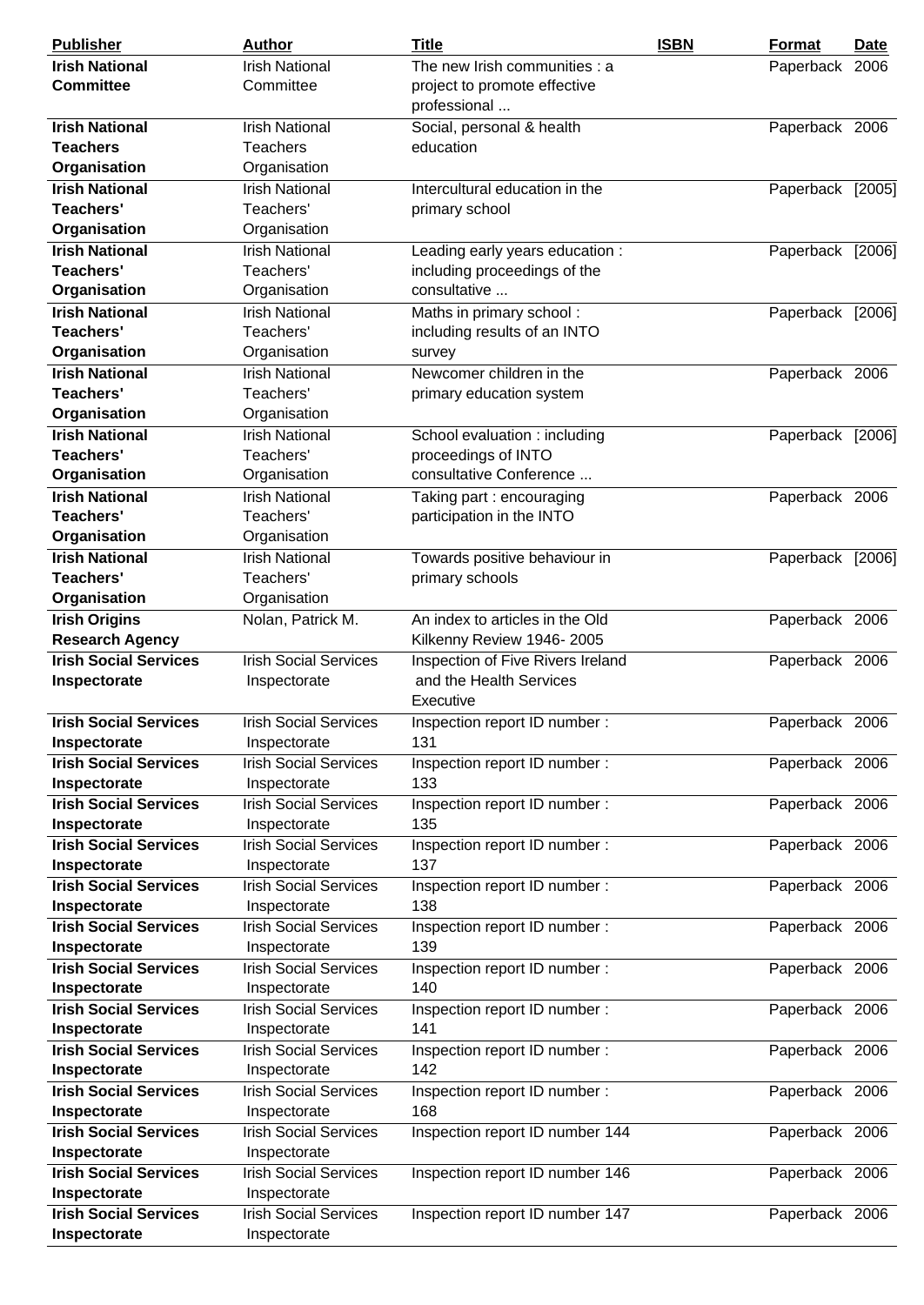| Publisher | Author | Title | ISBN | Format | Date |
|---|---|---|---|---|---|
| **Irish National Committee** | Irish National Committee | The new Irish communities : a project to promote effective professional ... | | Paperback | 2006 |
| **Irish National Teachers Organisation** | Irish National Teachers Organisation | Social, personal & health education | | Paperback | 2006 |
| **Irish National Teachers' Organisation** | Irish National Teachers' Organisation | Intercultural education in the primary school | | Paperback | [2005] |
| **Irish National Teachers' Organisation** | Irish National Teachers' Organisation | Leading early years education : including proceedings of the consultative ... | | Paperback | [2006] |
| **Irish National Teachers' Organisation** | Irish National Teachers' Organisation | Maths in primary school : including results of an INTO survey | | Paperback | [2006] |
| **Irish National Teachers' Organisation** | Irish National Teachers' Organisation | Newcomer children in the primary education system | | Paperback | 2006 |
| **Irish National Teachers' Organisation** | Irish National Teachers' Organisation | School evaluation : including proceedings of INTO consultative Conference ... | | Paperback | [2006] |
| **Irish National Teachers' Organisation** | Irish National Teachers' Organisation | Taking part : encouraging participation in the INTO | | Paperback | 2006 |
| **Irish National Teachers' Organisation** | Irish National Teachers' Organisation | Towards positive behaviour in primary schools | | Paperback | [2006] |
| **Irish Origins Research Agency** | Nolan, Patrick M. | An index to articles in the Old Kilkenny Review 1946- 2005 | | Paperback | 2006 |
| **Irish Social Services Inspectorate** | Irish Social Services Inspectorate | Inspection of Five Rivers Ireland and the Health Services Executive | | Paperback | 2006 |
| **Irish Social Services Inspectorate** | Irish Social Services Inspectorate | Inspection report ID number : 131 | | Paperback | 2006 |
| **Irish Social Services Inspectorate** | Irish Social Services Inspectorate | Inspection report ID number : 133 | | Paperback | 2006 |
| **Irish Social Services Inspectorate** | Irish Social Services Inspectorate | Inspection report ID number : 135 | | Paperback | 2006 |
| **Irish Social Services Inspectorate** | Irish Social Services Inspectorate | Inspection report ID number : 137 | | Paperback | 2006 |
| **Irish Social Services Inspectorate** | Irish Social Services Inspectorate | Inspection report ID number : 138 | | Paperback | 2006 |
| **Irish Social Services Inspectorate** | Irish Social Services Inspectorate | Inspection report ID number : 139 | | Paperback | 2006 |
| **Irish Social Services Inspectorate** | Irish Social Services Inspectorate | Inspection report ID number : 140 | | Paperback | 2006 |
| **Irish Social Services Inspectorate** | Irish Social Services Inspectorate | Inspection report ID number : 141 | | Paperback | 2006 |
| **Irish Social Services Inspectorate** | Irish Social Services Inspectorate | Inspection report ID number : 142 | | Paperback | 2006 |
| **Irish Social Services Inspectorate** | Irish Social Services Inspectorate | Inspection report ID number : 168 | | Paperback | 2006 |
| **Irish Social Services Inspectorate** | Irish Social Services Inspectorate | Inspection report ID number 144 | | Paperback | 2006 |
| **Irish Social Services Inspectorate** | Irish Social Services Inspectorate | Inspection report ID number 146 | | Paperback | 2006 |
| **Irish Social Services Inspectorate** | Irish Social Services Inspectorate | Inspection report ID number 147 | | Paperback | 2006 |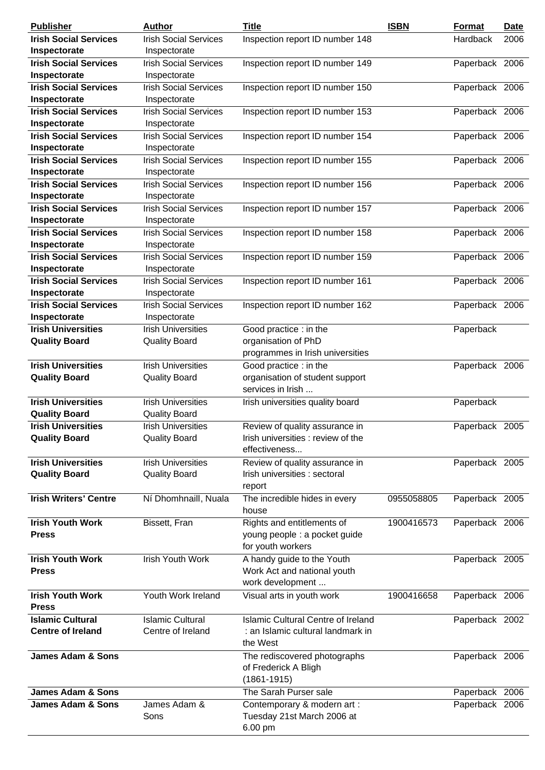| Publisher | Author | Title | ISBN | Format | Date |
|---|---|---|---|---|---|
| **Irish Social Services Inspectorate** | Irish Social Services Inspectorate | Inspection report ID number 148 | | Hardback | 2006 |
| **Irish Social Services Inspectorate** | Irish Social Services Inspectorate | Inspection report ID number 149 | | Paperback | 2006 |
| **Irish Social Services Inspectorate** | Irish Social Services Inspectorate | Inspection report ID number 150 | | Paperback | 2006 |
| **Irish Social Services Inspectorate** | Irish Social Services Inspectorate | Inspection report ID number 153 | | Paperback | 2006 |
| **Irish Social Services Inspectorate** | Irish Social Services Inspectorate | Inspection report ID number 154 | | Paperback | 2006 |
| **Irish Social Services Inspectorate** | Irish Social Services Inspectorate | Inspection report ID number 155 | | Paperback | 2006 |
| **Irish Social Services Inspectorate** | Irish Social Services Inspectorate | Inspection report ID number 156 | | Paperback | 2006 |
| **Irish Social Services Inspectorate** | Irish Social Services Inspectorate | Inspection report ID number 157 | | Paperback | 2006 |
| **Irish Social Services Inspectorate** | Irish Social Services Inspectorate | Inspection report ID number 158 | | Paperback | 2006 |
| **Irish Social Services Inspectorate** | Irish Social Services Inspectorate | Inspection report ID number 159 | | Paperback | 2006 |
| **Irish Social Services Inspectorate** | Irish Social Services Inspectorate | Inspection report ID number 161 | | Paperback | 2006 |
| **Irish Social Services Inspectorate** | Irish Social Services Inspectorate | Inspection report ID number 162 | | Paperback | 2006 |
| **Irish Universities Quality Board** | Irish Universities Quality Board | Good practice : in the organisation of PhD programmes in Irish universities | | Paperback | |
| **Irish Universities Quality Board** | Irish Universities Quality Board | Good practice : in the organisation of student support services in Irish ... | | Paperback | 2006 |
| **Irish Universities Quality Board** | Irish Universities Quality Board | Irish universities quality board | | Paperback | |
| **Irish Universities Quality Board** | Irish Universities Quality Board | Review of quality assurance in Irish universities : review of the effectiveness... | | Paperback | 2005 |
| **Irish Universities Quality Board** | Irish Universities Quality Board | Review of quality assurance in Irish universities : sectoral report | | Paperback | 2005 |
| **Irish Writers' Centre** | Ní Dhomhnaill, Nuala | The incredible hides in every house | 0955058805 | Paperback | 2005 |
| **Irish Youth Work Press** | Bissett, Fran | Rights and entitlements of young people : a pocket guide for youth workers | 1900416573 | Paperback | 2006 |
| **Irish Youth Work Press** | Irish Youth Work | A handy guide to the Youth Work Act and national youth work development ... | | Paperback | 2005 |
| **Irish Youth Work Press** | Youth Work Ireland | Visual arts in youth work | 1900416658 | Paperback | 2006 |
| **Islamic Cultural Centre of Ireland** | Islamic Cultural Centre of Ireland | Islamic Cultural Centre of Ireland : an Islamic cultural landmark in the West | | Paperback | 2002 |
| **James Adam & Sons** | | The rediscovered photographs of Frederick A Bligh (1861-1915) | | Paperback | 2006 |
| **James Adam & Sons** | | The Sarah Purser sale | | Paperback | 2006 |
| **James Adam & Sons** | James Adam & Sons | Contemporary & modern art : Tuesday 21st March 2006 at 6.00 pm | | Paperback | 2006 |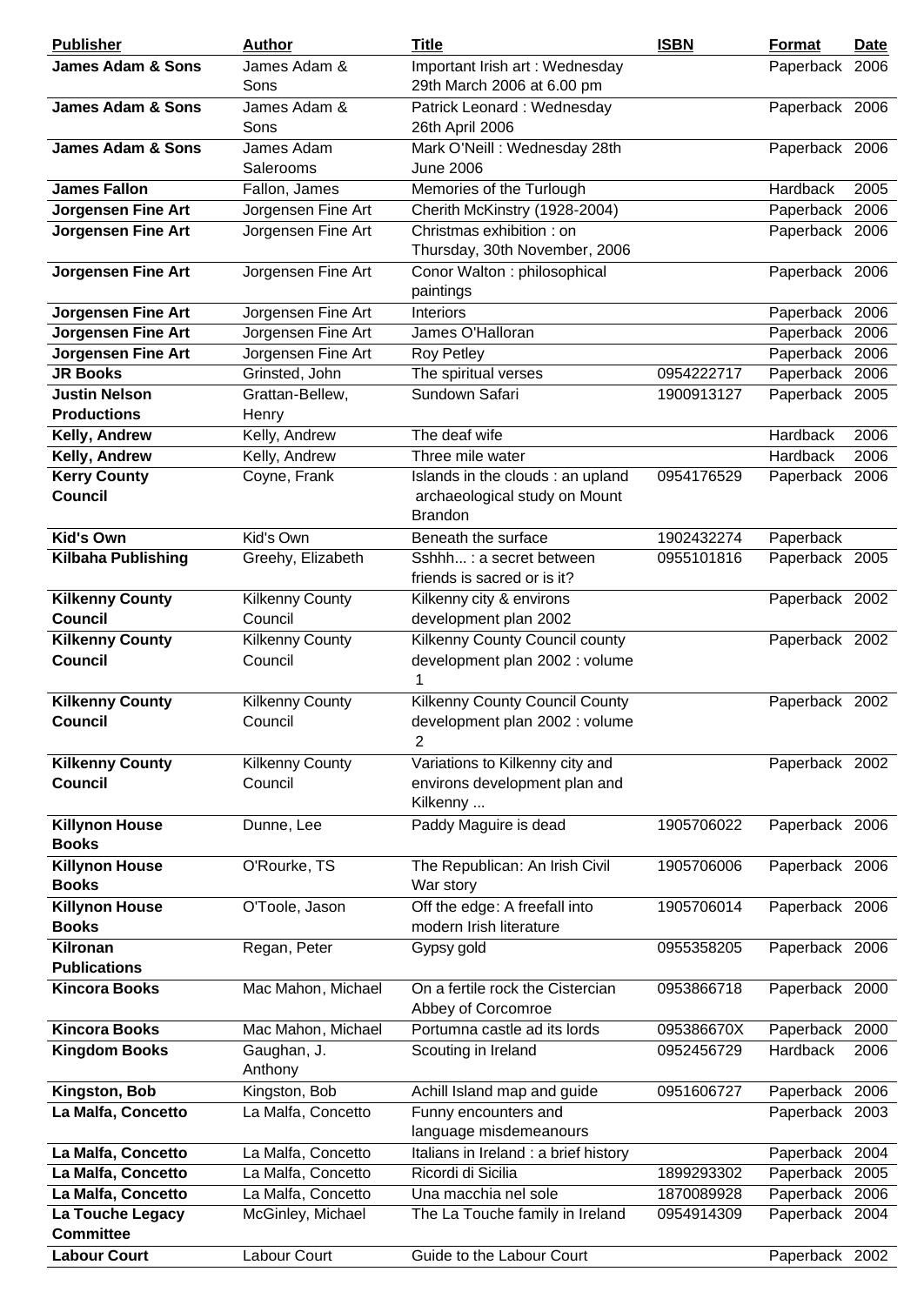| Publisher | Author | Title | ISBN | Format | Date |
|---|---|---|---|---|---|
| **James Adam & Sons** | James Adam & Sons | Important Irish art : Wednesday 29th March 2006 at 6.00 pm | | Paperback | 2006 |
| **James Adam & Sons** | James Adam & Sons | Patrick Leonard : Wednesday 26th April 2006 | | Paperback | 2006 |
| **James Adam & Sons** | James Adam Salerooms | Mark O'Neill : Wednesday 28th June 2006 | | Paperback | 2006 |
| **James Fallon** | Fallon, James | Memories of the Turlough | | Hardback | 2005 |
| **Jorgensen Fine Art** | Jorgensen Fine Art | Cherith McKinstry (1928-2004) | | Paperback | 2006 |
| **Jorgensen Fine Art** | Jorgensen Fine Art | Christmas exhibition : on Thursday, 30th November, 2006 | | Paperback | 2006 |
| **Jorgensen Fine Art** | Jorgensen Fine Art | Conor Walton : philosophical paintings | | Paperback | 2006 |
| **Jorgensen Fine Art** | Jorgensen Fine Art | Interiors | | Paperback | 2006 |
| **Jorgensen Fine Art** | Jorgensen Fine Art | James O'Halloran | | Paperback | 2006 |
| **Jorgensen Fine Art** | Jorgensen Fine Art | Roy Petley | | Paperback | 2006 |
| **JR Books** | Grinsted, John | The spiritual verses | 0954222717 | Paperback | 2006 |
| **Justin Nelson Productions** | Grattan-Bellew, Henry | Sundown Safari | 1900913127 | Paperback | 2005 |
| **Kelly, Andrew** | Kelly, Andrew | The deaf wife | | Hardback | 2006 |
| **Kelly, Andrew** | Kelly, Andrew | Three mile water | | Hardback | 2006 |
| **Kerry County Council** | Coyne, Frank | Islands in the clouds : an upland archaeological study on Mount Brandon | 0954176529 | Paperback | 2006 |
| **Kid's Own** | Kid's Own | Beneath the surface | 1902432274 | Paperback | |
| **Kilbaha Publishing** | Greehy, Elizabeth | Sshhh... : a secret between friends is sacred or is it? | 0955101816 | Paperback | 2005 |
| **Kilkenny County Council** | Kilkenny County Council | Kilkenny city & environs development plan 2002 | | Paperback | 2002 |
| **Kilkenny County Council** | Kilkenny County Council | Kilkenny County Council county development plan 2002 : volume 1 | | Paperback | 2002 |
| **Kilkenny County Council** | Kilkenny County Council | Kilkenny County Council County development plan 2002 : volume 2 | | Paperback | 2002 |
| **Kilkenny County Council** | Kilkenny County Council | Variations to Kilkenny city and environs development plan and Kilkenny ... | | Paperback | 2002 |
| **Killynon House Books** | Dunne, Lee | Paddy Maguire is dead | 1905706022 | Paperback | 2006 |
| **Killynon House Books** | O'Rourke, TS | The Republican: An Irish Civil War story | 1905706006 | Paperback | 2006 |
| **Killynon House Books** | O'Toole, Jason | Off the edge: A freefall into modern Irish literature | 1905706014 | Paperback | 2006 |
| **Kilronan Publications** | Regan, Peter | Gypsy gold | 0955358205 | Paperback | 2006 |
| **Kincora Books** | Mac Mahon, Michael | On a fertile rock the Cistercian Abbey of Corcomroe | 0953866718 | Paperback | 2000 |
| **Kincora Books** | Mac Mahon, Michael | Portumna castle ad its lords | 095386670X | Paperback | 2000 |
| **Kingdom Books** | Gaughan, J. Anthony | Scouting in Ireland | 0952456729 | Hardback | 2006 |
| **Kingston, Bob** | Kingston, Bob | Achill Island map and guide | 0951606727 | Paperback | 2006 |
| **La Malfa, Concetto** | La Malfa, Concetto | Funny encounters and language misdemeanours | | Paperback | 2003 |
| **La Malfa, Concetto** | La Malfa, Concetto | Italians in Ireland : a brief history | | Paperback | 2004 |
| **La Malfa, Concetto** | La Malfa, Concetto | Ricordi di Sicilia | 1899293302 | Paperback | 2005 |
| **La Malfa, Concetto** | La Malfa, Concetto | Una macchia nel sole | 1870089928 | Paperback | 2006 |
| **La Touche Legacy Committee** | McGinley, Michael | The La Touche family in Ireland | 0954914309 | Paperback | 2004 |
| **Labour Court** | Labour Court | Guide to the Labour Court | | Paperback | 2002 |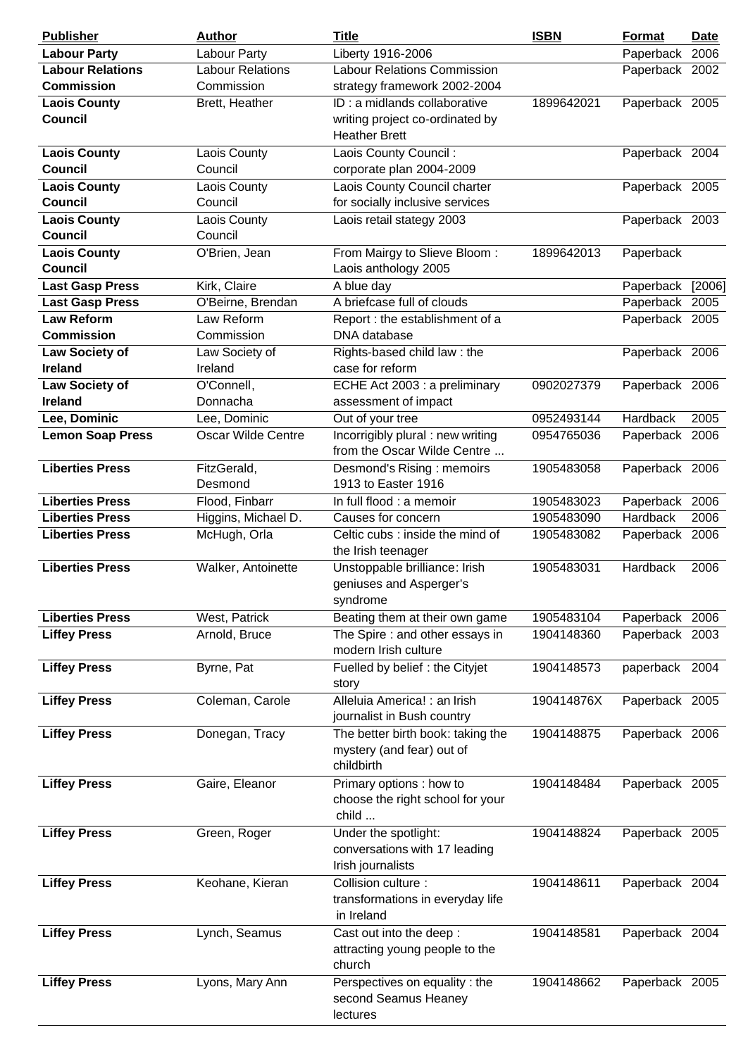| Publisher | Author | Title | ISBN | Format | Date |
|---|---|---|---|---|---|
| **Labour Party** | Labour Party | Liberty 1916-2006 | | Paperback | 2006 |
| **Labour Relations Commission** | Labour Relations Commission | Labour Relations Commission strategy framework 2002-2004 | | Paperback | 2002 |
| **Laois County Council** | Brett, Heather | ID : a midlands collaborative writing project co-ordinated by Heather Brett | 1899642021 | Paperback | 2005 |
| **Laois County Council** | Laois County Council | Laois County Council : corporate plan 2004-2009 | | Paperback | 2004 |
| **Laois County Council** | Laois County Council | Laois County Council charter for socially inclusive services | | Paperback | 2005 |
| **Laois County Council** | Laois County Council | Laois retail stategy 2003 | | Paperback | 2003 |
| **Laois County Council** | O'Brien, Jean | From Mairgy to Slieve Bloom : Laois anthology 2005 | 1899642013 | Paperback | |
| **Last Gasp Press** | Kirk, Claire | A blue day | | Paperback | [2006] |
| **Last Gasp Press** | O'Beirne, Brendan | A briefcase full of clouds | | Paperback | 2005 |
| **Law Reform Commission** | Law Reform Commission | Report : the establishment of a DNA database | | Paperback | 2005 |
| **Law Society of Ireland** | Law Society of Ireland | Rights-based child law : the case for reform | | Paperback | 2006 |
| **Law Society of Ireland** | O'Connell, Donnacha | ECHE Act 2003 : a preliminary assessment of impact | 0902027379 | Paperback | 2006 |
| **Lee, Dominic** | Lee, Dominic | Out of your tree | 0952493144 | Hardback | 2005 |
| **Lemon Soap Press** | Oscar Wilde Centre | Incorrigibly plural : new writing from the Oscar Wilde Centre ... | 0954765036 | Paperback | 2006 |
| **Liberties Press** | FitzGerald, Desmond | Desmond's Rising : memoirs 1913 to Easter 1916 | 1905483058 | Paperback | 2006 |
| **Liberties Press** | Flood, Finbarr | In full flood : a memoir | 1905483023 | Paperback | 2006 |
| **Liberties Press** | Higgins, Michael D. | Causes for concern | 1905483090 | Hardback | 2006 |
| **Liberties Press** | McHugh, Orla | Celtic cubs : inside the mind of the Irish teenager | 1905483082 | Paperback | 2006 |
| **Liberties Press** | Walker, Antoinette | Unstoppable brilliance: Irish geniuses and Asperger's syndrome | 1905483031 | Hardback | 2006 |
| **Liberties Press** | West, Patrick | Beating them at their own game | 1905483104 | Paperback | 2006 |
| **Liffey Press** | Arnold, Bruce | The Spire : and other essays in modern Irish culture | 1904148360 | Paperback | 2003 |
| **Liffey Press** | Byrne, Pat | Fuelled by belief : the Cityjet story | 1904148573 | paperback | 2004 |
| **Liffey Press** | Coleman, Carole | Alleluia America! : an Irish journalist in Bush country | 190414876X | Paperback | 2005 |
| **Liffey Press** | Donegan, Tracy | The better birth book: taking the mystery (and fear) out of childbirth | 1904148875 | Paperback | 2006 |
| **Liffey Press** | Gaire, Eleanor | Primary options : how to choose the right school for your child ... | 1904148484 | Paperback | 2005 |
| **Liffey Press** | Green, Roger | Under the spotlight: conversations with 17 leading Irish journalists | 1904148824 | Paperback | 2005 |
| **Liffey Press** | Keohane, Kieran | Collision culture : transformations in everyday life in Ireland | 1904148611 | Paperback | 2004 |
| **Liffey Press** | Lynch, Seamus | Cast out into the deep : attracting young people to the church | 1904148581 | Paperback | 2004 |
| **Liffey Press** | Lyons, Mary Ann | Perspectives on equality : the second Seamus Heaney lectures | 1904148662 | Paperback | 2005 |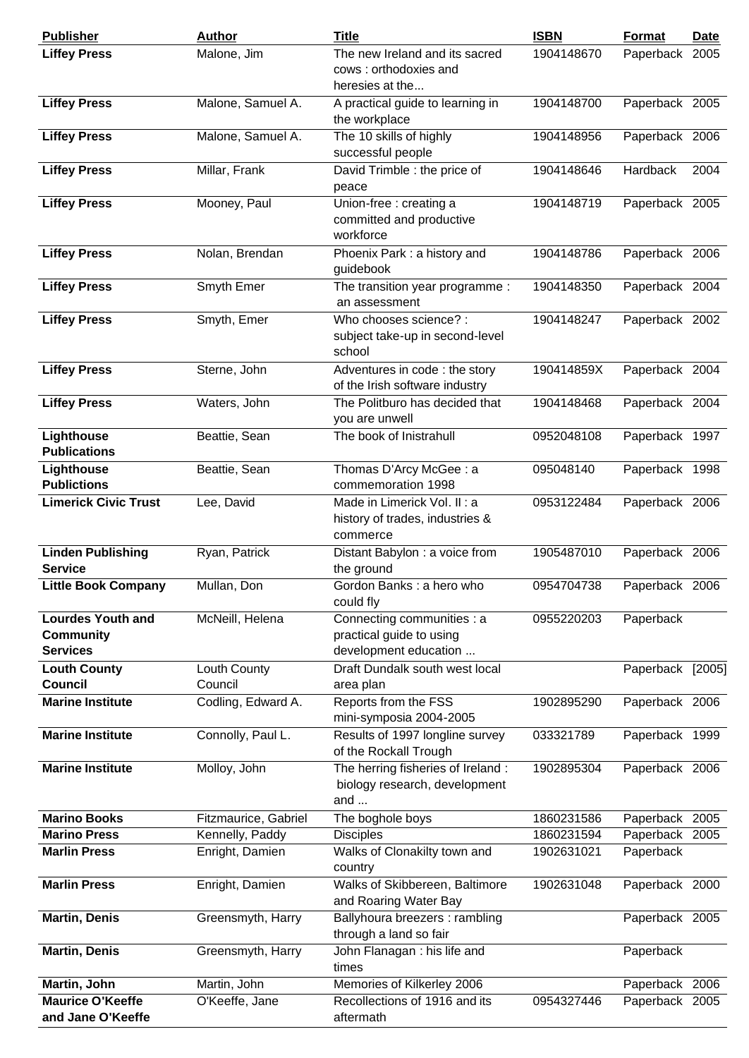| Publisher | Author | Title | ISBN | Format | Date |
|---|---|---|---|---|---|
| **Liffey Press** | Malone, Jim | The new Ireland and its sacred cows : orthodoxies and heresies at the... | 1904148670 | Paperback | 2005 |
| **Liffey Press** | Malone, Samuel A. | A practical guide to learning in the workplace | 1904148700 | Paperback | 2005 |
| **Liffey Press** | Malone, Samuel A. | The 10 skills of highly successful people | 1904148956 | Paperback | 2006 |
| **Liffey Press** | Millar, Frank | David Trimble : the price of peace | 1904148646 | Hardback | 2004 |
| **Liffey Press** | Mooney, Paul | Union-free : creating a committed and productive workforce | 1904148719 | Paperback | 2005 |
| **Liffey Press** | Nolan, Brendan | Phoenix Park : a history and guidebook | 1904148786 | Paperback | 2006 |
| **Liffey Press** | Smyth Emer | The transition year programme : an assessment | 1904148350 | Paperback | 2004 |
| **Liffey Press** | Smyth, Emer | Who chooses science? : subject take-up in second-level school | 1904148247 | Paperback | 2002 |
| **Liffey Press** | Sterne, John | Adventures in code : the story of the Irish software industry | 190414859X | Paperback | 2004 |
| **Liffey Press** | Waters, John | The Politburo has decided that you are unwell | 1904148468 | Paperback | 2004 |
| **Lighthouse Publications** | Beattie, Sean | The book of Inistrahull | 0952048108 | Paperback | 1997 |
| **Lighthouse Publictions** | Beattie, Sean | Thomas D'Arcy McGee : a commemoration 1998 | 095048140 | Paperback | 1998 |
| **Limerick Civic Trust** | Lee, David | Made in Limerick Vol. II : a history of trades, industries & commerce | 0953122484 | Paperback | 2006 |
| **Linden Publishing Service** | Ryan, Patrick | Distant Babylon : a voice from the ground | 1905487010 | Paperback | 2006 |
| **Little Book Company** | Mullan, Don | Gordon Banks : a hero who could fly | 0954704738 | Paperback | 2006 |
| **Lourdes Youth and Community Services** | McNeill, Helena | Connecting communities : a practical guide to using development education ... | 0955220203 | Paperback | |
| **Louth County Council** | Louth County Council | Draft Dundalk south west local area plan | | Paperback | [2005] |
| **Marine Institute** | Codling, Edward A. | Reports from the FSS mini-symposia 2004-2005 | 1902895290 | Paperback | 2006 |
| **Marine Institute** | Connolly, Paul L. | Results of 1997 longline survey of the Rockall Trough | 033321789 | Paperback | 1999 |
| **Marine Institute** | Molloy, John | The herring fisheries of Ireland : biology research, development and ... | 1902895304 | Paperback | 2006 |
| **Marino Books** | Fitzmaurice, Gabriel | The boghole boys | 1860231586 | Paperback | 2005 |
| **Marino Press** | Kennelly, Paddy | Disciples | 1860231594 | Paperback | 2005 |
| **Marlin Press** | Enright, Damien | Walks of Clonakilty town and country | 1902631021 | Paperback | |
| **Marlin Press** | Enright, Damien | Walks of Skibbereen, Baltimore and Roaring Water Bay | 1902631048 | Paperback | 2000 |
| **Martin, Denis** | Greensmyth, Harry | Ballyhoura breezers : rambling through a land so fair | | Paperback | 2005 |
| **Martin, Denis** | Greensmyth, Harry | John Flanagan : his life and times | | Paperback | |
| **Martin, John** | Martin, John | Memories of Kilkerley 2006 | | Paperback | 2006 |
| **Maurice O'Keeffe and Jane O'Keeffe** | O'Keeffe, Jane | Recollections of 1916 and its aftermath | 0954327446 | Paperback | 2005 |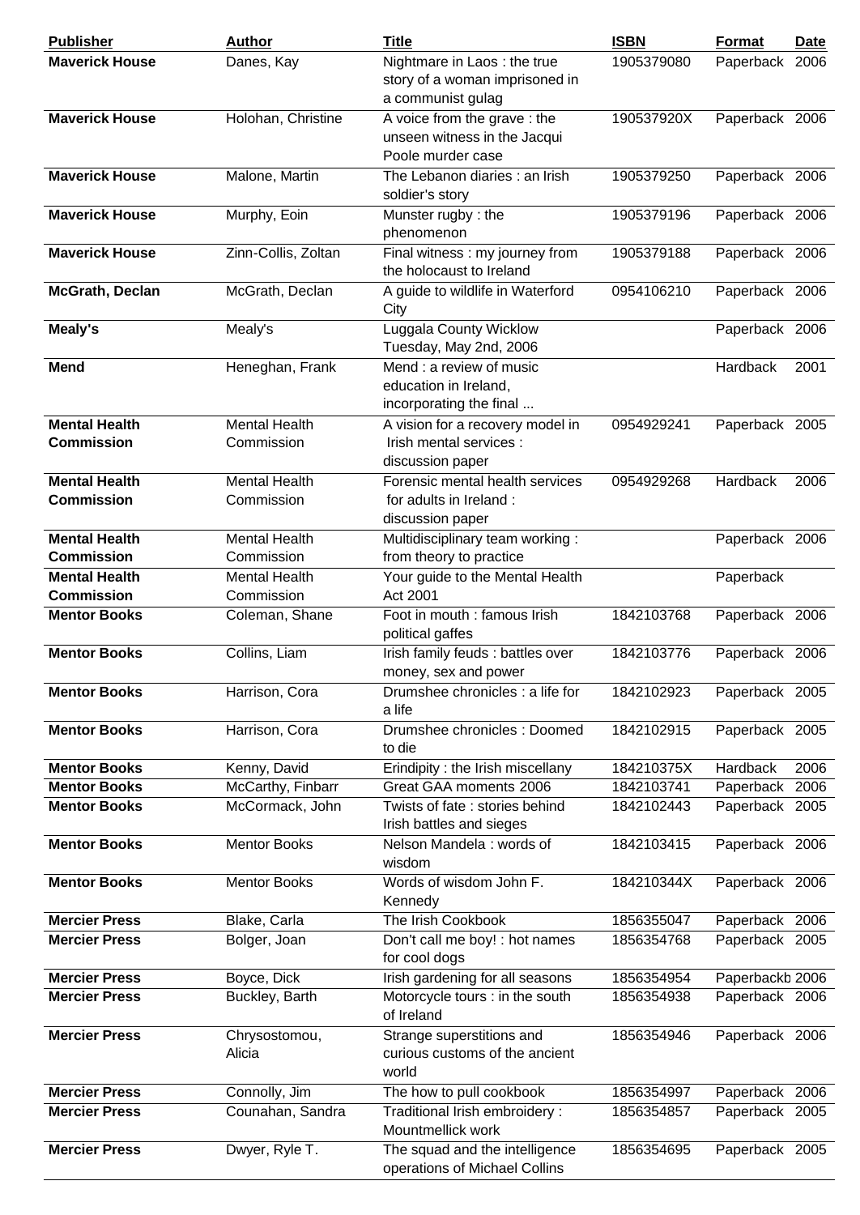| Publisher | Author | Title | ISBN | Format | Date |
|---|---|---|---|---|---|
| **Maverick House** | Danes, Kay | Nightmare in Laos : the true story of a woman imprisoned in a communist gulag | 1905379080 | Paperback | 2006 |
| **Maverick House** | Holohan, Christine | A voice from the grave : the unseen witness in the Jacqui Poole murder case | 190537920X | Paperback | 2006 |
| **Maverick House** | Malone, Martin | The Lebanon diaries : an Irish soldier's story | 1905379250 | Paperback | 2006 |
| **Maverick House** | Murphy, Eoin | Munster rugby : the phenomenon | 1905379196 | Paperback | 2006 |
| **Maverick House** | Zinn-Collis, Zoltan | Final witness : my journey from the holocaust to Ireland | 1905379188 | Paperback | 2006 |
| **McGrath, Declan** | McGrath, Declan | A guide to wildlife in Waterford City | 0954106210 | Paperback | 2006 |
| **Mealy's** | Mealy's | Luggala County Wicklow Tuesday, May 2nd, 2006 | | Paperback | 2006 |
| **Mend** | Heneghan, Frank | Mend : a review of music education in Ireland, incorporating the final ... | | Hardback | 2001 |
| **Mental Health Commission** | Mental Health Commission | A vision for a recovery model in Irish mental services : discussion paper | 0954929241 | Paperback | 2005 |
| **Mental Health Commission** | Mental Health Commission | Forensic mental health services for adults in Ireland : discussion paper | 0954929268 | Hardback | 2006 |
| **Mental Health Commission** | Mental Health Commission | Multidisciplinary team working : from theory to practice | | Paperback | 2006 |
| **Mental Health Commission** | Mental Health Commission | Your guide to the Mental Health Act 2001 | | Paperback | |
| **Mentor Books** | Coleman, Shane | Foot in mouth : famous Irish political gaffes | 1842103768 | Paperback | 2006 |
| **Mentor Books** | Collins, Liam | Irish family feuds : battles over money, sex and power | 1842103776 | Paperback | 2006 |
| **Mentor Books** | Harrison, Cora | Drumshee chronicles : a life for a life | 1842102923 | Paperback | 2005 |
| **Mentor Books** | Harrison, Cora | Drumshee chronicles : Doomed to die | 1842102915 | Paperback | 2005 |
| **Mentor Books** | Kenny, David | Erindipity : the Irish miscellany | 184210375X | Hardback | 2006 |
| **Mentor Books** | McCarthy, Finbarr | Great GAA moments 2006 | 1842103741 | Paperback | 2006 |
| **Mentor Books** | McCormack, John | Twists of fate : stories behind Irish battles and sieges | 1842102443 | Paperback | 2005 |
| **Mentor Books** | Mentor Books | Nelson Mandela : words of wisdom | 1842103415 | Paperback | 2006 |
| **Mentor Books** | Mentor Books | Words of wisdom John F. Kennedy | 184210344X | Paperback | 2006 |
| **Mercier Press** | Blake, Carla | The Irish Cookbook | 1856355047 | Paperback | 2006 |
| **Mercier Press** | Bolger, Joan | Don't call me boy! : hot names for cool dogs | 1856354768 | Paperback | 2005 |
| **Mercier Press** | Boyce, Dick | Irish gardening for all seasons | 1856354954 | Paperbackb | 2006 |
| **Mercier Press** | Buckley, Barth | Motorcycle tours : in the south of Ireland | 1856354938 | Paperback | 2006 |
| **Mercier Press** | Chrysostomou, Alicia | Strange superstitions and curious customs of the ancient world | 1856354946 | Paperback | 2006 |
| **Mercier Press** | Connolly, Jim | The how to pull cookbook | 1856354997 | Paperback | 2006 |
| **Mercier Press** | Counahan, Sandra | Traditional Irish embroidery : Mountmellick work | 1856354857 | Paperback | 2005 |
| **Mercier Press** | Dwyer, Ryle T. | The squad and the intelligence operations of Michael Collins | 1856354695 | Paperback | 2005 |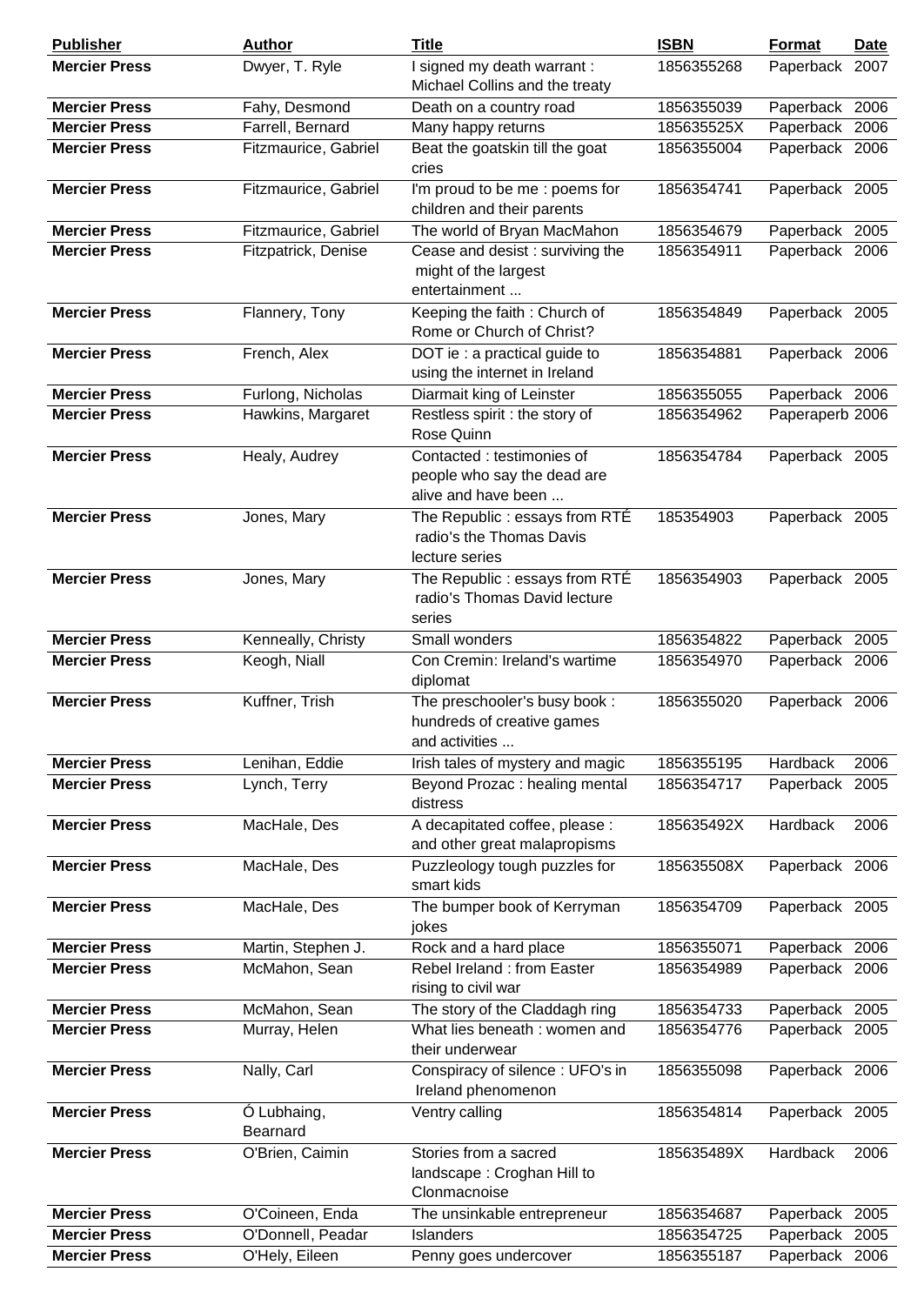| Publisher | Author | Title | ISBN | Format | Date |
|---|---|---|---|---|---|
| **Mercier Press** | Dwyer, T. Ryle | I signed my death warrant : Michael Collins and the treaty | 1856355268 | Paperback | 2007 |
| **Mercier Press** | Fahy, Desmond | Death on a country road | 1856355039 | Paperback | 2006 |
| **Mercier Press** | Farrell, Bernard | Many happy returns | 185635525X | Paperback | 2006 |
| **Mercier Press** | Fitzmaurice, Gabriel | Beat the goatskin till the goat cries | 1856355004 | Paperback | 2006 |
| **Mercier Press** | Fitzmaurice, Gabriel | I'm proud to be me : poems for children and their parents | 1856354741 | Paperback | 2005 |
| **Mercier Press** | Fitzmaurice, Gabriel | The world of Bryan MacMahon | 1856354679 | Paperback | 2005 |
| **Mercier Press** | Fitzpatrick, Denise | Cease and desist : surviving the might of the largest entertainment ... | 1856354911 | Paperback | 2006 |
| **Mercier Press** | Flannery, Tony | Keeping the faith : Church of Rome or Church of Christ? | 1856354849 | Paperback | 2005 |
| **Mercier Press** | French, Alex | DOT ie : a practical guide to using the internet in Ireland | 1856354881 | Paperback | 2006 |
| **Mercier Press** | Furlong, Nicholas | Diarmait king of Leinster | 1856355055 | Paperback | 2006 |
| **Mercier Press** | Hawkins, Margaret | Restless spirit : the story of Rose Quinn | 1856354962 | Paperaperb | 2006 |
| **Mercier Press** | Healy, Audrey | Contacted : testimonies of people who say the dead are alive and have been ... | 1856354784 | Paperback | 2005 |
| **Mercier Press** | Jones, Mary | The Republic : essays from RTÉ radio's the Thomas Davis lecture series | 185354903 | Paperback | 2005 |
| **Mercier Press** | Jones, Mary | The Republic : essays from RTÉ radio's Thomas David lecture series | 1856354903 | Paperback | 2005 |
| **Mercier Press** | Kenneally, Christy | Small wonders | 1856354822 | Paperback | 2005 |
| **Mercier Press** | Keogh, Niall | Con Cremin: Ireland's wartime diplomat | 1856354970 | Paperback | 2006 |
| **Mercier Press** | Kuffner, Trish | The preschooler's busy book : hundreds of creative games and activities ... | 1856355020 | Paperback | 2006 |
| **Mercier Press** | Lenihan, Eddie | Irish tales of mystery and magic | 1856355195 | Hardback | 2006 |
| **Mercier Press** | Lynch, Terry | Beyond Prozac : healing mental distress | 1856354717 | Paperback | 2005 |
| **Mercier Press** | MacHale, Des | A decapitated coffee, please : and other great malapropisms | 185635492X | Hardback | 2006 |
| **Mercier Press** | MacHale, Des | Puzzleology tough puzzles for smart kids | 185635508X | Paperback | 2006 |
| **Mercier Press** | MacHale, Des | The bumper book of Kerryman jokes | 1856354709 | Paperback | 2005 |
| **Mercier Press** | Martin, Stephen J. | Rock and a hard place | 1856355071 | Paperback | 2006 |
| **Mercier Press** | McMahon, Sean | Rebel Ireland : from Easter rising to civil war | 1856354989 | Paperback | 2006 |
| **Mercier Press** | McMahon, Sean | The story of the Claddagh ring | 1856354733 | Paperback | 2005 |
| **Mercier Press** | Murray, Helen | What lies beneath : women and their underwear | 1856354776 | Paperback | 2005 |
| **Mercier Press** | Nally, Carl | Conspiracy of silence : UFO's in Ireland phenomenon | 1856355098 | Paperback | 2006 |
| **Mercier Press** | Ó Lubhaing, Bearnard | Ventry calling | 1856354814 | Paperback | 2005 |
| **Mercier Press** | O'Brien, Caimin | Stories from a sacred landscape : Croghan Hill to Clonmacnoise | 185635489X | Hardback | 2006 |
| **Mercier Press** | O'Coineen, Enda | The unsinkable entrepreneur | 1856354687 | Paperback | 2005 |
| **Mercier Press** | O'Donnell, Peadar | Islanders | 1856354725 | Paperback | 2005 |
| **Mercier Press** | O'Hely, Eileen | Penny goes undercover | 1856355187 | Paperback | 2006 |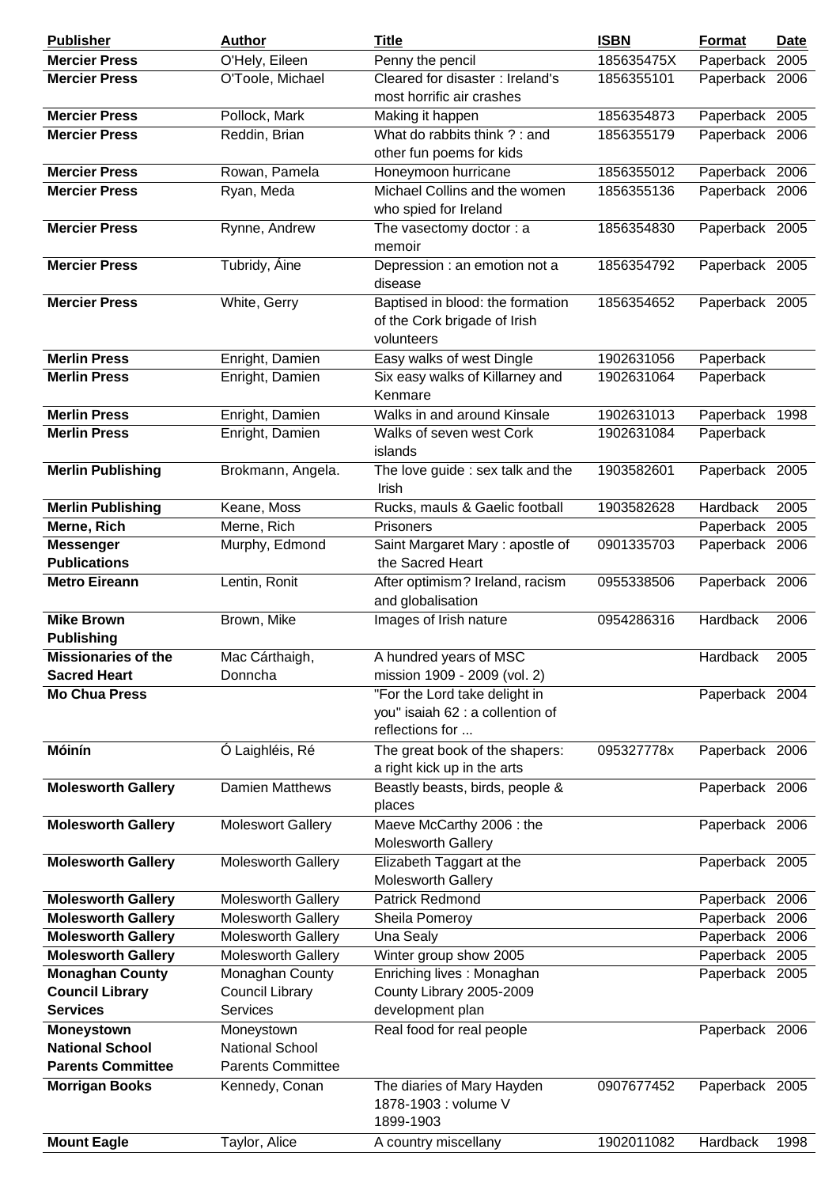| Publisher | Author | Title | ISBN | Format | Date |
|---|---|---|---|---|---|
| **Mercier Press** | O'Hely, Eileen | Penny the pencil | 185635475X | Paperback | 2005 |
| **Mercier Press** | O'Toole, Michael | Cleared for disaster : Ireland's most horrific air crashes | 1856355101 | Paperback | 2006 |
| **Mercier Press** | Pollock, Mark | Making it happen | 1856354873 | Paperback | 2005 |
| **Mercier Press** | Reddin, Brian | What do rabbits think ? : and other fun poems for kids | 1856355179 | Paperback | 2006 |
| **Mercier Press** | Rowan, Pamela | Honeymoon hurricane | 1856355012 | Paperback | 2006 |
| **Mercier Press** | Ryan, Meda | Michael Collins and the women who spied for Ireland | 1856355136 | Paperback | 2006 |
| **Mercier Press** | Rynne, Andrew | The vasectomy doctor : a memoir | 1856354830 | Paperback | 2005 |
| **Mercier Press** | Tubridy, Áine | Depression : an emotion not a disease | 1856354792 | Paperback | 2005 |
| **Mercier Press** | White, Gerry | Baptised in blood: the formation of the Cork brigade of Irish volunteers | 1856354652 | Paperback | 2005 |
| **Merlin Press** | Enright, Damien | Easy walks of west Dingle | 1902631056 | Paperback | |
| **Merlin Press** | Enright, Damien | Six easy walks of Killarney and Kenmare | 1902631064 | Paperback | |
| **Merlin Press** | Enright, Damien | Walks in and around Kinsale | 1902631013 | Paperback | 1998 |
| **Merlin Press** | Enright, Damien | Walks of seven west Cork islands | 1902631084 | Paperback | |
| **Merlin Publishing** | Brokmann, Angela. | The love guide : sex talk and the Irish | 1903582601 | Paperback | 2005 |
| **Merlin Publishing** | Keane, Moss | Rucks, mauls & Gaelic football | 1903582628 | Hardback | 2005 |
| **Merne, Rich** | Merne, Rich | Prisoners | | Paperback | 2005 |
| **Messenger Publications** | Murphy, Edmond | Saint Margaret Mary : apostle of the Sacred Heart | 0901335703 | Paperback | 2006 |
| **Metro Eireann** | Lentin, Ronit | After optimism? Ireland, racism and globalisation | 0955338506 | Paperback | 2006 |
| **Mike Brown Publishing** | Brown, Mike | Images of Irish nature | 0954286316 | Hardback | 2006 |
| **Missionaries of the Sacred Heart** | Mac Cárthaigh, Donncha | A hundred years of MSC mission 1909 - 2009 (vol. 2) | | Hardback | 2005 |
| **Mo Chua Press** | | "For the Lord take delight in you" isaiah 62 : a collention of reflections for ... | | Paperback | 2004 |
| **Móinín** | Ó Laighléis, Ré | The great book of the shapers: a right kick up in the arts | 095327778x | Paperback | 2006 |
| **Molesworth Gallery** | Damien Matthews | Beastly beasts, birds, people & places | | Paperback | 2006 |
| **Molesworth Gallery** | Moleswort Gallery | Maeve McCarthy 2006 : the Molesworth Gallery | | Paperback | 2006 |
| **Molesworth Gallery** | Molesworth Gallery | Elizabeth Taggart at the Molesworth Gallery | | Paperback | 2005 |
| **Molesworth Gallery** | Molesworth Gallery | Patrick Redmond | | Paperback | 2006 |
| **Molesworth Gallery** | Molesworth Gallery | Sheila Pomeroy | | Paperback | 2006 |
| **Molesworth Gallery** | Molesworth Gallery | Una Sealy | | Paperback | 2006 |
| **Molesworth Gallery** | Molesworth Gallery | Winter group show 2005 | | Paperback | 2005 |
| **Monaghan County Council Library Services** | Monaghan County Council Library Services | Enriching lives : Monaghan County Library 2005-2009 development plan | | Paperback | 2005 |
| **Moneystown National School Parents Committee** | Moneystown National School Parents Committee | Real food for real people | | Paperback | 2006 |
| **Morrigan Books** | Kennedy, Conan | The diaries of Mary Hayden 1878-1903 : volume V 1899-1903 | 0907677452 | Paperback | 2005 |
| **Mount Eagle** | Taylor, Alice | A country miscellany | 1902011082 | Hardback | 1998 |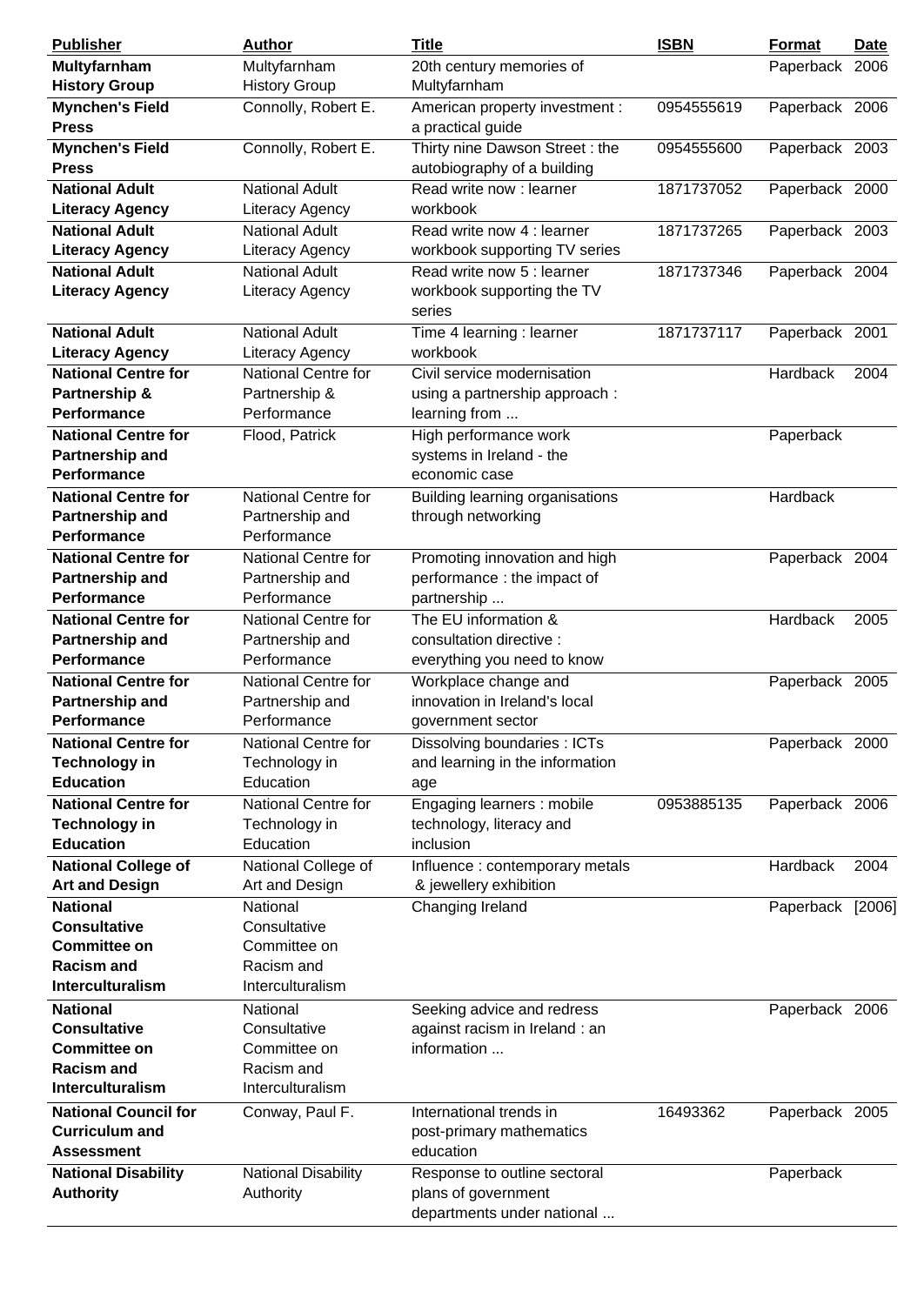| Publisher | Author | Title | ISBN | Format | Date |
| --- | --- | --- | --- | --- | --- |
| **Multyfarnham History Group** | Multyfarnham History Group | 20th century memories of Multyfarnham | | Paperback | 2006 |
| **Mynchen's Field Press** | Connolly, Robert E. | American property investment : a practical guide | 0954555619 | Paperback | 2006 |
| **Mynchen's Field Press** | Connolly, Robert E. | Thirty nine Dawson Street : the autobiography of a building | 0954555600 | Paperback | 2003 |
| **National Adult Literacy Agency** | National Adult Literacy Agency | Read write now : learner workbook | 1871737052 | Paperback | 2000 |
| **National Adult Literacy Agency** | National Adult Literacy Agency | Read write now 4 : learner workbook supporting TV series | 1871737265 | Paperback | 2003 |
| **National Adult Literacy Agency** | National Adult Literacy Agency | Read write now 5 : learner workbook supporting the TV series | 1871737346 | Paperback | 2004 |
| **National Adult Literacy Agency** | National Adult Literacy Agency | Time 4 learning : learner workbook | 1871737117 | Paperback | 2001 |
| **National Centre for Partnership & Performance** | National Centre for Partnership & Performance | Civil service modernisation using a partnership approach : learning from ... | | Hardback | 2004 |
| **National Centre for Partnership and Performance** | Flood, Patrick | High performance work systems in Ireland - the economic case | | Paperback | |
| **National Centre for Partnership and Performance** | National Centre for Partnership and Performance | Building learning organisations through networking | | Hardback | |
| **National Centre for Partnership and Performance** | National Centre for Partnership and Performance | Promoting innovation and high performance : the impact of partnership ... | | Paperback | 2004 |
| **National Centre for Partnership and Performance** | National Centre for Partnership and Performance | The EU information & consultation directive : everything you need to know | | Hardback | 2005 |
| **National Centre for Partnership and Performance** | National Centre for Partnership and Performance | Workplace change and innovation in Ireland's local government sector | | Paperback | 2005 |
| **National Centre for Technology in Education** | National Centre for Technology in Education | Dissolving boundaries : ICTs and learning in the information age | | Paperback | 2000 |
| **National Centre for Technology in Education** | National Centre for Technology in Education | Engaging learners : mobile technology, literacy and inclusion | 0953885135 | Paperback | 2006 |
| **National College of Art and Design** | National College of Art and Design | Influence : contemporary metals & jewellery exhibition | | Hardback | 2004 |
| **National Consultative Committee on Racism and Interculturalism** | National Consultative Committee on Racism and Interculturalism | Changing Ireland | | Paperback | [2006] |
| **National Consultative Committee on Racism and Interculturalism** | National Consultative Committee on Racism and Interculturalism | Seeking advice and redress against racism in Ireland : an information ... | | Paperback | 2006 |
| **National Council for Curriculum and Assessment** | Conway, Paul F. | International trends in post-primary mathematics education | 16493362 | Paperback | 2005 |
| **National Disability Authority** | National Disability Authority | Response to outline sectoral plans of government departments under national ... | | Paperback | |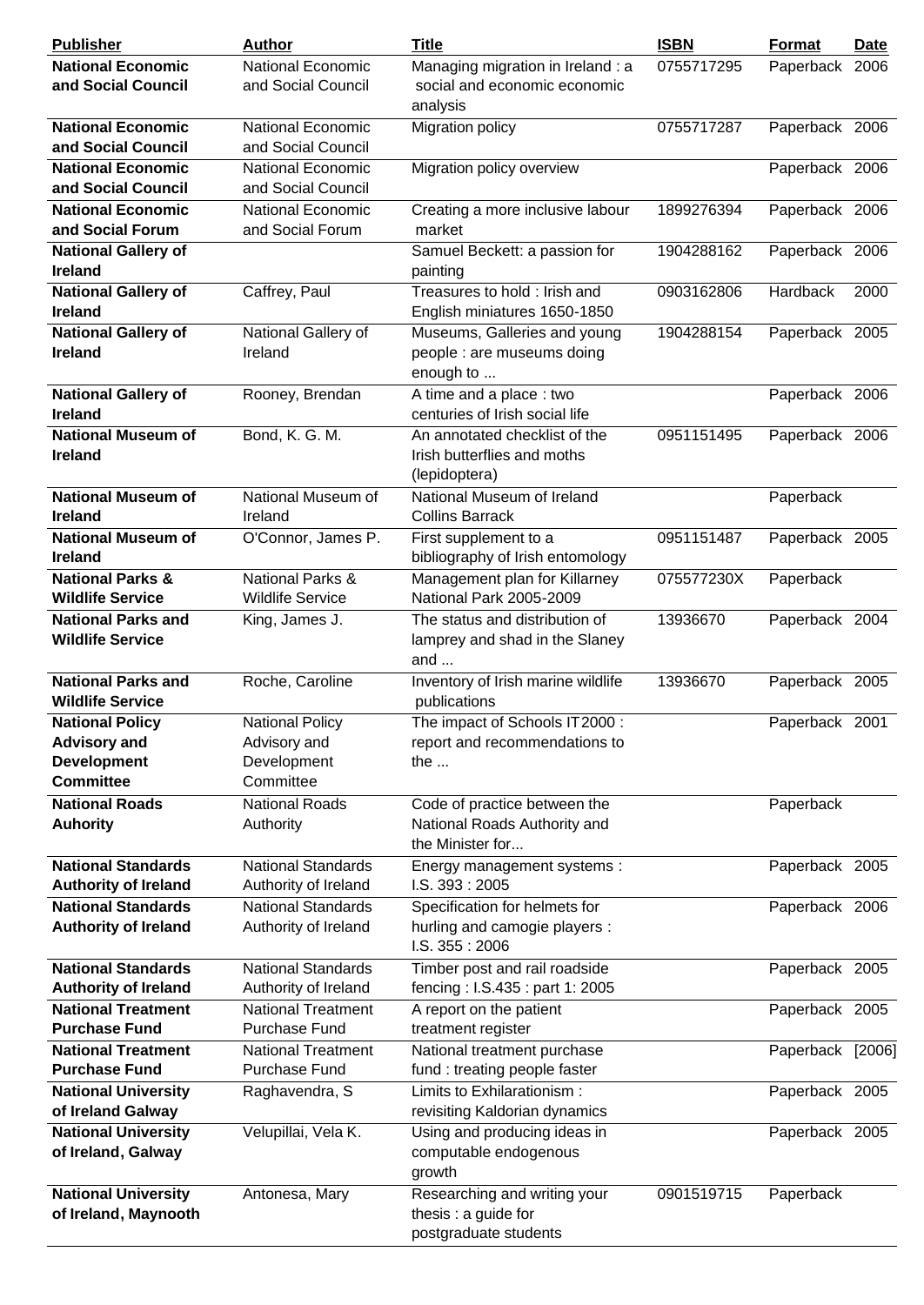| Publisher | Author | Title | ISBN | Format | Date |
|---|---|---|---|---|---|
| **National Economic and Social Council** | National Economic and Social Council | Managing migration in Ireland : a social and economic economic analysis | 0755717295 | Paperback | 2006 |
| **National Economic and Social Council** | National Economic and Social Council | Migration policy | 0755717287 | Paperback | 2006 |
| **National Economic and Social Council** | National Economic and Social Council | Migration policy overview | | Paperback | 2006 |
| **National Economic and Social Forum** | National Economic and Social Forum | Creating a more inclusive labour market | 1899276394 | Paperback | 2006 |
| **National Gallery of Ireland** | | Samuel Beckett: a passion for painting | 1904288162 | Paperback | 2006 |
| **National Gallery of Ireland** | Caffrey, Paul | Treasures to hold : Irish and English miniatures 1650-1850 | 0903162806 | Hardback | 2000 |
| **National Gallery of Ireland** | National Gallery of Ireland | Museums, Galleries and young people : are museums doing enough to ... | 1904288154 | Paperback | 2005 |
| **National Gallery of Ireland** | Rooney, Brendan | A time and a place : two centuries of Irish social life | | Paperback | 2006 |
| **National Museum of Ireland** | Bond, K. G. M. | An annotated checklist of the Irish butterflies and moths (lepidoptera) | 0951151495 | Paperback | 2006 |
| **National Museum of Ireland** | National Museum of Ireland | National Museum of Ireland Collins Barrack | | Paperback | |
| **National Museum of Ireland** | O'Connor, James P. | First supplement to a bibliography of Irish entomology | 0951151487 | Paperback | 2005 |
| **National Parks & Wildlife Service** | National Parks & Wildlife Service | Management plan for Killarney National Park 2005-2009 | 075577230X | Paperback | |
| **National Parks and Wildlife Service** | King, James J. | The status and distribution of lamprey and shad in the Slaney and ... | 13936670 | Paperback | 2004 |
| **National Parks and Wildlife Service** | Roche, Caroline | Inventory of Irish marine wildlife publications | 13936670 | Paperback | 2005 |
| **National Policy Advisory and Development Committee** | National Policy Advisory and Development Committee | The impact of Schools IT2000 : report and recommendations to the ... | | Paperback | 2001 |
| **National Roads Auhority** | National Roads Authority | Code of practice between the National Roads Authority and the Minister for... | | Paperback | |
| **National Standards Authority of Ireland** | National Standards Authority of Ireland | Energy management systems : I.S. 393 : 2005 | | Paperback | 2005 |
| **National Standards Authority of Ireland** | National Standards Authority of Ireland | Specification for helmets for hurling and camogie players : I.S. 355 : 2006 | | Paperback | 2006 |
| **National Standards Authority of Ireland** | National Standards Authority of Ireland | Timber post and rail roadside fencing : I.S.435 : part 1: 2005 | | Paperback | 2005 |
| **National Treatment Purchase Fund** | National Treatment Purchase Fund | A report on the patient treatment register | | Paperback | 2005 |
| **National Treatment Purchase Fund** | National Treatment Purchase Fund | National treatment purchase fund : treating people faster | | Paperback | [2006] |
| **National University of Ireland Galway** | Raghavendra, S | Limits to Exhilarationism : revisiting Kaldorian dynamics | | Paperback | 2005 |
| **National University of Ireland, Galway** | Velupillai, Vela K. | Using and producing ideas in computable endogenous growth | | Paperback | 2005 |
| **National University of Ireland, Maynooth** | Antonesa, Mary | Researching and writing your thesis : a guide for postgraduate students | 0901519715 | Paperback | |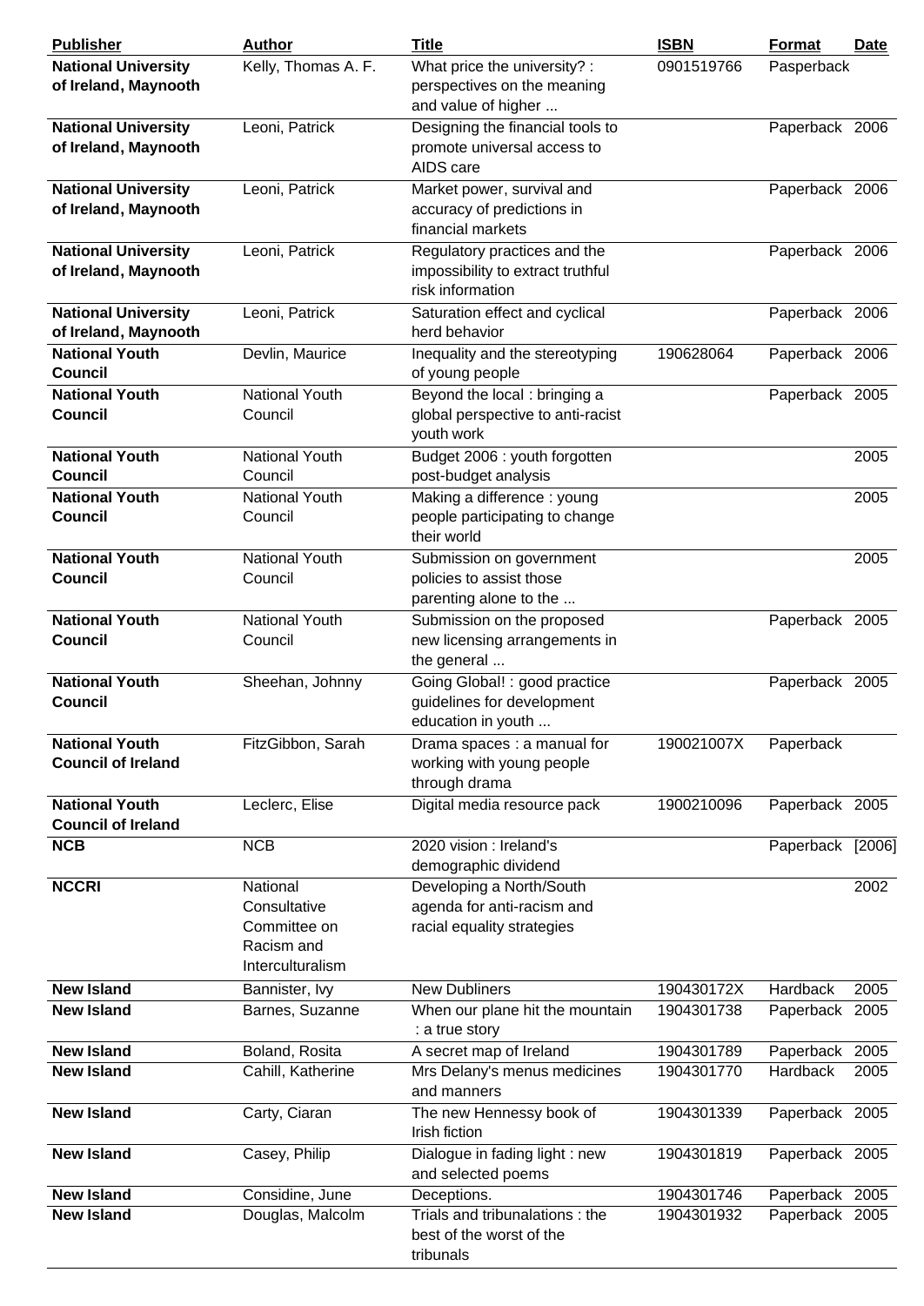| Publisher | Author | Title | ISBN | Format | Date |
|---|---|---|---|---|---|
| **National University of Ireland, Maynooth** | Kelly, Thomas A. F. | What price the university? : perspectives on the meaning and value of higher ... | 0901519766 | Pasperback | |
| **National University of Ireland, Maynooth** | Leoni, Patrick | Designing the financial tools to promote universal access to AIDS care | | Paperback | 2006 |
| **National University of Ireland, Maynooth** | Leoni, Patrick | Market power, survival and accuracy of predictions in financial markets | | Paperback | 2006 |
| **National University of Ireland, Maynooth** | Leoni, Patrick | Regulatory practices and the impossibility to extract truthful risk information | | Paperback | 2006 |
| **National University of Ireland, Maynooth** | Leoni, Patrick | Saturation effect and cyclical herd behavior | | Paperback | 2006 |
| **National Youth Council** | Devlin, Maurice | Inequality and the stereotyping of young people | 190628064 | Paperback | 2006 |
| **National Youth Council** | National Youth Council | Beyond the local : bringing a global perspective to anti-racist youth work | | Paperback | 2005 |
| **National Youth Council** | National Youth Council | Budget 2006 : youth forgotten post-budget analysis | | | 2005 |
| **National Youth Council** | National Youth Council | Making a difference : young people participating to change their world | | | 2005 |
| **National Youth Council** | National Youth Council | Submission on government policies to assist those parenting alone to the ... | | | 2005 |
| **National Youth Council** | National Youth Council | Submission on the proposed new licensing arrangements in the general ... | | Paperback | 2005 |
| **National Youth Council** | Sheehan, Johnny | Going Global! : good practice guidelines for development education in youth ... | | Paperback | 2005 |
| **National Youth Council of Ireland** | FitzGibbon, Sarah | Drama spaces : a manual for working with young people through drama | 190021007X | Paperback | |
| **National Youth Council of Ireland** | Leclerc, Elise | Digital media resource pack | 1900210096 | Paperback | 2005 |
| **NCB** | NCB | 2020 vision : Ireland's demographic dividend | | Paperback | [2006] |
| **NCCRI** | National Consultative Committee on Racism and Interculturalism | Developing a North/South agenda for anti-racism and racial equality strategies | | | 2002 |
| **New Island** | Bannister, Ivy | New Dubliners | 190430172X | Hardback | 2005 |
| **New Island** | Barnes, Suzanne | When our plane hit the mountain : a true story | 1904301738 | Paperback | 2005 |
| **New Island** | Boland, Rosita | A secret map of Ireland | 1904301789 | Paperback | 2005 |
| **New Island** | Cahill, Katherine | Mrs Delany's menus medicines and manners | 1904301770 | Hardback | 2005 |
| **New Island** | Carty, Ciaran | The new Hennessy book of Irish fiction | 1904301339 | Paperback | 2005 |
| **New Island** | Casey, Philip | Dialogue in fading light : new and selected poems | 1904301819 | Paperback | 2005 |
| **New Island** | Considine, June | Deceptions. | 1904301746 | Paperback | 2005 |
| **New Island** | Douglas, Malcolm | Trials and tribunalations : the best of the worst of the tribunals | 1904301932 | Paperback | 2005 |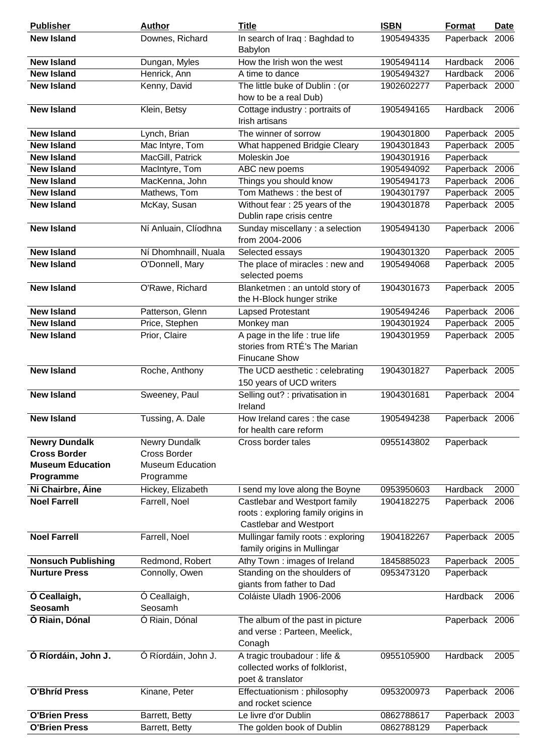| Publisher | Author | Title | ISBN | Format | Date |
|---|---|---|---|---|---|
| **New Island** | Downes, Richard | In search of Iraq : Baghdad to Babylon | 1905494335 | Paperback | 2006 |
| **New Island** | Dungan, Myles | How the Irish won the west | 1905494114 | Hardback | 2006 |
| **New Island** | Henrick, Ann | A time to dance | 1905494327 | Hardback | 2006 |
| **New Island** | Kenny, David | The little buke of Dublin : (or how to be a real Dub) | 1902602277 | Paperback | 2000 |
| **New Island** | Klein, Betsy | Cottage industry : portraits of Irish artisans | 1905494165 | Hardback | 2006 |
| **New Island** | Lynch, Brian | The winner of sorrow | 1904301800 | Paperback | 2005 |
| **New Island** | Mac Intyre, Tom | What happened Bridgie Cleary | 1904301843 | Paperback | 2005 |
| **New Island** | MacGill, Patrick | Moleskin Joe | 1904301916 | Paperback | |
| **New Island** | MacIntyre, Tom | ABC new poems | 1905494092 | Paperback | 2006 |
| **New Island** | MacKenna, John | Things you should know | 1905494173 | Paperback | 2006 |
| **New Island** | Mathews, Tom | Tom Mathews : the best of | 1904301797 | Paperback | 2005 |
| **New Island** | McKay, Susan | Without fear : 25 years of the Dublin rape crisis centre | 1904301878 | Paperback | 2005 |
| **New Island** | Ní Anluain, Clíodhna | Sunday miscellany : a selection from 2004-2006 | 1905494130 | Paperback | 2006 |
| **New Island** | Ní Dhomhnaill, Nuala | Selected essays | 1904301320 | Paperback | 2005 |
| **New Island** | O'Donnell, Mary | The place of miracles : new and selected poems | 1905494068 | Paperback | 2005 |
| **New Island** | O'Rawe, Richard | Blanketmen : an untold story of the H-Block hunger strike | 1904301673 | Paperback | 2005 |
| **New Island** | Patterson, Glenn | Lapsed Protestant | 1905494246 | Paperback | 2006 |
| **New Island** | Price, Stephen | Monkey man | 1904301924 | Paperback | 2005 |
| **New Island** | Prior, Claire | A page in the life : true life stories from RTÉ's The Marian Finucane Show | 1904301959 | Paperback | 2005 |
| **New Island** | Roche, Anthony | The UCD aesthetic : celebrating 150 years of UCD writers | 1904301827 | Paperback | 2005 |
| **New Island** | Sweeney, Paul | Selling out? : privatisation in Ireland | 1904301681 | Paperback | 2004 |
| **New Island** | Tussing, A. Dale | How Ireland cares : the case for health care reform | 1905494238 | Paperback | 2006 |
| **Newry Dundalk Cross Border Museum Education Programme** | Newry Dundalk Cross Border Museum Education Programme | Cross border tales | 0955143802 | Paperback | |
| **Ni Chairbre, Áine** | Hickey, Elizabeth | I send my love along the Boyne | 0953950603 | Hardback | 2000 |
| **Noel Farrell** | Farrell, Noel | Castlebar and Westport family roots : exploring family origins in Castlebar and Westport | 1904182275 | Paperback | 2006 |
| **Noel Farrell** | Farrell, Noel | Mullingar family roots : exploring family origins in Mullingar | 1904182267 | Paperback | 2005 |
| **Nonsuch Publishing** | Redmond, Robert | Athy Town : images of Ireland | 1845885023 | Paperback | 2005 |
| **Nurture Press** | Connolly, Owen | Standing on the shoulders of giants from father to Dad | 0953473120 | Paperback | |
| **Ó Ceallaigh, Seosamh** | Ó Ceallaigh, Seosamh | Coláiste Uladh 1906-2006 | | Hardback | 2006 |
| **Ó Riain, Dónal** | Ó Riain, Dónal | The album of the past in picture and verse : Parteen, Meelick, Conagh | | Paperback | 2006 |
| **Ó Ríordáin, John J.** | Ó Ríordáin, John J. | A tragic troubadour : life & collected works of folklorist, poet & translator | 0955105900 | Hardback | 2005 |
| **O'Bhríd Press** | Kinane, Peter | Effectuationism : philosophy and rocket science | 0953200973 | Paperback | 2006 |
| **O'Brien Press** | Barrett, Betty | Le livre d'or Dublin | 0862788617 | Paperback | 2003 |
| **O'Brien Press** | Barrett, Betty | The golden book of Dublin | 0862788129 | Paperback | |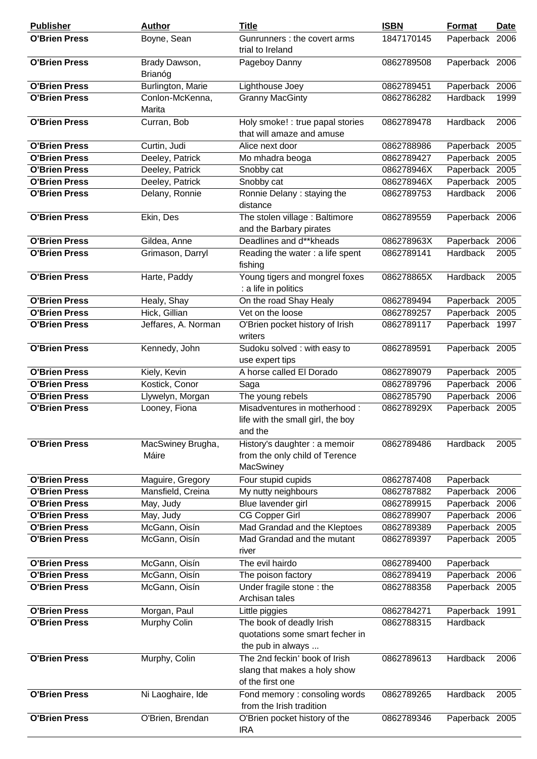| Publisher | Author | Title | ISBN | Format | Date |
|---|---|---|---|---|---|
| **O'Brien Press** | Boyne, Sean | Gunrunners : the covert arms trial to Ireland | 1847170145 | Paperback | 2006 |
| **O'Brien Press** | Brady Dawson, Brianóg | Pageboy Danny | 0862789508 | Paperback | 2006 |
| **O'Brien Press** | Burlington, Marie | Lighthouse Joey | 0862789451 | Paperback | 2006 |
| **O'Brien Press** | Conlon-McKenna, Marita | Granny MacGinty | 0862786282 | Hardback | 1999 |
| **O'Brien Press** | Curran, Bob | Holy smoke! : true papal stories that will amaze and amuse | 0862789478 | Hardback | 2006 |
| **O'Brien Press** | Curtin, Judi | Alice next door | 0862788986 | Paperback | 2005 |
| **O'Brien Press** | Deeley, Patrick | Mo mhadra beoga | 0862789427 | Paperback | 2005 |
| **O'Brien Press** | Deeley, Patrick | Snobby cat | 086278946X | Paperback | 2005 |
| **O'Brien Press** | Deeley, Patrick | Snobby cat | 086278946X | Paperback | 2005 |
| **O'Brien Press** | Delany, Ronnie | Ronnie Delany : staying the distance | 0862789753 | Hardback | 2006 |
| **O'Brien Press** | Ekin, Des | The stolen village : Baltimore and the Barbary pirates | 0862789559 | Paperback | 2006 |
| **O'Brien Press** | Gildea, Anne | Deadlines and d**kheads | 086278963X | Paperback | 2006 |
| **O'Brien Press** | Grimason, Darryl | Reading the water : a life spent fishing | 0862789141 | Hardback | 2005 |
| **O'Brien Press** | Harte, Paddy | Young tigers and mongrel foxes : a life in politics | 086278865X | Hardback | 2005 |
| **O'Brien Press** | Healy, Shay | On the road Shay Healy | 0862789494 | Paperback | 2005 |
| **O'Brien Press** | Hick, Gillian | Vet on the loose | 0862789257 | Paperback | 2005 |
| **O'Brien Press** | Jeffares, A. Norman | O'Brien pocket history of Irish writers | 0862789117 | Paperback | 1997 |
| **O'Brien Press** | Kennedy, John | Sudoku solved : with easy to use expert tips | 0862789591 | Paperback | 2005 |
| **O'Brien Press** | Kiely, Kevin | A horse called El Dorado | 0862789079 | Paperback | 2005 |
| **O'Brien Press** | Kostick, Conor | Saga | 0862789796 | Paperback | 2006 |
| **O'Brien Press** | Llywelyn, Morgan | The young rebels | 0862785790 | Paperback | 2006 |
| **O'Brien Press** | Looney, Fiona | Misadventures in motherhood : life with the small girl, the boy and the | 086278929X | Paperback | 2005 |
| **O'Brien Press** | MacSwiney Brugha, Máire | History's daughter : a memoir from the only child of Terence MacSwiney | 0862789486 | Hardback | 2005 |
| **O'Brien Press** | Maguire, Gregory | Four stupid cupids | 0862787408 | Paperback | |
| **O'Brien Press** | Mansfield, Creina | My nutty neighbours | 0862787882 | Paperback | 2006 |
| **O'Brien Press** | May, Judy | Blue lavender girl | 0862789915 | Paperback | 2006 |
| **O'Brien Press** | May, Judy | CG Copper Girl | 0862789907 | Paperback | 2006 |
| **O'Brien Press** | McGann, Oisín | Mad Grandad and the Kleptoes | 0862789389 | Paperback | 2005 |
| **O'Brien Press** | McGann, Oisín | Mad Grandad and the mutant river | 0862789397 | Paperback | 2005 |
| **O'Brien Press** | McGann, Oisín | The evil hairdo | 0862789400 | Paperback | |
| **O'Brien Press** | McGann, Oisín | The poison factory | 0862789419 | Paperback | 2006 |
| **O'Brien Press** | McGann, Oisín | Under fragile stone : the Archisan tales | 0862788358 | Paperback | 2005 |
| **O'Brien Press** | Morgan, Paul | Little piggies | 0862784271 | Paperback | 1991 |
| **O'Brien Press** | Murphy Colin | The book of deadly Irish quotations some smart fecher in the pub in always ... | 0862788315 | Hardback | |
| **O'Brien Press** | Murphy, Colin | The 2nd feckin' book of Irish slang that makes a holy show of the first one | 0862789613 | Hardback | 2006 |
| **O'Brien Press** | Ni Laoghaire, Ide | Fond memory : consoling words from the Irish tradition | 0862789265 | Hardback | 2005 |
| **O'Brien Press** | O'Brien, Brendan | O'Brien pocket history of the IRA | 0862789346 | Paperback | 2005 |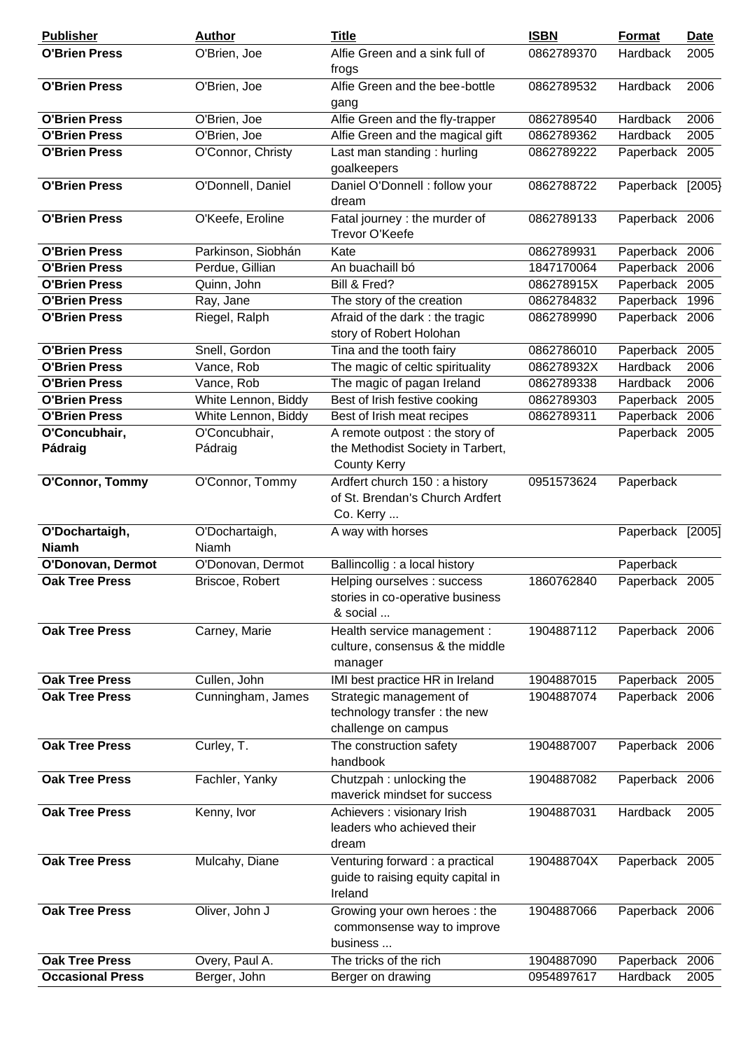| Publisher | Author | Title | ISBN | Format | Date |
|---|---|---|---|---|---|
| **O'Brien Press** | O'Brien, Joe | Alfie Green and a sink full of frogs | 0862789370 | Hardback | 2005 |
| **O'Brien Press** | O'Brien, Joe | Alfie Green and the bee-bottle gang | 0862789532 | Hardback | 2006 |
| **O'Brien Press** | O'Brien, Joe | Alfie Green and the fly-trapper | 0862789540 | Hardback | 2006 |
| **O'Brien Press** | O'Brien, Joe | Alfie Green and the magical gift | 0862789362 | Hardback | 2005 |
| **O'Brien Press** | O'Connor, Christy | Last man standing : hurling goalkeepers | 0862789222 | Paperback | 2005 |
| **O'Brien Press** | O'Donnell, Daniel | Daniel O'Donnell : follow your dream | 0862788722 | Paperback | [2005} |
| **O'Brien Press** | O'Keefe, Eroline | Fatal journey : the murder of Trevor O'Keefe | 0862789133 | Paperback | 2006 |
| **O'Brien Press** | Parkinson, Siobhán | Kate | 0862789931 | Paperback | 2006 |
| **O'Brien Press** | Perdue, Gillian | An buachaill bó | 1847170064 | Paperback | 2006 |
| **O'Brien Press** | Quinn, John | Bill & Fred? | 086278915X | Paperback | 2005 |
| **O'Brien Press** | Ray, Jane | The story of the creation | 0862784832 | Paperback | 1996 |
| **O'Brien Press** | Riegel, Ralph | Afraid of the dark : the tragic story of Robert Holohan | 0862789990 | Paperback | 2006 |
| **O'Brien Press** | Snell, Gordon | Tina and the tooth fairy | 0862786010 | Paperback | 2005 |
| **O'Brien Press** | Vance, Rob | The magic of celtic spirituality | 086278932X | Hardback | 2006 |
| **O'Brien Press** | Vance, Rob | The magic of pagan Ireland | 0862789338 | Hardback | 2006 |
| **O'Brien Press** | White Lennon, Biddy | Best of Irish festive cooking | 0862789303 | Paperback | 2005 |
| **O'Brien Press** | White Lennon, Biddy | Best of Irish meat recipes | 0862789311 | Paperback | 2006 |
| **O'Concubhair, Pádraig** | O'Concubhair, Pádraig | A remote outpost : the story of the Methodist Society in Tarbert, County Kerry | | Paperback | 2005 |
| **O'Connor, Tommy** | O'Connor, Tommy | Ardfert church 150 : a history of St. Brendan's Church Ardfert Co. Kerry ... | 0951573624 | Paperback | |
| **O'Dochartaigh, Niamh** | O'Dochartaigh, Niamh | A way with horses | | Paperback | [2005] |
| **O'Donovan, Dermot** | O'Donovan, Dermot | Ballincollig : a local history | | Paperback | |
| **Oak Tree Press** | Briscoe, Robert | Helping ourselves : success stories in co-operative business & social ... | 1860762840 | Paperback | 2005 |
| **Oak Tree Press** | Carney, Marie | Health service management : culture, consensus & the middle manager | 1904887112 | Paperback | 2006 |
| **Oak Tree Press** | Cullen, John | IMI best practice HR in Ireland | 1904887015 | Paperback | 2005 |
| **Oak Tree Press** | Cunningham, James | Strategic management of technology transfer : the new challenge on campus | 1904887074 | Paperback | 2006 |
| **Oak Tree Press** | Curley, T. | The construction safety handbook | 1904887007 | Paperback | 2006 |
| **Oak Tree Press** | Fachler, Yanky | Chutzpah : unlocking the maverick mindset for success | 1904887082 | Paperback | 2006 |
| **Oak Tree Press** | Kenny, Ivor | Achievers : visionary Irish leaders who achieved their dream | 1904887031 | Hardback | 2005 |
| **Oak Tree Press** | Mulcahy, Diane | Venturing forward : a practical guide to raising equity capital in Ireland | 190488704X | Paperback | 2005 |
| **Oak Tree Press** | Oliver, John J | Growing your own heroes : the commonsense way to improve business ... | 1904887066 | Paperback | 2006 |
| **Oak Tree Press** | Overy, Paul A. | The tricks of the rich | 1904887090 | Paperback | 2006 |
| **Occasional Press** | Berger, John | Berger on drawing | 0954897617 | Hardback | 2005 |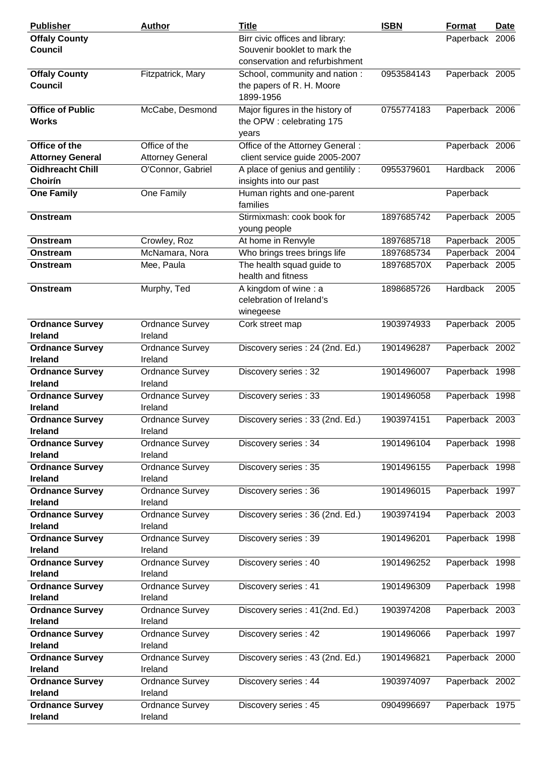| Publisher | Author | Title | ISBN | Format | Date |
|---|---|---|---|---|---|
| **Offaly County Council** | | Birr civic offices and library: Souvenir booklet to mark the conservation and refurbishment | | Paperback | 2006 |
| **Offaly County Council** | Fitzpatrick, Mary | School, community and nation : the papers of R. H. Moore 1899-1956 | 0953584143 | Paperback | 2005 |
| **Office of Public Works** | McCabe, Desmond | Major figures in the history of the OPW : celebrating 175 years | 0755774183 | Paperback | 2006 |
| **Office of the Attorney General** | Office of the Attorney General | Office of the Attorney General : client service guide 2005-2007 | | Paperback | 2006 |
| **Oidhreacht Chill Choirín** | O'Connor, Gabriel | A place of genius and gentilily : insights into our past | 0955379601 | Hardback | 2006 |
| **One Family** | One Family | Human rights and one-parent families | | Paperback | |
| **Onstream** | | Stirmixmash: cook book for young people | 1897685742 | Paperback | 2005 |
| **Onstream** | Crowley, Roz | At home in Renvyle | 1897685718 | Paperback | 2005 |
| **Onstream** | McNamara, Nora | Who brings trees brings life | 1897685734 | Paperback | 2004 |
| **Onstream** | Mee, Paula | The health squad guide to health and fitness | 189768570X | Paperback | 2005 |
| **Onstream** | Murphy, Ted | A kingdom of wine : a celebration of Ireland's winegeese | 1898685726 | Hardback | 2005 |
| **Ordnance Survey Ireland** | Ordnance Survey Ireland | Cork street map | 1903974933 | Paperback | 2005 |
| **Ordnance Survey Ireland** | Ordnance Survey Ireland | Discovery series : 24 (2nd. Ed.) | 1901496287 | Paperback | 2002 |
| **Ordnance Survey Ireland** | Ordnance Survey Ireland | Discovery series : 32 | 1901496007 | Paperback | 1998 |
| **Ordnance Survey Ireland** | Ordnance Survey Ireland | Discovery series : 33 | 1901496058 | Paperback | 1998 |
| **Ordnance Survey Ireland** | Ordnance Survey Ireland | Discovery series : 33 (2nd. Ed.) | 1903974151 | Paperback | 2003 |
| **Ordnance Survey Ireland** | Ordnance Survey Ireland | Discovery series : 34 | 1901496104 | Paperback | 1998 |
| **Ordnance Survey Ireland** | Ordnance Survey Ireland | Discovery series : 35 | 1901496155 | Paperback | 1998 |
| **Ordnance Survey Ireland** | Ordnance Survey Ireland | Discovery series : 36 | 1901496015 | Paperback | 1997 |
| **Ordnance Survey Ireland** | Ordnance Survey Ireland | Discovery series : 36 (2nd. Ed.) | 1903974194 | Paperback | 2003 |
| **Ordnance Survey Ireland** | Ordnance Survey Ireland | Discovery series : 39 | 1901496201 | Paperback | 1998 |
| **Ordnance Survey Ireland** | Ordnance Survey Ireland | Discovery series : 40 | 1901496252 | Paperback | 1998 |
| **Ordnance Survey Ireland** | Ordnance Survey Ireland | Discovery series : 41 | 1901496309 | Paperback | 1998 |
| **Ordnance Survey Ireland** | Ordnance Survey Ireland | Discovery series : 41(2nd. Ed.) | 1903974208 | Paperback | 2003 |
| **Ordnance Survey Ireland** | Ordnance Survey Ireland | Discovery series : 42 | 1901496066 | Paperback | 1997 |
| **Ordnance Survey Ireland** | Ordnance Survey Ireland | Discovery series : 43 (2nd. Ed.) | 1901496821 | Paperback | 2000 |
| **Ordnance Survey Ireland** | Ordnance Survey Ireland | Discovery series : 44 | 1903974097 | Paperback | 2002 |
| **Ordnance Survey Ireland** | Ordnance Survey Ireland | Discovery series : 45 | 0904996697 | Paperback | 1975 |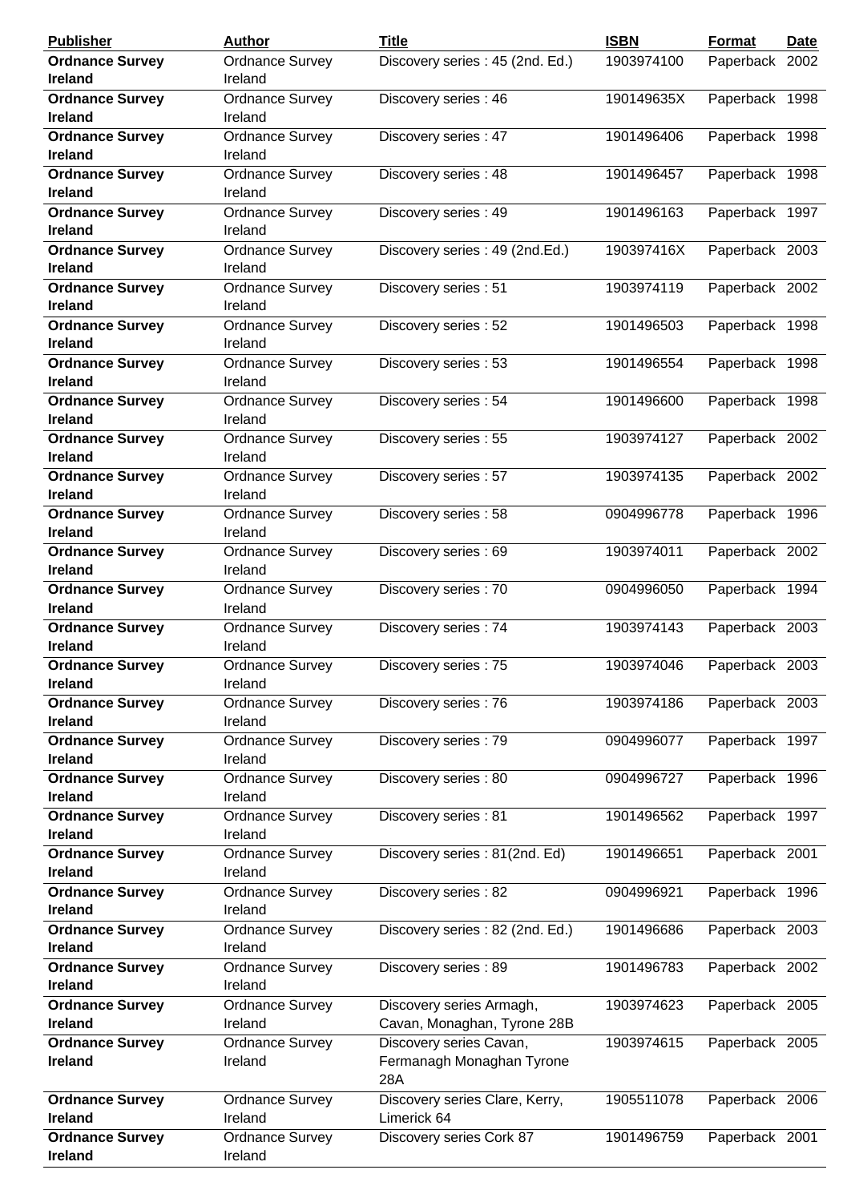| Publisher | Author | Title | ISBN | Format | Date |
|---|---|---|---|---|---|
| **Ordnance Survey Ireland** | Ordnance Survey Ireland | Discovery series : 45 (2nd. Ed.) | 1903974100 | Paperback | 2002 |
| **Ordnance Survey Ireland** | Ordnance Survey Ireland | Discovery series : 46 | 190149635X | Paperback | 1998 |
| **Ordnance Survey Ireland** | Ordnance Survey Ireland | Discovery series : 47 | 1901496406 | Paperback | 1998 |
| **Ordnance Survey Ireland** | Ordnance Survey Ireland | Discovery series : 48 | 1901496457 | Paperback | 1998 |
| **Ordnance Survey Ireland** | Ordnance Survey Ireland | Discovery series : 49 | 1901496163 | Paperback | 1997 |
| **Ordnance Survey Ireland** | Ordnance Survey Ireland | Discovery series : 49 (2nd.Ed.) | 190397416X | Paperback | 2003 |
| **Ordnance Survey Ireland** | Ordnance Survey Ireland | Discovery series : 51 | 1903974119 | Paperback | 2002 |
| **Ordnance Survey Ireland** | Ordnance Survey Ireland | Discovery series : 52 | 1901496503 | Paperback | 1998 |
| **Ordnance Survey Ireland** | Ordnance Survey Ireland | Discovery series : 53 | 1901496554 | Paperback | 1998 |
| **Ordnance Survey Ireland** | Ordnance Survey Ireland | Discovery series : 54 | 1901496600 | Paperback | 1998 |
| **Ordnance Survey Ireland** | Ordnance Survey Ireland | Discovery series : 55 | 1903974127 | Paperback | 2002 |
| **Ordnance Survey Ireland** | Ordnance Survey Ireland | Discovery series : 57 | 1903974135 | Paperback | 2002 |
| **Ordnance Survey Ireland** | Ordnance Survey Ireland | Discovery series : 58 | 0904996778 | Paperback | 1996 |
| **Ordnance Survey Ireland** | Ordnance Survey Ireland | Discovery series : 69 | 1903974011 | Paperback | 2002 |
| **Ordnance Survey Ireland** | Ordnance Survey Ireland | Discovery series : 70 | 0904996050 | Paperback | 1994 |
| **Ordnance Survey Ireland** | Ordnance Survey Ireland | Discovery series : 74 | 1903974143 | Paperback | 2003 |
| **Ordnance Survey Ireland** | Ordnance Survey Ireland | Discovery series : 75 | 1903974046 | Paperback | 2003 |
| **Ordnance Survey Ireland** | Ordnance Survey Ireland | Discovery series : 76 | 1903974186 | Paperback | 2003 |
| **Ordnance Survey Ireland** | Ordnance Survey Ireland | Discovery series : 79 | 0904996077 | Paperback | 1997 |
| **Ordnance Survey Ireland** | Ordnance Survey Ireland | Discovery series : 80 | 0904996727 | Paperback | 1996 |
| **Ordnance Survey Ireland** | Ordnance Survey Ireland | Discovery series : 81 | 1901496562 | Paperback | 1997 |
| **Ordnance Survey Ireland** | Ordnance Survey Ireland | Discovery series : 81(2nd. Ed) | 1901496651 | Paperback | 2001 |
| **Ordnance Survey Ireland** | Ordnance Survey Ireland | Discovery series : 82 | 0904996921 | Paperback | 1996 |
| **Ordnance Survey Ireland** | Ordnance Survey Ireland | Discovery series : 82 (2nd. Ed.) | 1901496686 | Paperback | 2003 |
| **Ordnance Survey Ireland** | Ordnance Survey Ireland | Discovery series : 89 | 1901496783 | Paperback | 2002 |
| **Ordnance Survey Ireland** | Ordnance Survey Ireland | Discovery series Armagh, Cavan, Monaghan, Tyrone 28B | 1903974623 | Paperback | 2005 |
| **Ordnance Survey Ireland** | Ordnance Survey Ireland | Discovery series Cavan, Fermanagh Monaghan Tyrone 28A | 1903974615 | Paperback | 2005 |
| **Ordnance Survey Ireland** | Ordnance Survey Ireland | Discovery series Clare, Kerry, Limerick 64 | 1905511078 | Paperback | 2006 |
| **Ordnance Survey Ireland** | Ordnance Survey Ireland | Discovery series Cork 87 | 1901496759 | Paperback | 2001 |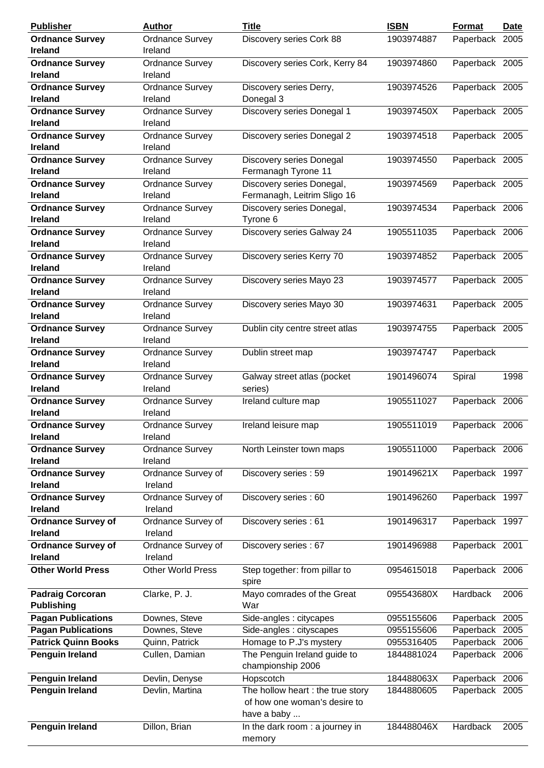| Publisher | Author | Title | ISBN | Format | Date |
|---|---|---|---|---|---|
| **Ordnance Survey Ireland** | Ordnance Survey Ireland | Discovery series Cork 88 | 1903974887 | Paperback | 2005 |
| **Ordnance Survey Ireland** | Ordnance Survey Ireland | Discovery series Cork, Kerry 84 | 1903974860 | Paperback | 2005 |
| **Ordnance Survey Ireland** | Ordnance Survey Ireland | Discovery series Derry, Donegal 3 | 1903974526 | Paperback | 2005 |
| **Ordnance Survey Ireland** | Ordnance Survey Ireland | Discovery series Donegal 1 | 190397450X | Paperback | 2005 |
| **Ordnance Survey Ireland** | Ordnance Survey Ireland | Discovery series Donegal 2 | 1903974518 | Paperback | 2005 |
| **Ordnance Survey Ireland** | Ordnance Survey Ireland | Discovery series Donegal Fermanagh Tyrone 11 | 1903974550 | Paperback | 2005 |
| **Ordnance Survey Ireland** | Ordnance Survey Ireland | Discovery series Donegal, Fermanagh, Leitrim Sligo 16 | 1903974569 | Paperback | 2005 |
| **Ordnance Survey Ireland** | Ordnance Survey Ireland | Discovery series Donegal, Tyrone 6 | 1903974534 | Paperback | 2006 |
| **Ordnance Survey Ireland** | Ordnance Survey Ireland | Discovery series Galway 24 | 1905511035 | Paperback | 2006 |
| **Ordnance Survey Ireland** | Ordnance Survey Ireland | Discovery series Kerry 70 | 1903974852 | Paperback | 2005 |
| **Ordnance Survey Ireland** | Ordnance Survey Ireland | Discovery series Mayo 23 | 1903974577 | Paperback | 2005 |
| **Ordnance Survey Ireland** | Ordnance Survey Ireland | Discovery series Mayo 30 | 1903974631 | Paperback | 2005 |
| **Ordnance Survey Ireland** | Ordnance Survey Ireland | Dublin city centre street atlas | 1903974755 | Paperback | 2005 |
| **Ordnance Survey Ireland** | Ordnance Survey Ireland | Dublin street map | 1903974747 | Paperback | |
| **Ordnance Survey Ireland** | Ordnance Survey Ireland | Galway street atlas (pocket series) | 1901496074 | Spiral | 1998 |
| **Ordnance Survey Ireland** | Ordnance Survey Ireland | Ireland culture map | 1905511027 | Paperback | 2006 |
| **Ordnance Survey Ireland** | Ordnance Survey Ireland | Ireland leisure map | 1905511019 | Paperback | 2006 |
| **Ordnance Survey Ireland** | Ordnance Survey Ireland | North Leinster town maps | 1905511000 | Paperback | 2006 |
| **Ordnance Survey Ireland** | Ordnance Survey of Ireland | Discovery series : 59 | 190149621X | Paperback | 1997 |
| **Ordnance Survey Ireland** | Ordnance Survey of Ireland | Discovery series : 60 | 1901496260 | Paperback | 1997 |
| **Ordnance Survey of Ireland** | Ordnance Survey of Ireland | Discovery series : 61 | 1901496317 | Paperback | 1997 |
| **Ordnance Survey of Ireland** | Ordnance Survey of Ireland | Discovery series : 67 | 1901496988 | Paperback | 2001 |
| **Other World Press** | Other World Press | Step together: from pillar to spire | 0954615018 | Paperback | 2006 |
| **Padraig Corcoran Publishing** | Clarke, P. J. | Mayo comrades of the Great War | 095543680X | Hardback | 2006 |
| **Pagan Publications** | Downes, Steve | Side-angles : citycapes | 0955155606 | Paperback | 2005 |
| **Pagan Publications** | Downes, Steve | Side-angles : cityscapes | 0955155606 | Paperback | 2005 |
| **Patrick Quinn Books** | Quinn, Patrick | Homage to P.J's mystery | 0955316405 | Paperback | 2006 |
| **Penguin Ireland** | Cullen, Damian | The Penguin Ireland guide to championship 2006 | 1844881024 | Paperback | 2006 |
| **Penguin Ireland** | Devlin, Denyse | Hopscotch | 184488063X | Paperback | 2006 |
| **Penguin Ireland** | Devlin, Martina | The hollow heart : the true story of how one woman's desire to have a baby ... | 1844880605 | Paperback | 2005 |
| **Penguin Ireland** | Dillon, Brian | In the dark room : a journey in memory | 184488046X | Hardback | 2005 |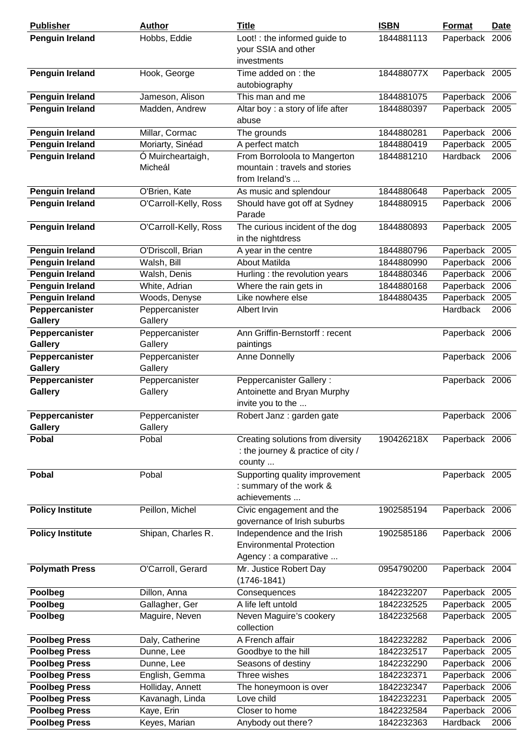| Publisher | Author | Title | ISBN | Format | Date |
|---|---|---|---|---|---|
| **Penguin Ireland** | Hobbs, Eddie | Loot! : the informed guide to your SSIA and other investments | 1844881113 | Paperback | 2006 |
| **Penguin Ireland** | Hook, George | Time added on : the autobiography | 184488077X | Paperback | 2005 |
| **Penguin Ireland** | Jameson, Alison | This man and me | 1844881075 | Paperback | 2006 |
| **Penguin Ireland** | Madden, Andrew | Altar boy : a story of life after abuse | 1844880397 | Paperback | 2005 |
| **Penguin Ireland** | Millar, Cormac | The grounds | 1844880281 | Paperback | 2006 |
| **Penguin Ireland** | Moriarty, Sinéad | A perfect match | 1844880419 | Paperback | 2005 |
| **Penguin Ireland** | Ó Muircheartaigh, Micheál | From Borroloola to Mangerton mountain : travels and stories from Ireland's ... | 1844881210 | Hardback | 2006 |
| **Penguin Ireland** | O'Brien, Kate | As music and splendour | 1844880648 | Paperback | 2005 |
| **Penguin Ireland** | O'Carroll-Kelly, Ross | Should have got off at Sydney Parade | 1844880915 | Paperback | 2006 |
| **Penguin Ireland** | O'Carroll-Kelly, Ross | The curious incident of the dog in the nightdress | 1844880893 | Paperback | 2005 |
| **Penguin Ireland** | O'Driscoll, Brian | A year in the centre | 1844880796 | Paperback | 2005 |
| **Penguin Ireland** | Walsh, Bill | About Matilda | 1844880990 | Paperback | 2006 |
| **Penguin Ireland** | Walsh, Denis | Hurling : the revolution years | 1844880346 | Paperback | 2006 |
| **Penguin Ireland** | White, Adrian | Where the rain gets in | 1844880168 | Paperback | 2006 |
| **Penguin Ireland** | Woods, Denyse | Like nowhere else | 1844880435 | Paperback | 2005 |
| **Peppercanister Gallery** | Peppercanister Gallery | Albert Irvin | | Hardback | 2006 |
| **Peppercanister Gallery** | Peppercanister Gallery | Ann Griffin-Bernstorff : recent paintings | | Paperback | 2006 |
| **Peppercanister Gallery** | Peppercanister Gallery | Anne Donnelly | | Paperback | 2006 |
| **Peppercanister Gallery** | Peppercanister Gallery | Peppercanister Gallery : Antoinette and Bryan Murphy invite you to the ... | | Paperback | 2006 |
| **Peppercanister Gallery** | Peppercanister Gallery | Robert Janz : garden gate | | Paperback | 2006 |
| **Pobal** | Pobal | Creating solutions from diversity : the journey & practice of city / county ... | 190426218X | Paperback | 2006 |
| **Pobal** | Pobal | Supporting quality improvement : summary of the work & achievements ... | | Paperback | 2005 |
| **Policy Institute** | Peillon, Michel | Civic engagement and the governance of Irish suburbs | 1902585194 | Paperback | 2006 |
| **Policy Institute** | Shipan, Charles R. | Independence and the Irish Environmental Protection Agency : a comparative ... | 1902585186 | Paperback | 2006 |
| **Polymath Press** | O'Carroll, Gerard | Mr. Justice Robert Day (1746-1841) | 0954790200 | Paperback | 2004 |
| **Poolbeg** | Dillon, Anna | Consequences | 1842232207 | Paperback | 2005 |
| **Poolbeg** | Gallagher, Ger | A life left untold | 1842232525 | Paperback | 2005 |
| **Poolbeg** | Maguire, Neven | Neven Maguire's cookery collection | 1842232568 | Paperback | 2005 |
| **Poolbeg Press** | Daly, Catherine | A French affair | 1842232282 | Paperback | 2006 |
| **Poolbeg Press** | Dunne, Lee | Goodbye to the hill | 1842232517 | Paperback | 2005 |
| **Poolbeg Press** | Dunne, Lee | Seasons of destiny | 1842232290 | Paperback | 2006 |
| **Poolbeg Press** | English, Gemma | Three wishes | 1842232371 | Paperback | 2006 |
| **Poolbeg Press** | Holliday, Annett | The honeymoon is over | 1842232347 | Paperback | 2006 |
| **Poolbeg Press** | Kavanagh, Linda | Love child | 1842232231 | Paperback | 2005 |
| **Poolbeg Press** | Kaye, Erin | Closer to home | 1842232584 | Paperback | 2006 |
| **Poolbeg Press** | Keyes, Marian | Anybody out there? | 1842232363 | Hardback | 2006 |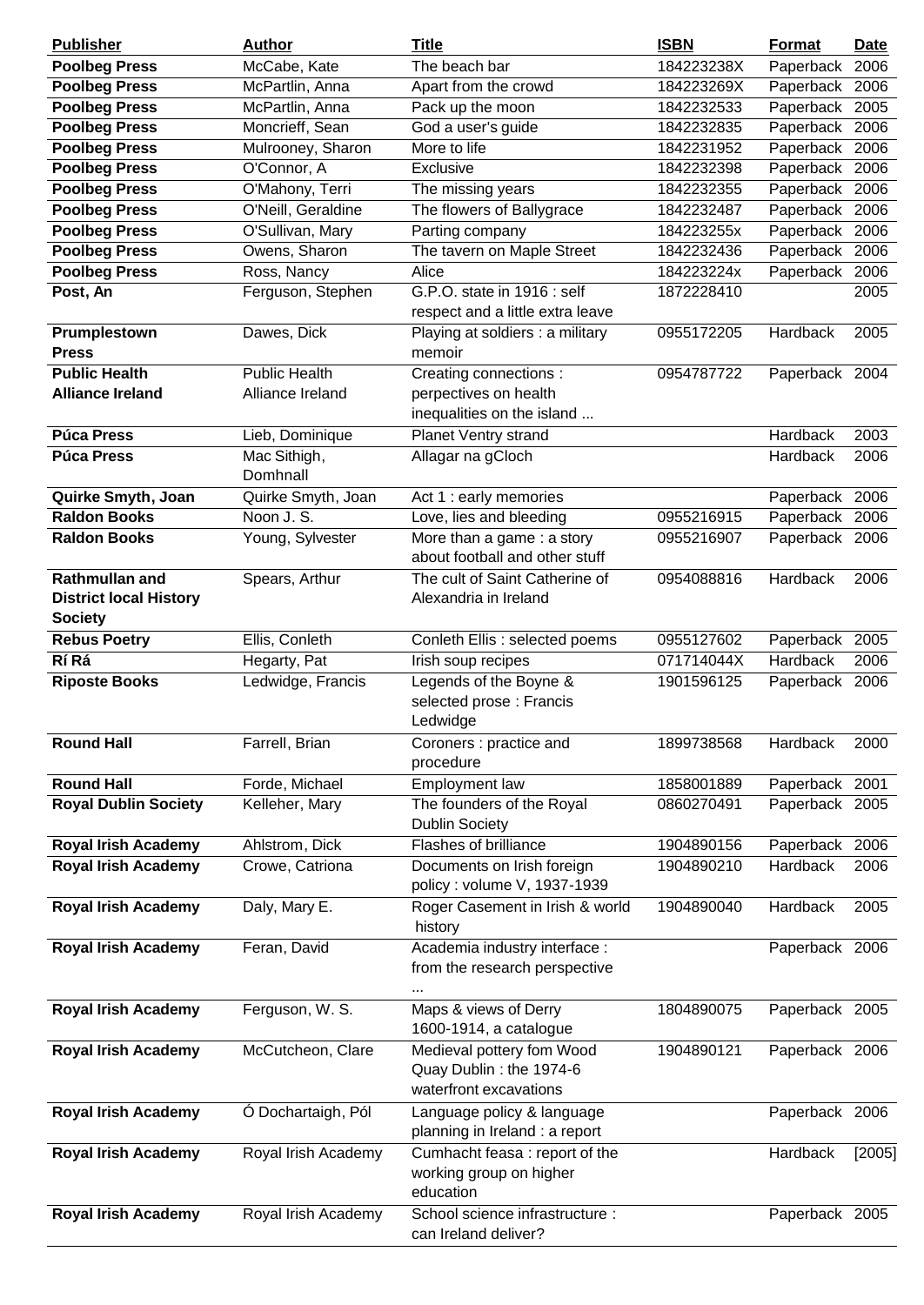| Publisher | Author | Title | ISBN | Format | Date |
| --- | --- | --- | --- | --- | --- |
| **Poolbeg Press** | McCabe, Kate | The beach bar | 184223238X | Paperback | 2006 |
| **Poolbeg Press** | McPartlin, Anna | Apart from the crowd | 184223269X | Paperback | 2006 |
| **Poolbeg Press** | McPartlin, Anna | Pack up the moon | 1842232533 | Paperback | 2005 |
| **Poolbeg Press** | Moncrieff, Sean | God a user's guide | 1842232835 | Paperback | 2006 |
| **Poolbeg Press** | Mulrooney, Sharon | More to life | 1842231952 | Paperback | 2006 |
| **Poolbeg Press** | O'Connor, A | Exclusive | 1842232398 | Paperback | 2006 |
| **Poolbeg Press** | O'Mahony, Terri | The missing years | 1842232355 | Paperback | 2006 |
| **Poolbeg Press** | O'Neill, Geraldine | The flowers of Ballygrace | 1842232487 | Paperback | 2006 |
| **Poolbeg Press** | O'Sullivan, Mary | Parting company | 184223255x | Paperback | 2006 |
| **Poolbeg Press** | Owens, Sharon | The tavern on Maple Street | 1842232436 | Paperback | 2006 |
| **Poolbeg Press** | Ross, Nancy | Alice | 184223224x | Paperback | 2006 |
| **Post, An** | Ferguson, Stephen | G.P.O. state in 1916 : self respect and a little extra leave | 1872228410 | | 2005 |
| **Pumplestown Press** | Dawes, Dick | Playing at soldiers : a military memoir | 0955172205 | Hardback | 2005 |
| **Public Health Alliance Ireland** | Public Health Alliance Ireland | Creating connections : perpectives on health inequalities on the island ... | 0954787722 | Paperback | 2004 |
| **Púca Press** | Lieb, Dominique | Planet Ventry strand | | Hardback | 2003 |
| **Púca Press** | Mac Sithigh, Domhnall | Allagar na gCloch | | Hardback | 2006 |
| **Quirke Smyth, Joan** | Quirke Smyth, Joan | Act 1 : early memories | | Paperback | 2006 |
| **Raldon Books** | Noon J. S. | Love, lies and bleeding | 0955216915 | Paperback | 2006 |
| **Raldon Books** | Young, Sylvester | More than a game : a story about football and other stuff | 0955216907 | Paperback | 2006 |
| **Rathmullan and District local History Society** | Spears, Arthur | The cult of Saint Catherine of Alexandria in Ireland | 0954088816 | Hardback | 2006 |
| **Rebus Poetry** | Ellis, Conleth | Conleth Ellis : selected poems | 0955127602 | Paperback | 2005 |
| **Rí Rá** | Hegarty, Pat | Irish soup recipes | 071714044X | Hardback | 2006 |
| **Riposte Books** | Ledwidge, Francis | Legends of the Boyne & selected prose : Francis Ledwidge | 1901596125 | Paperback | 2006 |
| **Round Hall** | Farrell, Brian | Coroners : practice and procedure | 1899738568 | Hardback | 2000 |
| **Round Hall** | Forde, Michael | Employment law | 1858001889 | Paperback | 2001 |
| **Royal Dublin Society** | Kelleher, Mary | The founders of the Royal Dublin Society | 0860270491 | Paperback | 2005 |
| **Royal Irish Academy** | Ahlstrom, Dick | Flashes of brilliance | 1904890156 | Paperback | 2006 |
| **Royal Irish Academy** | Crowe, Catriona | Documents on Irish foreign policy : volume V, 1937-1939 | 1904890210 | Hardback | 2006 |
| **Royal Irish Academy** | Daly, Mary E. | Roger Casement in Irish & world history | 1904890040 | Hardback | 2005 |
| **Royal Irish Academy** | Feran, David | Academia industry interface : from the research perspective ... | | Paperback | 2006 |
| **Royal Irish Academy** | Ferguson, W. S. | Maps & views of Derry 1600-1914, a catalogue | 1804890075 | Paperback | 2005 |
| **Royal Irish Academy** | McCutcheon, Clare | Medieval pottery fom Wood Quay Dublin : the 1974-6 waterfront excavations | 1904890121 | Paperback | 2006 |
| **Royal Irish Academy** | Ó Dochartaigh, Pól | Language policy & language planning in Ireland : a report | | Paperback | 2006 |
| **Royal Irish Academy** | Royal Irish Academy | Cumhacht feasa : report of the working group on higher education | | Hardback | [2005] |
| **Royal Irish Academy** | Royal Irish Academy | School science infrastructure : can Ireland deliver? | | Paperback | 2005 |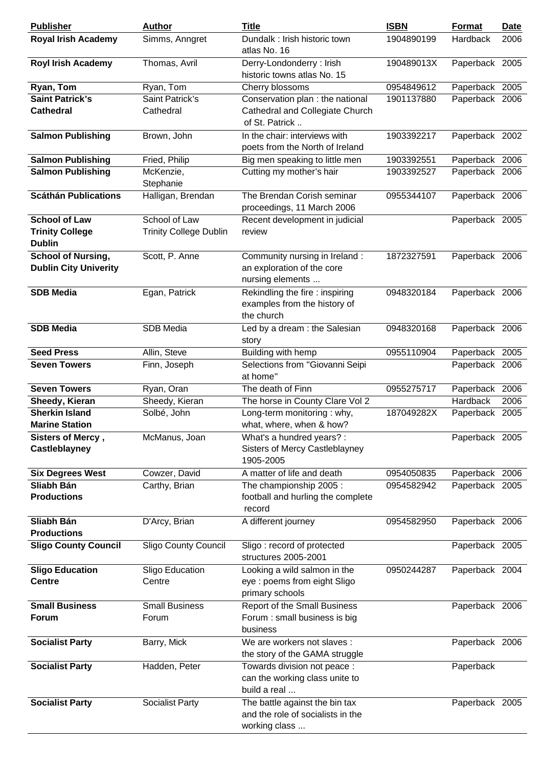| Publisher | Author | Title | ISBN | Format | Date |
|---|---|---|---|---|---|
| **Royal Irish Academy** | Simms, Anngret | Dundalk : Irish historic town atlas No. 16 | 1904890199 | Hardback | 2006 |
| **Royl Irish Academy** | Thomas, Avril | Derry-Londonderry : Irish historic towns atlas No. 15 | 190489013X | Paperback | 2005 |
| **Ryan, Tom** | Ryan, Tom | Cherry blossoms | 0954849612 | Paperback | 2005 |
| **Saint Patrick's Cathedral** | Saint Patrick's Cathedral | Conservation plan : the national Cathedral and Collegiate Church of St. Patrick .. | 1901137880 | Paperback | 2006 |
| **Salmon Publishing** | Brown, John | In the chair: interviews with poets from the North of Ireland | 1903392217 | Paperback | 2002 |
| **Salmon Publishing** | Fried, Philip | Big men speaking to little men | 1903392551 | Paperback | 2006 |
| **Salmon Publishing** | McKenzie, Stephanie | Cutting my mother's hair | 1903392527 | Paperback | 2006 |
| **Scáthán Publications** | Halligan, Brendan | The Brendan Corish seminar proceedings, 11 March 2006 | 0955344107 | Paperback | 2006 |
| **School of Law Trinity College Dublin** | School of Law Trinity College Dublin | Recent development in judicial review | | Paperback | 2005 |
| **School of Nursing, Dublin City Univerity** | Scott, P. Anne | Community nursing in Ireland : an exploration of the core nursing elements ... | 1872327591 | Paperback | 2006 |
| **SDB Media** | Egan, Patrick | Rekindling the fire : inspiring examples from the history of the church | 0948320184 | Paperback | 2006 |
| **SDB Media** | SDB Media | Led by a dream : the Salesian story | 0948320168 | Paperback | 2006 |
| **Seed Press** | Allin, Steve | Building with hemp | 0955110904 | Paperback | 2005 |
| **Seven Towers** | Finn, Joseph | Selections from "Giovanni Seipi at home" | | Paperback | 2006 |
| **Seven Towers** | Ryan, Oran | The death of Finn | 0955275717 | Paperback | 2006 |
| **Sheedy, Kieran** | Sheedy, Kieran | The horse in County Clare Vol 2 | | Hardback | 2006 |
| **Sherkin Island Marine Station** | Solbé, John | Long-term monitoring : why, what, where, when & how? | 187049282X | Paperback | 2005 |
| **Sisters of Mercy , Castleblayney** | McManus, Joan | What's a hundred years? : Sisters of Mercy Castleblayney 1905-2005 | | Paperback | 2005 |
| **Six Degrees West** | Cowzer, David | A matter of life and death | 0954050835 | Paperback | 2006 |
| **Sliabh Bán Productions** | Carthy, Brian | The championship 2005 : football and hurling the complete record | 0954582942 | Paperback | 2005 |
| **Sliabh Bán Productions** | D'Arcy, Brian | A different journey | 0954582950 | Paperback | 2006 |
| **Sligo County Council** | Sligo County Council | Sligo : record of protected structures 2005-2001 | | Paperback | 2005 |
| **Sligo Education Centre** | Sligo Education Centre | Looking a wild salmon in the eye : poems from eight Sligo primary schools | 0950244287 | Paperback | 2004 |
| **Small Business Forum** | Small Business Forum | Report of the Small Business Forum : small business is big business | | Paperback | 2006 |
| **Socialist Party** | Barry, Mick | We are workers not slaves : the story of the GAMA struggle | | Paperback | 2006 |
| **Socialist Party** | Hadden, Peter | Towards division not peace : can the working class unite to build a real ... | | Paperback | |
| **Socialist Party** | Socialist Party | The battle against the bin tax and the role of socialists in the working class ... | | Paperback | 2005 |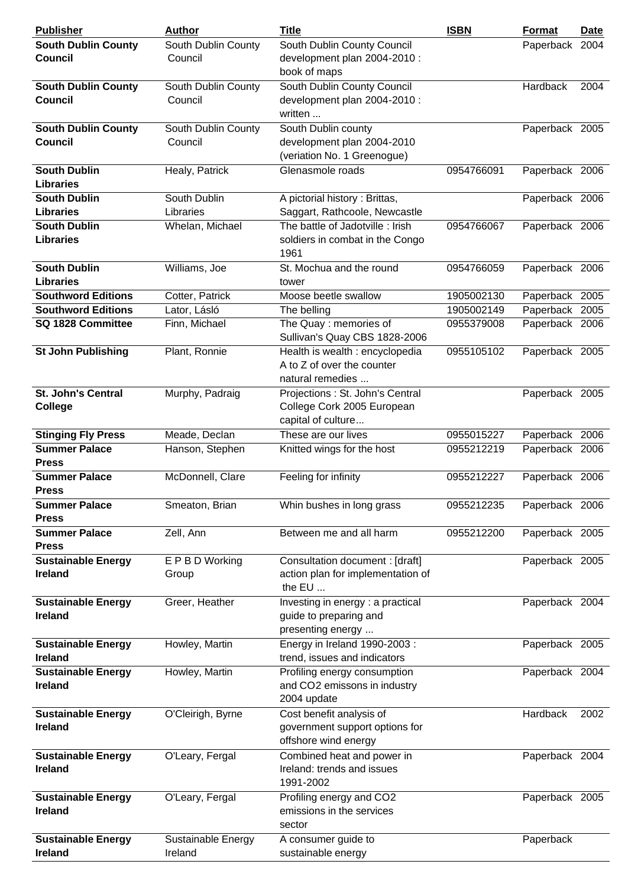| Publisher | Author | Title | ISBN | Format | Date |
|---|---|---|---|---|---|
| **South Dublin County Council** | South Dublin County Council | South Dublin County Council development plan 2004-2010 : book of maps | | Paperback | 2004 |
| **South Dublin County Council** | South Dublin County Council | South Dublin County Council development plan 2004-2010 : written ... | | Hardback | 2004 |
| **South Dublin County Council** | South Dublin County Council | South Dublin county development plan 2004-2010 (veriation No. 1 Greenogue) | | Paperback | 2005 |
| **South Dublin Libraries** | Healy, Patrick | Glenasmole roads | 0954766091 | Paperback | 2006 |
| **South Dublin Libraries** | South Dublin Libraries | A pictorial history : Brittas, Saggart, Rathcoole, Newcastle | | Paperback | 2006 |
| **South Dublin Libraries** | Whelan, Michael | The battle of Jadotville : Irish soldiers in combat in the Congo 1961 | 0954766067 | Paperback | 2006 |
| **South Dublin Libraries** | Williams, Joe | St. Mochua and the round tower | 0954766059 | Paperback | 2006 |
| **Southword Editions** | Cotter, Patrick | Moose beetle swallow | 1905002130 | Paperback | 2005 |
| **Southword Editions** | Lator, Lásló | The belling | 1905002149 | Paperback | 2005 |
| **SQ 1828 Committee** | Finn, Michael | The Quay : memories of Sullivan's Quay CBS 1828-2006 | 0955379008 | Paperback | 2006 |
| **St John Publishing** | Plant, Ronnie | Health is wealth : encyclopedia A to Z of over the counter natural remedies ... | 0955105102 | Paperback | 2005 |
| **St. John's Central College** | Murphy, Padraig | Projections : St. John's Central College Cork 2005 European capital of culture... | | Paperback | 2005 |
| **Stinging Fly Press** | Meade, Declan | These are our lives | 0955015227 | Paperback | 2006 |
| **Summer Palace Press** | Hanson, Stephen | Knitted wings for the host | 0955212219 | Paperback | 2006 |
| **Summer Palace Press** | McDonnell, Clare | Feeling for infinity | 0955212227 | Paperback | 2006 |
| **Summer Palace Press** | Smeaton, Brian | Whin bushes in long grass | 0955212235 | Paperback | 2006 |
| **Summer Palace Press** | Zell, Ann | Between me and all harm | 0955212200 | Paperback | 2005 |
| **Sustainable Energy Ireland** | E P B D Working Group | Consultation document : [draft] action plan for implementation of the EU ... | | Paperback | 2005 |
| **Sustainable Energy Ireland** | Greer, Heather | Investing in energy : a practical guide to preparing and presenting energy ... | | Paperback | 2004 |
| **Sustainable Energy Ireland** | Howley, Martin | Energy in Ireland 1990-2003 : trend, issues and indicators | | Paperback | 2005 |
| **Sustainable Energy Ireland** | Howley, Martin | Profiling energy consumption and CO2 emissons in industry 2004 update | | Paperback | 2004 |
| **Sustainable Energy Ireland** | O'Cleirigh, Byrne | Cost benefit analysis of government support options for offshore wind energy | | Hardback | 2002 |
| **Sustainable Energy Ireland** | O'Leary, Fergal | Combined heat and power in Ireland: trends and issues 1991-2002 | | Paperback | 2004 |
| **Sustainable Energy Ireland** | O'Leary, Fergal | Profiling energy and CO2 emissions in the services sector | | Paperback | 2005 |
| **Sustainable Energy Ireland** | Sustainable Energy Ireland | A consumer guide to sustainable energy | | Paperback | |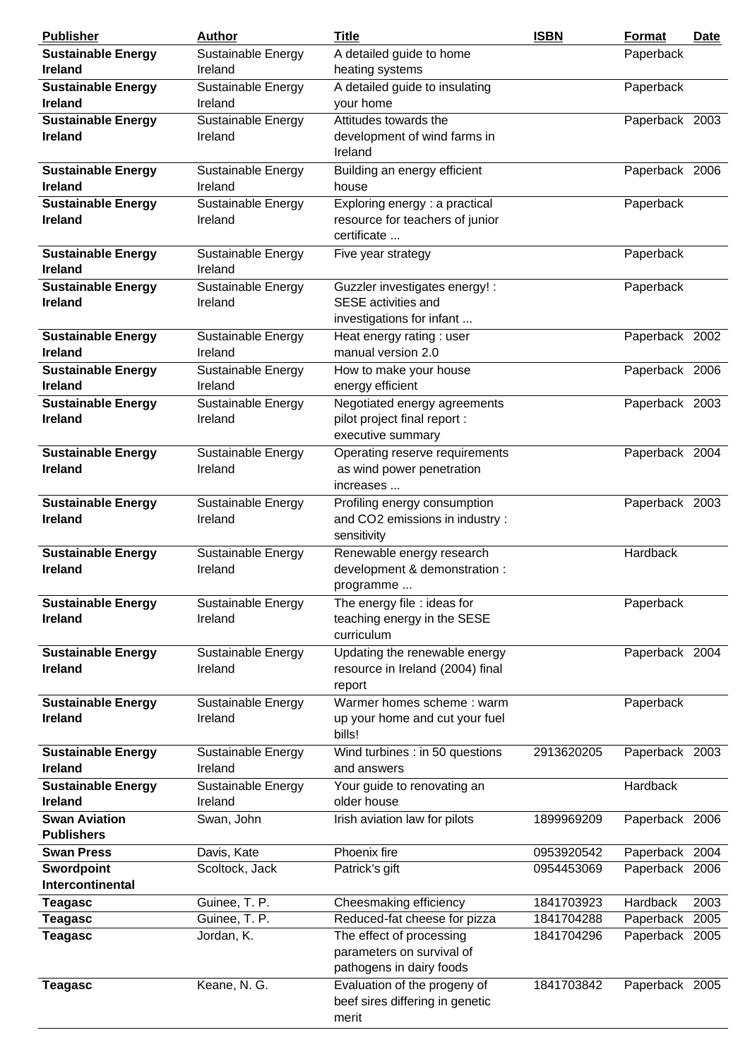| Publisher | Author | Title | ISBN | Format | Date |
|---|---|---|---|---|---|
| **Sustainable Energy Ireland** | Sustainable Energy Ireland | A detailed guide to home heating systems | | Paperback | |
| **Sustainable Energy Ireland** | Sustainable Energy Ireland | A detailed guide to insulating your home | | Paperback | |
| **Sustainable Energy Ireland** | Sustainable Energy Ireland | Attitudes towards the development of wind farms in Ireland | | Paperback | 2003 |
| **Sustainable Energy Ireland** | Sustainable Energy Ireland | Building an energy efficient house | | Paperback | 2006 |
| **Sustainable Energy Ireland** | Sustainable Energy Ireland | Exploring energy : a practical resource for teachers of junior certificate ... | | Paperback | |
| **Sustainable Energy Ireland** | Sustainable Energy Ireland | Five year strategy | | Paperback | |
| **Sustainable Energy Ireland** | Sustainable Energy Ireland | Guzzler investigates energy! : SESE activities and investigations for infant ... | | Paperback | |
| **Sustainable Energy Ireland** | Sustainable Energy Ireland | Heat energy rating : user manual version 2.0 | | Paperback | 2002 |
| **Sustainable Energy Ireland** | Sustainable Energy Ireland | How to make your house energy efficient | | Paperback | 2006 |
| **Sustainable Energy Ireland** | Sustainable Energy Ireland | Negotiated energy agreements pilot project final report : executive summary | | Paperback | 2003 |
| **Sustainable Energy Ireland** | Sustainable Energy Ireland | Operating reserve requirements as wind power penetration increases ... | | Paperback | 2004 |
| **Sustainable Energy Ireland** | Sustainable Energy Ireland | Profiling energy consumption and CO2 emissions in industry : sensitivity | | Paperback | 2003 |
| **Sustainable Energy Ireland** | Sustainable Energy Ireland | Renewable energy research development & demonstration : programme ... | | Hardback | |
| **Sustainable Energy Ireland** | Sustainable Energy Ireland | The energy file : ideas for teaching energy in the SESE curriculum | | Paperback | |
| **Sustainable Energy Ireland** | Sustainable Energy Ireland | Updating the renewable energy resource in Ireland (2004) final report | | Paperback | 2004 |
| **Sustainable Energy Ireland** | Sustainable Energy Ireland | Warmer homes scheme : warm up your home and cut your fuel bills! | | Paperback | |
| **Sustainable Energy Ireland** | Sustainable Energy Ireland | Wind turbines : in 50 questions and answers | 2913620205 | Paperback | 2003 |
| **Sustainable Energy Ireland** | Sustainable Energy Ireland | Your guide to renovating an older house | | Hardback | |
| **Swan Aviation Publishers** | Swan, John | Irish aviation law for pilots | 1899969209 | Paperback | 2006 |
| **Swan Press** | Davis, Kate | Phoenix fire | 0953920542 | Paperback | 2004 |
| **Swordpoint Intercontinental** | Scoltock, Jack | Patrick's gift | 0954453069 | Paperback | 2006 |
| **Teagasc** | Guinee, T. P. | Cheesmaking efficiency | 1841703923 | Hardback | 2003 |
| **Teagasc** | Guinee, T. P. | Reduced-fat cheese for pizza | 1841704288 | Paperback | 2005 |
| **Teagasc** | Jordan, K. | The effect of processing parameters on survival of pathogens in dairy foods | 1841704296 | Paperback | 2005 |
| **Teagasc** | Keane, N. G. | Evaluation of the progeny of beef sires differing in genetic merit | 1841703842 | Paperback | 2005 |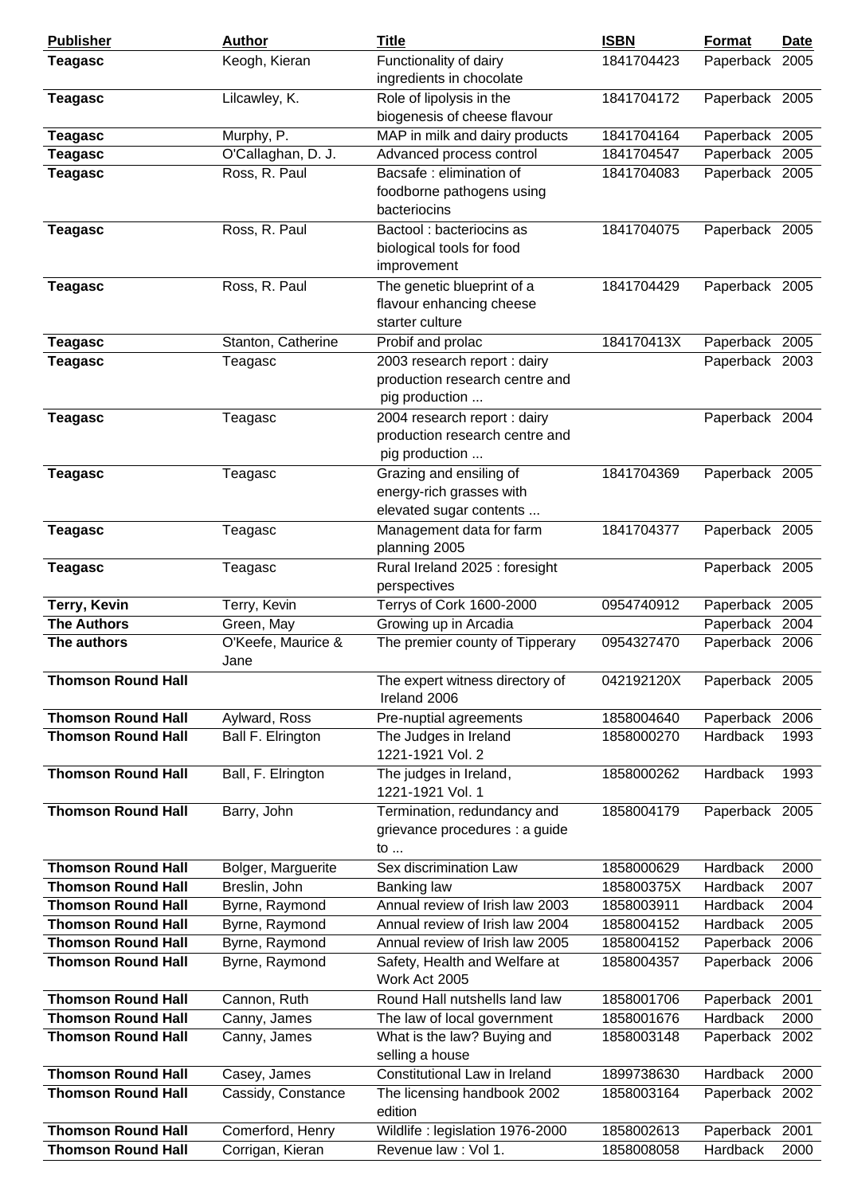| Publisher | Author | Title | ISBN | Format | Date |
|---|---|---|---|---|---|
| **Teagasc** | Keogh, Kieran | Functionality of dairy ingredients in chocolate | 1841704423 | Paperback | 2005 |
| **Teagasc** | Lilcawley, K. | Role of lipolysis in the biogenesis of cheese flavour | 1841704172 | Paperback | 2005 |
| **Teagasc** | Murphy, P. | MAP in milk and dairy products | 1841704164 | Paperback | 2005 |
| **Teagasc** | O'Callaghan, D. J. | Advanced process control | 1841704547 | Paperback | 2005 |
| **Teagasc** | Ross, R. Paul | Bacsafe : elimination of foodborne pathogens using bacteriocins | 1841704083 | Paperback | 2005 |
| **Teagasc** | Ross, R. Paul | Bactool : bacteriocins as biological tools for food improvement | 1841704075 | Paperback | 2005 |
| **Teagasc** | Ross, R. Paul | The genetic blueprint of a flavour enhancing cheese starter culture | 1841704429 | Paperback | 2005 |
| **Teagasc** | Stanton, Catherine | Probif and prolac | 184170413X | Paperback | 2005 |
| **Teagasc** | Teagasc | 2003 research report : dairy production research centre and pig production ... | | Paperback | 2003 |
| **Teagasc** | Teagasc | 2004 research report : dairy production research centre and pig production ... | | Paperback | 2004 |
| **Teagasc** | Teagasc | Grazing and ensiling of energy-rich grasses with elevated sugar contents ... | 1841704369 | Paperback | 2005 |
| **Teagasc** | Teagasc | Management data for farm planning 2005 | 1841704377 | Paperback | 2005 |
| **Teagasc** | Teagasc | Rural Ireland 2025 : foresight perspectives | | Paperback | 2005 |
| **Terry, Kevin** | Terry, Kevin | Terrys of Cork 1600-2000 | 0954740912 | Paperback | 2005 |
| **The Authors** | Green, May | Growing up in Arcadia | | Paperback | 2004 |
| **The authors** | O'Keefe, Maurice & Jane | The premier county of Tipperary | 0954327470 | Paperback | 2006 |
| **Thomson Round Hall** | | The expert witness directory of Ireland 2006 | 042192120X | Paperback | 2005 |
| **Thomson Round Hall** | Aylward, Ross | Pre-nuptial agreements | 1858004640 | Paperback | 2006 |
| **Thomson Round Hall** | Ball F. Elrington | The Judges in Ireland 1221-1921 Vol. 2 | 1858000270 | Hardback | 1993 |
| **Thomson Round Hall** | Ball, F. Elrington | The judges in Ireland, 1221-1921 Vol. 1 | 1858000262 | Hardback | 1993 |
| **Thomson Round Hall** | Barry, John | Termination, redundancy and grievance procedures : a guide to ... | 1858004179 | Paperback | 2005 |
| **Thomson Round Hall** | Bolger, Marguerite | Sex discrimination Law | 1858000629 | Hardback | 2000 |
| **Thomson Round Hall** | Breslin, John | Banking law | 185800375X | Hardback | 2007 |
| **Thomson Round Hall** | Byrne, Raymond | Annual review of Irish law 2003 | 1858003911 | Hardback | 2004 |
| **Thomson Round Hall** | Byrne, Raymond | Annual review of Irish law 2004 | 1858004152 | Hardback | 2005 |
| **Thomson Round Hall** | Byrne, Raymond | Annual review of Irish law 2005 | 1858004152 | Paperback | 2006 |
| **Thomson Round Hall** | Byrne, Raymond | Safety, Health and Welfare at Work Act 2005 | 1858004357 | Paperback | 2006 |
| **Thomson Round Hall** | Cannon, Ruth | Round Hall nutshells land law | 1858001706 | Paperback | 2001 |
| **Thomson Round Hall** | Canny, James | The law of local government | 1858001676 | Hardback | 2000 |
| **Thomson Round Hall** | Canny, James | What is the law? Buying and selling a house | 1858003148 | Paperback | 2002 |
| **Thomson Round Hall** | Casey, James | Constitutional Law in Ireland | 1899738630 | Hardback | 2000 |
| **Thomson Round Hall** | Cassidy, Constance | The licensing handbook 2002 edition | 1858003164 | Paperback | 2002 |
| **Thomson Round Hall** | Comerford, Henry | Wildlife : legislation 1976-2000 | 1858002613 | Paperback | 2001 |
| **Thomson Round Hall** | Corrigan, Kieran | Revenue law : Vol 1. | 1858008058 | Hardback | 2000 |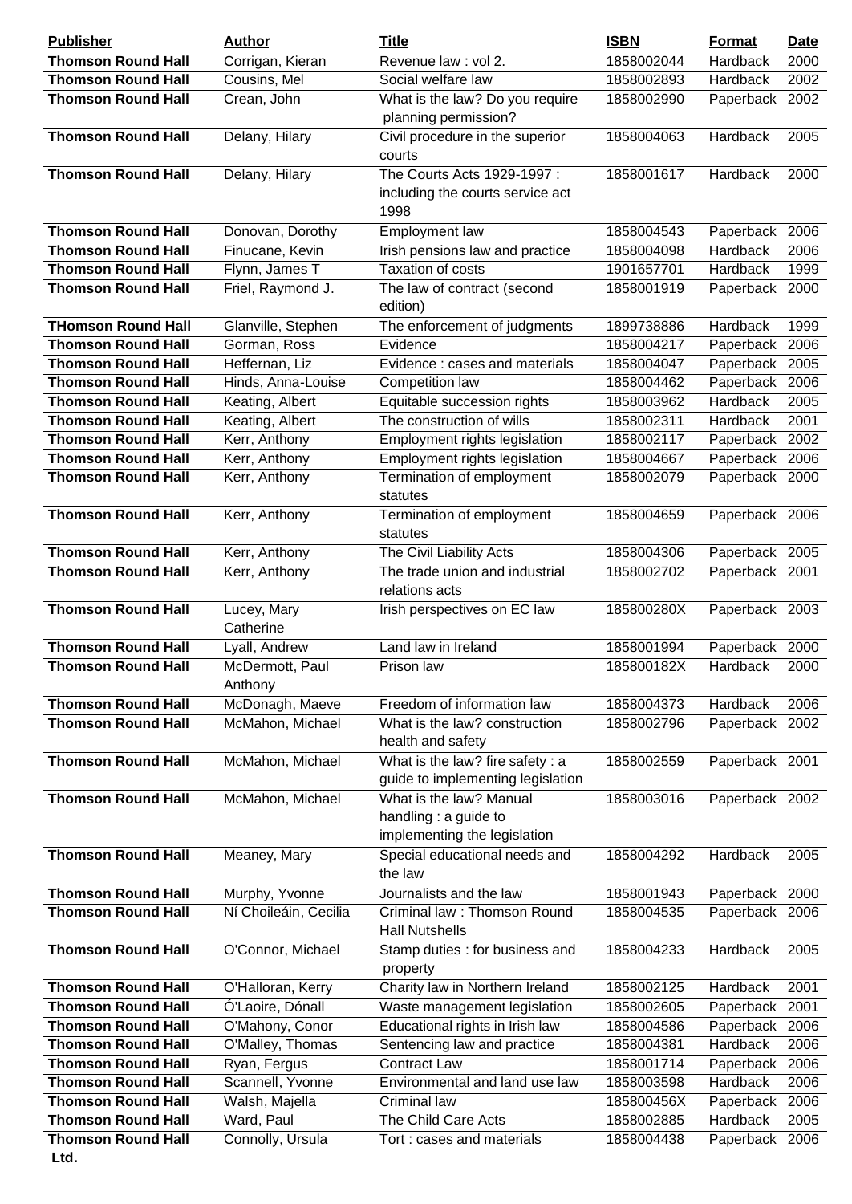| Publisher | Author | Title | ISBN | Format | Date |
|---|---|---|---|---|---|
| **Thomson Round Hall** | Corrigan, Kieran | Revenue law : vol 2. | 1858002044 | Hardback | 2000 |
| **Thomson Round Hall** | Cousins, Mel | Social welfare law | 1858002893 | Hardback | 2002 |
| **Thomson Round Hall** | Crean, John | What is the law? Do you require planning permission? | 1858002990 | Paperback | 2002 |
| **Thomson Round Hall** | Delany, Hilary | Civil procedure in the superior courts | 1858004063 | Hardback | 2005 |
| **Thomson Round Hall** | Delany, Hilary | The Courts Acts 1929-1997 : including the courts service act 1998 | 1858001617 | Hardback | 2000 |
| **Thomson Round Hall** | Donovan, Dorothy | Employment law | 1858004543 | Paperback | 2006 |
| **Thomson Round Hall** | Finucane, Kevin | Irish pensions law and practice | 1858004098 | Hardback | 2006 |
| **Thomson Round Hall** | Flynn, James T | Taxation of costs | 1901657701 | Hardback | 1999 |
| **Thomson Round Hall** | Friel, Raymond J. | The law of contract (second edition) | 1858001919 | Paperback | 2000 |
| **THomson Round Hall** | Glanville, Stephen | The enforcement of judgments | 1899738886 | Hardback | 1999 |
| **Thomson Round Hall** | Gorman, Ross | Evidence | 1858004217 | Paperback | 2006 |
| **Thomson Round Hall** | Heffernan, Liz | Evidence : cases and materials | 1858004047 | Paperback | 2005 |
| **Thomson Round Hall** | Hinds, Anna-Louise | Competition law | 1858004462 | Paperback | 2006 |
| **Thomson Round Hall** | Keating, Albert | Equitable succession rights | 1858003962 | Hardback | 2005 |
| **Thomson Round Hall** | Keating, Albert | The construction of wills | 1858002311 | Hardback | 2001 |
| **Thomson Round Hall** | Kerr, Anthony | Employment rights legislation | 1858002117 | Paperback | 2002 |
| **Thomson Round Hall** | Kerr, Anthony | Employment rights legislation | 1858004667 | Paperback | 2006 |
| **Thomson Round Hall** | Kerr, Anthony | Termination of employment statutes | 1858002079 | Paperback | 2000 |
| **Thomson Round Hall** | Kerr, Anthony | Termination of employment statutes | 1858004659 | Paperback | 2006 |
| **Thomson Round Hall** | Kerr, Anthony | The Civil Liability Acts | 1858004306 | Paperback | 2005 |
| **Thomson Round Hall** | Kerr, Anthony | The trade union and industrial relations acts | 1858002702 | Paperback | 2001 |
| **Thomson Round Hall** | Lucey, Mary Catherine | Irish perspectives on EC law | 185800280X | Paperback | 2003 |
| **Thomson Round Hall** | Lyall, Andrew | Land law in Ireland | 1858001994 | Paperback | 2000 |
| **Thomson Round Hall** | McDermott, Paul Anthony | Prison law | 185800182X | Hardback | 2000 |
| **Thomson Round Hall** | McDonagh, Maeve | Freedom of information law | 1858004373 | Hardback | 2006 |
| **Thomson Round Hall** | McMahon, Michael | What is the law? construction health and safety | 1858002796 | Paperback | 2002 |
| **Thomson Round Hall** | McMahon, Michael | What is the law? fire safety : a guide to implementing legislation | 1858002559 | Paperback | 2001 |
| **Thomson Round Hall** | McMahon, Michael | What is the law? Manual handling : a guide to implementing the legislation | 1858003016 | Paperback | 2002 |
| **Thomson Round Hall** | Meaney, Mary | Special educational needs and the law | 1858004292 | Hardback | 2005 |
| **Thomson Round Hall** | Murphy, Yvonne | Journalists and the law | 1858001943 | Paperback | 2000 |
| **Thomson Round Hall** | Ní Choileáin, Cecilia | Criminal law : Thomson Round Hall Nutshells | 1858004535 | Paperback | 2006 |
| **Thomson Round Hall** | O'Connor, Michael | Stamp duties : for business and property | 1858004233 | Hardback | 2005 |
| **Thomson Round Hall** | O'Halloran, Kerry | Charity law in Northern Ireland | 1858002125 | Hardback | 2001 |
| **Thomson Round Hall** | Ó'Laoire, Dónall | Waste management legislation | 1858002605 | Paperback | 2001 |
| **Thomson Round Hall** | O'Mahony, Conor | Educational rights in Irish law | 1858004586 | Paperback | 2006 |
| **Thomson Round Hall** | O'Malley, Thomas | Sentencing law and practice | 1858004381 | Hardback | 2006 |
| **Thomson Round Hall** | Ryan, Fergus | Contract Law | 1858001714 | Paperback | 2006 |
| **Thomson Round Hall** | Scannell, Yvonne | Environmental and land use law | 1858003598 | Hardback | 2006 |
| **Thomson Round Hall** | Walsh, Majella | Criminal law | 185800456X | Paperback | 2006 |
| **Thomson Round Hall** | Ward, Paul | The Child Care Acts | 1858002885 | Hardback | 2005 |
| **Thomson Round Hall Ltd.** | Connolly, Ursula | Tort : cases and materials | 1858004438 | Paperback | 2006 |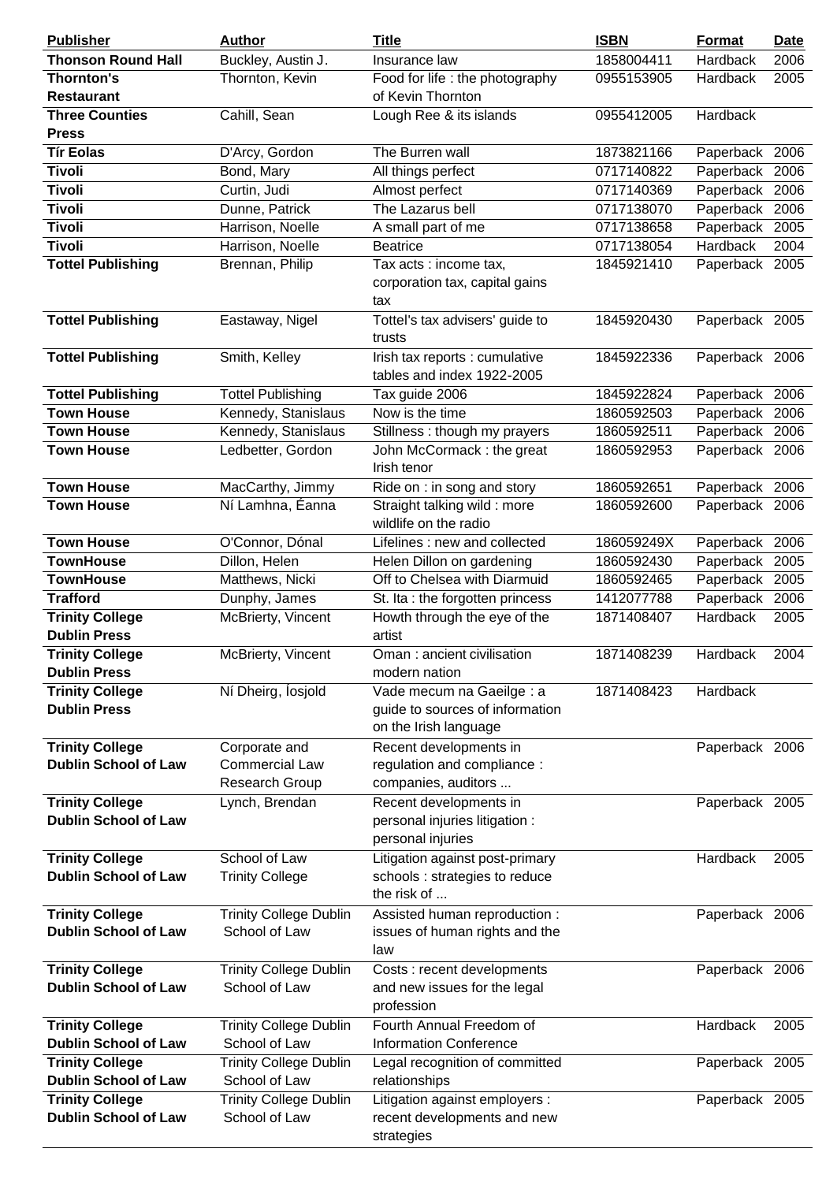| Publisher | Author | Title | ISBN | Format | Date |
|---|---|---|---|---|---|
| **Thonson Round Hall** | Buckley, Austin J. | Insurance law | 1858004411 | Hardback | 2006 |
| **Thornton's Restaurant** | Thornton, Kevin | Food for life : the photography of Kevin Thornton | 0955153905 | Hardback | 2005 |
| **Three Counties Press** | Cahill, Sean | Lough Ree & its islands | 0955412005 | Hardback | |
| **Tír Eolas** | D'Arcy, Gordon | The Burren wall | 1873821166 | Paperback | 2006 |
| **Tivoli** | Bond, Mary | All things perfect | 0717140822 | Paperback | 2006 |
| **Tivoli** | Curtin, Judi | Almost perfect | 0717140369 | Paperback | 2006 |
| **Tivoli** | Dunne, Patrick | The Lazarus bell | 0717138070 | Paperback | 2006 |
| **Tivoli** | Harrison, Noelle | A small part of me | 0717138658 | Paperback | 2005 |
| **Tivoli** | Harrison, Noelle | Beatrice | 0717138054 | Hardback | 2004 |
| **Tottel Publishing** | Brennan, Philip | Tax acts : income tax, corporation tax, capital gains tax | 1845921410 | Paperback | 2005 |
| **Tottel Publishing** | Eastaway, Nigel | Tottel's tax advisers' guide to trusts | 1845920430 | Paperback | 2005 |
| **Tottel Publishing** | Smith, Kelley | Irish tax reports : cumulative tables and index 1922-2005 | 1845922336 | Paperback | 2006 |
| **Tottel Publishing** | Tottel Publishing | Tax guide 2006 | 1845922824 | Paperback | 2006 |
| **Town House** | Kennedy, Stanislaus | Now is the time | 1860592503 | Paperback | 2006 |
| **Town House** | Kennedy, Stanislaus | Stillness : though my prayers | 1860592511 | Paperback | 2006 |
| **Town House** | Ledbetter, Gordon | John McCormack : the great Irish tenor | 1860592953 | Paperback | 2006 |
| **Town House** | MacCarthy, Jimmy | Ride on : in song and story | 1860592651 | Paperback | 2006 |
| **Town House** | Ní Lamhna, Éanna | Straight talking wild : more wildlife on the radio | 1860592600 | Paperback | 2006 |
| **Town House** | O'Connor, Dónal | Lifelines : new and collected | 186059249X | Paperback | 2006 |
| **TownHouse** | Dillon, Helen | Helen Dillon on gardening | 1860592430 | Paperback | 2005 |
| **TownHouse** | Matthews, Nicki | Off to Chelsea with Diarmuid | 1860592465 | Paperback | 2005 |
| **Trafford** | Dunphy, James | St. Ita : the forgotten princess | 1412077788 | Paperback | 2006 |
| **Trinity College Dublin Press** | McBrierty, Vincent | Howth through the eye of the artist | 1871408407 | Hardback | 2005 |
| **Trinity College Dublin Press** | McBrierty, Vincent | Oman : ancient civilisation modern nation | 1871408239 | Hardback | 2004 |
| **Trinity College Dublin Press** | Ní Dheirg, Íosjold | Vade mecum na Gaeilge : a guide to sources of information on the Irish language | 1871408423 | Hardback | |
| **Trinity College Dublin School of Law** | Corporate and Commercial Law Research Group | Recent developments in regulation and compliance : companies, auditors ... | | Paperback | 2006 |
| **Trinity College Dublin School of Law** | Lynch, Brendan | Recent developments in personal injuries litigation : personal injuries | | Paperback | 2005 |
| **Trinity College Dublin School of Law** | School of Law Trinity College | Litigation against post-primary schools : strategies to reduce the risk of ... | | Hardback | 2005 |
| **Trinity College Dublin School of Law** | Trinity College Dublin School of Law | Assisted human reproduction : issues of human rights and the law | | Paperback | 2006 |
| **Trinity College Dublin School of Law** | Trinity College Dublin School of Law | Costs : recent developments and new issues for the legal profession | | Paperback | 2006 |
| **Trinity College Dublin School of Law** | Trinity College Dublin School of Law | Fourth Annual Freedom of Information Conference | | Hardback | 2005 |
| **Trinity College Dublin School of Law** | Trinity College Dublin School of Law | Legal recognition of committed relationships | | Paperback | 2005 |
| **Trinity College Dublin School of Law** | Trinity College Dublin School of Law | Litigation against employers : recent developments and new strategies | | Paperback | 2005 |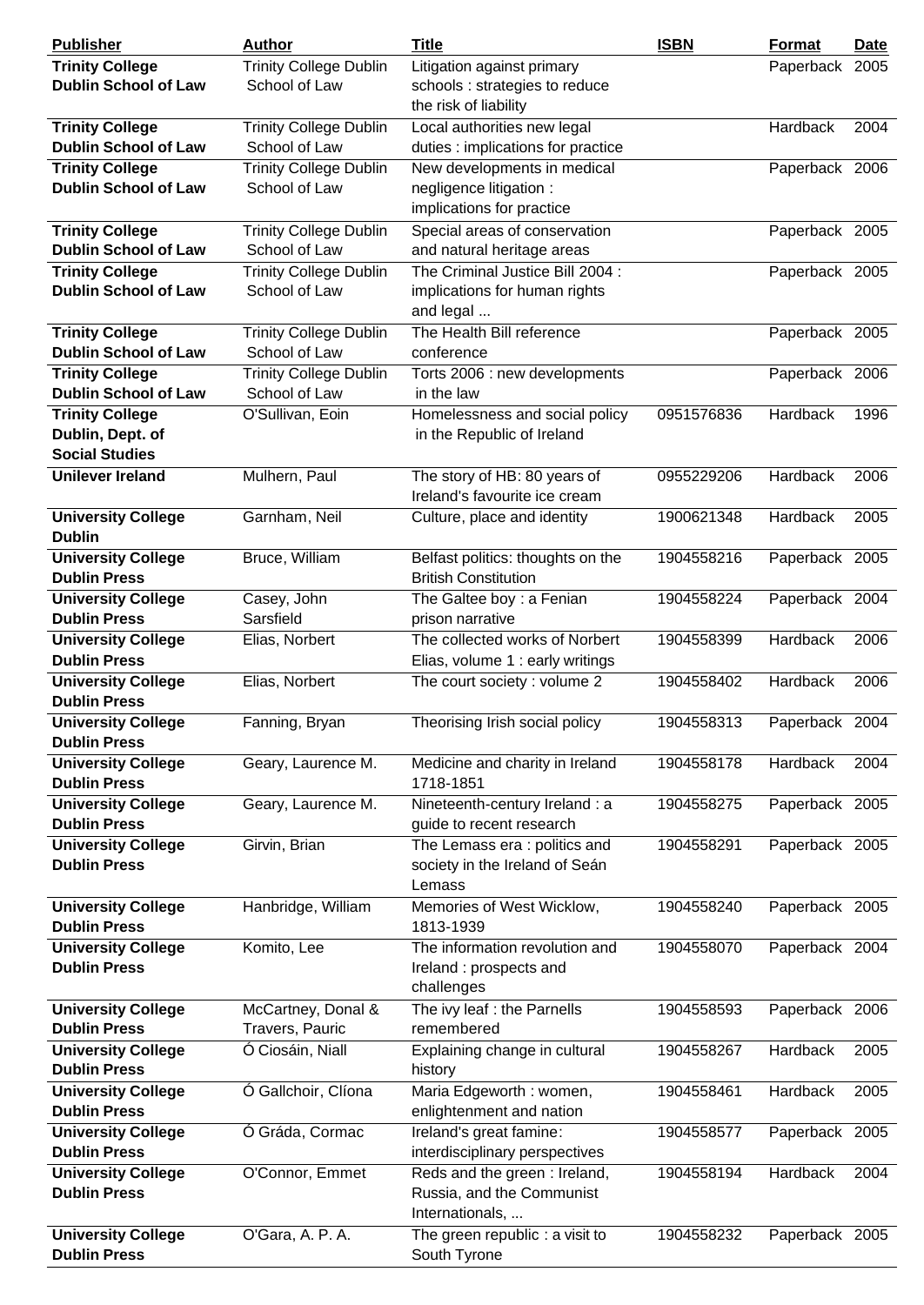| Publisher | Author | Title | ISBN | Format | Date |
|---|---|---|---|---|---|
| **Trinity College Dublin School of Law** | Trinity College Dublin School of Law | Litigation against primary schools : strategies to reduce the risk of liability | | Paperback | 2005 |
| **Trinity College Dublin School of Law** | Trinity College Dublin School of Law | Local authorities new legal duties : implications for practice | | Hardback | 2004 |
| **Trinity College Dublin School of Law** | Trinity College Dublin School of Law | New developments in medical negligence litigation : implications for practice | | Paperback | 2006 |
| **Trinity College Dublin School of Law** | Trinity College Dublin School of Law | Special areas of conservation and natural heritage areas | | Paperback | 2005 |
| **Trinity College Dublin School of Law** | Trinity College Dublin School of Law | The Criminal Justice Bill 2004 : implications for human rights and legal ... | | Paperback | 2005 |
| **Trinity College Dublin School of Law** | Trinity College Dublin School of Law | The Health Bill reference conference | | Paperback | 2005 |
| **Trinity College Dublin School of Law** | Trinity College Dublin School of Law | Torts 2006 : new developments in the law | | Paperback | 2006 |
| **Trinity College Dublin, Dept. of Social Studies** | O'Sullivan, Eoin | Homelessness and social policy in the Republic of Ireland | 0951576836 | Hardback | 1996 |
| **Unilever Ireland** | Mulhern, Paul | The story of HB: 80 years of Ireland's favourite ice cream | 0955229206 | Hardback | 2006 |
| **University College Dublin** | Garnham, Neil | Culture, place and identity | 1900621348 | Hardback | 2005 |
| **University College Dublin Press** | Bruce, William | Belfast politics: thoughts on the British Constitution | 1904558216 | Paperback | 2005 |
| **University College Dublin Press** | Casey, John Sarsfield | The Galtee boy : a Fenian prison narrative | 1904558224 | Paperback | 2004 |
| **University College Dublin Press** | Elias, Norbert | The collected works of Norbert Elias, volume 1 : early writings | 1904558399 | Hardback | 2006 |
| **University College Dublin Press** | Elias, Norbert | The court society : volume 2 | 1904558402 | Hardback | 2006 |
| **University College Dublin Press** | Fanning, Bryan | Theorising Irish social policy | 1904558313 | Paperback | 2004 |
| **University College Dublin Press** | Geary, Laurence M. | Medicine and charity in Ireland 1718-1851 | 1904558178 | Hardback | 2004 |
| **University College Dublin Press** | Geary, Laurence M. | Nineteenth-century Ireland : a guide to recent research | 1904558275 | Paperback | 2005 |
| **University College Dublin Press** | Girvin, Brian | The Lemass era : politics and society in the Ireland of Seán Lemass | 1904558291 | Paperback | 2005 |
| **University College Dublin Press** | Hanbridge, William | Memories of West Wicklow, 1813-1939 | 1904558240 | Paperback | 2005 |
| **University College Dublin Press** | Komito, Lee | The information revolution and Ireland : prospects and challenges | 1904558070 | Paperback | 2004 |
| **University College Dublin Press** | McCartney, Donal & Travers, Pauric | The ivy leaf : the Parnells remembered | 1904558593 | Paperback | 2006 |
| **University College Dublin Press** | Ó Ciosáin, Niall | Explaining change in cultural history | 1904558267 | Hardback | 2005 |
| **University College Dublin Press** | Ó Gallchoir, Clíona | Maria Edgeworth : women, enlightenment and nation | 1904558461 | Hardback | 2005 |
| **University College Dublin Press** | Ó Gráda, Cormac | Ireland's great famine: interdisciplinary perspectives | 1904558577 | Paperback | 2005 |
| **University College Dublin Press** | O'Connor, Emmet | Reds and the green : Ireland, Russia, and the Communist Internationals, ... | 1904558194 | Hardback | 2004 |
| **University College Dublin Press** | O'Gara, A. P. A. | The green republic : a visit to South Tyrone | 1904558232 | Paperback | 2005 |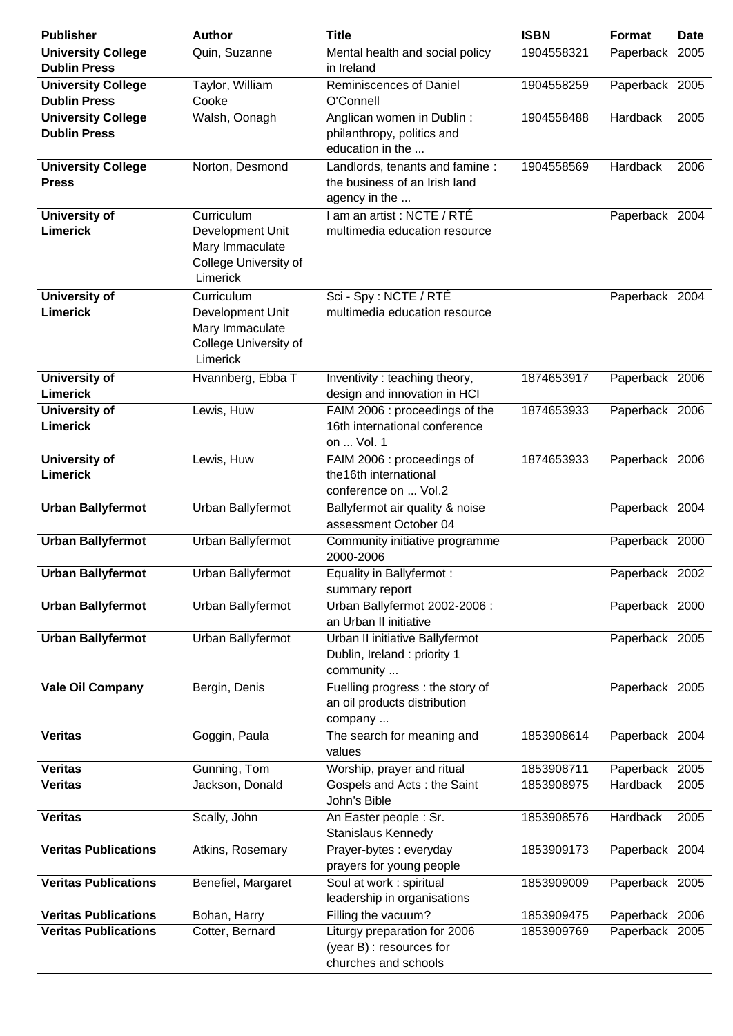| Publisher | Author | Title | ISBN | Format | Date |
|---|---|---|---|---|---|
| **University College Dublin Press** | Quin, Suzanne | Mental health and social policy in Ireland | 1904558321 | Paperback | 2005 |
| **University College Dublin Press** | Taylor, William Cooke | Reminiscences of Daniel O'Connell | 1904558259 | Paperback | 2005 |
| **University College Dublin Press** | Walsh, Oonagh | Anglican women in Dublin : philanthropy, politics and education in the ... | 1904558488 | Hardback | 2005 |
| **University College Press** | Norton, Desmond | Landlords, tenants and famine : the business of an Irish land agency in the ... | 1904558569 | Hardback | 2006 |
| **University of Limerick** | Curriculum Development Unit Mary Immaculate College University of Limerick | I am an artist : NCTE / RTÉ multimedia education resource | | Paperback | 2004 |
| **University of Limerick** | Curriculum Development Unit Mary Immaculate College University of Limerick | Sci - Spy : NCTE / RTÉ multimedia education resource | | Paperback | 2004 |
| **University of Limerick** | Hvannberg, Ebba T | Inventivity : teaching theory, design and innovation in HCI | 1874653917 | Paperback | 2006 |
| **University of Limerick** | Lewis, Huw | FAIM 2006 : proceedings of the 16th international conference on ... Vol. 1 | 1874653933 | Paperback | 2006 |
| **University of Limerick** | Lewis, Huw | FAIM 2006 : proceedings of the16th international conference on ... Vol.2 | 1874653933 | Paperback | 2006 |
| **Urban Ballyfermot** | Urban Ballyfermot | Ballyfermot air quality & noise assessment October 04 | | Paperback | 2004 |
| **Urban Ballyfermot** | Urban Ballyfermot | Community initiative programme 2000-2006 | | Paperback | 2000 |
| **Urban Ballyfermot** | Urban Ballyfermot | Equality in Ballyfermot : summary report | | Paperback | 2002 |
| **Urban Ballyfermot** | Urban Ballyfermot | Urban Ballyfermot 2002-2006 : an Urban II initiative | | Paperback | 2000 |
| **Urban Ballyfermot** | Urban Ballyfermot | Urban II initiative Ballyfermot Dublin, Ireland : priority 1 community ... | | Paperback | 2005 |
| **Vale Oil Company** | Bergin, Denis | Fuelling progress : the story of an oil products distribution company ... | | Paperback | 2005 |
| **Veritas** | Goggin, Paula | The search for meaning and values | 1853908614 | Paperback | 2004 |
| **Veritas** | Gunning, Tom | Worship, prayer and ritual | 1853908711 | Paperback | 2005 |
| **Veritas** | Jackson, Donald | Gospels and Acts : the Saint John's Bible | 1853908975 | Hardback | 2005 |
| **Veritas** | Scally, John | An Easter people : Sr. Stanislaus Kennedy | 1853908576 | Hardback | 2005 |
| **Veritas Publications** | Atkins, Rosemary | Prayer-bytes : everyday prayers for young people | 1853909173 | Paperback | 2004 |
| **Veritas Publications** | Benefiel, Margaret | Soul at work : spiritual leadership in organisations | 1853909009 | Paperback | 2005 |
| **Veritas Publications** | Bohan, Harry | Filling the vacuum? | 1853909475 | Paperback | 2006 |
| **Veritas Publications** | Cotter, Bernard | Liturgy preparation for 2006 (year B) : resources for churches and schools | 1853909769 | Paperback | 2005 |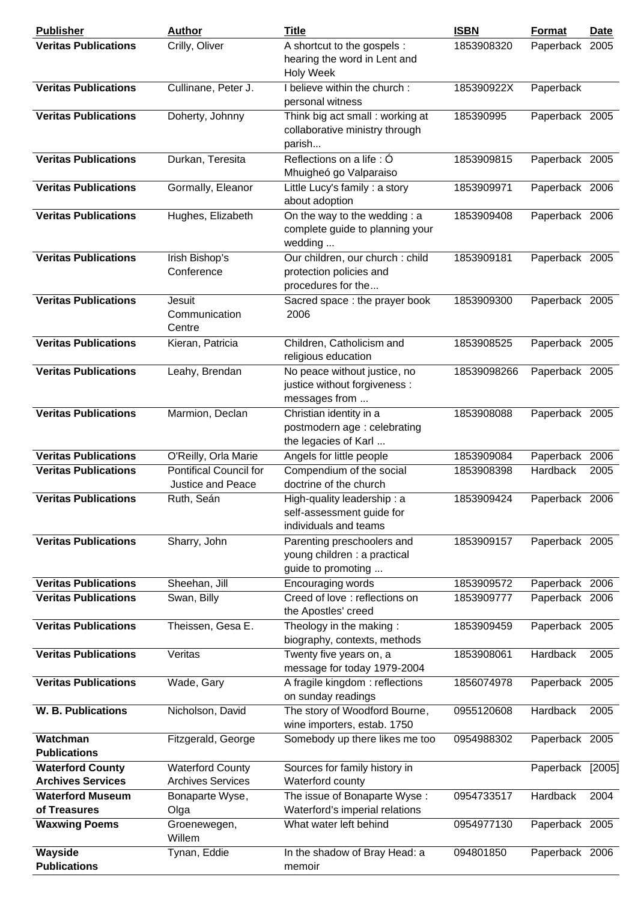| Publisher | Author | Title | ISBN | Format | Date |
|---|---|---|---|---|---|
| **Veritas Publications** | Crilly, Oliver | A shortcut to the gospels : hearing the word in Lent and Holy Week | 1853908320 | Paperback | 2005 |
| **Veritas Publications** | Cullinane, Peter J. | I believe within the church : personal witness | 185390922X | Paperback | |
| **Veritas Publications** | Doherty, Johnny | Think big act small : working at collaborative ministry through parish... | 185390995 | Paperback | 2005 |
| **Veritas Publications** | Durkan, Teresita | Reflections on a life : Ó Mhuigheó go Valparaiso | 1853909815 | Paperback | 2005 |
| **Veritas Publications** | Gormally, Eleanor | Little Lucy's family : a story about adoption | 1853909971 | Paperback | 2006 |
| **Veritas Publications** | Hughes, Elizabeth | On the way to the wedding : a complete guide to planning your wedding ... | 1853909408 | Paperback | 2006 |
| **Veritas Publications** | Irish Bishop's Conference | Our children, our church : child protection policies and procedures for the... | 1853909181 | Paperback | 2005 |
| **Veritas Publications** | Jesuit Communication Centre | Sacred space : the prayer book 2006 | 1853909300 | Paperback | 2005 |
| **Veritas Publications** | Kieran, Patricia | Children, Catholicism and religious education | 1853908525 | Paperback | 2005 |
| **Veritas Publications** | Leahy, Brendan | No peace without justice, no justice without forgiveness : messages from ... | 18539098266 | Paperback | 2005 |
| **Veritas Publications** | Marmion, Declan | Christian identity in a postmodern age : celebrating the legacies of Karl ... | 1853908088 | Paperback | 2005 |
| **Veritas Publications** | O'Reilly, Orla Marie | Angels for little people | 1853909084 | Paperback | 2006 |
| **Veritas Publications** | Pontifical Council for Justice and Peace | Compendium of the social doctrine of the church | 1853908398 | Hardback | 2005 |
| **Veritas Publications** | Ruth, Seán | High-quality leadership : a self-assessment guide for individuals and teams | 1853909424 | Paperback | 2006 |
| **Veritas Publications** | Sharry, John | Parenting preschoolers and young children : a practical guide to promoting ... | 1853909157 | Paperback | 2005 |
| **Veritas Publications** | Sheehan, Jill | Encouraging words | 1853909572 | Paperback | 2006 |
| **Veritas Publications** | Swan, Billy | Creed of love : reflections on the Apostles' creed | 1853909777 | Paperback | 2006 |
| **Veritas Publications** | Theissen, Gesa E. | Theology in the making : biography, contexts, methods | 1853909459 | Paperback | 2005 |
| **Veritas Publications** | Veritas | Twenty five years on, a message for today 1979-2004 | 1853908061 | Hardback | 2005 |
| **Veritas Publications** | Wade, Gary | A fragile kingdom : reflections on sunday readings | 1856074978 | Paperback | 2005 |
| **W. B. Publications** | Nicholson, David | The story of Woodford Bourne, wine importers, estab. 1750 | 0955120608 | Hardback | 2005 |
| **Watchman Publications** | Fitzgerald, George | Somebody up there likes me too | 0954988302 | Paperback | 2005 |
| **Waterford County Archives Services** | Waterford County Archives Services | Sources for family history in Waterford county | | Paperback | [2005] |
| **Waterford Museum of Treasures** | Bonaparte Wyse, Olga | The issue of Bonaparte Wyse : Waterford's imperial relations | 0954733517 | Hardback | 2004 |
| **Waxwing Poems** | Groenewegen, Willem | What water left behind | 0954977130 | Paperback | 2005 |
| **Wayside Publications** | Tynan, Eddie | In the shadow of Bray Head: a memoir | 094801850 | Paperback | 2006 |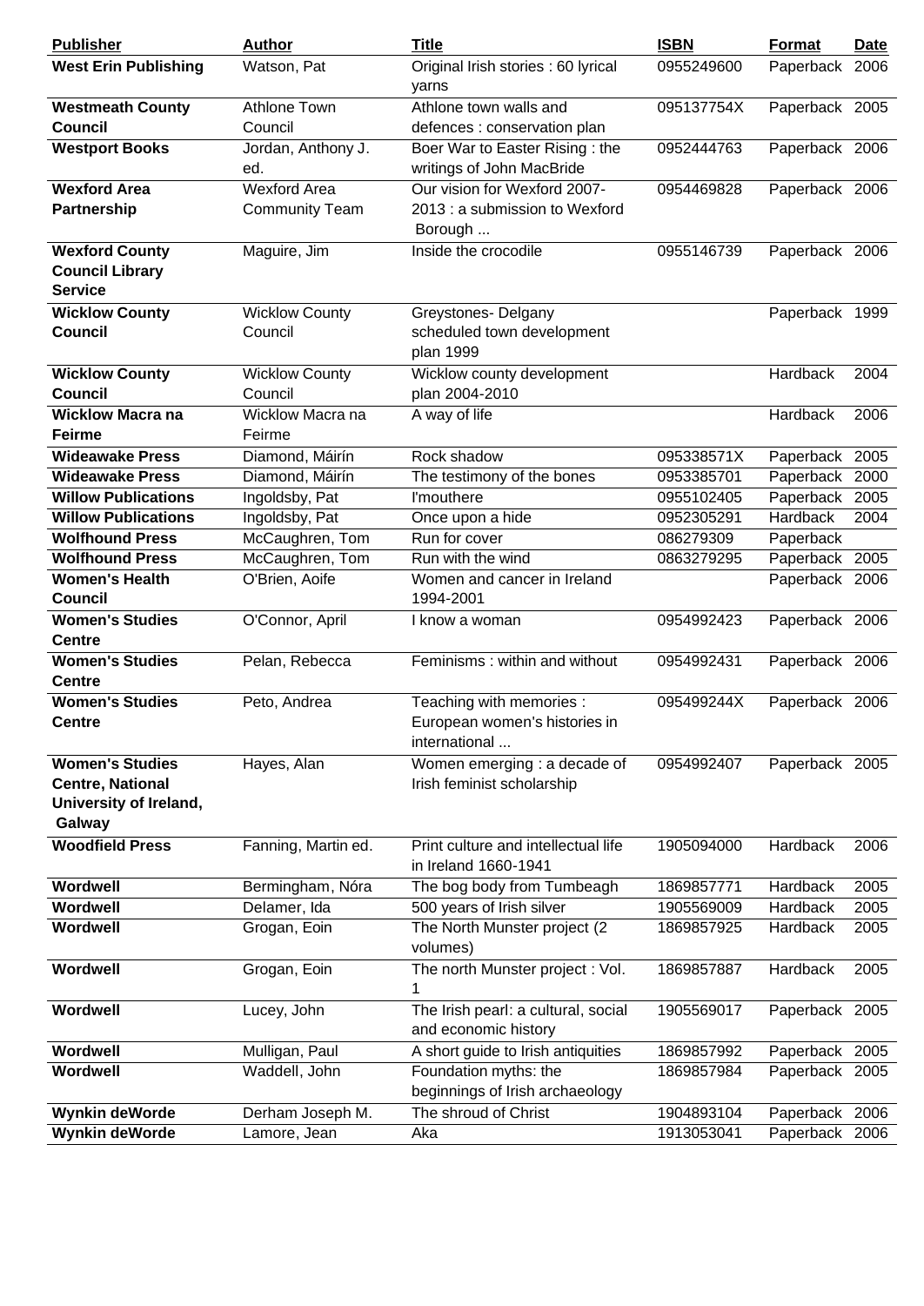| Publisher | Author | Title | ISBN | Format | Date |
|---|---|---|---|---|---|
| **West Erin Publishing** | Watson, Pat | Original Irish stories : 60 lyrical yarns | 0955249600 | Paperback | 2006 |
| **Westmeath County Council** | Athlone Town Council | Athlone town walls and defences : conservation plan | 095137754X | Paperback | 2005 |
| **Westport Books** | Jordan, Anthony J. ed. | Boer War to Easter Rising : the writings of John MacBride | 0952444763 | Paperback | 2006 |
| **Wexford Area Partnership** | Wexford Area Community Team | Our vision for Wexford 2007-2013 : a submission to Wexford Borough ... | 0954469828 | Paperback | 2006 |
| **Wexford County Council Library Service** | Maguire, Jim | Inside the crocodile | 0955146739 | Paperback | 2006 |
| **Wicklow County Council** | Wicklow County Council | Greystones- Delgany scheduled town development plan 1999 | | Paperback | 1999 |
| **Wicklow County Council** | Wicklow County Council | Wicklow county development plan 2004-2010 | | Hardback | 2004 |
| **Wicklow Macra na Feirme** | Wicklow Macra na Feirme | A way of life | | Hardback | 2006 |
| **Wideawake Press** | Diamond, Máirín | Rock shadow | 095338571X | Paperback | 2005 |
| **Wideawake Press** | Diamond, Máirín | The testimony of the bones | 0953385701 | Paperback | 2000 |
| **Willow Publications** | Ingoldsby, Pat | I'mouthere | 0955102405 | Paperback | 2005 |
| **Willow Publications** | Ingoldsby, Pat | Once upon a hide | 0952305291 | Hardback | 2004 |
| **Wolfhound Press** | McCaughren, Tom | Run for cover | 086279309 | Paperback | |
| **Wolfhound Press** | McCaughren, Tom | Run with the wind | 0863279295 | Paperback | 2005 |
| **Women's Health Council** | O'Brien, Aoife | Women and cancer in Ireland 1994-2001 | | Paperback | 2006 |
| **Women's Studies Centre** | O'Connor, April | I know a woman | 0954992423 | Paperback | 2006 |
| **Women's Studies Centre** | Pelan, Rebecca | Feminisms : within and without | 0954992431 | Paperback | 2006 |
| **Women's Studies Centre** | Peto, Andrea | Teaching with memories : European women's histories in international ... | 095499244X | Paperback | 2006 |
| **Women's Studies Centre, National University of Ireland, Galway** | Hayes, Alan | Women emerging : a decade of Irish feminist scholarship | 0954992407 | Paperback | 2005 |
| **Woodfield Press** | Fanning, Martin ed. | Print culture and intellectual life in Ireland 1660-1941 | 1905094000 | Hardback | 2006 |
| **Wordwell** | Bermingham, Nóra | The bog body from Tumbeagh | 1869857771 | Hardback | 2005 |
| **Wordwell** | Delamer, Ida | 500 years of Irish silver | 1905569009 | Hardback | 2005 |
| **Wordwell** | Grogan, Eoin | The North Munster project (2 volumes) | 1869857925 | Hardback | 2005 |
| **Wordwell** | Grogan, Eoin | The north Munster project : Vol. 1 | 1869857887 | Hardback | 2005 |
| **Wordwell** | Lucey, John | The Irish pearl: a cultural, social and economic history | 1905569017 | Paperback | 2005 |
| **Wordwell** | Mulligan, Paul | A short guide to Irish antiquities | 1869857992 | Paperback | 2005 |
| **Wordwell** | Waddell, John | Foundation myths: the beginnings of Irish archaeology | 1869857984 | Paperback | 2005 |
| **Wynkin deWorde** | Derham Joseph M. | The shroud of Christ | 1904893104 | Paperback | 2006 |
| **Wynkin deWorde** | Lamore, Jean | Aka | 1913053041 | Paperback | 2006 |